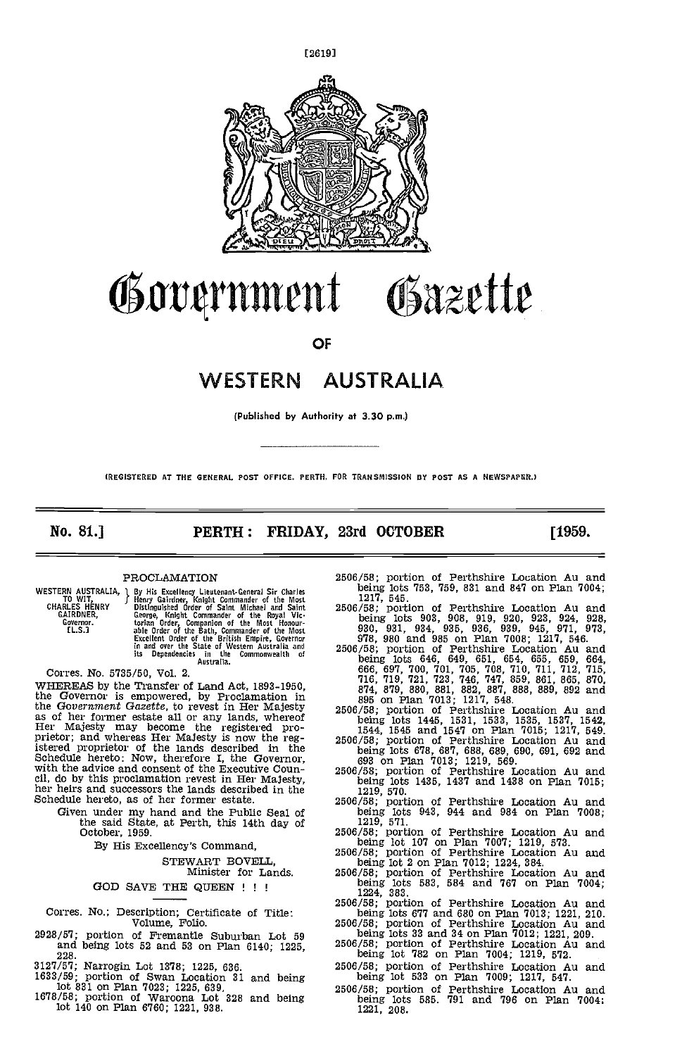[2619]

# Government Gazette

## OF

# WESTERN AUSTRALIA

(Published by Authority at 3.30 p.m.)

(REGISTERED AT THE GENERAL POST OFFICE, PERTH, FOR TRANSMISSION BY POST AS A NEWSPAPER.)

**No. 81.] PERTH: FRIDAY, 23rd OCTOBER [1959.**

---

### PROCLAMATION

WESTERN AUSTRALIA, TO WIT, CHARLES HENRY GAIRDNER, Governor. [L.S.]

By His Excellency Lieutenant-General Sir Charles Henry Gairdner, Knight Commander of the Most Distinguished Order of Saint Michael and Saint George, Knight Commander of the Royal Victorian Order, Companion of the Most Honourable Order of the Bath, Commander of the Most Excellent Order of the British Empire, Governor in and over the State of Western Australia and its Dependencies in the Commonwealth of Australia.

Corres. No. 5735/50, Vol. 2.

WHEREAS by the Transfer of Land Act, 1893-1950, the Governor is empowered, by Proclamation in the *Government Gazette*, to revest in Her Majesty as of her former estate all or any lands, whereof Her Majesty may become the registered proprietor; and whereas Her Majesty is now the registered proprietor of the lands described in the Schedule hereto: Now, therefore I, the Governor, with the advice and consent of the Executive Council, do by this proclamation revest in Her Majesty, her heirs and successors the lands described in the Schedule hereto, as of her former estate.

Given under my hand and the Public Seal of the said State, at Perth, this 14th day of October, 1959.

By His Excellency's Command,

STEWART BOVELL,
Minister for Lands.

GOD SAVE THE QUEEN ! ! !

---

Corres. No.; Description; Certificate of Title: Volume, Folio.

2928/57; portion of Fremantle Suburban Lot 59 and being lots 52 and 53 on Plan 6140; 1225, 228.

3127/57; Narrogin Lot 1378; 1225, 636.

1633/59; portion of Swan Location 31 and being lot 831 on Plan 7023; 1225, 639.

1678/58; portion of Waroona Lot 328 and being lot 140 on Plan 6760; 1221, 938.

2506/58; portion of Perthshire Location Au and being lots 753, 759, 831 and 847 on Plan 7004; 1217, 545.

2506/58; portion of Perthshire Location Au and being lots 903, 908, 919, 920, 923, 924, 928, 930, 931, 934, 935, 936, 939, 945, 971, 973, 978, 980 and 985 on Plan 7008; 1217, 546.

2506/58; portion of Perthshire Location Au and being lots 646, 649, 651, 654, 655, 659, 664, 666, 697, 700, 701, 705, 708, 710, 711, 712, 715, 716, 719, 721, 723, 746, 747, 859, 861, 865, 870, 874, 879, 880, 881, 882, 887, 888, 889, 892 and 895 on Plan 7013; 1217, 548.

2506/58; portion of Perthshire Location Au and being lots 1445, 1531, 1533, 1535, 1537, 1542, 1544, 1545 and 1547 on Plan 7015; 1217, 549.

2506/58; portion of Perthshire Location Au and being lots 678, 687, 688, 689, 690, 691, 692 and 693 on Plan 7013; 1219, 569.

2506/58; portion of Perthshire Location Au and being lots 1435, 1437 and 1438 on Plan 7015; 1219, 570.

2506/58; portion of Perthshire Location Au and being lots 943, 944 and 984 on Plan 7008; 1219, 571.

2506/58; portion of Perthshire Location Au and being lot 107 on Plan 7007; 1219, 573.

2506/58; portion of Perthshire Location Au and being lot 2 on Plan 7012; 1224, 384.

2506/58; portion of Perthshire Location Au and being lots 583, 584 and 767 on Plan 7004; 1224, 383.

2506/58; portion of Perthshire Location Au and being lots 677 and 680 on Plan 7013; 1221, 210.

2506/58; portion of Perthshire Location Au and being lots 33 and 34 on Plan 7012; 1221, 209.

2506/58; portion of Perthshire Location Au and being lot 782 on Plan 7004; 1219, 572.

2506/58; portion of Perthshire Location Au and being lot 533 on Plan 7009; 1217, 547.

2506/58; portion of Perthshire Location Au and being lots 585. 791 and 796 on Plan 7004; 1221, 208.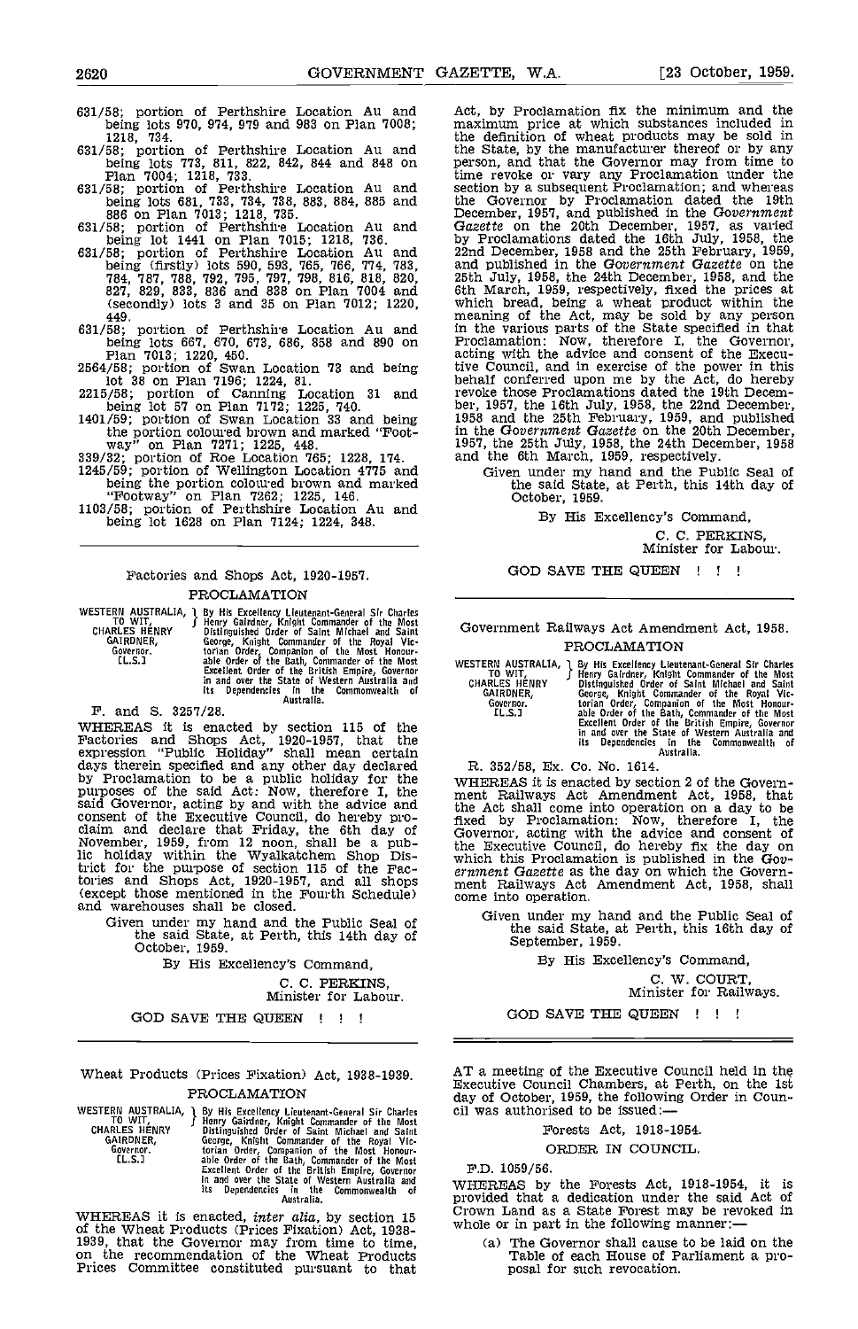631/58; portion of Perthshire Location Au and being lots 970, 974, 979 and 983 on Plan 7008; 1218, 734.

631/58; portion of Perthshire Location Au and being lots 773, 811, 822, 842, 844 and 848 on Plan 7004; 1218, 733.

631/58; portion of Perthshire Location Au and being lots 681, 733, 734, 738, 883, 884, 885 and 886 on Plan 7013; 1218, 735.

631/58; portion of Perthshire Location Au and being lot 1441 on Plan 7015; 1218, 736.

631/58; portion of Perthshire Location Au and being (firstly) lots 590, 593, 765, 766, 774, 783, 784, 787, 788, 792, 795, 797, 798, 816, 818, 820, 827, 829, 833, 836 and 838 on Plan 7004 and (secondly) lots 3 and 35 on Plan 7012; 1220, 449.

631/58; portion of Perthshire Location Au and being lots 667, 670, 673, 686, 858 and 890 on Plan 7013; 1220, 450.

2564/58; portion of Swan Location 73 and being lot 38 on Plan 7196; 1224, 81.

2215/58; portion of Canning Location 31 and being lot 57 on Plan 7172; 1225, 740.

1401/59; portion of Swan Location 33 and being the portion coloured brown and marked "Footway" on Plan 7271; 1225, 448.

339/32; portion of Roe Location 765; 1228, 174.

1245/59; portion of Wellington Location 4775 and being the portion coloured brown and marked "Footway" on Plan 7262; 1225, 146.

1103/58; portion of Perthshire Location Au and being lot 1628 on Plan 7124; 1224, 348.

---

Factories and Shops Act, 1920-1957.

## PROCLAMATION

WESTERN AUSTRALIA, TO WIT, CHARLES HENRY GAIRDNER, Governor. [L.S.] } By His Excellency Lieutenant-General Sir Charles Henry Gairdner, Knight Commander of the Most Distinguished Order of Saint Michael and Saint George, Knight Commander of the Royal Victorian Order, Companion of the Most Honourable Order of the Bath, Commander of the Most Excellent Order of the British Empire, Governor in and over the State of Western Australia and its Dependencies in the Commonwealth of Australia.

F. and S. 3257/28.

WHEREAS it is enacted by section 115 of the Factories and Shops Act, 1920-1957, that the expression "Public Holiday" shall mean certain days therein specified and any other day declared by Proclamation to be a public holiday for the purposes of the said Act: Now, therefore I, the said Governor, acting by and with the advice and consent of the Executive Council, do hereby proclaim and declare that Friday, the 6th day of November, 1959, from 12 noon, shall be a public holiday within the Wyalkatchem Shop District for the purpose of section 115 of the Factories and Shops Act, 1920-1957, and all shops (except those mentioned in the Fourth Schedule) and warehouses shall be closed.

Given under my hand and the Public Seal of the said State, at Perth, this 14th day of October, 1959.

By His Excellency's Command,

C. C. PERKINS,
Minister for Labour.

GOD SAVE THE QUEEN ! ! !

---

Wheat Products (Prices Fixation) Act, 1938-1939.

## PROCLAMATION

WESTERN AUSTRALIA, TO WIT, CHARLES HENRY GAIRDNER, Governor. [L.S.] } By His Excellency Lieutenant-General Sir Charles Henry Gairdner, Knight Commander of the Most Distinguished Order of Saint Michael and Saint George, Knight Commander of the Royal Victorian Order, Companion of the Most Honourable Order of the Bath, Commander of the Most Excellent Order of the British Empire, Governor in and over the State of Western Australia and its Dependencies in the Commonwealth of Australia.

WHEREAS it is enacted, *inter alia*, by section 15 of the Wheat Products (Prices Fixation) Act, 1938-1939, that the Governor may from time to time, on the recommendation of the Wheat Products Prices Committee constituted pursuant to that Act, by Proclamation fix the minimum and the maximum price at which substances included in the definition of wheat products may be sold in the State, by the manufacturer thereof or by any person, and that the Governor may from time to time revoke or vary any Proclamation under the section by a subsequent Proclamation; and whereas the Governor by Proclamation dated the 19th December, 1957, and published in the *Government Gazette* on the 20th December, 1957, as varied by Proclamations dated the 16th July, 1958, the 22nd December, 1958 and the 25th February, 1959, and published in the *Government Gazette* on the 25th July, 1958, the 24th December, 1958, and the 6th March, 1959, respectively, fixed the prices at which bread, being a wheat product within the meaning of the Act, may be sold by any person in the various parts of the State specified in that Proclamation: Now, therefore I, the Governor, acting with the advice and consent of the Executive Council, and in exercise of the power in this behalf conferred upon me by the Act, do hereby revoke those Proclamations dated the 19th December, 1957, the 16th July, 1958, the 22nd December, 1958 and the 25th February, 1959, and published in the *Government Gazette* on the 20th December, 1957, the 25th July, 1958, the 24th December, 1958 and the 6th March, 1959, respectively.

Given under my hand and the Public Seal of the said State, at Perth, this 14th day of October, 1959.

By His Excellency's Command,

C. C. PERKINS,
Minister for Labour.

GOD SAVE THE QUEEN ! ! !

---

Government Railways Act Amendment Act, 1958.

## PROCLAMATION

WESTERN AUSTRALIA, TO WIT, CHARLES HENRY GAIRDNER, Governor. [L.S.] } By His Excellency Lieutenant-General Sir Charles Henry Gairdner, Knight Commander of the Most Distinguished Order of Saint Michael and Saint George, Knight Commander of the Royal Victorian Order, Companion of the Most Honourable Order of the Bath, Commander of the Most Excellent Order of the British Empire, Governor in and over the State of Western Australia and its Dependencies in the Commonwealth of Australia.

R. 352/58, Ex. Co. No. 1614.

WHEREAS it is enacted by section 2 of the Government Railways Act Amendment Act, 1958, that the Act shall come into operation on a day to be fixed by Proclamation: Now, therefore I, the Governor, acting with the advice and consent of the Executive Council, do hereby fix the day on which this Proclamation is published in the *Government Gazette* as the day on which the Government Railways Act Amendment Act, 1958, shall come into operation.

Given under my hand and the Public Seal of the said State, at Perth, this 16th day of September, 1959.

By His Excellency's Command,

C. W. COURT,
Minister for Railways.

GOD SAVE THE QUEEN ! ! !

---

AT a meeting of the Executive Council held in the Executive Council Chambers, at Perth, on the 1st day of October, 1959, the following Order in Council was authorised to be issued:—

Forests Act, 1918-1954.

ORDER IN COUNCIL.

F.D. 1059/56.

WHEREAS by the Forests Act, 1918-1954, it is provided that a dedication under the said Act of Crown Land as a State Forest may be revoked in whole or in part in the following manner:—

(a) The Governor shall cause to be laid on the Table of each House of Parliament a proposal for such revocation.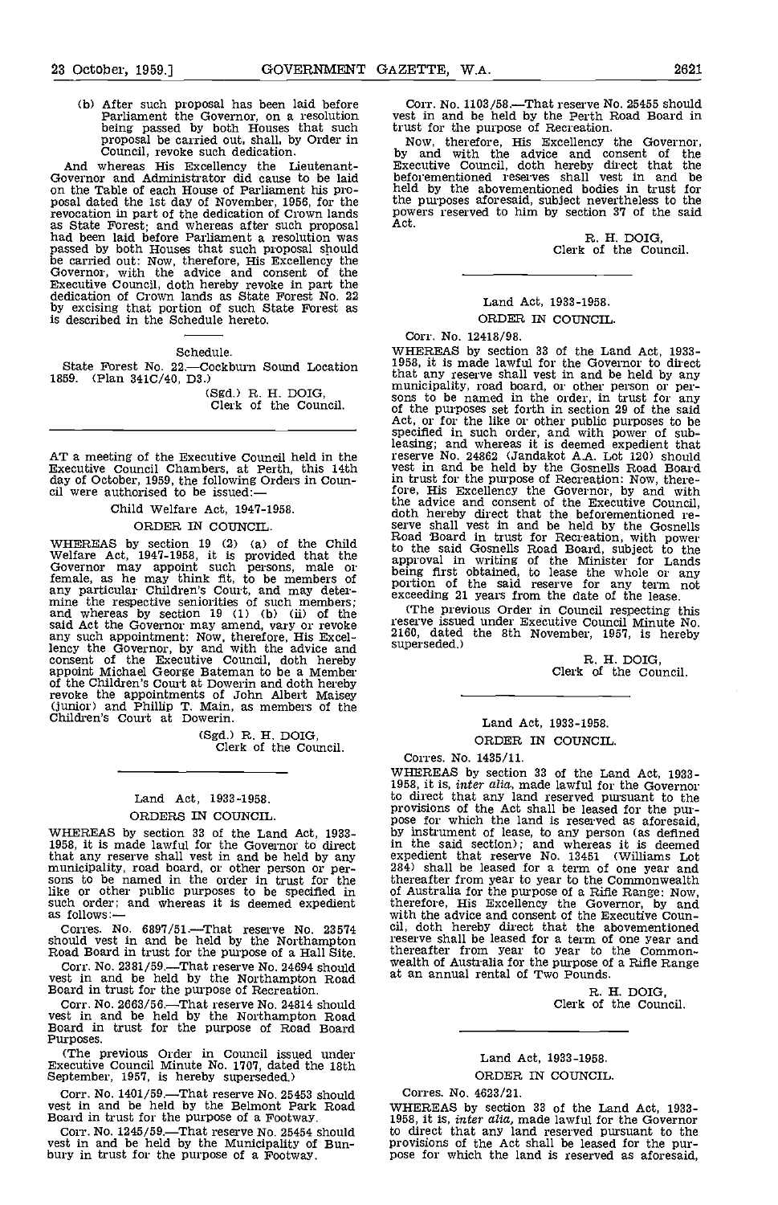(b) After such proposal has been laid before Parliament the Governor, on a resolution being passed by both Houses that such proposal be carried out, shall, by Order in Council, revoke such dedication.

And whereas His Excellency the Lieutenant-Governor and Administrator did cause to be laid on the Table of each House of Parliament his proposal dated the 1st day of November, 1956, for the revocation in part of the dedication of Crown lands as State Forest; and whereas after such proposal had been laid before Parliament a resolution was passed by both Houses that such proposal should be carried out: Now, therefore, His Excellency the Governor, with the advice and consent of the Executive Council, doth hereby revoke in part the dedication of Crown lands as State Forest No. 22 by excising that portion of such State Forest as is described in the Schedule hereto.

Schedule.

State Forest No. 22.—Cockburn Sound Location 1859. (Plan 341C/40, D3.)

(Sgd.) R. H. DOIG,
Clerk of the Council.

---

AT a meeting of the Executive Council held in the Executive Council Chambers, at Perth, this 14th day of October, 1959, the following Orders in Council were authorised to be issued:—

## Child Welfare Act, 1947-1958.

### ORDER IN COUNCIL.

WHEREAS by section 19 (2) (a) of the Child Welfare Act, 1947-1958, it is provided that the Governor may appoint such persons, male or female, as he may think fit, to be members of any particular Children's Court, and may determine the respective seniorities of such members; and whereas by section 19 (1) (b) (ii) of the said Act the Governor may amend, vary or revoke any such appointment: Now, therefore, His Excellency the Governor, by and with the advice and consent of the Executive Council, doth hereby appoint Michael George Bateman to be a Member of the Children's Court at Dowerin and doth hereby revoke the appointments of John Albert Maisey (junior) and Phillip T. Main, as members of the Children's Court at Dowerin.

(Sgd.) R. H. DOIG,
Clerk of the Council.

---

## Land Act, 1933-1958.

### ORDERS IN COUNCIL.

WHEREAS by section 33 of the Land Act, 1933-1958, it is made lawful for the Governor to direct that any reserve shall vest in and be held by any municipality, road board, or other person or persons to be named in the order in trust for the like or other public purposes to be specified in such order; and whereas it is deemed expedient as follows:—

Corres. No. 6897/51.—That reserve No. 23574 should vest in and be held by the Northampton Road Board in trust for the purpose of a Hall Site.

Corr. No. 2381/59.—That reserve No. 24694 should vest in and be held by the Northampton Road Board in trust for the purpose of Recreation.

Corr. No. 2663/56.—That reserve No. 24814 should vest in and be held by the Northampton Road Board in trust for the purpose of Road Board Purposes.

(The previous Order in Council issued under Executive Council Minute No. 1707, dated the 18th September, 1957, is hereby superseded.)

Corr. No. 1401/59.—That reserve No. 25453 should vest in and be held by the Belmont Park Road Board in trust for the purpose of a Footway.

Corr. No. 1245/59.—That reserve No. 25454 should vest in and be held by the Municipality of Bunbury in trust for the purpose of a Footway.

Corr. No. 1103/58.—That reserve No. 25455 should vest in and be held by the Perth Road Board in trust for the purpose of Recreation.

Now, therefore, His Excellency the Governor, by and with the advice and consent of the Executive Council, doth hereby direct that the beforementioned reserves shall vest in and be held by the abovementioned bodies in trust for the purposes aforesaid, subject nevertheless to the powers reserved to him by section 37 of the said Act.

R. H. DOIG,
Clerk of the Council.

---

## Land Act, 1933-1958.

### ORDER IN COUNCIL.

Corr. No. 12418/98.

WHEREAS by section 33 of the Land Act, 1933-1958, it is made lawful for the Governor to direct that any reserve shall vest in and be held by any municipality, road board, or other person or persons to be named in the order, in trust for any of the purposes set forth in section 29 of the said Act, or for the like or other public purposes to be specified in such order, and with power of subleasing; and whereas it is deemed expedient that reserve No. 24862 (Jandakot A.A. Lot 120) should vest in and be held by the Gosnells Road Board in trust for the purpose of Recreation: Now, therefore, His Excellency the Governor, by and with the advice and consent of the Executive Council, doth hereby direct that the beforementioned reserve shall vest in and be held by the Gosnells Road Board in trust for Recreation, with power to the said Gosnells Road Board, subject to the approval in writing of the Minister for Lands being first obtained, to lease the whole or any portion of the said reserve for any term not exceeding 21 years from the date of the lease.

(The previous Order in Council respecting this reserve issued under Executive Council Minute No. 2160, dated the 8th November, 1957, is hereby superseded.)

R. H. DOIG,
Clerk of the Council.

---

## Land Act, 1933-1958.

### ORDER IN COUNCIL.

Corres. No. 1435/11.

WHEREAS by section 33 of the Land Act, 1933-1958, it is, *inter alia*, made lawful for the Governor to direct that any land reserved pursuant to the provisions of the Act shall be leased for the purpose for which the land is reserved as aforesaid, by instrument of lease, to any person (as defined in the said section); and whereas it is deemed expedient that reserve No. 13451 (Williams Lot 284) shall be leased for a term of one year and thereafter from year to year to the Commonwealth of Australia for the purpose of a Rifle Range: Now, therefore, His Excellency the Governor, by and with the advice and consent of the Executive Council, doth hereby direct that the abovementioned reserve shall be leased for a term of one year and thereafter from year to year to the Commonwealth of Australia for the purpose of a Rifle Range at an annual rental of Two Pounds.

R. H. DOIG,
Clerk of the Council.

---

## Land Act, 1933-1958.

### ORDER IN COUNCIL.

Corres. No. 4623/21.

WHEREAS by section 33 of the Land Act, 1933-1958, it is, *inter alia*, made lawful for the Governor to direct that any land reserved pursuant to the provisions of the Act shall be leased for the purpose for which the land is reserved as aforesaid,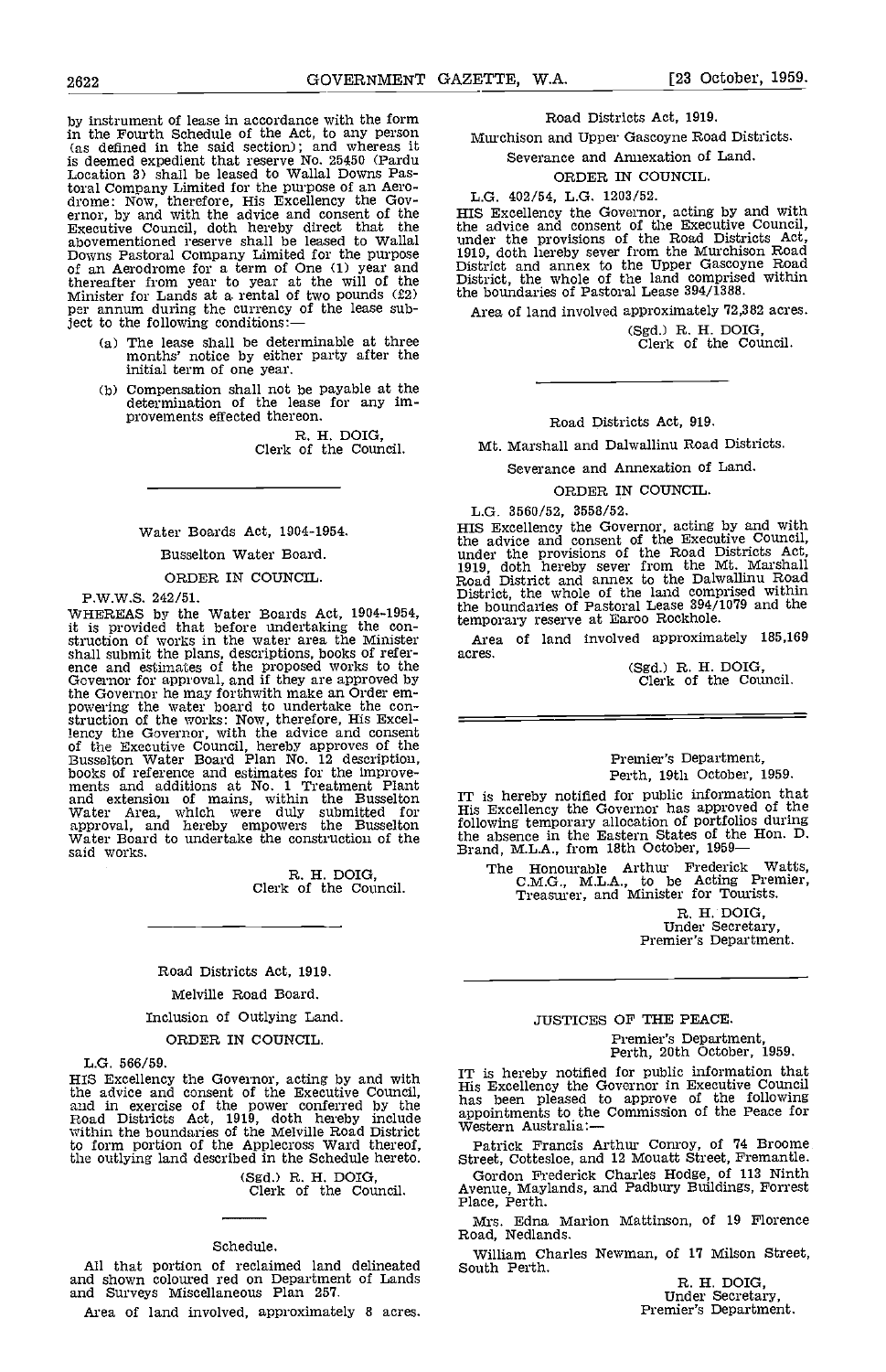by instrument of lease in accordance with the form in the Fourth Schedule of the Act, to any person (as defined in the said section); and whereas it is deemed expedient that reserve No. 25450 (Pardu Location 3) shall be leased to Wallal Downs Pastoral Company Limited for the purpose of an Aerodrome: Now, therefore, His Excellency the Governor, by and with the advice and consent of the Executive Council, doth hereby direct that the abovementioned reserve shall be leased to Wallal Downs Pastoral Company Limited for the purpose of an Aerodrome for a term of One (1) year and thereafter from year to year at the will of the Minister for Lands at a rental of two pounds (£2) per annum during the currency of the lease subject to the following conditions:—

(a) The lease shall be determinable at three months' notice by either party after the initial term of one year.

(b) Compensation shall not be payable at the determination of the lease for any improvements effected thereon.

R. H. DOIG,
Clerk of the Council.

---

Water Boards Act, 1904-1954.

Busselton Water Board.

ORDER IN COUNCIL.

P.W.W.S. 242/51.

WHEREAS by the Water Boards Act, 1904-1954, it is provided that before undertaking the construction of works in the water area the Minister shall submit the plans, descriptions, books of reference and estimates of the proposed works to the Governor for approval, and if they are approved by the Governor he may forthwith make an Order empowering the water board to undertake the construction of the works: Now, therefore, His Excellency the Governor, with the advice and consent of the Executive Council, hereby approves of the Busselton Water Board Plan No. 12 description, books of reference and estimates for the improvements and additions at No. 1 Treatment Plant and extension of mains, within the Busselton Water Area, which were duly submitted for approval, and hereby empowers the Busselton Water Board to undertake the construction of the said works.

R. H. DOIG,
Clerk of the Council.

---

Road Districts Act, 1919.

Melville Road Board.

Inclusion of Outlying Land.

ORDER IN COUNCIL.

L.G. 566/59.

HIS Excellency the Governor, acting by and with the advice and consent of the Executive Council, and in exercise of the power conferred by the Road Districts Act, 1919, doth hereby include within the boundaries of the Melville Road District to form portion of the Applecross Ward thereof, the outlying land described in the Schedule hereto.

(Sgd.) R. H. DOIG,
Clerk of the Council.

Schedule.

All that portion of reclaimed land delineated and shown coloured red on Department of Lands and Surveys Miscellaneous Plan 257.

Area of land involved, approximately 8 acres.

---

Road Districts Act, 1919.

Murchison and Upper Gascoyne Road Districts.

Severance and Annexation of Land.

ORDER IN COUNCIL.

L.G. 402/54, L.G. 1203/52.

HIS Excellency the Governor, acting by and with the advice and consent of the Executive Council, under the provisions of the Road Districts Act, 1919, doth hereby sever from the Murchison Road District and annex to the Upper Gascoyne Road District, the whole of the land comprised within the boundaries of Pastoral Lease 394/1388.

Area of land involved approximately 72,382 acres.

(Sgd.) R. H. DOIG,
Clerk of the Council.

---

Road Districts Act, 919.

Mt. Marshall and Dalwallinu Road Districts.

Severance and Annexation of Land.

ORDER IN COUNCIL.

L.G. 3560/52, 3558/52.

HIS Excellency the Governor, acting by and with the advice and consent of the Executive Council, under the provisions of the Road Districts Act, 1919, doth hereby sever from the Mt. Marshall Road District and annex to the Dalwallinu Road District, the whole of the land comprised within the boundaries of Pastoral Lease 394/1079 and the temporary reserve at Earoo Rockhole.

Area of land involved approximately 185,169 acres.

(Sgd.) R. H. DOIG,
Clerk of the Council.

---

Premier's Department,
Perth, 19th October, 1959.

IT is hereby notified for public information that His Excellency the Governor has approved of the following temporary allocation of portfolios during the absence in the Eastern States of the Hon. D. Brand, M.L.A., from 18th October, 1959—

The Honourable Arthur Frederick Watts, C.M.G., M.L.A., to be Acting Premier, Treasurer, and Minister for Tourists.

R. H. DOIG,
Under Secretary,
Premier's Department.

---

JUSTICES OF THE PEACE.

Premier's Department,
Perth, 20th October, 1959.

IT is hereby notified for public information that His Excellency the Governor in Executive Council has been pleased to approve of the following appointments to the Commission of the Peace for Western Australia:—

Patrick Francis Arthur Conroy, of 74 Broome Street, Cottesloe, and 12 Mouatt Street, Fremantle.

Gordon Frederick Charles Hodge, of 113 Ninth Avenue, Maylands, and Padbury Buildings, Forrest Place, Perth.

Mrs. Edna Marion Mattinson, of 19 Florence Road, Nedlands.

William Charles Newman, of 17 Milson Street, South Perth.

R. H. DOIG,
Under Secretary,
Premier's Department.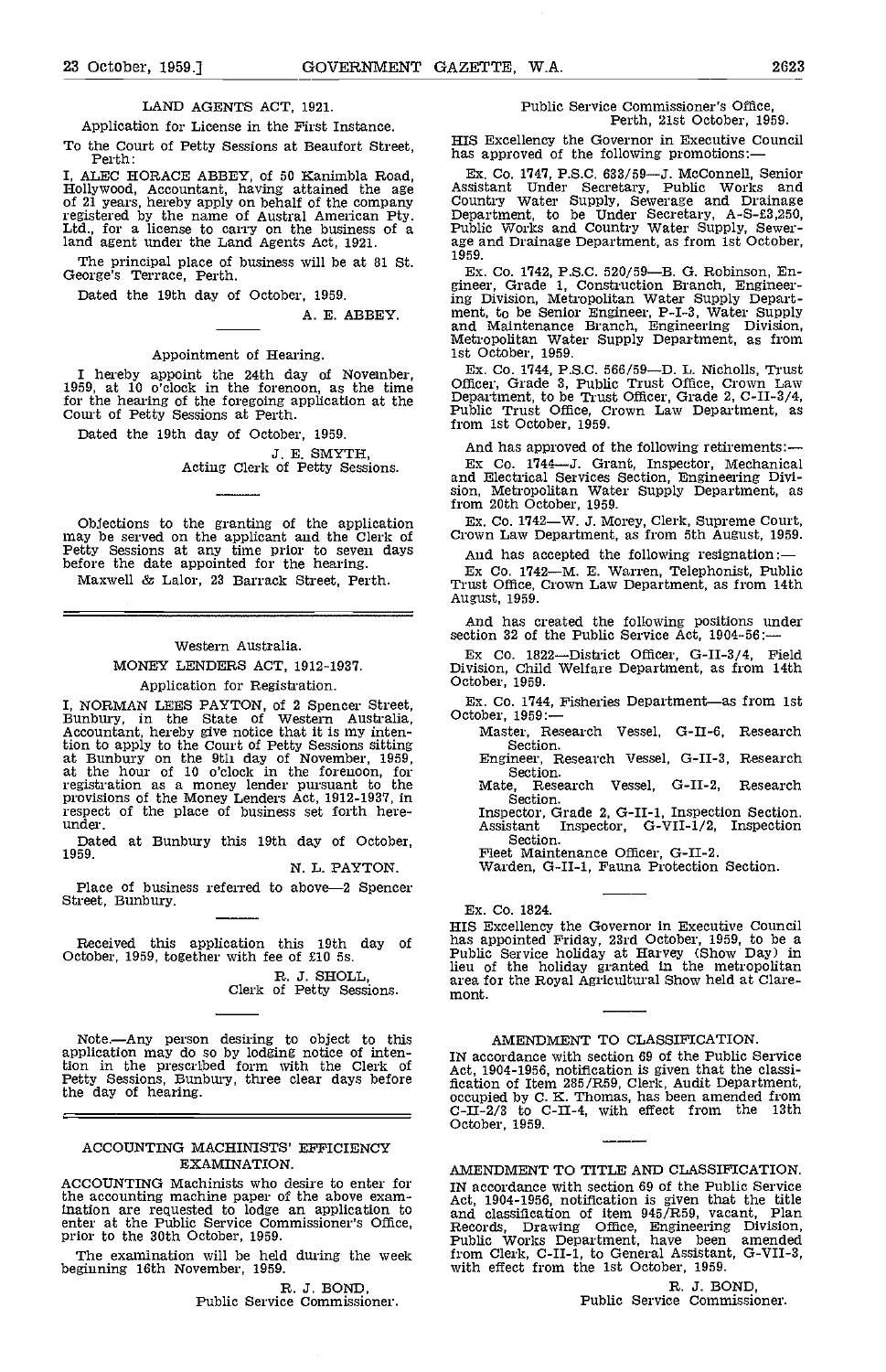LAND AGENTS ACT, 1921.

Application for License in the First Instance.

To the Court of Petty Sessions at Beaufort Street, Perth:

I, ALEC HORACE ABBEY, of 50 Kanimbla Road, Hollywood, Accountant, having attained the age of 21 years, hereby apply on behalf of the company registered by the name of Austral American Pty. Ltd., for a license to carry on the business of a land agent under the Land Agents Act, 1921.

The principal place of business will be at 81 St. George's Terrace, Perth.

Dated the 19th day of October, 1959.

A. E. ABBEY.

Appointment of Hearing.

I hereby appoint the 24th day of November, 1959, at 10 o'clock in the forenoon, as the time for the hearing of the foregoing application at the Court of Petty Sessions at Perth.

Dated the 19th day of October, 1959.

J. E. SMYTH,
Acting Clerk of Petty Sessions.

Objections to the granting of the application may be served on the applicant and the Clerk of Petty Sessions at any time prior to seven days before the date appointed for the hearing.

Maxwell & Lalor, 23 Barrack Street, Perth.

---

Western Australia.

MONEY LENDERS ACT, 1912-1937.

Application for Registration.

I, NORMAN LEES PAYTON, of 2 Spencer Street, Bunbury, in the State of Western Australia, Accountant, hereby give notice that it is my intention to apply to the Court of Petty Sessions sitting at Bunbury on the 9th day of November, 1959, at the hour of 10 o'clock in the forenoon, for registration as a money lender pursuant to the provisions of the Money Lenders Act, 1912-1937, in respect of the place of business set forth hereunder.

Dated at Bunbury this 19th day of October, 1959.

N. L. PAYTON.

Place of business referred to above—2 Spencer Street, Bunbury.

Received this application this 19th day of October, 1959, together with fee of £10 5s.

R. J. SHOLL,
Clerk of Petty Sessions.

Note.—Any person desiring to object to this application may do so by lodging notice of intention in the prescribed form with the Clerk of Petty Sessions, Bunbury, three clear days before the day of hearing.

---

ACCOUNTING MACHINISTS' EFFICIENCY EXAMINATION.

ACCOUNTING Machinists who desire to enter for the accounting machine paper of the above examination are requested to lodge an application to enter at the Public Service Commissioner's Office, prior to the 30th October, 1959.

The examination will be held during the week beginning 16th November, 1959.

R. J. BOND,
Public Service Commissioner.

---

Public Service Commissioner's Office,
Perth, 21st October, 1959.

HIS Excellency the Governor in Executive Council has approved of the following promotions:—

Ex. Co. 1747, P.S.C. 633/59—J. McConnell, Senior Assistant Under Secretary, Public Works and Country Water Supply, Sewerage and Drainage Department, to be Under Secretary, A-S-£3,250, Public Works and Country Water Supply, Sewerage and Drainage Department, as from 1st October, 1959.

Ex. Co. 1742, P.S.C. 520/59—B. G. Robinson, Engineer, Grade 1, Construction Branch, Engineering Division, Metropolitan Water Supply Department, to be Senior Engineer, P-I-3, Water Supply and Maintenance Branch, Engineering Division, Metropolitan Water Supply Department, as from 1st October, 1959.

Ex. Co. 1744, P.S.C. 566/59—D. L. Nicholls, Trust Officer, Grade 3, Public Trust Office, Crown Law Department, to be Trust Officer, Grade 2, C-II-3/4, Public Trust Office, Crown Law Department, as from 1st October, 1959.

And has approved of the following retirements:—

Ex Co. 1744—J. Grant, Inspector, Mechanical and Electrical Services Section, Engineering Division, Metropolitan Water Supply Department, as from 20th October, 1959.

Ex. Co. 1742—W. J. Morey, Clerk, Supreme Court, Crown Law Department, as from 5th August, 1959.

And has accepted the following resignation:—

Ex Co. 1742—M. E. Warren, Telephonist, Public Trust Office, Crown Law Department, as from 14th August, 1959.

And has created the following positions under section 32 of the Public Service Act, 1904-56:—

Ex Co. 1822—District Officer, G-II-3/4, Field Division, Child Welfare Department, as from 14th October, 1959.

Ex. Co. 1744, Fisheries Department—as from 1st October, 1959:—

- Master, Research Vessel, G-II-6, Research Section.
- Engineer, Research Vessel, G-II-3, Research Section.
- Mate, Research Vessel, G-II-2, Research Section.
- Inspector, Grade 2, G-II-1, Inspection Section.
- Assistant Inspector, G-VII-1/2, Inspection Section.
- Fleet Maintenance Officer, G-II-2.
- Warden, G-II-1, Fauna Protection Section.

Ex. Co. 1824.

HIS Excellency the Governor in Executive Council has appointed Friday, 23rd October, 1959, to be a Public Service holiday at Harvey (Show Day) in lieu of the holiday granted in the metropolitan area for the Royal Agricultural Show held at Claremont.

AMENDMENT TO CLASSIFICATION.

IN accordance with section 69 of the Public Service Act, 1904-1956, notification is given that the classification of Item 285/R59, Clerk, Audit Department, occupied by C. K. Thomas, has been amended from C-II-2/3 to C-II-4, with effect from the 13th October, 1959.

AMENDMENT TO TITLE AND CLASSIFICATION.

IN accordance with section 69 of the Public Service Act, 1904-1956, notification is given that the title and classification of item 945/R59, vacant, Plan Records, Drawing Office, Engineering Division, Public Works Department, have been amended from Clerk, C-II-1, to General Assistant, G-VII-3, with effect from the 1st October, 1959.

R. J. BOND,
Public Service Commissioner.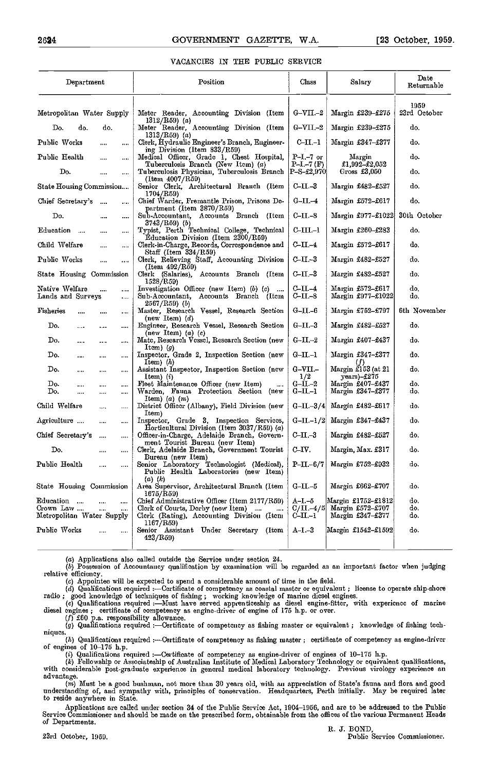## VACANCIES IN THE PUBLIC SERVICE

| Department | Position | Class | Salary | Date Returnable |
|---|---|---|---|---|
| | | | | 1959 |
| Metropolitan Water Supply | Meter Reader, Accounting Division (Item 1312/R59) (a) | G-VII.-2 | Margin £239-£275 | 23rd October |
| Do. do. do. | Meter Reader, Accounting Division (Item 1313/R59) (a) | G-VII.-2 | Margin £239-£275 | do. |
| Public Works | Clerk, Hydraulic Engineer's Branch, Engineering Division (Item 833/R59) | C-II.-1 | Margin £347-£377 | do. |
| Public Health | Medical Officer, Grade 1, Chest Hospital, Tuberculosis Branch (New Item) (a) | P-I.-7 or P-I.-7 (F) | Margin £1,992-£2,052 | do. |
| Do. | Tuberculosis Physician, Tuberculosis Branch (Item 4007/R59) | P-S-£2,970 | Gross £3,050 | do. |
| State Housing Commission | Senior Clerk, Architectural Branch (Item 1704/R59) | C-II.-3 | Margin £482-£527 | do. |
| Chief Secretary's | Chief Warder, Fremantle Prison, Prisons Department (Item 3870/R59) | G-II.-4 | Margin £572-£617 | do. |
| Do. | Sub-Accountant, Accounts Branch (Item 3743/R59) (b) | C-II.-8 | Margin £977-£1022 | 30th October |
| Education | Typist, Perth Technical College, Technical Education Division (Item 2300/R59) | C-III.-1 | Margin £260-£283 | do. |
| Child Welfare | Clerk-in-Charge, Records, Correspondence and Staff (Item 334/R59) | C-II.-4 | Margin £572-£617 | do. |
| Public Works | Clerk, Relieving Staff, Accounting Division (Item 492/R59) | C-II.-3 | Margin £482-£527 | do. |
| State Housing Commission | Clerk (Salaries), Accounts Branch (Item 1528/R59) | C-II.-3 | Margin £482-£527 | do. |
| Native Welfare | Investigation Officer (new Item) (b) (c) | C-II.-4 | Margin £572-£617 | do. |
| Lands and Surveys | Sub-Accountant, Accounts Branch (Item 2567/R59) (b) | C-II.-8 | Margin £977-£1022 | do. |
| Fisheries | Master, Research Vessel, Research Section (new Item) (d) | G-II.-6 | Margin £752-£797 | 6th November |
| Do. | Engineer, Research Vessel, Research Section (new Item) (a) (e) | G-II.-3 | Margin £482-£527 | do. |
| Do. | Mate, Research Vessel, Research Section (new Item) (g) | G-II.-2 | Margin £407-£437 | do. |
| Do. | Inspector, Grade 2, Inspection Section (new Item) (h) | G-II.-1 | Margin £347-£377 (f) | do. |
| Do. | Assistant Inspector, Inspection Section (new Item) (i) | G-VII.-1/2 | Margin £153 (at 21 years)-£275 | do. |
| Do. | Fleet Maintenance Officer (new Item) | G-II.-2 | Margin £407-£437 | do. |
| Do. | Warden, Fauna Protection Section (new Item) (a) (m) | G-II.-1 | Margin £347-£377 | do. |
| Child Welfare | District Officer (Albany), Field Division (new Item) | G-II.-3/4 | Margin £482-£617 | do. |
| Agriculture | Inspector, Grade 3, Inspection Services, Horticultural Division (Item 3037/R59) (a) | G-II.-1/2 | Margin £347-£437 | do. |
| Chief Secretary's | Officer-in-Charge, Adelaide Branch, Government Tourist Bureau (new Item) | C-II.-3 | Margin £482-£527 | do. |
| Do. | Clerk, Adelaide Branch, Government Tourist Bureau (new Item) | C-IV. | Margin, Max. £317 | do. |
| Public Health | Senior Laboratory Technologist (Medical), Public Health Laboratories (new Item) (a) (k) | P-II.-6/7 | Margin £752-£932 | do. |
| State Housing Commission | Area Supervisor, Architectural Branch (Item 1675/R59) | G-II.-5 | Margin £662-£707 | do. |
| Education | Chief Administrative Officer (Item 2177/R59) | A-I.-5 | Margin £1752-£1812 | do. |
| Crown Law | Clerk of Courts, Derby (new Item) | C/II.-4/5 | Margin £572-£707 | do. |
| Metropolitan Water Supply | Clerk (Rating), Accounting Division (Item 1167/R59) | C-II.-1 | Margin £347-£377 | do. |
| Public Works | Senior Assistant Under Secretary (Item 423/R59) | A-I.-3 | Margin £1542-£1592 | do. |

(a) Applications also called outside the Service under section 24.

(b) Possession of Accountancy qualification by examination will be regarded as an important factor when judging relative efficiency.

(c) Appointee will be expected to spend a considerable amount of time in the field.

(d) Qualifications required :—Certificate of competency as coastal master or equivalent ; license to operate ship-shore radio ; good knowledge of techniques of fishing ; working knowledge of marine diesel engines.

(e) Qualifications required :—Must have served apprenticeship as diesel engine-fitter, with experience of marine diesel engines ; certificate of competency as engine-driver of engine of 175 h.p. or over.

(f) £60 p.a. responsibility allowance.

(g) Qualifications required :—Certificate of competency as fishing master or equivalent ; knowledge of fishing techniques.

(h) Qualifications required :—Certificate of competency as fishing master ; certificate of competency as engine-driver of engines of 10-175 h.p.

(i) Qualifications required :—Certificate of competency as engine-driver of engines of 10-175 h.p.

(k) Fellowship or Associateship of Australian Institute of Medical Laboratory Technology or equivalent qualifications, with considerable post-graduate experience in general medical laboratory technology. Previous virology experience an advantage.

(m) Must be a good bushman, not more than 30 years old, with an appreciation of State's fauna and flora and good understanding of, and sympathy with, principles of conservation. Headquarters, Perth initially. May be required later to reside anywhere in State.

Applications are called under section 34 of the Public Service Act, 1904-1956, and are to be addressed to the Public Service Commissioner and should be made on the prescribed form, obtainable from the offices of the various Permanent Heads of Departments.

R. J. BOND,
Public Service Commissioner.

23rd October, 1959.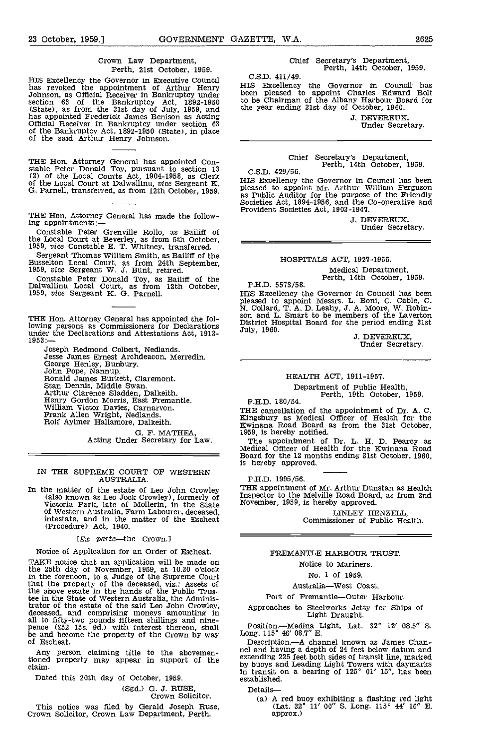Crown Law Department,
Perth, 21st October, 1959.

HIS Excellency the Governor in Executive Council has revoked the appointment of Arthur Henry Johnson, as Official Receiver in Bankruptcy under section 63 of the Bankruptcy Act, 1892-1950 (State), as from the 31st day of July, 1959, and has appointed Frederick James Benison as Acting Official Receiver in Bankruptcy under section 63 of the Bankruptcy Act, 1892-1950 (State), in place of the said Arthur Henry Johnson.

---

THE Hon. Attorney General has appointed Constable Peter Donald Toy, pursuant to section 13 (2) of the Local Courts Act, 1904-1958, as Clerk of the Local Court at Dalwallinu, *vice* Sergeant K. G. Parnell, transferred, as from 12th October, 1959.

---

THE Hon. Attorney General has made the following appointments:—

Constable Peter Grenville Rollo, as Bailiff of the Local Court at Beverley, as from 5th October, 1959, *vice* Constable E. T. Whitney, transferred.

Sergeant Thomas William Smith, as Bailiff of the Busselton Local Court, as from 24th September, 1959, *vice* Sergeant W. J. Bunt, retired.

Constable Peter Donald Toy, as Bailiff of the Dalwallinu Local Court, as from 12th October, 1959, *vice* Sergeant K. G. Parnell.

---

THE Hon. Attorney General has appointed the following persons as Commissioners for Declarations under the Declarations and Attestations Act, 1913-1953:—

Joseph Redmond Colbert, Nedlands.
Jesse James Ernest Archdeacon, Merredin.
George Henley, Bunbury.
John Pope, Nannup.
Ronald James Burkett, Claremont.
Stan Dennis, Middle Swan.
Arthur Clarence Sladden, Dalkeith.
Henry Gordon Morris, East Fremantle.
William Victor Davies, Carnarvon.
Frank Allen Wright, Nedlands.
Rolf Aylmer Hallamore, Dalkeith.

G. F. MATHEA,
Acting Under Secretary for Law.

---

## IN THE SUPREME COURT OF WESTERN AUSTRALIA.

In the matter of the estate of Leo John Crowley (also known as Leo Jock Crowley), formerly of Victoria Park, late of Mollerin, in the State of Western Australia, Farm Labourer, deceased, intestate, and in the matter of the Escheat (Procedure) Act, 1940.

[*Ex parte*—the Crown.]

Notice of Application for an Order of Escheat.

TAKE notice that an application will be made on the 25th day of November, 1959, at 10.30 o'clock in the forenoon, to a Judge of the Supreme Court that the property of the deceased, viz.: Assets of the above estate in the hands of the Public Trustee in the State of Western Australia, the Administrator of the estate of the said Leo John Crowley, deceased, and comprising moneys amounting in all to fifty-two pounds fifteen shillings and ninepence (£52 15s. 9d.) with interest thereon, shall be and become the property of the Crown by way of Escheat.

Any person claiming title to the abovementioned property may appear in support of the claim.

Dated this 20th day of October, 1959.

(Sgd.) G. J. RUSE,
Crown Solicitor.

This notice was filed by Gerald Joseph Ruse, Crown Solicitor, Crown Law Department, Perth.

---

Chief Secretary's Department,
Perth, 14th October, 1959.

C.S.D. 411/49.

HIS Excellency the Governor in Council has been pleased to appoint Charles Edward Bolt to be Chairman of the Albany Harbour Board for the year ending 31st day of October, 1960.

J. DEVEREUX,
Under Secretary.

---

Chief Secretary's Department,
Perth, 14th October, 1959.

C.S.D. 429/56.

HIS Excellency the Governor in Council has been pleased to appoint Mr. Arthur William Ferguson as Public Auditor for the purpose of the Friendly Societies Act, 1894-1956, and the Co-operative and Provident Societies Act, 1903-1947.

J. DEVEREUX,
Under Secretary.

---

## HOSPITALS ACT, 1927-1955.

Medical Department,
Perth, 14th October, 1959.

P.H.D. 5573/58.

HIS Excellency the Governor in Council has been pleased to appoint Messrs. L. Boni, C. Cable, C. N. Collard, T. A. D. Leahy, J. A. Moore, W. Robinson and L. Smart to be members of the Laverton District Hospital Board for the period ending 31st July, 1960.

J. DEVEREUX,
Under Secretary.

---

## HEALTH ACT, 1911-1957.

Department of Public Health,
Perth, 19th October, 1959.

P.H.D. 180/54.

THE cancellation of the appointment of Dr. A. C. Kingsbury as Medical Officer of Health for the Kwinana Road Board as from the 31st October, 1959, is hereby notified.

The appointment of Dr. L. H. D. Pearcy as Medical Officer of Health for the Kwinana Road Board for the 12 months ending 31st October, 1960, is hereby approved.

---

P.H.D. 1995/56.

THE appointment of Mr. Arthur Dunstan as Health Inspector to the Melville Road Board, as from 2nd November, 1959, is hereby approved.

LINLEY HENZELL,
Commissioner of Public Health.

---

## FREMANTLE HARBOUR TRUST.

Notice to Mariners.

No. 1 of 1959.

Australia—West Coast.

Port of Fremantle—Outer Harbour.

Approaches to Steelworks Jetty for Ships of Light Draught.

Position.—Medina Light, Lat. 32° 12' 08.5" S. Long. 115° 46' 08.7" E.

Description.—A channel known as James Channel and having a depth of 24 feet below datum and extending 225 feet both sides of transit line, marked by buoys and Leading Light Towers with daymarks in transit on a bearing of 125° 01' 15", has been established.

Details—

(a) A red buoy exhibiting a flashing red light (Lat. 32° 11' 00" S. Long. 115° 44' 16" E. approx.)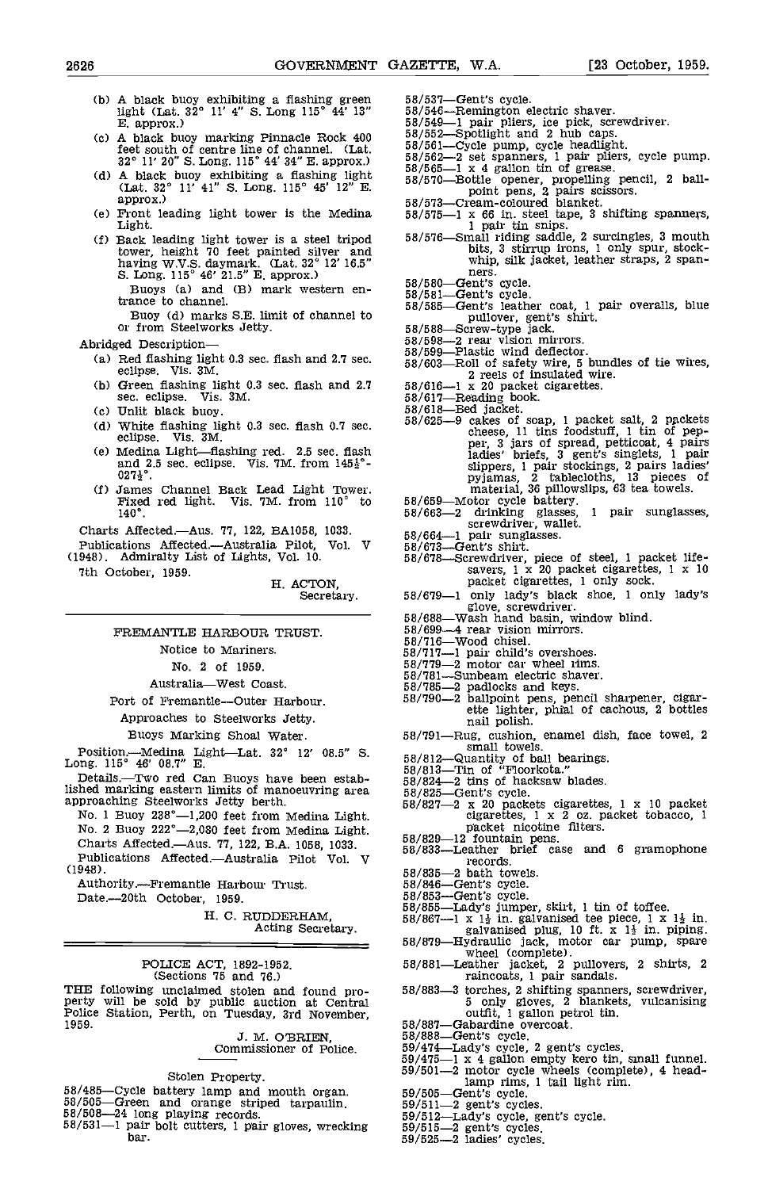(b) A black buoy exhibiting a flashing green light (Lat. 32° 11' 4" S. Long 115° 44' 13" E. approx.)

(c) A black buoy marking Pinnacle Rock 400 feet south of centre line of channel. (Lat. 32° 11' 20" S. Long. 115° 44' 34" E. approx.)

(d) A black buoy exhibiting a flashing light (Lat. 32° 11' 41" S. Long. 115° 45' 12" E. approx.)

(e) Front leading light tower is the Medina Light.

(f) Back leading light tower is a steel tripod tower, height 70 feet painted silver and having W.V.S. daymark. (Lat. 32° 12' 16.5" S. Long. 115° 46' 21.5" E. approx.)

Buoys (a) and (B) mark western entrance to channel.

Buoy (d) marks S.E. limit of channel to or from Steelworks Jetty.

Abridged Description—

(a) Red flashing light 0.3 sec. flash and 2.7 sec. eclipse. Vis. 3M.

(b) Green flashing light 0.3 sec. flash and 2.7 sec. eclipse. Vis. 3M.

(c) Unlit black buoy.

(d) White flashing light 0.3 sec. flash 0.7 sec. eclipse. Vis. 3M.

(e) Medina Light—flashing red. 2.5 sec. flash and 2.5 sec. eclipse. Vis. 7M. from 145½°-027½°.

(f) James Channel Back Lead Light Tower. Fixed red light. Vis. 7M. from 110° to 140°.

Charts Affected.—Aus. 77, 122, BA1058, 1033.

Publications Affected.—Australia Pilot, Vol. V (1948). Admiralty List of Lights, Vol. 10.

7th October, 1959.

H. ACTON,
Secretary.

---

## FREMANTLE HARBOUR TRUST.

Notice to Mariners.

No. 2 of 1959.

Australia—West Coast.

Port of Fremantle—Outer Harbour.

Approaches to Steelworks Jetty.

Buoys Marking Shoal Water.

Position.—Medina Light—Lat. 32° 12' 08.5" S. Long. 115° 46' 08.7" E.

Details.—Two red Can Buoys have been established marking eastern limits of manoeuvring area approaching Steelworks Jetty berth.

No. 1 Buoy 238°—1,200 feet from Medina Light.

No. 2 Buoy 222°—2,080 feet from Medina Light.

Charts Affected.—Aus. 77, 122, B.A. 1058, 1033.

Publications Affected.—Australia Pilot Vol. V (1948).

Authority.—Fremantle Harbour Trust.

Date.—20th October, 1959.

H. C. RUDDERHAM,
Acting Secretary.

---

## POLICE ACT, 1892-1952.
(Sections 75 and 76.)

THE following unclaimed stolen and found property will be sold by public auction at Central Police Station, Perth, on Tuesday, 3rd November, 1959.

J. M. O'BRIEN,
Commissioner of Police.

Stolen Property.

58/485—Cycle battery lamp and mouth organ.
58/505—Green and orange striped tarpaulin.
58/508—24 long playing records.
58/531—1 pair bolt cutters, 1 pair gloves, wrecking bar.
58/537—Gent's cycle.
58/546—Remington electric shaver.
58/549—1 pair pliers, ice pick, screwdriver.
58/552—Spotlight and 2 hub caps.
58/561—Cycle pump, cycle headlight.
58/562—2 set spanners, 1 pair pliers, cycle pump.
58/565—1 x 4 gallon tin of grease.
58/570—Bottle opener, propelling pencil, 2 ball-point pens, 2 pairs scissors.
58/573—Cream-coloured blanket.
58/575—1 x 66 in. steel tape, 3 shifting spanners, 1 pair tin snips.
58/576—Small riding saddle, 2 surcingles, 3 mouth bits, 3 stirrup irons, 1 only spur, stock-whip, silk jacket, leather straps, 2 spanners.
58/580—Gent's cycle.
58/581—Gent's cycle.
58/585—Gent's leather coat, 1 pair overalls, blue pullover, gent's shirt.
58/588—Screw-type jack.
58/598—2 rear vision mirrors.
58/599—Plastic wind deflector.
58/603—Roll of safety wire, 5 bundles of tie wires, 2 reels of insulated wire.
58/616—1 x 20 packet cigarettes.
58/617—Reading book.
58/618—Bed jacket.
58/625—9 cakes of soap, 1 packet salt, 2 packets cheese, 11 tins foodstuff, 1 tin of pepper, 3 jars of spread, petticoat, 4 pairs ladies' briefs, 3 gent's singlets, 1 pair slippers, 1 pair stockings, 2 pairs ladies' pyjamas, 2 tablecloths, 13 pieces of material, 36 pillowslips, 63 tea towels.
58/659—Motor cycle battery.
58/663—2 drinking glasses, 1 pair sunglasses, screwdriver, wallet.
58/664—1 pair sunglasses.
58/673—Gent's shirt.
58/678—Screwdriver, piece of steel, 1 packet life-savers, 1 x 20 packet cigarettes, 1 x 10 packet cigarettes, 1 only sock.
58/679—1 only lady's black shoe, 1 only lady's glove, screwdriver.
58/688—Wash hand basin, window blind.
58/699—4 rear vision mirrors.
58/716—Wood chisel.
58/717—1 pair child's overshoes.
58/779—2 motor car wheel rims.
58/781—Sunbeam electric shaver.
58/785—2 padlocks and keys.
58/790—2 ballpoint pens, pencil sharpener, cigarette lighter, phial of cachous, 2 bottles nail polish.
58/791—Rug, cushion, enamel dish, face towel, 2 small towels.
58/812—Quantity of ball bearings.
58/813—Tin of "Floorkota."
58/824—2 tins of hacksaw blades.
58/825—Gent's cycle.
58/827—2 x 20 packets cigarettes, 1 x 10 packet cigarettes, 1 x 2 oz. packet tobacco, 1 packet nicotine filters.
58/829—12 fountain pens.
58/833—Leather brief case and 6 gramophone records.
58/835—2 bath towels.
58/846—Gent's cycle.
58/853—Gent's cycle.
58/855—Lady's jumper, skirt, 1 tin of toffee.
58/867—1 x 1½ in. galvanised tee piece, 1 x 1½ in. galvanised plug, 10 ft. x 1½ in. piping.
58/879—Hydraulic jack, motor car pump, spare wheel (complete).
58/881—Leather jacket, 2 pullovers, 2 shirts, 2 raincoats, 1 pair sandals.
58/883—3 torches, 2 shifting spanners, screwdriver, 5 only gloves, 2 blankets, vulcanising outfit, 1 gallon petrol tin.
58/887—Gabardine overcoat.
58/888—Gent's cycle.
59/474—Lady's cycle, 2 gent's cycles.
59/475—1 x 4 gallon empty kero tin, small funnel.
59/501—2 motor cycle wheels (complete), 4 headlamp rims, 1 tail light rim.
59/505—Gent's cycle.
59/511—2 gent's cycles.
59/512—Lady's cycle, gent's cycle.
59/515—2 gent's cycles.
59/525—2 ladies' cycles.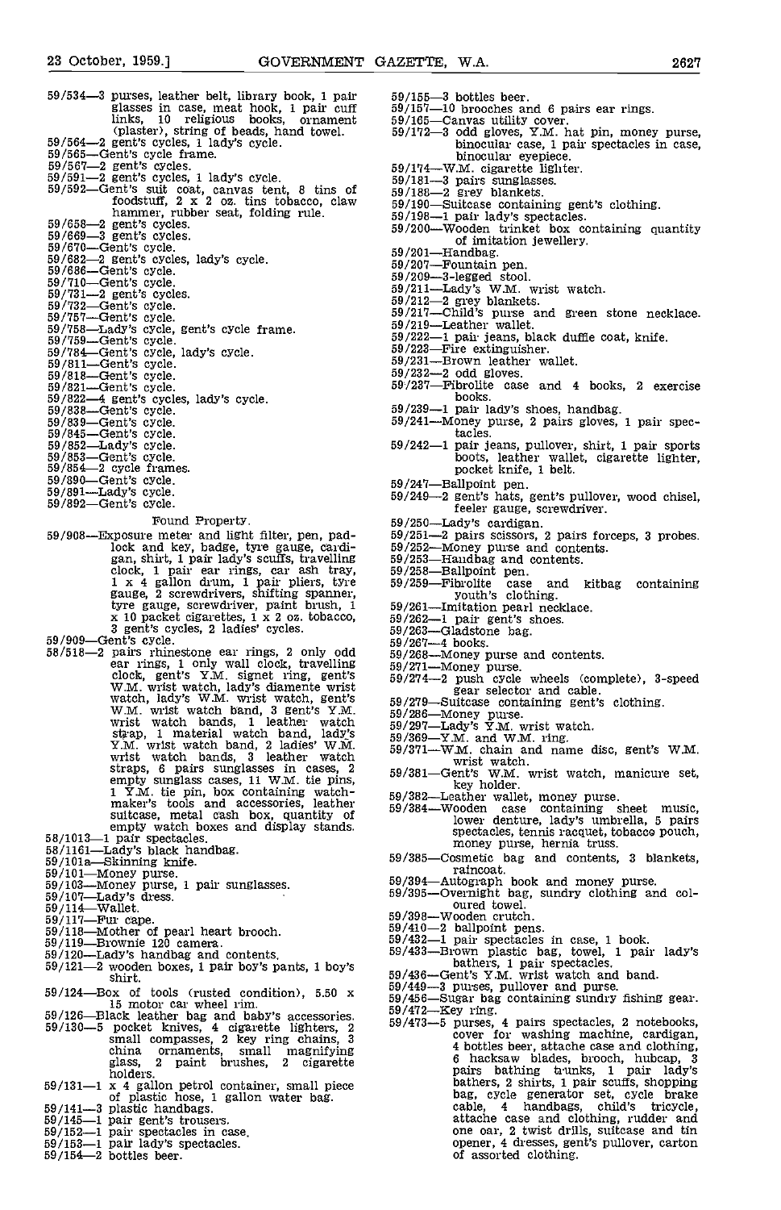59/534—3 purses, leather belt, library book, 1 pair glasses in case, meat hook, 1 pair cuff links, 10 religious books, ornament (plaster), string of beads, hand towel.
59/564—2 gent's cycles, 1 lady's cycle.
59/565—Gent's cycle frame.
59/567—2 gent's cycles.
59/591—2 gent's cycles, 1 lady's cycle.
59/592—Gent's suit coat, canvas tent, 8 tins of foodstuff, 2 x 2 oz. tins tobacco, claw hammer, rubber seat, folding rule.
59/658—2 gent's cycles.
59/669—3 gent's cycles.
59/670—Gent's cycle.
59/682—2 gent's cycles, lady's cycle.
59/686—Gent's cycle.
59/710—Gent's cycle.
59/731—2 gent's cycles.
59/732—Gent's cycle.
59/757—Gent's cycle.
59/758—Lady's cycle, gent's cycle frame.
59/759—Gent's cycle.
59/784—Gent's cycle, lady's cycle.
59/811—Gent's cycle.
59/818—Gent's cycle.
59/821—Gent's cycle.
59/822—4 gent's cycles, lady's cycle.
59/838—Gent's cycle.
59/839—Gent's cycle.
59/845—Gent's cycle.
59/852—Lady's cycle.
59/853—Gent's cycle.
59/854—2 cycle frames.
59/890—Gent's cycle.
59/891—Lady's cycle.
59/892—Gent's cycle.

Found Property.

59/908—Exposure meter and light filter, pen, padlock and key, badge, tyre gauge, cardigan, shirt, 1 pair lady's scuffs, travelling clock, 1 pair ear rings, car ash tray, 1 x 4 gallon drum, 1 pair pliers, tyre gauge, 2 screwdrivers, shifting spanner, tyre gauge, screwdriver, paint brush, 1 x 10 packet cigarettes, 1 x 2 oz. tobacco, 3 gent's cycles, 2 ladies' cycles.
59/909—Gent's cycle.
58/518—2 pairs rhinestone ear rings, 2 only odd ear rings, 1 only wall clock, travelling clock, gent's Y.M. signet ring, gent's W.M. wrist watch, lady's diamente wrist watch, lady's W.M. wrist watch, gent's W.M. wrist watch band, 3 gent's Y.M. wrist watch bands, 1 leather watch strap, 1 material watch band, lady's Y.M. wrist watch band, 2 ladies' W.M. wrist watch bands, 3 leather watch straps, 6 pairs sunglasses in cases, 2 empty sunglass cases, 11 W.M. tie pins, 1 Y.M. tie pin, box containing watchmaker's tools and accessories, leather suitcase, metal cash box, quantity of empty watch boxes and display stands.
58/1013—1 pair spectacles.
58/1161—Lady's black handbag.
59/101a—Skinning knife.
59/101—Money purse.
59/103—Money purse, 1 pair sunglasses.
59/107—Lady's dress.
59/114—Wallet.
59/117—Fur cape.
59/118—Mother of pearl heart brooch.
59/119—Brownie 120 camera.
59/120—Lady's handbag and contents.
59/121—2 wooden boxes, 1 pair boy's pants, 1 boy's shirt.
59/124—Box of tools (rusted condition), 5.50 x 15 motor car wheel rim.
59/126—Black leather bag and baby's accessories.
59/130—5 pocket knives, 4 cigarette lighters, 2 small compasses, 2 key ring chains, 3 china ornaments, small magnifying glass, 2 paint brushes, 2 cigarette holders.
59/131—1 x 4 gallon petrol container, small piece of plastic hose, 1 gallon water bag.
59/141—3 plastic handbags.
59/145—1 pair gent's trousers.
59/152—1 pair spectacles in case.
59/153—1 pair lady's spectacles.
59/154—2 bottles beer.
59/155—3 bottles beer.
59/157—10 brooches and 6 pairs ear rings.
59/165—Canvas utility cover.
59/172—3 odd gloves, Y.M. hat pin, money purse, binocular case, 1 pair spectacles in case, binocular eyepiece.
59/174—W.M. cigarette lighter.
59/181—3 pairs sunglasses.
59/188—2 grey blankets.
59/190—Suitcase containing gent's clothing.
59/198—1 pair lady's spectacles.
59/200—Wooden trinket box containing quantity of imitation jewellery.
59/201—Handbag.
59/207—Fountain pen.
59/209—3-legged stool.
59/211—Lady's W.M. wrist watch.
59/212—2 grey blankets.
59/217—Child's purse and green stone necklace.
59/219—Leather wallet.
59/222—1 pair jeans, black duffle coat, knife.
59/223—Fire extinguisher.
59/231—Brown leather wallet.
59/232—2 odd gloves.
59/237—Fibrolite case and 4 books, 2 exercise books.
59/239—1 pair lady's shoes, handbag.
59/241—Money purse, 2 pairs gloves, 1 pair spectacles.
59/242—1 pair jeans, pullover, shirt, 1 pair sports boots, leather wallet, cigarette lighter, pocket knife, 1 belt.
59/247—Ballpoint pen.
59/249—2 gent's hats, gent's pullover, wood chisel, feeler gauge, screwdriver.
59/250—Lady's cardigan.
59/251—2 pairs scissors, 2 pairs forceps, 3 probes.
59/252—Money purse and contents.
59/253—Handbag and contents.
59/258—Ballpoint pen.
59/259—Fibrolite case and kitbag containing youth's clothing.
59/261—Imitation pearl necklace.
59/262—1 pair gent's shoes.
59/263—Gladstone bag.
59/267—4 books.
59/268—Money purse and contents.
59/271—Money purse.
59/274—2 push cycle wheels (complete), 3-speed gear selector and cable.
59/279—Suitcase containing gent's clothing.
59/286—Money purse.
59/297—Lady's Y.M. wrist watch.
59/369—Y.M. and W.M. ring.
59/371—W.M. chain and name disc, gent's W.M. wrist watch.
59/381—Gent's W.M. wrist watch, manicure set, key holder.
59/382—Leather wallet, money purse.
59/384—Wooden case containing sheet music, lower denture, lady's umbrella, 5 pairs spectacles, tennis racquet, tobacco pouch, money purse, hernia truss.
59/385—Cosmetic bag and contents, 3 blankets, raincoat.
59/394—Autograph book and money purse.
59/395—Overnight bag, sundry clothing and coloured towel.
59/398—Wooden crutch.
59/410—2 ballpoint pens.
59/432—1 pair spectacles in case, 1 book.
59/433—Brown plastic bag, towel, 1 pair lady's bathers, 1 pair spectacles.
59/436—Gent's Y.M. wrist watch and band.
59/449—3 purses, pullover and purse.
59/456—Sugar bag containing sundry fishing gear.
59/472—Key ring.
59/473—5 purses, 4 pairs spectacles, 2 notebooks, cover for washing machine, cardigan, 4 bottles beer, attache case and clothing, 6 hacksaw blades, brooch, hubcap, 3 pairs bathing trunks, 1 pair lady's bathers, 2 shirts, 1 pair scuffs, shopping bag, cycle generator set, cycle brake cable, 4 handbags, child's tricycle, attache case and clothing, rudder and one oar, 2 twist drills, suitcase and tin opener, 4 dresses, gent's pullover, carton of assorted clothing.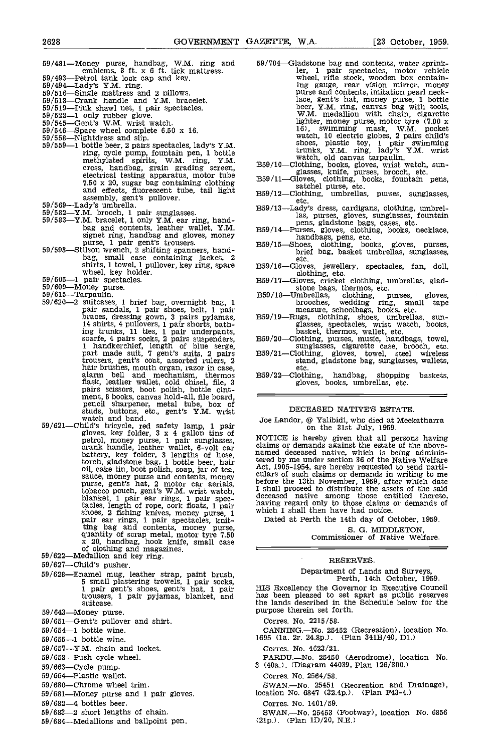59/481—Money purse, handbag, W.M. ring and emblems, 3 ft. x 6 ft. tick mattress.
59/493—Petrol tank lock cap and key.
59/494—Lady's Y.M. ring.
59/516—Single mattress and 2 pillows.
59/518—Crank handle and Y.M. bracelet.
59/519—Pink shawl net, 1 pair spectacles.
59/522—1 only rubber glove.
59/545—Gent's W.M. wrist watch.
59/546—Spare wheel complete 6.50 x 16.
59/558—Nightdress and slip.
59/559—1 bottle beer, 2 pairs spectacles, lady's Y.M. ring, cycle pump, fountain pen, 1 bottle methylated spirits, W.M. ring, Y.M. cross, handbag, grain grading screen, electrical testing apparatus, motor tube 7.50 x 20, sugar bag containing clothing and effects, fluorescent tube, tail light assembly, gent's pullover.
59/569—Lady's umbrella.
59/582—Y.M. brooch, 1 pair sunglasses.
59/583—Y.M. bracelet, 1 only Y.M. ear ring, handbag and contents, leather wallet, Y.M. signet ring, handbag and gloves, money purse, 1 pair gent's trousers.
59/593—Stilson wrench, 2 shifting spanners, handbag, small case containing jacket, 2 shirts, 1 towel, 1 pullover, key ring, spare wheel, key holder.
59/605—1 pair spectacles.
59/609—Money purse.
59/615—Tarpaulin.
59/620—2 suitcases, 1 brief bag, overnight bag, 1 pair sandals, 1 pair shoes, belt, 1 pair braces, dressing gown, 3 pairs pyjamas, 14 shirts, 4 pullovers, 1 pair shorts, bathing trunks, 11 ties, 1 pair underpants, scarfe, 4 pairs socks, 2 pairs suspenders, 1 handkerchief, length of blue serge, part made suit, 7 gent's suits, 2 pairs trousers, gent's coat, assorted rulers, 2 hair brushes, mouth organ, razor in case, alarm bell and mechanism, thermos flask, leather wallet, cold chisel, file, 3 pairs scissors, boot polish, bottle ointment, 8 books, canvas hold-all, file board, pencil sharpener, metal tube, box of studs, buttons, etc., gent's Y.M. wrist watch and band.
59/621—Child's tricycle, red safety lamp, 1 pair gloves, key folder, 3 x 4 gallon tins of petrol, money purse, 1 pair sunglasses, crank handle, leather wallet, 6-volt car battery, key folder, 3 lengths of hose, torch, gladstone bag, 1 bottle beer, hair oil, cake tin, boot polish, soap, jar of tea, sauce, money purse and contents, money purse, gent's hat, 2 motor car aerials, tobacco pouch, gent's W.M. wrist watch, blanket, 1 pair ear rings, 1 pair spectacles, length of rope, cork floats, 1 pair shoes, 2 fishing knives, money purse, 1 pair ear rings, 1 pair spectacles, knitting bag and contents, money purse, quantity of scrap metal, motor tyre 7.50 x 20, handbag, hook knife, small case of clothing and magazines.
59/622—Medallion and key ring.
59/627—Child's pusher.
59/628—Enamel mug, leather strap, paint brush, 5 small plastering trowels, 1 pair socks, 1 pair gent's shoes, gent's hat, 1 pair trousers, 1 pair pyjamas, blanket, and suitcase.
59/643—Money purse.
59/651—Gent's pullover and shirt.
59/654—1 bottle wine.
59/655—1 bottle wine.
59/657—Y.M. chain and locket.
59/658—Push cycle wheel.
59/663—Cycle pump.
59/664—Plastic wallet.
59/680—Chrome wheel trim.
59/681—Money purse and 1 pair gloves.
59/682—4 bottles beer.
59/683—2 short lengths of chain.
59/684—Medallions and ballpoint pen.
59/704—Gladstone bag and contents, water sprinkler, 1 pair spectacles, motor vehicle wheel, rifle stock, wooden box containing gauge, rear vision mirror, money purse and contents, imitation pearl necklace, gent's hat, money purse, 1 bottle beer, Y.M. ring, canvas bag with tools, W.M. medallion with chain, cigarette lighter, money purse, motor tyre (7.00 x 16), swimming mask, W.M. pocket watch, 10 electric globes, 2 pairs child's shoes, plastic toy, 1 pair swimming trunks, Y.M. ring, lady's Y.M. wrist watch, old canvas tarpaulin.
B59/10—Clothing, books, gloves, wrist watch, sunglasses, knife, purses, brooch, etc.
B59/11—Gloves, clothing, books, fountain pens, satchel purse, etc.
B59/12—Clothing, umbrellas, purses, sunglasses, etc.
B59/13—Lady's dress, cardigans, clothing, umbrellas, purses, gloves, sunglasses, fountain pens, gladstone bags, cases, etc.
B59/14—Purses, gloves, clothing, books, necklace, handbags, pens, etc.
B59/15—Shoes, clothing, books, gloves, purses, brief bag, basket umbrellas, sunglasses, etc.
B59/16—Gloves, jewellery, spectacles, fan, doll, clothing, etc.
B59/17—Gloves, cricket clothing, umbrellas, gladstone bags, thermos, etc.
B59/18—Umbrellas, clothing, purses, gloves, brooches, wedding ring, small tape measure, schoolbags, books, etc.
B59/19—Rugs, clothing, shoes, umbrellas, sunglasses, spectacles, wrist watch, books, basket, thermos, wallet, etc.
B59/20—Clothing, purses, music, handbags, towel, sunglasses, cigarette case, brooch, etc.
B59/21—Clothing, gloves, towel, steel wireless stand, gladstone bag, sunglasses, wallets, etc.
B59/22—Clothing, handbag, shopping baskets, gloves, books, umbrellas, etc.

---

## DECEASED NATIVE'S ESTATE.

Joe Landor, @ Yalibidi, who died at Meekatharra on the 31st July, 1959.

NOTICE is hereby given that all persons having claims or demands against the estate of the above-named deceased native, which is being administered by me under section 36 of the Native Welfare Act, 1905-1954, are hereby requested to send particulars of such claims or demands in writing to me before the 13th November, 1959, after which date I shall proceed to distribute the assets of the said deceased native among those entitled thereto, having regard only to those claims or demands of which I shall then have had notice.

Dated at Perth the 14th day of October, 1959.

S. G. MIDDLETON,
Commissioner of Native Welfare.

---

## RESERVES.

Department of Lands and Surveys,
Perth, 14th October, 1959.

HIS Excellency the Governor in Executive Council has been pleased to set apart as public reserves the lands described in the Schedule below for the purpose therein set forth.

Corres. No. 2215/58.

CANNING.—No. 25452 (Recreation), location No. 1695 (1a. 2r. 24.8p.). (Plan 341B/40, D1.)

Corres. No. 4623/21.

PARDU.—No. 25450 (Aerodrome), location No. 3 (40a.). (Diagram 44039, Plan 126/300.)

Corres. No. 2564/58.

SWAN.—No. 25451 (Recreation and Drainage), location No. 6847 (32.4p.). (Plan F43-4.)

Corres. No. 1401/59.

SWAN.—No. 25453 (Footway), location No. 6856 (21p.). (Plan 1D/20, N.E.)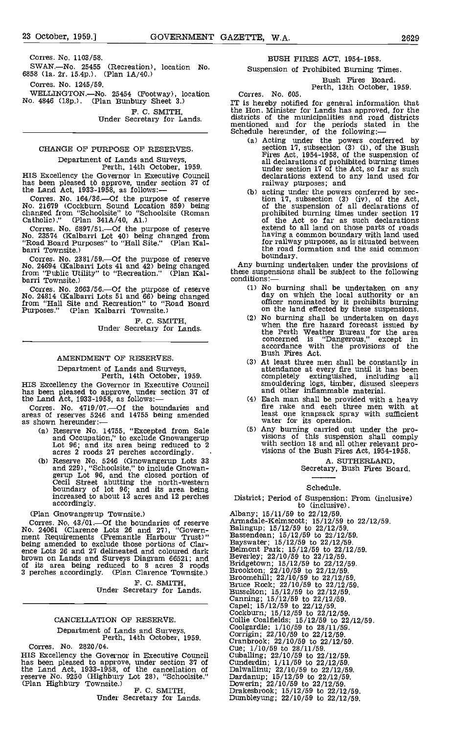Corres. No. 1103/58.

SWAN.—No. 25455 (Recreation), location No. 6858 (1a. 2r. 15.4p.). (Plan 1A/40.)

Corres. No. 1245/59.

WELLINGTON.—No. 25454 (Footway), location No. 4846 (18p.). (Plan Bunbury Sheet 3.)

F. C. SMITH,
Under Secretary for Lands.

---

## CHANGE OF PURPOSE OF RESERVES.

Department of Lands and Surveys,
Perth, 14th October, 1959.

HIS Excellency the Governor in Executive Council has been pleased to approve, under section 37 of the Land Act, 1933-1958, as follows:—

Corres. No. 164/36.—Of the purpose of reserve No. 21679 (Cockburn Sound Location 859) being changed from "Schoolsite" to "Schoolsite (Roman Catholic)." (Plan 341A/40, A1.)

Corres. No. 6897/51.—Of the purpose of reserve No. 23574 (Kalbarri Lot 40) being changed from "Road Board Purposes" to "Hall Site." (Plan Kalbarri Townsite.)

Corres. No. 2381/59.—Of the purpose of reserve No. 24694 (Kalbarri Lots 41 and 42) being changed from "Public Utility" to "Recreation." (Plan Kalbarri Townsite.)

Corres. No. 2663/56.—Of the purpose of reserve No. 24814 (Kalbarri Lots 51 and 66) being changed from "Hall Site and Recreation" to "Road Board Purposes." (Plan Kalbarri Townsite.)

F. C. SMITH,
Under Secretary for Lands.

---

## AMENDMENT OF RESERVES.

Department of Lands and Surveys,
Perth, 14th October, 1959.

HIS Excellency the Governor in Executive Council has been pleased to approve, under section 37 of the Land Act, 1933-1958, as follows:—

Corres. No. 4719/07.—Of the boundaries and areas of reserves 5246 and 14755 being amended as shown hereunder:—

(a) Reserve No. 14755, "Excepted from Sale and Occupation," to exclude Gnowangerup Lot 96; and its area being reduced to 2 acres 2 roods 27 perches accordingly.

(b) Reserve No. 5246 (Gnowangerup Lots 33 and 229), "Schoolsite," to include Gnowangerup Lot 96, and the closed portion of Cecil Street abutting the north-western boundary of lot 96; and its area being increased to about 13 acres and 12 perches accordingly.

(Plan Gnowangerup Townsite.)

Corres. No. 43/01.—Of the boundaries of reserve No. 24061 (Clarence Lots 26 and 27), "Government Requirements (Fremantle Harbour Trust)" being amended to exclude those portions of Clarence Lots 26 and 27 delineated and coloured dark brown on Lands and Surveys Diagram 66521; and of its area being reduced to 8 acres 3 roods 3 perches accordingly. (Plan Clarence Townsite.)

F. C. SMITH,
Under Secretary for Lands.

---

## CANCELLATION OF RESERVE.

Department of Lands and Surveys,
Perth, 14th October, 1959.

Corres. No. 2820/04.

HIS Excellency the Governor in Executive Council has been pleased to approve, under section 37 of the Land Act, 1933-1958, of the cancellation of reserve No. 9250 (Highbury Lot 28), "Schoolsite." (Plan Highbury Townsite.)

F. C. SMITH,
Under Secretary for Lands.

---

## BUSH FIRES ACT, 1954-1958.

Suspension of Prohibited Burning Times.

Bush Fires Board,
Perth, 13th October, 1959.

Corres. No. 605.

IT is hereby notified for general information that the Hon. Minister for Lands has approved, for the districts of the municipalities and road districts mentioned and for the periods stated in the Schedule hereunder, of the following:—

(a) Acting under the powers conferred by section 17, subsection (3) (i), of the Bush Fires Act, 1954-1958, of the suspension of all declarations of prohibited burning times under section 17 of the Act, so far as such declarations extend to any land used for railway purposes; and

(b) acting under the powers conferred by section 17, subsection (3) (iv), of the Act, of the suspension of all declarations of prohibited burning times under section 17 of the Act so far as such declarations extend to all land on those parts of roads having a common boundary with land used for railway purposes, as is situated between the road formation and the said common boundary.

Any burning undertaken under the provisions of these suspensions shall be subject to the following conditions:—

(1) No burning shall be undertaken on any day on which the local authority or an officer nominated by it prohibits burning on the land effected by these suspensions.

(2) No burning shall be undertaken on days when the fire hazard forecast issued by the Perth Weather Bureau for the area concerned is "Dangerous," except in accordance with the provisions of the Bush Fires Act.

(3) At least three men shall be constantly in attendance at every fire until it has been completely extinguished, including all smouldering logs, timber, disused sleepers and other inflammable material.

(4) Each man shall be provided with a heavy fire rake and each three men with at least one knapsack spray with sufficient water for its operation.

(5) Any burning carried out under the provisions of this suspension shall comply with section 18 and all other relevant provisions of the Bush Fires Act, 1954-1958.

A. SUTHERLAND,
Secretary, Bush Fires Board.

---

### Schedule.

District; Period of Suspension: From (inclusive) to (inclusive).

Albany; 15/11/59 to 22/12/59.
Armadale-Kelmscott; 15/12/59 to 22/12/59.
Balingup; 15/12/59 to 22/12/59.
Bassendean; 15/12/59 to 22/12/59.
Bayswater; 15/12/59 to 22/12/59.
Belmont Park; 15/12/59 to 22/12/59.
Beverley; 22/10/59 to 22/12/59.
Bridgetown; 15/12/59 to 22/12/59.
Brookton; 22/10/59 to 22/12/59.
Broomehill; 22/10/59 to 22/12/59.
Bruce Rock; 22/10/59 to 22/12/59.
Busselton; 15/12/59 to 22/12/59.
Canning; 15/12/59 to 22/12/59.
Capel; 15/12/59 to 22/12/59.
Cockburn; 15/12/59 to 22/12/59.
Collie Coalfields; 15/12/59 to 22/12/59.
Coolgardie; 1/10/59 to 28/11/59.
Corrigin; 22/10/59 to 22/12/59.
Cranbrook; 22/10/59 to 22/12/59.
Cue; 1/10/59 to 28/11/59.
Cuballing; 22/10/59 to 22/12/59.
Cunderdin; 1/11/59 to 22/12/59.
Dalwallinu; 22/10/59 to 22/12/59.
Dardanup; 15/12/59 to 22/12/59.
Dowerin; 22/10/59 to 22/12/59.
Drakesbrook; 15/12/59 to 22/12/59.
Dumbleyung; 22/10/59 to 22/12/59.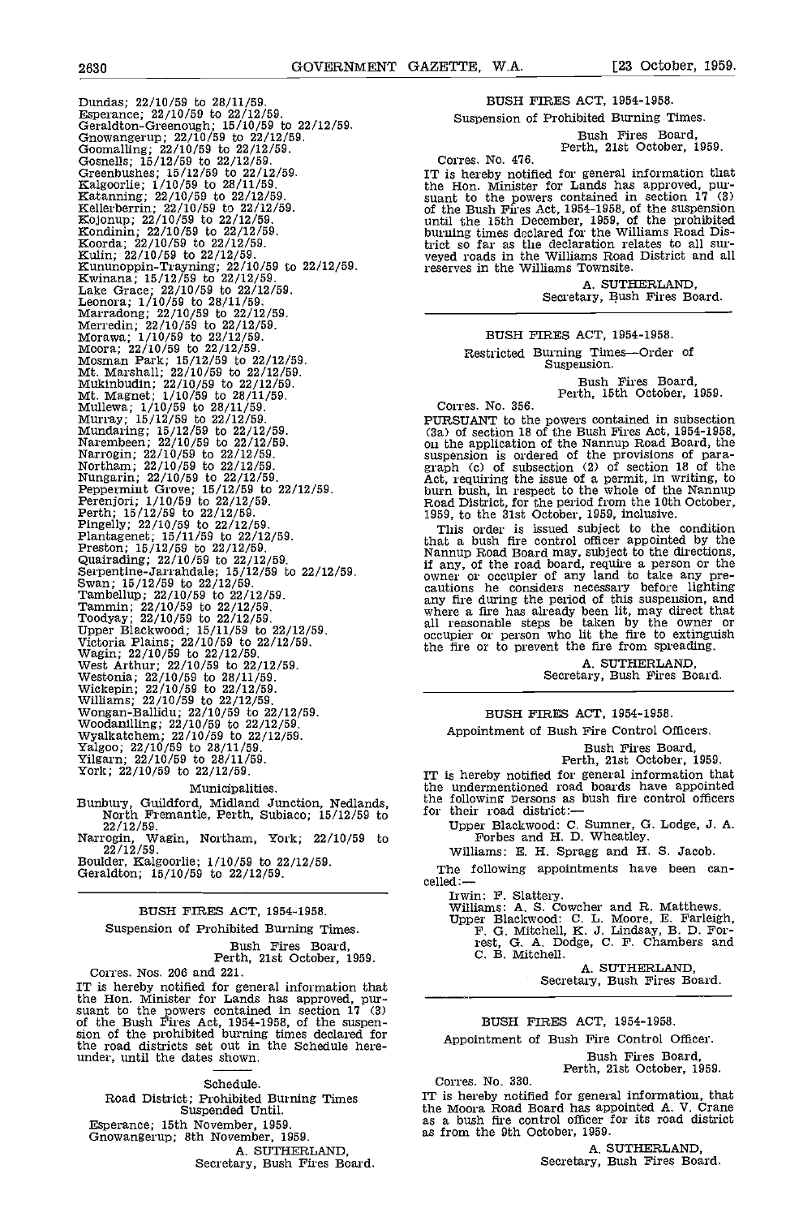Dundas; 22/10/59 to 28/11/59.
Esperance; 22/10/59 to 22/12/59.
Geraldton-Greenough; 15/10/59 to 22/12/59.
Gnowangerup; 22/10/59 to 22/12/59.
Goomalling; 22/10/59 to 22/12/59.
Gosnells; 15/12/59 to 22/12/59.
Greenbushes; 15/12/59 to 22/12/59.
Kalgoorlie; 1/10/59 to 28/11/59.
Katanning; 22/10/59 to 22/12/59.
Kellerberrin; 22/10/59 to 22/12/59.
Kojonup; 22/10/59 to 22/12/59.
Kondinin; 22/10/59 to 22/12/59.
Koorda; 22/10/59 to 22/12/59.
Kulin; 22/10/59 to 22/12/59.
Kununoppin-Trayning; 22/10/59 to 22/12/59.
Kwinana; 15/12/59 to 22/12/59.
Lake Grace; 22/10/59 to 22/12/59.
Leonora; 1/10/59 to 28/11/59.
Marradong; 22/10/59 to 22/12/59.
Merredin; 22/10/59 to 22/12/59.
Morawa; 1/10/59 to 22/12/59.
Moora; 22/10/59 to 22/12/59.
Mosman Park; 15/12/59 to 22/12/59.
Mt. Marshall; 22/10/59 to 22/12/59.
Mukinbudin; 22/10/59 to 22/12/59.
Mt. Magnet; 1/10/59 to 28/11/59.
Mullewa; 1/10/59 to 28/11/59.
Murray; 15/12/59 to 22/12/59.
Mundaring; 15/12/59 to 22/12/59.
Narembeen; 22/10/59 to 22/12/59.
Narrogin; 22/10/59 to 22/12/59.
Northam; 22/10/59 to 22/12/59.
Nungarin; 22/10/59 to 22/12/59.
Peppermint Grove; 15/12/59 to 22/12/59.
Perenjori; 1/10/59 to 22/12/59.
Perth; 15/12/59 to 22/12/59.
Pingelly; 22/10/59 to 22/12/59.
Plantagenet; 15/11/59 to 22/12/59.
Preston; 15/12/59 to 22/12/59.
Quairading; 22/10/59 to 22/12/59.
Serpentine-Jarrahdale; 15/12/59 to 22/12/59.
Swan; 15/12/59 to 22/12/59.
Tambellup; 22/10/59 to 22/12/59.
Tammin; 22/10/59 to 22/12/59.
Toodyay; 22/10/59 to 22/12/59.
Upper Blackwood; 15/11/59 to 22/12/59.
Victoria Plains; 22/10/59 to 22/12/59.
Wagin; 22/10/59 to 22/12/59.
West Arthur; 22/10/59 to 22/12/59.
Westonia; 22/10/59 to 28/11/59.
Wickepin; 22/10/59 to 22/12/59.
Williams; 22/10/59 to 22/12/59.
Wongan-Ballidu; 22/10/59 to 22/12/59.
Woodanilling; 22/10/59 to 22/12/59.
Wyalkatchem; 22/10/59 to 22/12/59.
Yalgoo; 22/10/59 to 28/11/59.
Yilgarn; 22/10/59 to 28/11/59.
York; 22/10/59 to 22/12/59.

Municipalities.

Bunbury, Guildford, Midland Junction, Nedlands, North Fremantle, Perth, Subiaco; 15/12/59 to 22/12/59.
Narrogin, Wagin, Northam, York; 22/10/59 to 22/12/59.
Boulder, Kalgoorlie; 1/10/59 to 22/12/59.
Geraldton; 15/10/59 to 22/12/59.

---

## BUSH FIRES ACT, 1954-1958.

### Suspension of Prohibited Burning Times.

Bush Fires Board,
Perth, 21st October, 1959.

Corres. Nos. 206 and 221.

IT is hereby notified for general information that the Hon. Minister for Lands has approved, pursuant to the powers contained in section 17 (3) of the Bush Fires Act, 1954-1958, of the suspension of the prohibited burning times declared for the road districts set out in the Schedule hereunder, until the dates shown.

Schedule.

Road District; Prohibited Burning Times Suspended Until.

Esperance; 15th November, 1959.
Gnowangerup; 8th November, 1959.

A. SUTHERLAND,
Secretary, Bush Fires Board.

---

## BUSH FIRES ACT, 1954-1958.

### Suspension of Prohibited Burning Times.

Bush Fires Board,
Perth, 21st October, 1959.

Corres. No. 476.

IT is hereby notified for general information that the Hon. Minister for Lands has approved, pursuant to the powers contained in section 17 (3) of the Bush Fires Act, 1954-1958, of the suspension until the 15th December, 1959, of the prohibited burning times declared for the Williams Road District so far as the declaration relates to all surveyed roads in the Williams Road District and all reserves in the Williams Townsite.

A. SUTHERLAND,
Secretary, Bush Fires Board.

---

## BUSH FIRES ACT, 1954-1958.

### Restricted Burning Times—Order of Suspension.

Bush Fires Board,
Perth, 15th October, 1959.

Corres. No. 356.

PURSUANT to the powers contained in subsection (3a) of section 18 of the Bush Fires Act, 1954-1958, on the application of the Nannup Road Board, the suspension is ordered of the provisions of paragraph (c) of subsection (2) of section 18 of the Act, requiring the issue of a permit, in writing, to burn bush, in respect to the whole of the Nannup Road District, for the period from the 10th October, 1959, to the 31st October, 1959, inclusive.

This order is issued subject to the condition that a bush fire control officer appointed by the Nannup Road Board may, subject to the directions, if any, of the road board, require a person or the owner or occupier of any land to take any precautions he considers necessary before lighting any fire during the period of this suspension, and where a fire has already been lit, may direct that all reasonable steps be taken by the owner or occupier or person who lit the fire to extinguish the fire or to prevent the fire from spreading.

A. SUTHERLAND,
Secretary, Bush Fires Board.

---

## BUSH FIRES ACT, 1954-1958.

### Appointment of Bush Fire Control Officers.

Bush Fires Board,
Perth, 21st October, 1959.

IT is hereby notified for general information that the undermentioned road boards have appointed the following persons as bush fire control officers for their road district:—

Upper Blackwood: C. Sumner, G. Lodge, J. A. Forbes and H. D. Wheatley.

Williams: E. H. Spragg and H. S. Jacob.

The following appointments have been cancelled:—

Irwin: F. Slattery.
Williams: A. S. Cowcher and R. Matthews.
Upper Blackwood: C. L. Moore, E. Farleigh, F. G. Mitchell, K. J. Lindsay, B. D. Forrest, G. A. Dodge, C. F. Chambers and C. B. Mitchell.

A. SUTHERLAND,
Secretary, Bush Fires Board.

---

## BUSH FIRES ACT, 1954-1958.

### Appointment of Bush Fire Control Officer.

Bush Fires Board,
Perth, 21st October, 1959.

Corres. No. 330.

IT is hereby notified for general information, that the Moora Road Board has appointed A. V. Crane as a bush fire control officer for its road district as from the 9th October, 1959.

A. SUTHERLAND,
Secretary, Bush Fires Board.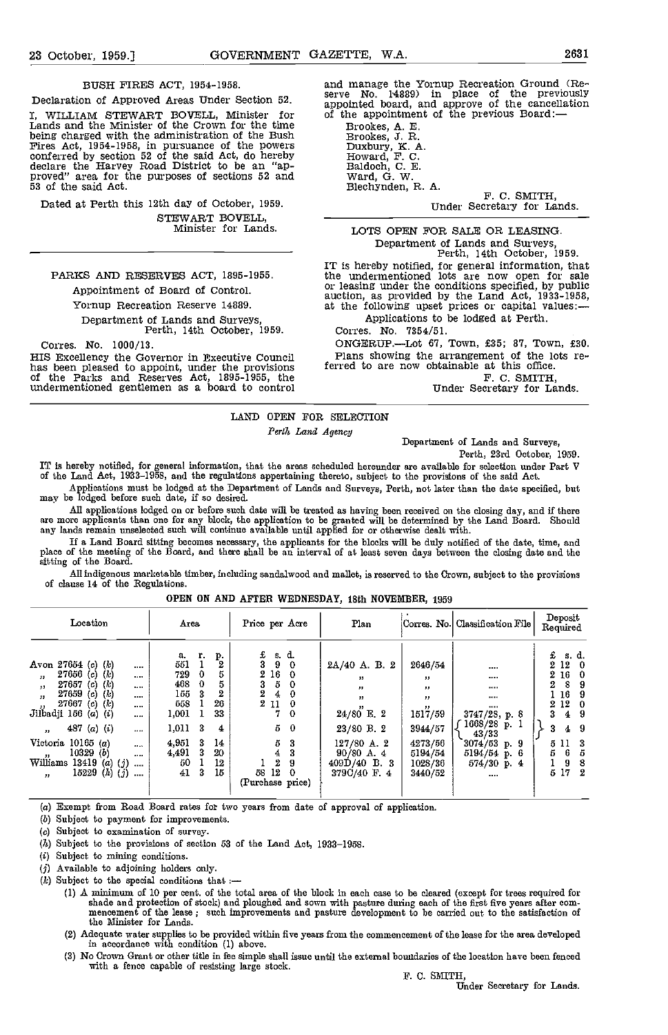BUSH FIRES ACT, 1954-1958.

Declaration of Approved Areas Under Section 52.

I, WILLIAM STEWART BOVELL, Minister for Lands and the Minister of the Crown for the time being charged with the administration of the Bush Fires Act, 1954-1958, in pursuance of the powers conferred by section 52 of the said Act, do hereby declare the Harvey Road District to be an "approved" area for the purposes of sections 52 and 53 of the said Act.

Dated at Perth this 12th day of October, 1959.

STEWART BOVELL,
Minister for Lands.

---

PARKS AND RESERVES ACT, 1895-1955.

Appointment of Board of Control.

Yornup Recreation Reserve 14889.

Department of Lands and Surveys,
Perth, 14th October, 1959.

Corres. No. 1000/13.

HIS Excellency the Governor in Executive Council has been pleased to appoint, under the provisions of the Parks and Reserves Act, 1895-1955, the undermentioned gentlemen as a board to control and manage the Yornup Recreation Ground (Reserve No. 14889) in place of the previously appointed board, and approve of the cancellation of the appointment of the previous Board:—

Brookes, A. E.
Brookes, J. R.
Duxbury, K. A.
Howard, F. C.
Baldoch, C. E.
Ward, G. W.
Blechynden, R. A.

F. C. SMITH,
Under Secretary for Lands.

---

LOTS OPEN FOR SALE OR LEASING.

Department of Lands and Surveys,
Perth, 14th October, 1959.

IT is hereby notified, for general information, that the undermentioned lots are now open for sale or leasing under the conditions specified, by public auction, as provided by the Land Act, 1933-1958, at the following upset prices or capital values:—

Applications to be lodged at Perth.

Corres. No. 7354/51.

ONGERUP.—Lot 67, Town, £35; 87, Town, £30.

Plans showing the arrangement of the lots referred to are now obtainable at this office.

F. C. SMITH,
Under Secretary for Lands.

---

LAND OPEN FOR SELECTION

*Perth Land Agency*

Department of Lands and Surveys,
Perth, 23rd October, 1959.

IT is hereby notified, for general information, that the areas scheduled hereunder are available for selection under Part V of the Land Act, 1933-1958, and the regulations appertaining thereto, subject to the provisions of the said Act.

Applications must be lodged at the Department of Lands and Surveys, Perth, not later than the date specified, but may be lodged before such date, if so desired.

All applications lodged on or before such date will be treated as having been received on the closing day, and if there are more applicants than one for any block, the application to be granted will be determined by the Land Board. Should any lands remain unselected such will continue available until applied for or otherwise dealt with.

If a Land Board sitting becomes necessary, the applicants for the blocks will be duly notified of the date, time, and place of the meeting of the Board, and there shall be an interval of at least seven days between the closing date and the sitting of the Board.

All indigenous marketable timber, including sandalwood and mallet, is reserved to the Crown, subject to the provisions of clause 14 of the Regulations.

OPEN ON AND AFTER WEDNESDAY, 18th NOVEMBER, 1959

| Location | Area | Price per Acre | Plan | Corres. No. | Classification File | Deposit Required |
|---|---|---|---|---|---|---|
| | a. r. p. | £ s. d. | | | | £ s. d. |
| Avon 27654 (c) (k) | 551 1 2 | 3 9 0 | 2A/40 A. B. 2 | 2646/54 | .... | 2 12 0 |
| " 27656 (c) (k) | 729 0 5 | 2 16 0 | " | " | .... | 2 16 0 |
| " 27657 (c) (k) | 468 0 5 | 3 5 0 | " | " | .... | 2 8 9 |
| " 27659 (c) (k) | 155 3 2 | 2 4 0 | " | " | .... | 1 16 9 |
| " 27667 (c) (k) | 558 1 26 | 2 11 0 | " | " | .... | 2 12 0 |
| Jilbadji 156 (a) (i) | 1,001 1 33 | 7 0 | 24/80 E. 2 | 1517/59 | 3747/28, p. 8 | 3 4 9 |
| " 487 (a) (i) | 1,011 3 4 | 5 0 | 23/80 B. 2 | 3944/57 | 1668/28 p. 1 43/33 | 3 4 9 |
| Victoria 10165 (a) | 4,951 3 14 | 5 3 | 127/80 A. 2 | 4273/56 | 3074/63 p. 9 | 5 11 3 |
| " 10329 (b) | 4,491 3 20 | 4 3 | 90/80 A. 4 | 5194/54 | 5194/54 p. 6 | 5 6 5 |
| Williams 13419 (a) (j) | 50 1 12 | 1 2 9 | 409D/40 D. 3 | 1028/36 | 574/30 p. 4 | 1 9 8 |
| " 15229 (h) (j) | 41 3 15 | 58 12 0 (Purchase price) | 379C/40 F. 4 | 3440/52 | .... | 5 17 2 |

(a) Exempt from Road Board rates for two years from date of approval of application.

(b) Subject to payment for improvements.

(c) Subject to examination of survey.

(h) Subject to the provisions of section 53 of the Land Act, 1933-1958.

(i) Subject to mining conditions.

(j) Available to adjoining holders only.

(k) Subject to the special conditions that :—

(1) A minimum of 10 per cent. of the total area of the block in each case to be cleared (except for trees required for shade and protection of stock) and ploughed and sown with pasture during each of the first five years after commencement of the lease ; such improvements and pasture development to be carried out to the satisfaction of the Minister for Lands.

(2) Adequate water supplies to be provided within five years from the commencement of the lease for the area developed in accordance with condition (1) above.

(3) No Crown Grant or other title in fee simple shall issue until the external boundaries of the location have been fenced with a fence capable of resisting large stock.

F. C. SMITH,
Under Secretary for Lands.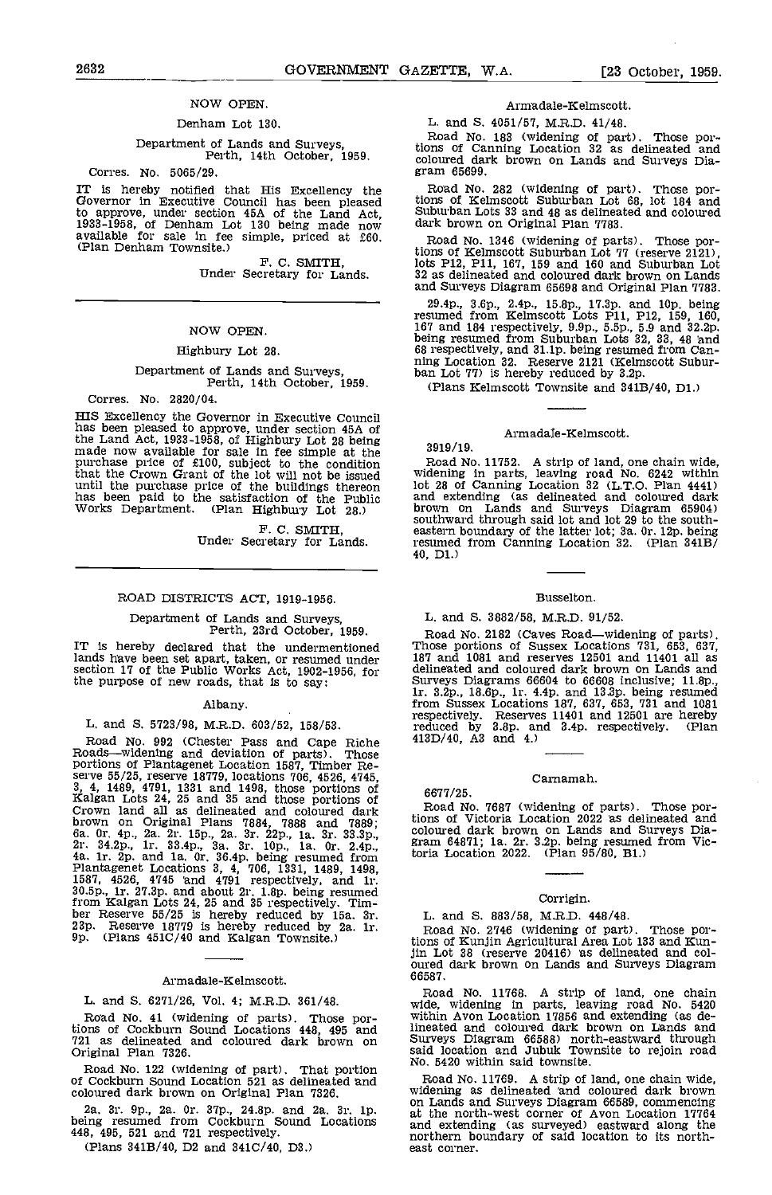## NOW OPEN.

### Denham Lot 130.

Department of Lands and Surveys,
Perth, 14th October, 1959.

Corres. No. 5065/29.

IT is hereby notified that His Excellency the Governor in Executive Council has been pleased to approve, under section 45A of the Land Act, 1933-1958, of Denham Lot 130 being made now available for sale in fee simple, priced at £60. (Plan Denham Townsite.)

F. C. SMITH,
Under Secretary for Lands.

---

## NOW OPEN.

### Highbury Lot 28.

Department of Lands and Surveys,
Perth, 14th October, 1959.

Corres. No. 2820/04.

HIS Excellency the Governor in Executive Council has been pleased to approve, under section 45A of the Land Act, 1933-1958, of Highbury Lot 28 being made now available for sale in fee simple at the purchase price of £100, subject to the condition that the Crown Grant of the lot will not be issued until the purchase price of the buildings thereon has been paid to the satisfaction of the Public Works Department. (Plan Highbury Lot 28.)

F. C. SMITH,
Under Secretary for Lands.

---

## ROAD DISTRICTS ACT, 1919-1956.

Department of Lands and Surveys,
Perth, 23rd October, 1959.

IT is hereby declared that the undermentioned lands have been set apart, taken, or resumed under section 17 of the Public Works Act, 1902-1956, for the purpose of new roads, that is to say:

### Albany.

L. and S. 5723/98, M.R.D. 603/52, 158/53.

Road No. 992 (Chester Pass and Cape Riche Roads—widening and deviation of parts). Those portions of Plantagenet Location 1587, Timber Reserve 55/25, reserve 18779, locations 706, 4526, 4745, 3, 4, 1489, 4791, 1331 and 1498, those portions of Kalgan Lots 24, 25 and 35 and those portions of Crown land all as delineated and coloured dark brown on Original Plans 7884, 7888 and 7889; 6a. 0r. 4p., 2a. 2r. 15p., 2a. 3r. 22p., 1a. 3r. 33.3p., 2r. 34.2p., 1r. 33.4p., 3a. 3r. 10p., 1a. 0r. 2.4p., 4a. 1r. 2p. and 1a. 0r. 36.4p. being resumed from Plantagenet Locations 3, 4, 706, 1331, 1489, 1498, 1587, 4526, 4745 and 4791 respectively, and 1r. 30.5p., 1r. 27.3p. and about 2r. 1.8p. being resumed from Kalgan Lots 24, 25 and 35 respectively. Timber Reserve 55/25 is hereby reduced by 15a. 3r. 23p. Reserve 18779 is hereby reduced by 2a. 1r. 9p. (Plans 451C/40 and Kalgan Townsite.)

---

### Armadale-Kelmscott.

L. and S. 6271/26, Vol. 4; M.R.D. 361/48.

Road No. 41 (widening of parts). Those portions of Cockburn Sound Locations 448, 495 and 721 as delineated and coloured dark brown on Original Plan 7326.

Road No. 122 (widening of part). That portion of Cockburn Sound Location 521 as delineated and coloured dark brown on Original Plan 7326.

2a. 3r. 9p., 2a. 0r. 37p., 24.8p. and 2a. 3r. 1p. being resumed from Cockburn Sound Locations 448, 495, 521 and 721 respectively.

(Plans 341B/40, D2 and 341C/40, D3.)

---

### Armadale-Kelmscott.

L. and S. 4051/57, M.R.D. 41/48.

Road No. 183 (widening of part). Those portions of Canning Location 32 as delineated and coloured dark brown on Lands and Surveys Diagram 65699.

Road No. 282 (widening of part). Those portions of Kelmscott Suburban Lot 68, lot 184 and Suburban Lots 33 and 48 as delineated and coloured dark brown on Original Plan 7783.

Road No. 1346 (widening of parts). Those portions of Kelmscott Suburban Lot 77 (reserve 2121), lots P12, P11, 167, 159 and 160 and Suburban Lot 32 as delineated and coloured dark brown on Lands and Surveys Diagram 65698 and Original Plan 7783.

29.4p., 3.6p., 2.4p., 15.8p., 17.3p. and 10p. being resumed from Kelmscott Lots P11, P12, 159, 160, 167 and 184 respectively, 9.9p., 5.5p., 5.9 and 32.2p. being resumed from Suburban Lots 32, 33, 48 and 68 respectively, and 31.1p. being resumed from Canning Location 32. Reserve 2121 (Kelmscott Suburban Lot 77) is hereby reduced by 3.2p.

(Plans Kelmscott Townsite and 341B/40, D1.)

---

### Armadale-Kelmscott.

3919/19.

Road No. 11752. A strip of land, one chain wide, widening in parts, leaving road No. 6242 within lot 28 of Canning Location 32 (L.T.O. Plan 4441) and extending (as delineated and coloured dark brown on Lands and Surveys Diagram 65904) southward through said lot and lot 29 to the south-eastern boundary of the latter lot; 3a. 0r. 12p. being resumed from Canning Location 32. (Plan 341B/40, D1.)

---

### Busselton.

L. and S. 3882/58, M.R.D. 91/52.

Road No. 2182 (Caves Road—widening of parts). Those portions of Sussex Locations 731, 653, 637, 187 and 1081 and reserves 12501 and 11401 all as delineated and coloured dark brown on Lands and Surveys Diagrams 66604 to 66608 inclusive; 11.8p., 1r. 3.2p., 18.6p., 1r. 4.4p. and 13.3p. being resumed from Sussex Locations 187, 637, 653, 731 and 1081 respectively. Reserves 11401 and 12501 are hereby reduced by 3.8p. and 3.4p. respectively. (Plan 413D/40, A3 and 4.)

---

### Carnamah.

6677/25.

Road No. 7687 (widening of parts). Those portions of Victoria Location 2022 as delineated and coloured dark brown on Lands and Surveys Diagram 64871; 1a. 2r. 3.2p. being resumed from Victoria Location 2022. (Plan 95/80, B1.)

---

### Corrigin.

L. and S. 883/58, M.R.D. 448/48.

Road No. 2746 (widening of part). Those portions of Kunjin Agricultural Area Lot 133 and Kunjin Lot 38 (reserve 20416) as delineated and coloured dark brown on Lands and Surveys Diagram 66587.

Road No. 11768. A strip of land, one chain wide, widening in parts, leaving road No. 5420 within Avon Location 17856 and extending (as delineated and coloured dark brown on Lands and Surveys Diagram 66588) north-eastward through said location and Jubuk Townsite to rejoin road No. 5420 within said townsite.

Road No. 11769. A strip of land, one chain wide, widening as delineated and coloured dark brown on Lands and Surveys Diagram 66589, commencing at the north-west corner of Avon Location 17764 and extending (as surveyed) eastward along the northern boundary of said location to its north-east corner.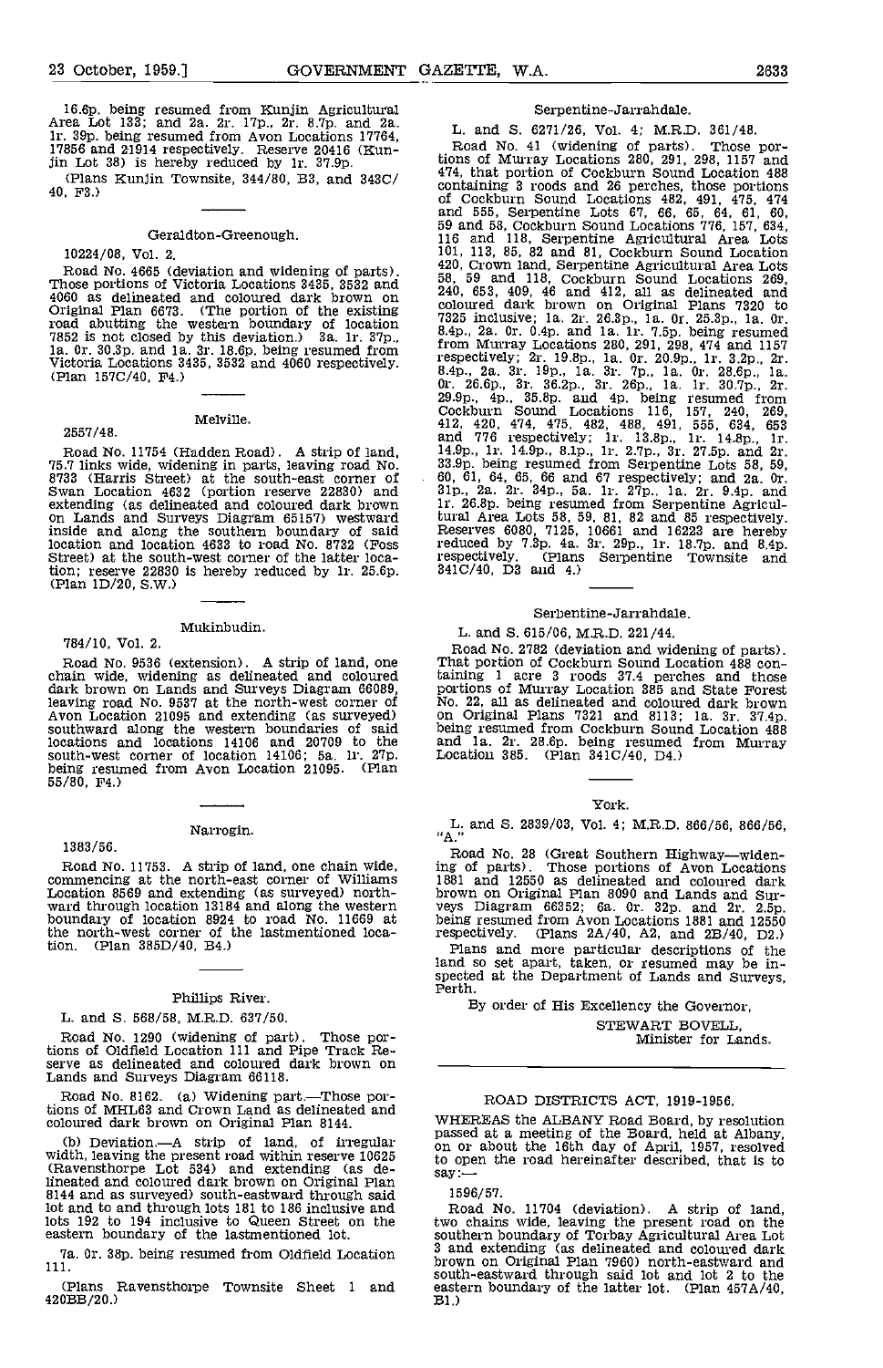16.6p. being resumed from Kunjin Agricultural Area Lot 133; and 2a. 2r. 17p., 2r. 8.7p. and 2a. 1r. 39p. being resumed from Avon Locations 17764, 17856 and 21914 respectively. Reserve 20416 (Kunjin Lot 38) is hereby reduced by 1r. 37.9p.

(Plans Kunjin Townsite, 344/80, B3, and 343C/40, F3.)

---

Geraldton-Greenough.

10224/08, Vol. 2.

Road No. 4665 (deviation and widening of parts). Those portions of Victoria Locations 3435, 3532 and 4060 as delineated and coloured dark brown on Original Plan 6673. (The portion of the existing road abutting the western boundary of location 7852 is not closed by this deviation.) 3a. 1r. 37p., 1a. 0r. 30.3p. and 1a. 3r. 18.6p. being resumed from Victoria Locations 3435, 3532 and 4060 respectively. (Plan 157C/40, F4.)

---

Melville.

2557/48.

Road No. 11754 (Hadden Road). A strip of land, 75.7 links wide, widening in parts, leaving road No. 8733 (Harris Street) at the south-east corner of Swan Location 4632 (portion reserve 22830) and extending (as delineated and coloured dark brown on Lands and Surveys Diagram 65157) westward inside and along the southern boundary of said location and location 4633 to road No. 8732 (Foss Street) at the south-west corner of the latter location; reserve 22830 is hereby reduced by 1r. 25.6p. (Plan 1D/20, S.W.)

---

Mukinbudin.

784/10, Vol. 2.

Road No. 9536 (extension). A strip of land, one chain wide, widening as delineated and coloured dark brown on Lands and Surveys Diagram 66089, leaving road No. 9537 at the north-west corner of Avon Location 21095 and extending (as surveyed) southward along the western boundaries of said locations and locations 14106 and 20709 to the south-west corner of location 14106; 5a. 1r. 27p. being resumed from Avon Location 21095. (Plan 55/80, F4.)

---

Narrogin.

1383/56.

Road No. 11753. A strip of land, one chain wide, commencing at the north-east corner of Williams Location 8569 and extending (as surveyed) northward through location 13184 and along the western boundary of location 8924 to road No. 11669 at the north-west corner of the lastmentioned location. (Plan 385D/40, B4.)

---

Phillips River.

L. and S. 568/58, M.R.D. 637/50.

Road No. 1290 (widening of part). Those portions of Oldfield Location 111 and Pipe Track Reserve as delineated and coloured dark brown on Lands and Surveys Diagram 66118.

Road No. 8162. (a) Widening part.—Those portions of MHL63 and Crown Land as delineated and coloured dark brown on Original Plan 8144.

(b) Deviation.—A strip of land, of irregular width, leaving the present road within reserve 10625 (Ravensthorpe Lot 534) and extending (as delineated and coloured dark brown on Original Plan 8144 and as surveyed) south-eastward through said lot and to and through lots 181 to 186 inclusive and lots 192 to 194 inclusive to Queen Street on the eastern boundary of the lastmentioned lot.

7a. 0r. 38p. being resumed from Oldfield Location 111.

(Plans Ravensthorpe Townsite Sheet 1 and 420BB/20.)

---

Serpentine-Jarrahdale.

L. and S. 6271/26, Vol. 4; M.R.D. 361/48.

Road No. 41 (widening of parts). Those portions of Murray Locations 280, 291, 298, 1157 and 474, that portion of Cockburn Sound Location 488 containing 3 roods and 26 perches, those portions of Cockburn Sound Locations 482, 491, 475, 474 and 555, Serpentine Lots 67, 66, 65, 64, 61, 60, 59 and 58, Cockburn Sound Locations 776, 157, 634, 116 and 118, Serpentine Agricultural Area Lots 101, 113, 85, 82 and 81, Cockburn Sound Location 420, Crown land, Serpentine Agricultural Area Lots 58, 59 and 118, Cockburn Sound Locations 269, 240, 653, 409, 46 and 412, all as delineated and coloured dark brown on Original Plans 7320 to 7325 inclusive; 1a. 2r. 26.3p., 1a. 0r. 25.3p., 1a. 0r. 8.4p., 2a. 0r. 0.4p. and 1a. 1r. 7.5p. being resumed from Murray Locations 280, 291, 298, 474 and 1157 respectively; 2r. 19.8p., 1a. 0r. 20.9p., 1r. 3.2p., 2r. 8.4p., 2a. 3r. 19p., 1a. 3r. 7p., 1a. 0r. 28.6p., 1a. 0r. 26.6p., 3r. 36.2p., 3r. 26p., 1a. 1r. 30.7p., 2r. 29.9p., 4p., 35.8p. and 4p. being resumed from Cockburn Sound Locations 116, 157, 240, 269, 412, 420, 474, 475, 482, 488, 491, 555, 634, 653 and 776 respectively; 1r. 13.8p., 1r. 14.8p., 1r. 14.9p., 1r. 14.9p., 8.1p., 1r. 2.7p., 3r. 27.5p. and 2r. 33.9p. being resumed from Serpentine Lots 58, 59, 60, 61, 64, 65, 66 and 67 respectively; and 2a. 0r. 31p., 2a. 2r. 34p., 5a. 1r. 27p., 1a. 2r. 9.4p. and 1r. 26.8p. being resumed from Serpentine Agricultural Area Lots 58, 59, 81, 82 and 85 respectively. Reserves 6080, 7125, 10661 and 16223 are hereby reduced by 7.3p. 4a. 3r. 29p., 1r. 18.7p. and 8.4p. respectively. (Plans Serpentine Townsite and 341C/40, D3 and 4.)

---

Serpentine-Jarrahdale.

L. and S. 615/06, M.R.D. 221/44.

Road No. 2782 (deviation and widening of parts). That portion of Cockburn Sound Location 488 containing 1 acre 3 roods 37.4 perches and those portions of Murray Location 385 and State Forest No. 22, all as delineated and coloured dark brown on Original Plans 7321 and 8113; 1a. 3r. 37.4p. being resumed from Cockburn Sound Location 488 and 1a. 2r. 28.6p. being resumed from Murray Location 385. (Plan 341C/40, D4.)

---

York.

L. and S. 2839/03, Vol. 4; M.R.D. 866/56, 866/56, "A."

Road No. 28 (Great Southern Highway—widening of parts). Those portions of Avon Locations 1881 and 12550 as delineated and coloured dark brown on Original Plan 8090 and Lands and Surveys Diagram 66352; 6a. 0r. 32p. and 2r. 2.5p. being resumed from Avon Locations 1881 and 12550 respectively. (Plans 2A/40, A2, and 2B/40, D2.)

Plans and more particular descriptions of the land so set apart, taken, or resumed may be inspected at the Department of Lands and Surveys, Perth.

By order of His Excellency the Governor,

STEWART BOVELL,
Minister for Lands.

---

ROAD DISTRICTS ACT, 1919-1956.

WHEREAS the ALBANY Road Board, by resolution passed at a meeting of the Board, held at Albany, on or about the 16th day of April, 1957, resolved to open the road hereinafter described, that is to say:—

1596/57.

Road No. 11704 (deviation). A strip of land, two chains wide, leaving the present road on the southern boundary of Torbay Agricultural Area Lot 3 and extending (as delineated and coloured dark brown on Original Plan 7960) north-eastward and south-eastward through said lot and lot 2 to the eastern boundary of the latter lot. (Plan 457A/40, B1.)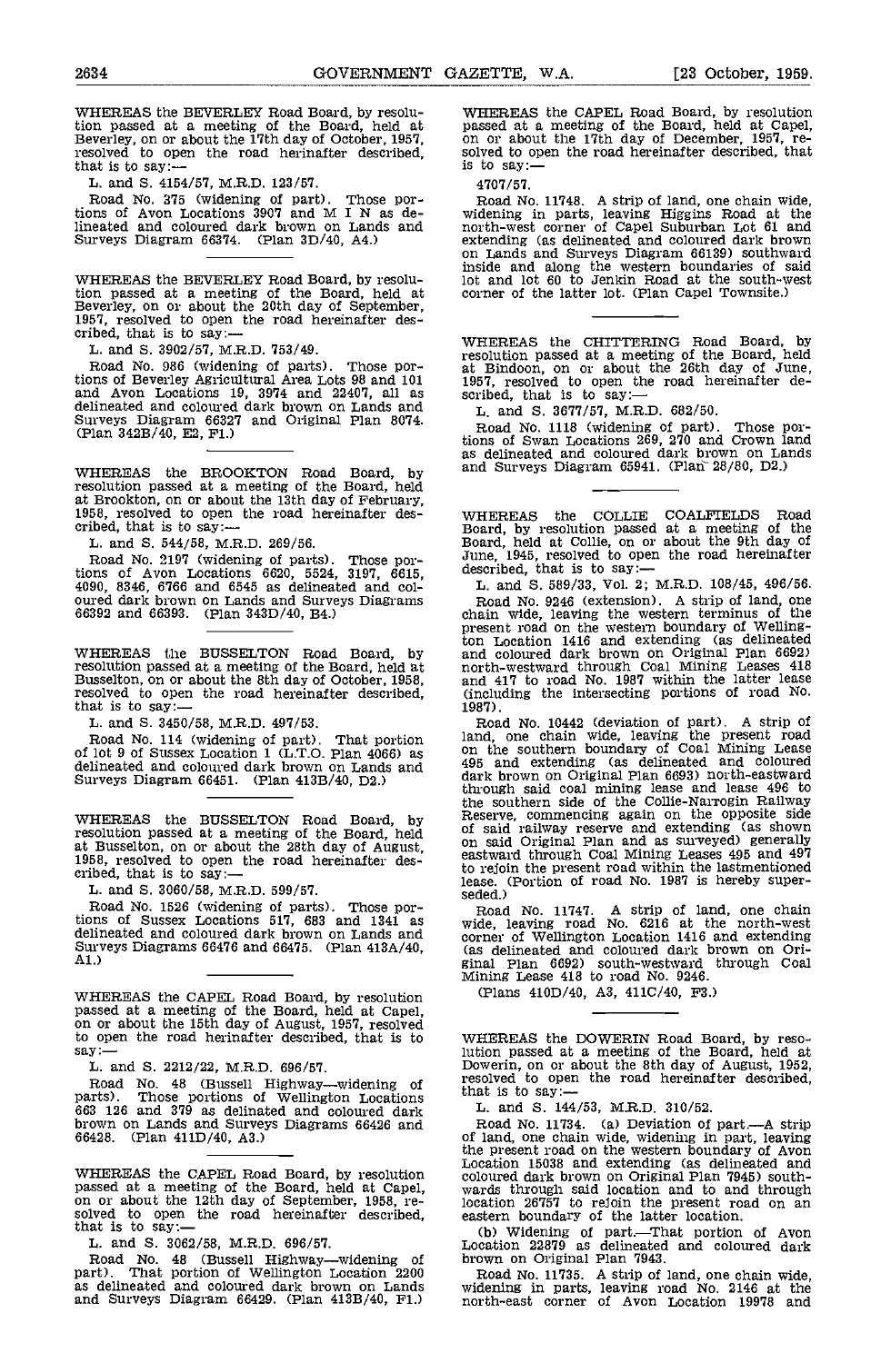WHEREAS the BEVERLEY Road Board, by resolution passed at a meeting of the Board, held at Beverley, on or about the 17th day of October, 1957, resolved to open the road hereinafter described, that is to say:—

L. and S. 4154/57, M.R.D. 123/57.

Road No. 375 (widening of part). Those portions of Avon Locations 3907 and M I N as delineated and coloured dark brown on Lands and Surveys Diagram 66374. (Plan 3D/40, A4.)

---

WHEREAS the BEVERLEY Road Board, by resolution passed at a meeting of the Board, held at Beverley, on or about the 20th day of September, 1957, resolved to open the road hereinafter described, that is to say:—

L. and S. 3902/57, M.R.D. 753/49.

Road No. 986 (widening of parts). Those portions of Beverley Agricultural Area Lots 98 and 101 and Avon Locations 19, 3974 and 22407, all as delineated and coloured dark brown on Lands and Surveys Diagram 66327 and Original Plan 8074. (Plan 342B/40, E2, F1.)

---

WHEREAS the BROOKTON Road Board, by resolution passed at a meeting of the Board, held at Brookton, on or about the 13th day of February, 1958, resolved to open the road hereinafter described, that is to say:—

L. and S. 544/58, M.R.D. 269/56.

Road No. 2197 (widening of parts). Those portions of Avon Locations 6620, 5524, 3197, 6615, 4090, 8346, 6766 and 6545 as delineated and coloured dark brown on Lands and Surveys Diagrams 66392 and 66393. (Plan 343D/40, B4.)

---

WHEREAS the BUSSELTON Road Board, by resolution passed at a meeting of the Board, held at Busselton, on or about the 8th day of October, 1958, resolved to open the road hereinafter described, that is to say:—

L. and S. 3450/58, M.R.D. 497/53.

Road No. 114 (widening of part). That portion of lot 9 of Sussex Location 1 (L.T.O. Plan 4066) as delineated and coloured dark brown on Lands and Surveys Diagram 66451. (Plan 413B/40, D2.)

---

WHEREAS the BUSSELTON Road Board, by resolution passed at a meeting of the Board, held at Busselton, on or about the 28th day of August, 1958, resolved to open the road hereinafter described, that is to say:—

L. and S. 3060/58, M.R.D. 599/57.

Road No. 1526 (widening of parts). Those portions of Sussex Locations 517, 683 and 1341 as delineated and coloured dark brown on Lands and Surveys Diagrams 66476 and 66475. (Plan 413A/40, A1.)

---

WHEREAS the CAPEL Road Board, by resolution passed at a meeting of the Board, held at Capel, on or about the 15th day of August, 1957, resolved to open the road herinafter described, that is to say:—

L. and S. 2212/22, M.R.D. 696/57.

Road No. 48 (Bussell Highway—widening of parts). Those portions of Wellington Locations 663 126 and 379 as delinated and coloured dark brown on Lands and Surveys Diagrams 66426 and 66428. (Plan 411D/40, A3.)

---

WHEREAS the CAPEL Road Board, by resolution passed at a meeting of the Board, held at Capel, on or about the 12th day of September, 1958, resolved to open the road hereinafter described, that is to say:—

L. and S. 3062/58, M.R.D. 696/57.

Road No. 48 (Bussell Highway—widening of part). That portion of Wellington Location 2200 as delineated and coloured dark brown on Lands and Surveys Diagram 66429. (Plan 413B/40, F1.)

---

WHEREAS the CAPEL Road Board, by resolution passed at a meeting of the Board, held at Capel, on or about the 17th day of December, 1957, resolved to open the road hereinafter described, that is to say:—

4707/57.

Road No. 11748. A strip of land, one chain wide, widening in parts, leaving Higgins Road at the north-west corner of Capel Suburban Lot 61 and extending (as delineated and coloured dark brown on Lands and Surveys Diagram 66139) southward inside and along the western boundaries of said lot and lot 60 to Jenkin Road at the south-west corner of the latter lot. (Plan Capel Townsite.)

---

WHEREAS the CHITTERING Road Board, by resolution passed at a meeting of the Board, held at Bindoon, on or about the 26th day of June, 1957, resolved to open the road hereinafter described, that is to say:—

L. and S. 3677/57, M.R.D. 682/50.

Road No. 1118 (widening of part). Those portions of Swan Locations 269, 270 and Crown land as delineated and coloured dark brown on Lands and Surveys Diagram 65941. (Plan 28/80, D2.)

---

WHEREAS the COLLIE COALFIELDS Road Board, by resolution passed at a meeting of the Board, held at Collie, on or about the 9th day of June, 1945, resolved to open the road hereinafter described, that is to say:—

L. and S. 589/33, Vol. 2; M.R.D. 108/45, 496/56.

Road No. 9246 (extension). A strip of land, one chain wide, leaving the western terminus of the present road on the western boundary of Wellington Location 1416 and extending (as delineated and coloured dark brown on Original Plan 6692) north-westward through Coal Mining Leases 418 and 417 to road No. 1987 within the latter lease (including the intersecting portions of road No. 1987).

Road No. 10442 (deviation of part). A strip of land, one chain wide, leaving the present road on the southern boundary of Coal Mining Lease 495 and extending (as delineated and coloured dark brown on Original Plan 6693) north-eastward through said coal mining lease and lease 496 to the southern side of the Collie-Narrogin Railway Reserve, commencing again on the opposite side of said railway reserve and extending (as shown on said Original Plan and as surveyed) generally eastward through Coal Mining Leases 495 and 497 to rejoin the present road within the lastmentioned lease. (Portion of road No. 1987 is hereby superseded.)

Road No. 11747. A strip of land, one chain wide, leaving road No. 6216 at the north-west corner of Wellington Location 1416 and extending (as delineated and coloured dark brown on Original Plan 6692) south-westward through Coal Mining Lease 418 to road No. 9246.

(Plans 410D/40, A3, 411C/40, F3.)

---

WHEREAS the DOWERIN Road Board, by resolution passed at a meeting of the Board, held at Dowerin, on or about the 8th day of August, 1952, resolved to open the road hereinafter described, that is to say:—

L. and S. 144/53, M.R.D. 310/52.

Road No. 11734. (a) Deviation of part.—A strip of land, one chain wide, widening in part, leaving the present road on the western boundary of Avon Location 15038 and extending (as delineated and coloured dark brown on Original Plan 7945) southwards through said location and to and through location 26757 to rejoin the present road on an eastern boundary of the latter location.

(b) Widening of part.—That portion of Avon Location 22879 as delineated and coloured dark brown on Original Plan 7943.

Road No. 11735. A strip of land, one chain wide, widening in parts, leaving road No. 2146 at the north-east corner of Avon Location 19978 and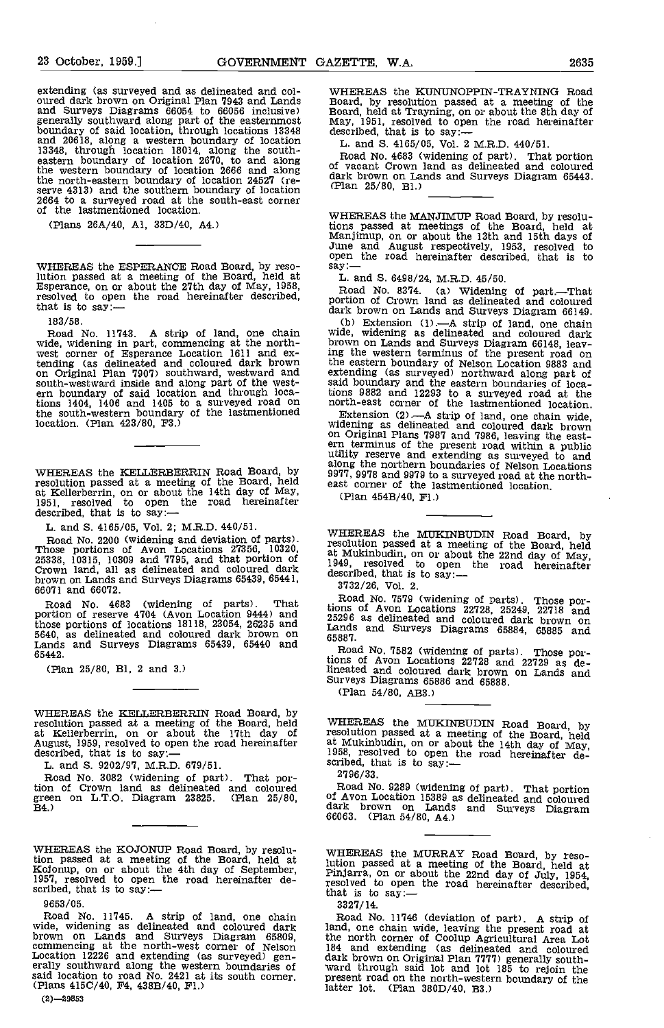extending (as surveyed and as delineated and coloured dark brown on Original Plan 7943 and Lands and Surveys Diagrams 66054 to 66056 inclusive) generally southward along part of the easternmost boundary of said location, through locations 13348 and 20618, along a western boundary of location 13348, through location 18014, along the south-eastern boundary of location 2670, to and along the western boundary of location 2666 and along the north-eastern boundary of location 24527 (reserve 4313) and the southern boundary of location 2664 to a surveyed road at the south-east corner of the lastmentioned location.

(Plans 26A/40, A1, 33D/40, A4.)

---

WHEREAS the ESPERANCE Road Board, by resolution passed at a meeting of the Board, held at Esperance, on or about the 27th day of May, 1958, resolved to open the road hereinafter described, that is to say:—

183/58.

Road No. 11743. A strip of land, one chain wide, widening in part, commencing at the north-west corner of Esperance Location 1611 and extending (as delineated and coloured dark brown on Original Plan 7907) southward, westward and south-westward inside and along part of the western boundary of said location and through locations 1404, 1406 and 1405 to a surveyed road on the south-western boundary of the lastmentioned location. (Plan 423/80, F3.)

---

WHEREAS the KELLERBERRIN Road Board, by resolution passed at a meeting of the Board, held at Kellerberrin, on or about the 14th day of May, 1951, resolved to open the road hereinafter described, that is to say:—

L. and S. 4165/05, Vol. 2; M.R.D. 440/51.

Road No. 2200 (widening and deviation of parts). Those portions of Avon Locations 27356, 10320, 25338, 10315, 10309 and 7795, and that portion of Crown land, all as delineated and coloured dark brown on Lands and Surveys Diagrams 65439, 65441, 66071 and 66072.

Road No. 4683 (widening of parts). That portion of reserve 4704 (Avon Location 9444) and those portions of locations 18118, 23054, 26235 and 5640, as delineated and coloured dark brown on Lands and Surveys Diagrams 65439, 65440 and 65442.

(Plan 25/80, B1, 2 and 3.)

---

WHEREAS the KELLERBERRIN Road Board, by resolution passed at a meeting of the Board, held at Kellerberrin, on or about the 17th day of August, 1959, resolved to open the road hereinafter described, that is to say:—

L. and S. 9202/97, M.R.D. 679/51.

Road No. 3082 (widening of part). That portion of Crown land as delineated and coloured green on L.T.O. Diagram 23825. (Plan 25/80, B4.)

---

WHEREAS the KOJONUP Road Board, by resolution passed at a meeting of the Board, held at Kojonup, on or about the 4th day of September, 1957, resolved to open the road hereinafter described, that is to say:—

9653/05.

Road No. 11745. A strip of land, one chain wide, widening as delineated and coloured dark brown on Lands and Surveys Diagram 65809, commencing at the north-west corner of Nelson Location 12226 and extending (as surveyed) generally southward along the western boundaries of said location to road No. 2421 at its south corner. (Plans 415C/40, F4, 438B/40, F1.)

---

WHEREAS the KUNUNOPPIN-TRAYNING Road Board, by resolution passed at a meeting of the Board, held at Trayning, on or about the 8th day of May, 1951, resolved to open the road hereinafter described, that is to say:—

L. and S. 4165/05, Vol. 2 M.R.D. 440/51.

Road No. 4683 (widening of part). That portion of vacant Crown land as delineated and coloured dark brown on Lands and Surveys Diagram 65443. (Plan 25/80, B1.)

---

WHEREAS the MANJIMUP Road Board, by resolutions passed at meetings of the Board, held at Manjimup, on or about the 13th and 15th days of June and August respectively, 1953, resolved to open the road hereinafter described, that is to say:—

L. and S. 6498/24, M.R.D. 45/50.

Road No. 8374. (a) Widening of part.—That portion of Crown land as delineated and coloured dark brown on Lands and Surveys Diagram 66149.

(b) Extension (1).—A strip of land, one chain wide, widening as delineated and coloured dark brown on Lands and Surveys Diagram 66148, leaving the western terminus of the present road on the eastern boundary of Nelson Location 9883 and extending (as surveyed) northward along part of said boundary and the eastern boundaries of locations 9882 and 12293 to a surveyed road at the north-east corner of the lastmentioned location.

Extension (2).—A strip of land, one chain wide, widening as delineated and coloured dark brown on Original Plans 7987 and 7986, leaving the eastern terminus of the present road within a public utility reserve and extending as surveyed to and along the northern boundaries of Nelson Locations 9977, 9978 and 9979 to a surveyed road at the north-east corner of the lastmentioned location.

(Plan 454B/40, F1.)

---

WHEREAS the MUKINBUDIN Road Board, by resolution passed at a meeting of the Board, held at Mukinbudin, on or about the 22nd day of May, 1949, resolved to open the road hereinafter described, that is to say:—

3732/26, Vol. 2.

Road No. 7579 (widening of parts). Those portions of Avon Locations 22728, 25249, 22718 and 25296 as delineated and coloured dark brown on Lands and Surveys Diagrams 65884, 65885 and 65887.

Road No. 7582 (widening of parts). Those portions of Avon Locations 22728 and 22729 as delineated and coloured dark brown on Lands and Surveys Diagrams 65886 and 65888.

(Plan 54/80, AB3.)

---

WHEREAS the MUKINBUDIN Road Board, by resolution passed at a meeting of the Board, held at Mukinbudin, on or about the 14th day of May, 1958, resolved to open the road hereinafter described, that is to say:—

2796/33.

Road No. 9289 (widening of part). That portion of Avon Location 15389 as delineated and coloured dark brown on Lands and Surveys Diagram 66063. (Plan 54/80, A4.)

---

WHEREAS the MURRAY Road Board, by resolution passed at a meeting of the Board, held at Pinjarra, on or about the 22nd day of July, 1954, resolved to open the road hereinafter described, that is to say:—

3327/14.

Road No. 11746 (deviation of part). A strip of land, one chain wide, leaving the present road at the north corner of Coolup Agricultural Area Lot 184 and extending (as delineated and coloured dark brown on Original Plan 7777) generally southward through said lot and lot 185 to rejoin the present road on the north-western boundary of the latter lot. (Plan 380D/40, B3.)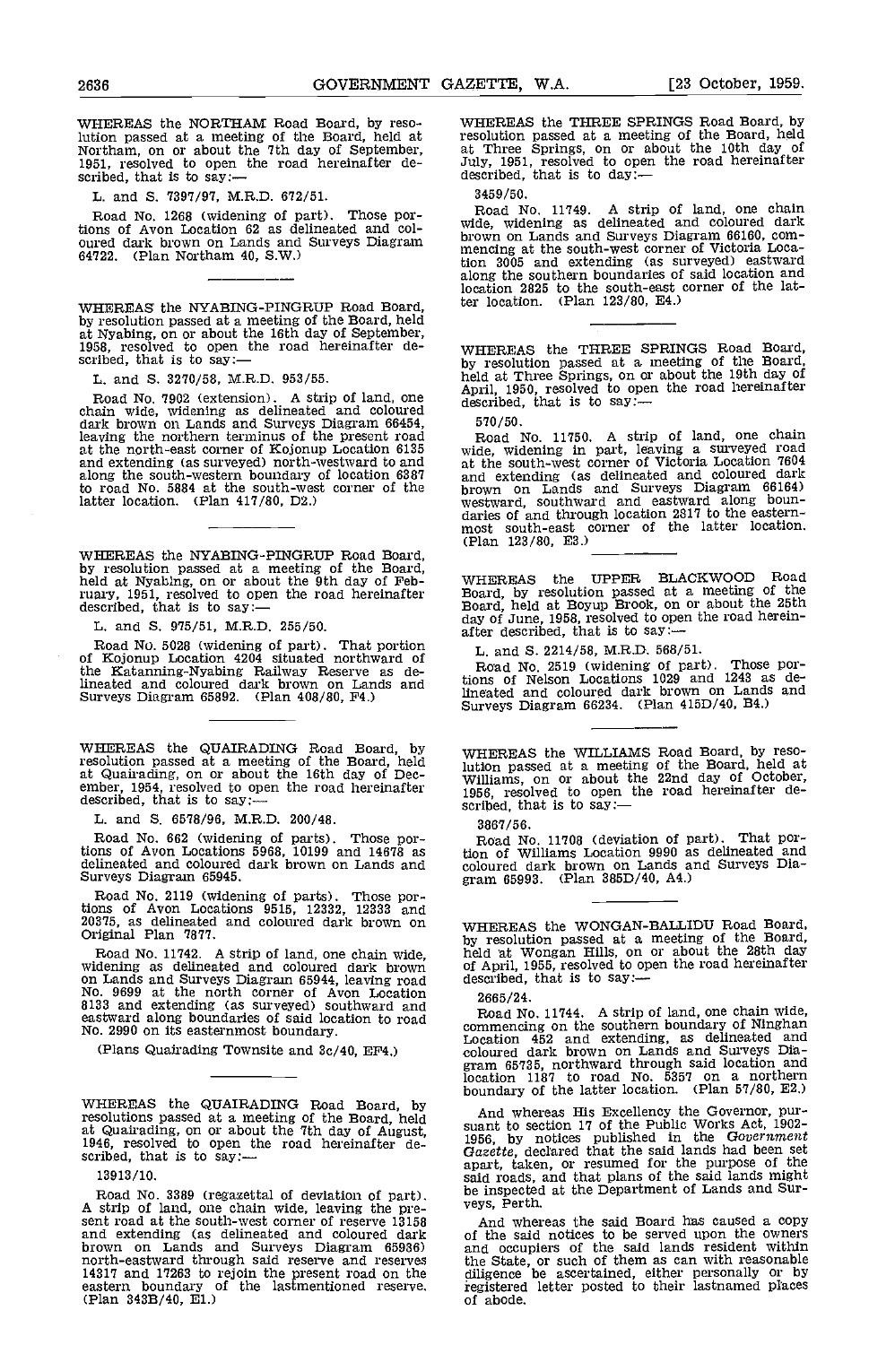WHEREAS the NORTHAM Road Board, by resolution passed at a meeting of the Board, held at Northam, on or about the 7th day of September, 1951, resolved to open the road hereinafter described, that is to say:—

L. and S. 7397/97, M.R.D. 672/51.

Road No. 1268 (widening of part). Those portions of Avon Location 62 as delineated and coloured dark brown on Lands and Surveys Diagram 64722. (Plan Northam 40, S.W.)

---

WHEREAS the NYABING-PINGRUP Road Board, by resolution passed at a meeting of the Board, held at Nyabing, on or about the 16th day of September, 1958, resolved to open the road hereinafter described, that is to say:—

L. and S. 3270/58, M.R.D. 953/55.

Road No. 7902 (extension). A strip of land, one chain wide, widening as delineated and coloured dark brown on Lands and Surveys Diagram 66454, leaving the northern terminus of the present road at the north-east corner of Kojonup Location 6135 and extending (as surveyed) north-westward to and along the south-western boundary of location 6387 to road No. 5884 at the south-west corner of the latter location. (Plan 417/80, D2.)

---

WHEREAS the NYABING-PINGRUP Road Board, by resolution passed at a meeting of the Board, held at Nyabing, on or about the 9th day of February, 1951, resolved to open the road hereinafter described, that is to say:—

L. and S. 975/51, M.R.D. 255/50.

Road No. 5028 (widening of part). That portion of Kojonup Location 4204 situated northward of the Katanning-Nyabing Railway Reserve as delineated and coloured dark brown on Lands and Surveys Diagram 65892. (Plan 408/80, F4.)

---

WHEREAS the QUAIRADING Road Board, by resolution passed at a meeting of the Board, held at Quairading, on or about the 16th day of December, 1954, resolved to open the road hereinafter described, that is to say:—

L. and S. 6578/96, M.R.D. 200/48.

Road No. 662 (widening of parts). Those portions of Avon Locations 5968, 10199 and 14678 as delineated and coloured dark brown on Lands and Surveys Diagram 65945.

Road No. 2119 (widening of parts). Those portions of Avon Locations 9515, 12332, 12333 and 20375, as delineated and coloured dark brown on Original Plan 7877.

Road No. 11742. A strip of land, one chain wide, widening as delineated and coloured dark brown on Lands and Surveys Diagram 65944, leaving road No. 9699 at the north corner of Avon Location 8133 and extending (as surveyed) southward and eastward along boundaries of said location to road No. 2990 on its easternmost boundary.

(Plans Quairading Townsite and 3c/40, EF4.)

---

WHEREAS the QUAIRADING Road Board, by resolutions passed at a meeting of the Board, held at Quairading, on or about the 7th day of August, 1946, resolved to open the road hereinafter described, that is to say:—

13913/10.

Road No. 3389 (regazettal of deviation of part). A strip of land, one chain wide, leaving the present road at the south-west corner of reserve 13158 and extending (as delineated and coloured dark brown on Lands and Surveys Diagram 65936) north-eastward through said reserve and reserves 14317 and 17263 to rejoin the present road on the eastern boundary of the lastmentioned reserve. (Plan 343B/40, E1.)

---

WHEREAS the THREE SPRINGS Road Board, by resolution passed at a meeting of the Board, held at Three Springs, on or about the 10th day of July, 1951, resolved to open the road hereinafter described, that is to day:—

3459/50.

Road No. 11749. A strip of land, one chain wide, widening as delineated and coloured dark brown on Lands and Surveys Diagram 66160, commencing at the south-west corner of Victoria Location 3005 and extending (as surveyed) eastward along the southern boundaries of said location and location 2825 to the south-east corner of the latter location. (Plan 123/80, E4.)

---

WHEREAS the THREE SPRINGS Road Board, by resolution passed at a meeting of the Board, held at Three Springs, on or about the 19th day of April, 1950, resolved to open the road hereinafter described, that is to say:—

570/50.

Road No. 11750. A strip of land, one chain wide, widening in part, leaving a surveyed road at the south-west corner of Victoria Location 7604 and extending (as delineated and coloured dark brown on Lands and Surveys Diagram 66164) westward, southward and eastward along boundaries of and through location 2817 to the easternmost south-east corner of the latter location. (Plan 123/80, E3.)

---

WHEREAS the UPPER BLACKWOOD Road Board, by resolution passed at a meeting of the Board, held at Boyup Brook, on or about the 25th day of June, 1958, resolved to open the road hereinafter described, that is to say:—

L. and S. 2214/58, M.R.D. 568/51.

Road No. 2519 (widening of part). Those portions of Nelson Locations 1029 and 1243 as delineated and coloured dark brown on Lands and Surveys Diagram 66234. (Plan 415D/40, B4.)

---

WHEREAS the WILLIAMS Road Board, by resolution passed at a meeting of the Board, held at Williams, on or about the 22nd day of October, 1956, resolved to open the road hereinafter described, that is to say:—

3867/56.

Road No. 11708 (deviation of part). That portion of Williams Location 9990 as delineated and coloured dark brown on Lands and Surveys Diagram 65993. (Plan 385D/40, A4.)

---

WHEREAS the WONGAN-BALLIDU Road Board, by resolution passed at a meeting of the Board, held at Wongan Hills, on or about the 28th day of April, 1955, resolved to open the road hereinafter described, that is to say:—

2665/24.

Road No. 11744. A strip of land, one chain wide, commencing on the southern boundary of Ninghan Location 452 and extending, as delineated and coloured dark brown on Lands and Surveys Diagram 65735, northward through said location and location 1187 to road No. 5357 on a northern boundary of the latter location. (Plan 57/80, E2.)

And whereas His Excellency the Governor, pursuant to section 17 of the Public Works Act, 1902-1956, by notices published in the *Government Gazette*, declared that the said lands had been set apart, taken, or resumed for the purpose of the said roads, and that plans of the said lands might be inspected at the Department of Lands and Surveys, Perth.

And whereas the said Board has caused a copy of the said notices to be served upon the owners and occupiers of the said lands resident within the State, or such of them as can with reasonable diligence be ascertained, either personally or by registered letter posted to their lastnamed places of abode.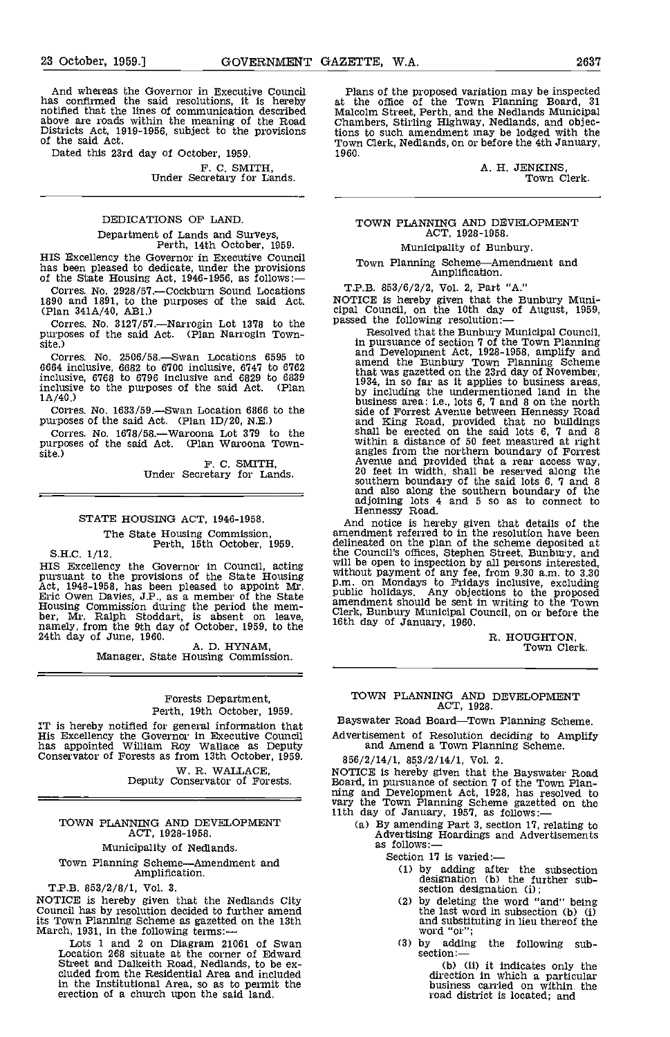And whereas the Governor in Executive Council has confirmed the said resolutions, it is hereby notified that the lines of communication described above are roads within the meaning of the Road Districts Act, 1919-1956, subject to the provisions of the said Act.

Dated this 23rd day of October, 1959.

F. C. SMITH,
Under Secretary for Lands.

---

## DEDICATIONS OF LAND.

Department of Lands and Surveys,
Perth, 14th October, 1959.

HIS Excellency the Governor in Executive Council has been pleased to dedicate, under the provisions of the State Housing Act, 1946-1956, as follows:—

Corres. No. 2928/57.—Cockburn Sound Locations 1890 and 1891, to the purposes of the said Act. (Plan 341A/40, AB1.)

Corres. No. 3127/57.—Narrogin Lot 1378 to the purposes of the said Act. (Plan Narrogin Townsite.)

Corres. No. 2506/58.—Swan Locations 6595 to 6664 inclusive, 6682 to 6700 inclusive, 6747 to 6762 inclusive, 6768 to 6796 inclusive and 6829 to 6839 inclusive to the purposes of the said Act. (Plan 1A/40.)

Corres. No. 1633/59.—Swan Location 6866 to the purposes of the said Act. (Plan 1D/20, N.E.)

Corres. No. 1678/58.—Waroona Lot 379 to the purposes of the said Act. (Plan Waroona Townsite.)

F. C. SMITH,
Under Secretary for Lands.

---

## STATE HOUSING ACT, 1946-1958.

The State Housing Commission,
Perth, 15th October, 1959.

S.H.C. 1/12.

HIS Excellency the Governor in Council, acting pursuant to the provisions of the State Housing Act, 1946-1958, has been pleased to appoint Mr. Eric Owen Davies, J.P., as a member of the State Housing Commission during the period the member, Mr. Ralph Stoddart, is absent on leave, namely, from the 9th day of October, 1959, to the 24th day of June, 1960.

A. D. HYNAM,
Manager, State Housing Commission.

---

Forests Department,
Perth, 19th October, 1959.

IT is hereby notified for general information that His Excellency the Governor in Executive Council has appointed William Roy Wallace as Deputy Conservator of Forests as from 13th October, 1959.

W. R. WALLACE,
Deputy Conservator of Forests.

---

## TOWN PLANNING AND DEVELOPMENT ACT, 1928-1958.

Municipality of Nedlands.

Town Planning Scheme—Amendment and Amplification.

T.P.B. 853/2/8/1, Vol. 3.

NOTICE is hereby given that the Nedlands City Council has by resolution decided to further amend its Town Planning Scheme as gazetted on the 13th March, 1931, in the following terms:—

Lots 1 and 2 on Diagram 21061 of Swan Location 268 situate at the corner of Edward Street and Dalkeith Road, Nedlands, to be excluded from the Residential Area and included in the Institutional Area, so as to permit the erection of a church upon the said land.

Plans of the proposed variation may be inspected at the office of the Town Planning Board, 31 Malcolm Street, Perth, and the Nedlands Municipal Chambers, Stirling Highway, Nedlands, and objections to such amendment may be lodged with the Town Clerk, Nedlands, on or before the 4th January, 1960.

A. H. JENKINS,
Town Clerk.

---

## TOWN PLANNING AND DEVELOPMENT ACT, 1928-1958.

Municipality of Bunbury.

Town Planning Scheme—Amendment and Amplification.

T.P.B. 853/6/2/2, Vol. 2, Part "A."

NOTICE is hereby given that the Bunbury Municipal Council, on the 10th day of August, 1959, passed the following resolution:—

Resolved that the Bunbury Municipal Council, in pursuance of section 7 of the Town Planning and Development Act, 1928-1958, amplify and amend the Bunbury Town Planning Scheme that was gazetted on the 23rd day of November, 1934, in so far as it applies to business areas, by including the undermentioned land in the business area: i.e., lots 6, 7 and 8 on the north side of Forrest Avenue between Hennessy Road and King Road, provided that no buildings shall be erected on the said lots 6, 7 and 8 within a distance of 50 feet measured at right angles from the northern boundary of Forrest Avenue and provided that a rear access way, 20 feet in width, shall be reserved along the southern boundary of the said lots 6, 7 and 8 and also along the southern boundary of the adjoining lots 4 and 5 so as to connect to Hennessy Road.

And notice is hereby given that details of the amendment referred to in the resolution have been delineated on the plan of the scheme deposited at the Council's offices, Stephen Street, Bunbury, and will be open to inspection by all persons interested, without payment of any fee, from 9.30 a.m. to 3.30 p.m. on Mondays to Fridays inclusive, excluding public holidays. Any objections to the proposed amendment should be sent in writing to the Town Clerk, Bunbury Municipal Council, on or before the 16th day of January, 1960.

R. HOUGHTON,
Town Clerk.

---

## TOWN PLANNING AND DEVELOPMENT ACT, 1928.

Bayswater Road Board—Town Planning Scheme.

Advertisement of Resolution deciding to Amplify and Amend a Town Planning Scheme.

856/2/14/1, 853/2/14/1, Vol. 2.

NOTICE is hereby given that the Bayswater Road Board, in pursuance of section 7 of the Town Planning and Development Act, 1928, has resolved to vary the Town Planning Scheme gazetted on the 11th day of January, 1957, as follows:—

(a) By amending Part 3, section 17, relating to Advertising Hoardings and Advertisements as follows:—

Section 17 is varied:—

(1) by adding after the subsection designation (b) the further subsection designation (i);

(2) by deleting the word "and" being the last word in subsection (b) (i) and substituting in lieu thereof the word "or";

(3) by adding the following subsection:—

(b) (ii) it indicates only the direction in which a particular business carried on within the road district is located; and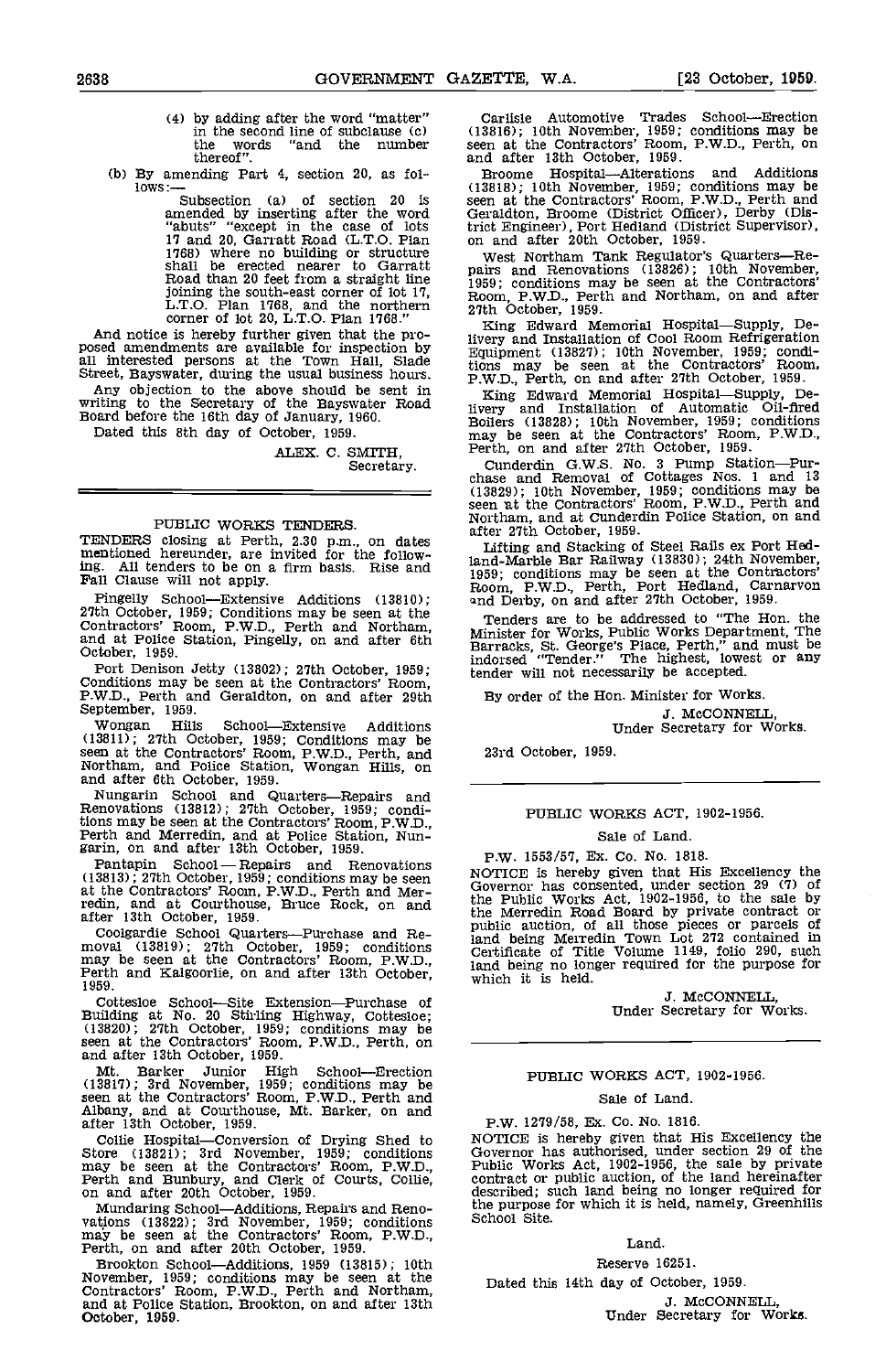(4) by adding after the word "matter" in the second line of subclause (c) the words "and the number thereof".

(b) By amending Part 4, section 20, as follows:—

Subsection (a) of section 20 is amended by inserting after the word "abuts" "except in the case of lots 17 and 20, Garratt Road (L.T.O. Plan 1768) where no building or structure shall be erected nearer to Garratt Road than 20 feet from a straight line joining the south-east corner of lot 17, L.T.O. Plan 1768, and the northern corner of lot 20, L.T.O. Plan 1768."

And notice is hereby further given that the proposed amendments are available for inspection by all interested persons at the Town Hall, Slade Street, Bayswater, during the usual business hours.

Any objection to the above should be sent in writing to the Secretary of the Bayswater Road Board before the 16th day of January, 1960.

Dated this 8th day of October, 1959.

ALEX. C. SMITH,
Secretary.

---

## PUBLIC WORKS TENDERS.

TENDERS closing at Perth, 2.30 p.m., on dates mentioned hereunder, are invited for the following. All tenders to be on a firm basis. Rise and Fall Clause will not apply.

Pingelly School—Extensive Additions (13810); 27th October, 1959; Conditions may be seen at the Contractors' Room, P.W.D., Perth and Northam, and at Police Station, Pingelly, on and after 6th October, 1959.

Port Denison Jetty (13802); 27th October, 1959; Conditions may be seen at the Contractors' Room, P.W.D., Perth and Geraldton, on and after 29th September, 1959.

Wongan Hills School—Extensive Additions (13811); 27th October, 1959; Conditions may be seen at the Contractors' Room, P.W.D., Perth, and Northam, and Police Station, Wongan Hills, on and after 6th October, 1959.

Nungarin School and Quarters—Repairs and Renovations (13812); 27th October, 1959; conditions may be seen at the Contractors' Room, P.W.D., Perth and Merredin, and at Police Station, Nungarin, on and after 13th October, 1959.

Pantapin School — Repairs and Renovations (13813); 27th October, 1959; conditions may be seen at the Contractors' Room, P.W.D., Perth and Merredin, and at Courthouse, Bruce Rock, on and after 13th October, 1959.

Coolgardie School Quarters—Purchase and Removal (13819); 27th October, 1959; conditions may be seen at the Contractors' Room, P.W.D., Perth and Kalgoorlie, on and after 13th October, 1959.

Cottesloe School—Site Extension—Purchase of Building at No. 20 Stirling Highway, Cottesloe; (13820); 27th October, 1959; conditions may be seen at the Contractors' Room, P.W.D., Perth, on and after 13th October, 1959.

Mt. Barker Junior High School—Erection (13817); 3rd November, 1959; conditions may be seen at the Contractors' Room, P.W.D., Perth and Albany, and at Courthouse, Mt. Barker, on and after 13th October, 1959.

Collie Hospital—Conversion of Drying Shed to Store (13821); 3rd November, 1959; conditions may be seen at the Contractors' Room, P.W.D., Perth and Bunbury, and Clerk of Courts, Collie, on and after 20th October, 1959.

Mundaring School—Additions, Repairs and Renovations (13822); 3rd November, 1959; conditions may be seen at the Contractors' Room, P.W.D., Perth, on and after 20th October, 1959.

Brookton School—Additions, 1959 (13815); 10th November, 1959; conditions may be seen at the Contractors' Room, P.W.D., Perth and Northam, and at Police Station, Brookton, on and after 13th October, 1959.

Carlisle Automotive Trades School—Erection (13816); 10th November, 1959; conditions may be seen at the Contractors' Room, P.W.D., Perth, on and after 13th October, 1959.

Broome Hospital—Alterations and Additions (13818); 10th November, 1959; conditions may be seen at the Contractors' Room, P.W.D., Perth and Geraldton, Broome (District Officer), Derby (District Engineer), Port Hedland (District Supervisor), on and after 20th October, 1959.

West Northam Tank Regulator's Quarters—Repairs and Renovations (13826); 10th November, 1959; conditions may be seen at the Contractors' Room, P.W.D., Perth and Northam, on and after 27th October, 1959.

King Edward Memorial Hospital—Supply, Delivery and Installation of Cool Room Refrigeration Equipment (13827); 10th November, 1959; conditions may be seen at the Contractors' Room, P.W.D., Perth, on and after 27th October, 1959.

King Edward Memorial Hospital—Supply, Delivery and Installation of Automatic Oil-fired Boilers (13828); 10th November, 1959; conditions may be seen at the Contractors' Room, P.W.D., Perth, on and after 27th October, 1959.

Cunderdin G.W.S. No. 3 Pump Station—Purchase and Removal of Cottages Nos. 1 and 13 (13829); 10th November, 1959; conditions may be seen at the Contractors' Room, P.W.D., Perth and Northam, and at Cunderdin Police Station, on and after 27th October, 1959.

Lifting and Stacking of Steel Rails ex Port Hedland-Marble Bar Railway (13830); 24th November, 1959; conditions may be seen at the Contractors' Room, P.W.D., Perth, Port Hedland, Carnarvon and Derby, on and after 27th October, 1959.

Tenders are to be addressed to "The Hon. the Minister for Works, Public Works Department, The Barracks, St. George's Place, Perth," and must be indorsed "Tender." The highest, lowest or any tender will not necessarily be accepted.

By order of the Hon. Minister for Works.

J. McCONNELL,
Under Secretary for Works.

23rd October, 1959.

---

## PUBLIC WORKS ACT, 1902-1956.

### Sale of Land.

P.W. 1553/57, Ex. Co. No. 1818.

NOTICE is hereby given that His Excellency the Governor has consented, under section 29 (7) of the Public Works Act, 1902-1956, to the sale by the Merredin Road Board by private contract or public auction, of all those pieces or parcels of land being Merredin Town Lot 272 contained in Certificate of Title Volume 1149, folio 290, such land being no longer required for the purpose for which it is held.

J. McCONNELL,
Under Secretary for Works.

---

## PUBLIC WORKS ACT, 1902-1956.

### Sale of Land.

P.W. 1279/58, Ex. Co. No. 1816.

NOTICE is hereby given that His Excellency the Governor has authorised, under section 29 of the Public Works Act, 1902-1956, the sale by private contract or public auction, of the land hereinafter described; such land being no longer required for the purpose for which it is held, namely, Greenhills School Site.

Land.

Reserve 16251.

Dated this 14th day of October, 1959.

J. McCONNELL,
Under Secretary for Works.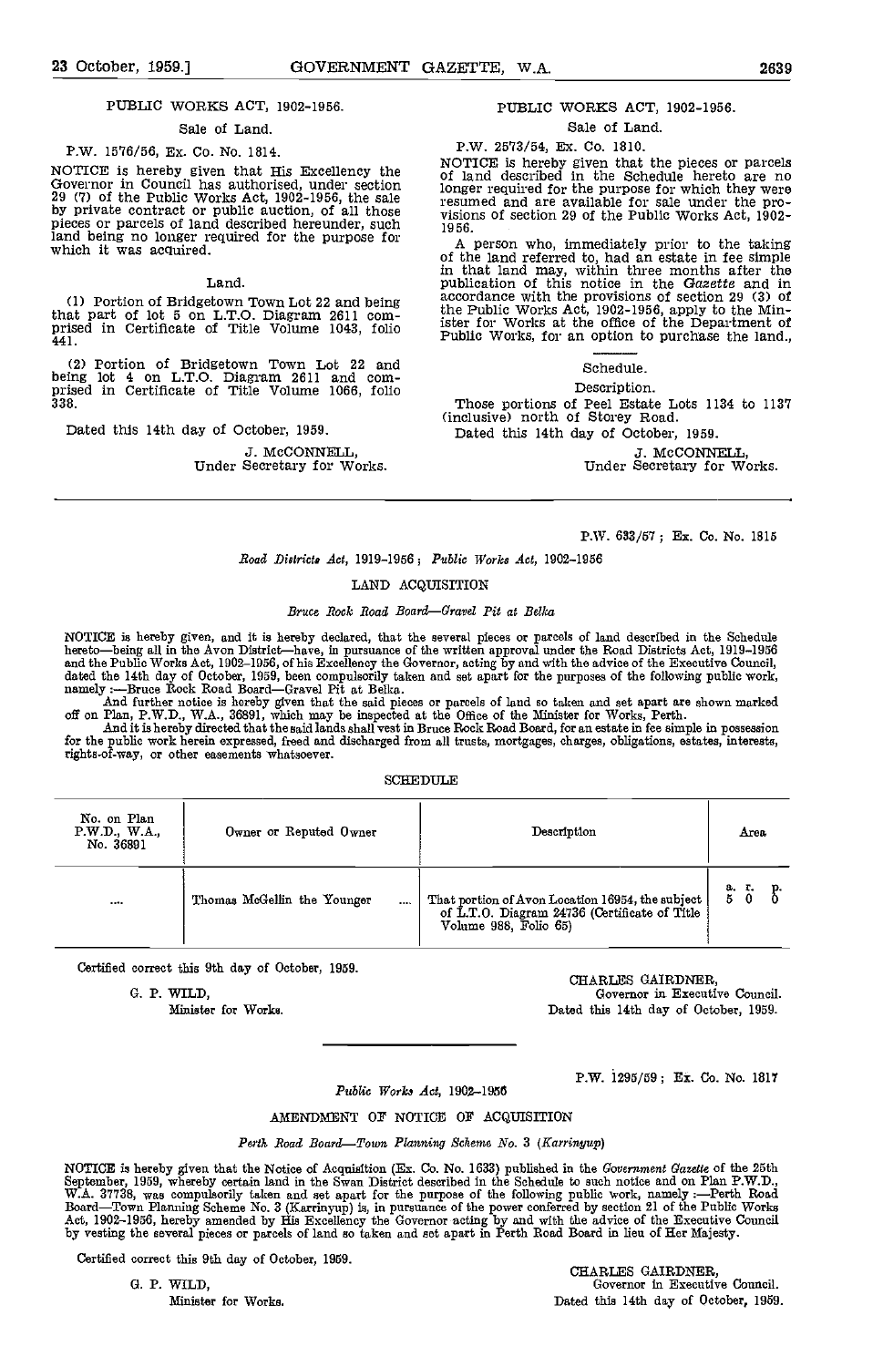## PUBLIC WORKS ACT, 1902-1956.

### Sale of Land.

P.W. 1576/56, Ex. Co. No. 1814.

NOTICE is hereby given that His Excellency the Governor in Council has authorised, under section 29 (7) of the Public Works Act, 1902-1956, the sale by private contract or public auction, of all those pieces or parcels of land described hereunder, such land being no longer required for the purpose for which it was acquired.

#### Land.

(1) Portion of Bridgetown Town Lot 22 and being that part of lot 5 on L.T.O. Diagram 2611 comprised in Certificate of Title Volume 1043, folio 441.

(2) Portion of Bridgetown Town Lot 22 and being lot 4 on L.T.O. Diagram 2611 and comprised in Certificate of Title Volume 1066, folio 338.

Dated this 14th day of October, 1959.

J. McCONNELL,
Under Secretary for Works.

## PUBLIC WORKS ACT, 1902-1956.

### Sale of Land.

P.W. 2573/54, Ex. Co. 1810.

NOTICE is hereby given that the pieces or parcels of land described in the Schedule hereto are no longer required for the purpose for which they were resumed and are available for sale under the provisions of section 29 of the Public Works Act, 1902-1956.

A person who, immediately prior to the taking of the land referred to, had an estate in fee simple in that land may, within three months after the publication of this notice in the *Gazette* and in accordance with the provisions of section 29 (3) of the Public Works Act, 1902-1956, apply to the Minister for Works at the office of the Department of Public Works, for an option to purchase the land.

#### Schedule.

Description.

Those portions of Peel Estate Lots 1134 to 1137 (inclusive) north of Storey Road.

Dated this 14th day of October, 1959.

J. McCONNELL,
Under Secretary for Works.

---

P.W. 633/57 ; Ex. Co. No. 1815

*Road Districts Act*, 1919-1956 ; *Public Works Act*, 1902-1956

## LAND ACQUISITION

*Bruce Rock Road Board—Gravel Pit at Belka*

NOTICE is hereby given, and it is hereby declared, that the several pieces or parcels of land described in the Schedule hereto—being all in the Avon District—have, in pursuance of the written approval under the Road Districts Act, 1919-1956 and the Public Works Act, 1902-1956, of his Excellency the Governor, acting by and with the advice of the Executive Council, dated the 14th day of October, 1959, been compulsorily taken and set apart for the purposes of the following public work, namely :—Bruce Rock Road Board—Gravel Pit at Belka.

And further notice is hereby given that the said pieces or parcels of land so taken and set apart are shown marked off on Plan, P.W.D., W.A., 36891, which may be inspected at the Office of the Minister for Works, Perth.

And it is hereby directed that the said lands shall vest in Bruce Rock Road Board, for an estate in fee simple in possession for the public work herein expressed, freed and discharged from all trusts, mortgages, charges, obligations, estates, interests, rights-of-way, or other easements whatsoever.

SCHEDULE

| No. on Plan P.W.D., W.A., No. 36891 | Owner or Reputed Owner | Description | Area |
|---|---|---|---|
| .... | Thomas McGellin the Younger .... | That portion of Avon Location 16954, the subject of L.T.O. Diagram 24736 (Certificate of Title Volume 988, Folio 65) | a. r. p.<br>5 0 0 |

Certified correct this 9th day of October, 1959.

G. P. WILD,
Minister for Works.

CHARLES GAIRDNER,
Governor in Executive Council.
Dated this 14th day of October, 1959.

---

P.W. 1295/59 ; Ex. Co. No. 1817

*Public Works Act*, 1902-1956

## AMENDMENT OF NOTICE OF ACQUISITION

*Perth Road Board—Town Planning Scheme No. 3 (Karrinyup)*

NOTICE is hereby given that the Notice of Acquisition (Ex. Co. No. 1633) published in the *Government Gazette* of the 25th September, 1959, whereby certain land in the Swan District described in the Schedule to such notice and on Plan P.W.D., W.A. 37738, was compulsorily taken and set apart for the purpose of the following public work, namely :—Perth Road Board—Town Planning Scheme No. 3 (Karrinyup) is, in pursuance of the power conferred by section 21 of the Public Works Act, 1902-1956, hereby amended by His Excellency the Governor acting by and with the advice of the Executive Council by vesting the several pieces or parcels of land so taken and set apart in Perth Road Board in lieu of Her Majesty.

Certified correct this 9th day of October, 1959.

G. P. WILD,
Minister for Works.

CHARLES GAIRDNER,
Governor in Executive Council.
Dated this 14th day of October, 1959.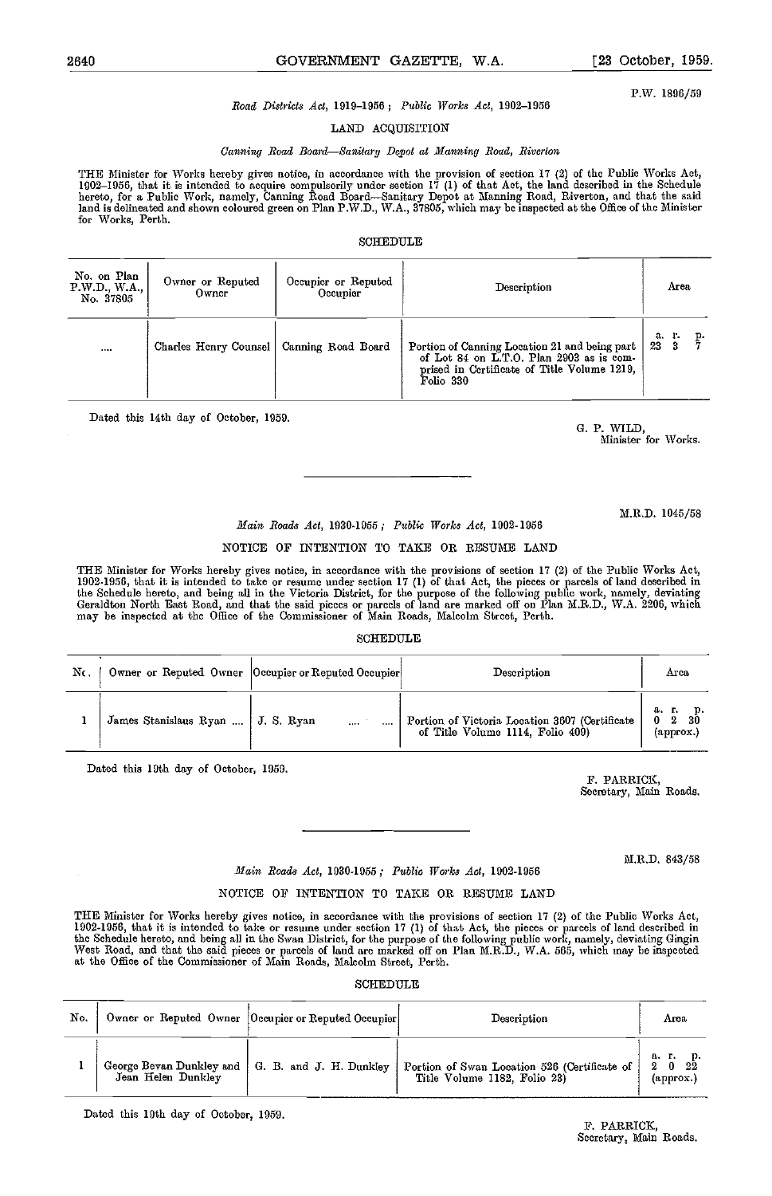P.W. 1896/59

*Road Districts Act*, 1919–1956 ; *Public Works Act*, 1902–1956

LAND ACQUISITION

*Canning Road Board—Sanitary Depot at Manning Road, Riverton*

THE Minister for Works hereby gives notice, in accordance with the provision of section 17 (2) of the Public Works Act, 1902–1956, that it is intended to acquire compulsorily under section 17 (1) of that Act, the land described in the Schedule hereto, for a Public Work, namely, Canning Road Board—Sanitary Depot at Manning Road, Riverton, and that the said land is delineated and shown coloured green on Plan P.W.D., W.A., 37805, which may be inspected at the Office of the Minister for Works, Perth.

SCHEDULE

| No. on Plan P.W.D., W.A., No. 37805 | Owner or Reputed Owner | Occupier or Reputed Occupier | Description | Area |
|---|---|---|---|---|
| .... | Charles Henry Counsel | Canning Road Board | Portion of Canning Location 21 and being part of Lot 84 on L.T.O. Plan 2903 as is comprised in Certificate of Title Volume 1219, Folio 330 | a. r. p. 23 3 7 |

Dated this 14th day of October, 1959.

G. P. WILD,
Minister for Works.

---

M.R.D. 1045/58

*Main Roads Act*, 1930-1955 ; *Public Works Act*, 1902-1956

NOTICE OF INTENTION TO TAKE OR RESUME LAND

THE Minister for Works hereby gives notice, in accordance with the provisions of section 17 (2) of the Public Works Act, 1902-1956, that it is intended to take or resume under section 17 (1) of that Act, the pieces or parcels of land described in the Schedule hereto, and being all in the Victoria District, for the purpose of the following public work, namely, deviating Geraldton North East Road, and that the said pieces or parcels of land are marked off on Plan M.R.D., W.A. 2206, which may be inspected at the Office of the Commissioner of Main Roads, Malcolm Street, Perth.

SCHEDULE

| No. | Owner or Reputed Owner | Occupier or Reputed Occupier | Description | Area |
|---|---|---|---|---|
| 1 | James Stanislaus Ryan .... | J. S. Ryan .... .... | Portion of Victoria Location 3607 (Certificate of Title Volume 1114, Folio 409) | a. r. p. 0 2 30 (approx.) |

Dated this 19th day of October, 1959.

F. PARRICK,
Secretary, Main Roads.

---

M.R.D. 843/58

*Main Roads Act*, 1930-1955 ; *Public Works Act*, 1902-1956

NOTICE OF INTENTION TO TAKE OR RESUME LAND

THE Minister for Works hereby gives notice, in accordance with the provisions of section 17 (2) of the Public Works Act, 1902-1956, that it is intended to take or resume under section 17 (1) of that Act, the pieces or parcels of land described in the Schedule hereto, and being all in the Swan District, for the purpose of the following public work, namely, deviating Gingin West Road, and that the said pieces or parcels of land are marked off on Plan M.R.D., W.A. 565, which may be inspected at the Office of the Commissioner of Main Roads, Malcolm Street, Perth.

SCHEDULE

| No. | Owner or Reputed Owner | Occupier or Reputed Occupier | Description | Area |
|---|---|---|---|---|
| 1 | George Bevan Dunkley and Jean Helen Dunkley | G. B. and J. H. Dunkley | Portion of Swan Location 526 (Certificate of Title Volume 1182, Folio 23) | a. r. p. 2 0 22 (approx.) |

Dated this 19th day of October, 1959.

F. PARRICK,
Secretary, Main Roads.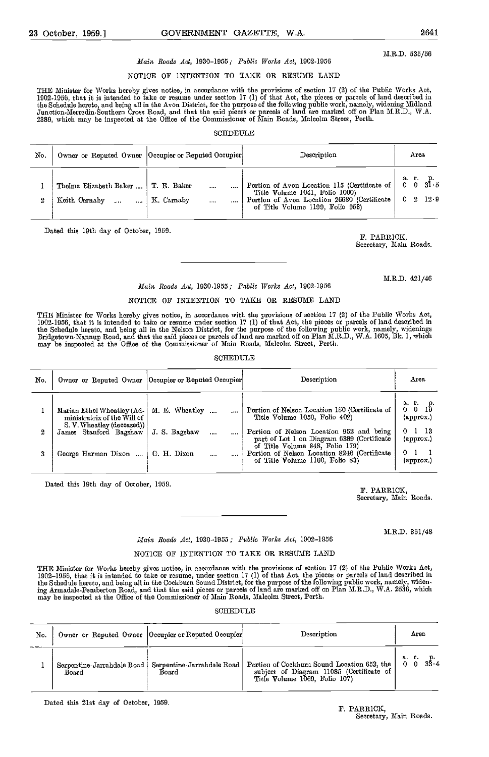M.R.D. 535/56

*Main Roads Act, 1930-1955; Public Works Act, 1902-1956*

NOTICE OF INTENTION TO TAKE OR RESUME LAND

THE Minister for Works hereby gives notice, in accordance with the provisions of section 17 (2) of the Public Works Act, 1902-1956, that it is intended to take or resume under section 17 (1) of that Act, the pieces or parcels of land described in the Schedule hereto, and being all in the Avon District, for the purpose of the following public work, namely, widening Midland Junction-Merredin-Southern Cross Road, and that the said pieces or parcels of land are marked off on Plan M.R.D., W.A. 2389, which may be inspected at the Office of the Commissioner of Main Roads, Malcolm Street, Perth.

SCHEDULE

| No. | Owner or Reputed Owner | Occupier or Reputed Occupier | Description | Area |
|---|---|---|---|---|
| | | | | a. r. p. |
| 1 | Thelma Elizabeth Baker .... | T. E. Baker .... .... | Portion of Avon Location 115 (Certificate of Title Volume 1041, Folio 1000) | 0 0 31·5 |
| 2 | Keith Carnaby .... .... | K. Carnaby .... .... | Portion of Avon Location 26680 (Certificate of Title Volume 1199, Folio 953) | 0 2 12·9 |

Dated this 19th day of October, 1959.

F. PARRICK,
Secretary, Main Roads.

---

M.R.D. 421/46

*Main Roads Act, 1930-1955; Public Works Act, 1902-1956*

NOTICE OF INTENTION TO TAKE OR RESUME LAND

THE Minister for Works hereby gives notice, in accordance with the provisions of section 17 (2) of the Public Works Act, 1902-1956, that it is intended to take or resume under section 17 (1) of that Act, the pieces or parcels of land described in the Schedule hereto, and being all in the Nelson District, for the purpose of the following public work, namely, widenings Bridgetown-Nannup Road, and that the said pieces or parcels of land are marked off on Plan M.R.D., W.A. 1605, Bk. 1, which may be inspected at the Office of the Commissioner of Main Roads, Malcolm Street, Perth.

SCHEDULE

| No. | Owner or Reputed Owner | Occupier or Reputed Occupier | Description | Area |
|---|---|---|---|---|
| | | | | a. r. p. |
| 1 | Marian Ethel Wheatley (Administratrix of the Will of S. V. Wheatley (deceased)) | M. E. Wheatley .... .... | Portion of Nelson Location 150 (Certificate of Title Volume 1050, Folio 402) | 0 0 19 (approx.) |
| 2 | James Stanford Bagshaw | J. S. Bagshaw .... .... | Portion of Nelson Location 952 and being part of Lot 1 on Diagram 6389 (Certificate of Title Volume 848, Folio 179) | 0 1 13 (approx.) |
| 3 | George Harman Dixon .... | G. H. Dixon .... .... | Portion of Nelson Location 8246 (Certificate of Title Volume 1160, Folio 83) | 0 1 1 (approx.) |

Dated this 19th day of October, 1959.

F. PARRICK,
Secretary, Main Roads.

---

M.R.D. 361/48

*Main Roads Act, 1930-1955; Public Works Act, 1902-1956*

NOTICE OF INTENTION TO TAKE OR RESUME LAND

THE Minister for Works hereby gives notice, in accordance with the provisions of section 17 (2) of the Public Works Act, 1902-1956, that it is intended to take or resume, under section 17 (1) of that Act, the pieces or parcels of land described in the Schedule hereto, and being all in the Cockburn Sound District, for the purpose of the following public work, namely, widening Armadale-Pemberton Road, and that the said pieces or parcels of land are marked off on Plan M.R.D., W.A. 2536, which may be inspected at the Office of the Commissioner of Main Roads, Malcolm Street, Perth.

SCHEDULE

| No. | Owner or Reputed Owner | Occupier or Reputed Occupier | Description | Area |
|---|---|---|---|---|
| | | | | a. r. p. |
| 1 | Serpentine-Jarrahdale Road Board | Serpentine-Jarrahdale Road Board | Portion of Cockburn Sound Location 653, the subject of Diagram 11085 (Certificate of Title Volume 1069, Folio 107) | 0 0 33·4 |

Dated this 21st day of October, 1959.

F. PARRICK,
Secretary, Main Roads.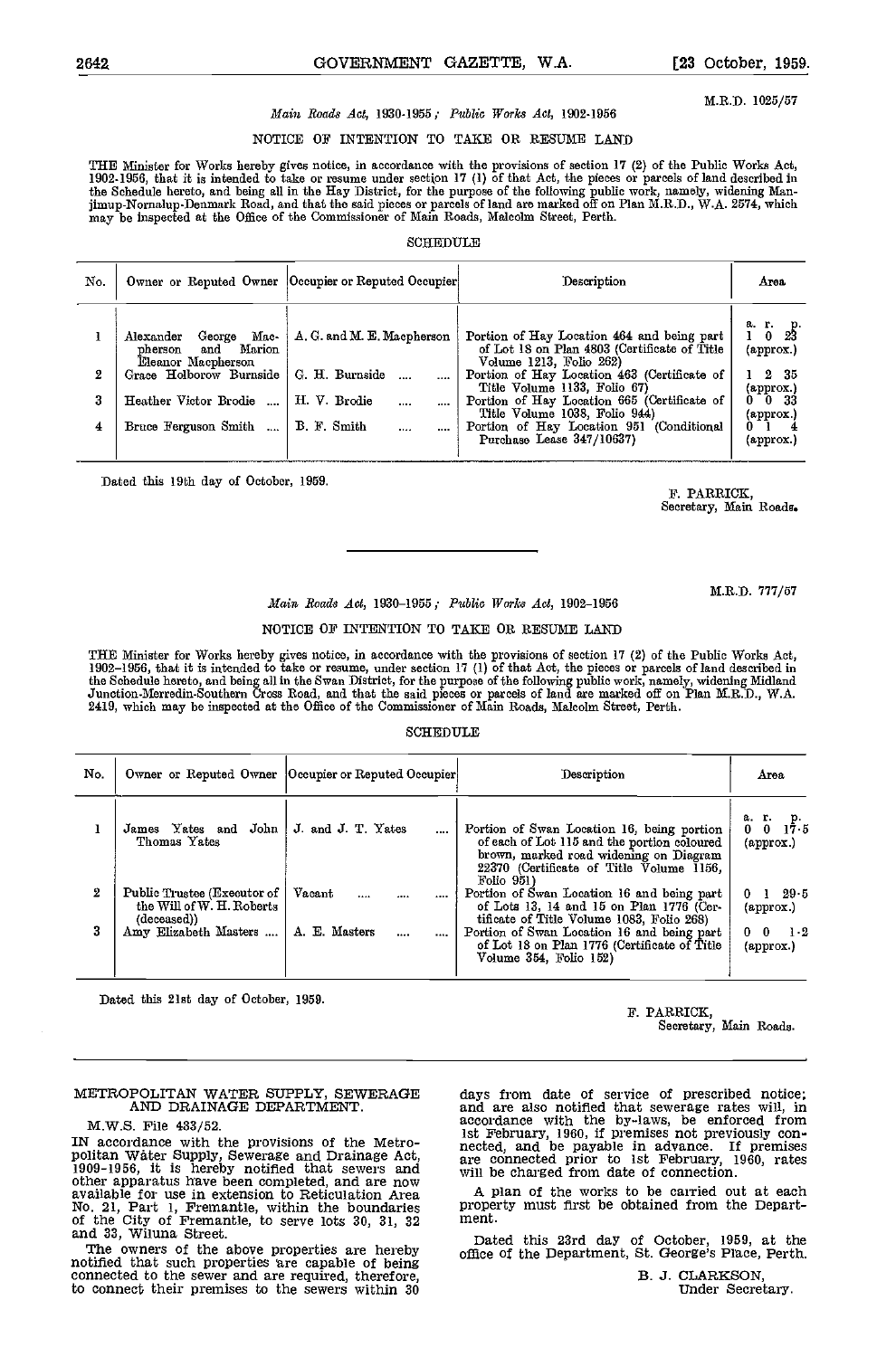M.R.D. 1025/57

*Main Roads Act*, 1930-1955; *Public Works Act*, 1902-1956

NOTICE OF INTENTION TO TAKE OR RESUME LAND

THE Minister for Works hereby gives notice, in accordance with the provisions of section 17 (2) of the Public Works Act, 1902-1956, that it is intended to take or resume under section 17 (1) of that Act, the pieces or parcels of land described in the Schedule hereto, and being all in the Hay District, for the purpose of the following public work, namely, widening Manjimup-Nornalup-Denmark Road, and that the said pieces or parcels of land are marked off on Plan M.R.D., W.A. 2574, which may be inspected at the Office of the Commissioner of Main Roads, Malcolm Street, Perth.

SCHEDULE

| No. | Owner or Reputed Owner | Occupier or Reputed Occupier | Description | Area |
|---|---|---|---|---|
| | | | | a. r. p. |
| 1 | Alexander George Macpherson and Marion Eleanor Macpherson | A. G. and M. E. Macpherson | Portion of Hay Location 464 and being part of Lot 18 on Plan 4803 (Certificate of Title Volume 1213, Folio 262) | 1 0 23 (approx.) |
| 2 | Grace Holborow Burnside | G. H. Burnside .... .... | Portion of Hay Location 463 (Certificate of Title Volume 1133, Folio 67) | 1 2 35 (approx.) |
| 3 | Heather Victor Brodie .... | H. V. Brodie .... .... | Portion of Hay Location 665 (Certificate of Title Volume 1038, Folio 944) | 0 0 33 (approx.) |
| 4 | Bruce Ferguson Smith .... | B. F. Smith .... .... | Portion of Hay Location 951 (Conditional Purchase Lease 347/10637) | 0 1 4 (approx.) |

Dated this 19th day of October, 1959.

F. PARRICK,
Secretary, Main Roads.

---

M.R.D. 777/57

*Main Roads Act*, 1930–1955; *Public Works Act*, 1902–1956

NOTICE OF INTENTION TO TAKE OR RESUME LAND

THE Minister for Works hereby gives notice, in accordance with the provisions of section 17 (2) of the Public Works Act, 1902–1956, that it is intended to take or resume, under section 17 (1) of that Act, the pieces or parcels of land described in the Schedule hereto, and being all in the Swan District, for the purpose of the following public work, namely, widening Midland Junction-Merredin-Southern Cross Road, and that the said pieces or parcels of land are marked off on Plan M.R.D., W.A. 2419, which may be inspected at the Office of the Commissioner of Main Roads, Malcolm Street, Perth.

SCHEDULE

| No. | Owner or Reputed Owner | Occupier or Reputed Occupier | Description | Area |
|---|---|---|---|---|
| | | | | a. r. p. |
| 1 | James Yates and John Thomas Yates | J. and J. T. Yates .... | Portion of Swan Location 16, being portion of each of Lot 115 and the portion coloured brown, marked road widening on Diagram 22370 (Certificate of Title Volume 1156, Folio 951) | 0 0 17·5 (approx.) |
| 2 | Public Trustee (Executor of the Will of W. H. Roberts (deceased)) | Vacant .... .... .... | Portion of Swan Location 16 and being part of Lots 13, 14 and 15 on Plan 1776 (Certificate of Title Volume 1083, Folio 268) | 0 1 29·5 (approx.) |
| 3 | Amy Elizabeth Masters .... | A. E. Masters .... .... | Portion of Swan Location 16 and being part of Lot 18 on Plan 1776 (Certificate of Title Volume 354, Folio 152) | 0 0 1·2 (approx.) |

Dated this 21st day of October, 1959.

F. PARRICK,
Secretary, Main Roads.

---

METROPOLITAN WATER SUPPLY, SEWERAGE AND DRAINAGE DEPARTMENT.

M.W.S. File 433/52.

IN accordance with the provisions of the Metropolitan Water Supply, Sewerage and Drainage Act, 1909-1956, it is hereby notified that sewers and other apparatus have been completed, and are now available for use in extension to Reticulation Area No. 21, Part 1, Fremantle, within the boundaries of the City of Fremantle, to serve lots 30, 31, 32 and 33, Wiluna Street.

The owners of the above properties are hereby notified that such properties are capable of being connected to the sewer and are required, therefore, to connect their premises to the sewers within 30 days from date of service of prescribed notice; and are also notified that sewerage rates will, in accordance with the by-laws, be enforced from 1st February, 1960, if premises not previously connected, and be payable in advance. If premises are connected prior to 1st February, 1960, rates will be charged from date of connection.

A plan of the works to be carried out at each property must first be obtained from the Department.

Dated this 23rd day of October, 1959, at the office of the Department, St. George's Place, Perth.

B. J. CLARKSON,
Under Secretary.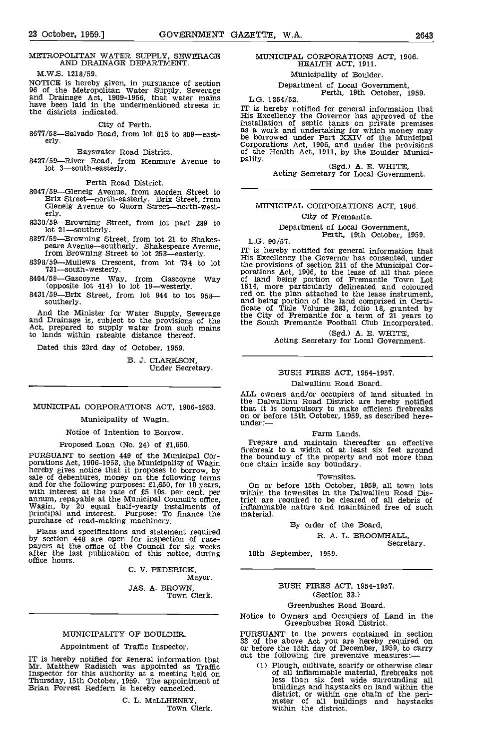## METROPOLITAN WATER SUPPLY, SEWERAGE AND DRAINAGE DEPARTMENT.

M.W.S. 1218/59.

NOTICE is hereby given, in pursuance of section 96 of the Metropolitan Water Supply, Sewerage and Drainage Act, 1909-1956, that water mains have been laid in the undermentioned streets in the districts indicated.

City of Perth.

8677/58—Salvado Road, from lot 815 to 809—easterly.

Bayswater Road District.

8427/59—River Road, from Kenmure Avenue to lot 3—south-easterly.

Perth Road District.

8047/59—Glenelg Avenue, from Morden Street to Brix Street—north-easterly. Brix Street, from Glenelg Avenue to Quorn Street—north-westerly.

8330/59—Browning Street, from lot part 289 to lot 21—southerly.

8397/59—Browning Street, from lot 21 to Shakespeare Avenue—southerly. Shakespeare Avenue, from Browning Street to lot 253—easterly.

8398/59—Mullewa Crescent, from lot 734 to lot 731—south-westerly.

8404/59—Gascoyne Way, from Gascoyne Way (opposite lot 414) to lot 19—westerly.

8431/59—Brix Street, from lot 944 to lot 958—southerly.

And the Minister for Water Supply, Sewerage and Drainage is, subject to the provisions of the Act, prepared to supply water from such mains to lands within rateable distance thereof.

Dated this 23rd day of October, 1959.

B. J. CLARKSON,
Under Secretary.

---

## MUNICIPAL CORPORATIONS ACT, 1906-1953.

Municipality of Wagin.

Notice of Intention to Borrow.

Proposed Loan (No. 24) of £1,650.

PURSUANT to section 449 of the Municipal Corporations Act, 1906-1953, the Municipality of Wagin hereby gives notice that it proposes to borrow, by sale of debentures, money on the following terms and for the following purposes: £1,650, for 10 years, with interest at the rate of £5 10s. per cent. per annum, repayable at the Municipal Council's office, Wagin, by 20 equal half-yearly instalments of principal and interest. Purpose: To finance the purchase of road-making machinery.

Plans and specifications and statement required by section 448 are open for inspection of ratepayers at the office of the Council for six weeks after the last publication of this notice, during office hours.

C. V. PEDERICK,
Mayor.

JAS. A. BROWN,
Town Clerk.

---

## MUNICIPALITY OF BOULDER.

Appointment of Traffic Inspector.

IT is hereby notified for general information that Mr. Matthew Radisich was appointed as Traffic Inspector for this authority at a meeting held on Thursday, 15th October, 1959. The appointment of Brian Forrest Redfern is hereby cancelled.

C. L. McLLHENEY,
Town Clerk.

---

## MUNICIPAL CORPORATIONS ACT, 1906. HEALTH ACT, 1911.

Municipality of Boulder.

Department of Local Government,
Perth, 19th October, 1959.

L.G. 1254/52.

IT is hereby notified for general information that His Excellency the Governor has approved of the installation of septic tanks on private premises as a work and undertaking for which money may be borrowed under Part XXIV of the Municipal Corporations Act, 1906, and under the provisions of the Health Act, 1911, by the Boulder Municipality.

(Sgd.) A. E. WHITE,
Acting Secretary for Local Government.

---

## MUNICIPAL CORPORATIONS ACT, 1906.

City of Fremantle.

Department of Local Government,
Perth, 19th October, 1959.

L.G. 90/57.

IT is hereby notified for general information that His Excellency the Governor has consented, under the provisions of section 211 of the Municipal Corporations Act, 1906, to the lease of all that piece of land being portion of Fremantle Town Lot 1514, more particularly delineated and coloured red on the plan attached to the lease instrument, and being portion of the land comprised in Certificate of Title Volume 283, folio 18, granted by the City of Fremantle for a term of 21 years to the South Fremantle Football Club Incorporated.

(Sgd.) A. E. WHITE,
Acting Secretary for Local Government.

---

## BUSH FIRES ACT, 1954-1957.

Dalwallinu Road Board.

ALL owners and/or occupiers of land situated in the Dalwallinu Road District are hereby notified that it is compulsory to make efficient firebreaks on or before 15th October, 1959, as described hereunder:—

Farm Lands.

Prepare and maintain thereafter an effective firebreak to a width of at least six feet around the boundary of the property and not more than one chain inside any boundary.

Townsites.

On or before 15th October, 1959, all town lots within the townsites in the Dalwallinu Road District are required to be cleared of all debris of inflammable nature and maintained free of such material.

By order of the Board,

R. A. L. BROOMHALL,
Secretary.

10th September, 1959.

---

## BUSH FIRES ACT, 1954-1957. (Section 33.)

Greenbushes Road Board.

Notice to Owners and Occupiers of Land in the Greenbushes Road District.

PURSUANT to the powers contained in section 33 of the above Act you are hereby required on or before the 15th day of December, 1959, to carry out the following fire preventive measures:—

(1) Plough, cultivate, scarify or otherwise clear of all inflammable material, firebreaks not less than six feet wide surrounding all buildings and haystacks on land within the district, or within one chain of the perimeter of all buildings and haystacks within the district.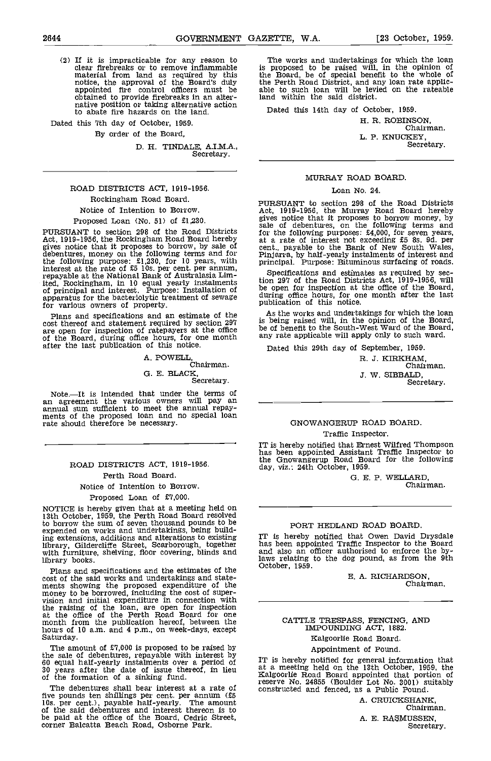(2) If it is impracticable for any reason to clear firebreaks or to remove inflammable material from land as required by this notice, the approval of the Board's duly appointed fire control officers must be obtained to provide firebreaks in an alternative position or taking alternative action to abate fire hazards on the land.

Dated this 7th day of October, 1959.

By order of the Board,

D. H. TINDALE, A.I.M.A.,
Secretary.

---

## ROAD DISTRICTS ACT, 1919-1956.

### Rockingham Road Board.

### Notice of Intention to Borrow.

### Proposed Loan (No. 51) of £1,230.

PURSUANT to section 298 of the Road Districts Act, 1919-1956, the Rockingham Road Board hereby gives notice that it proposes to borrow, by sale of debentures, money on the following terms and for the following purpose: £1,230, for 10 years, with interest at the rate of £5 10s. per cent. per annum, repayable at the National Bank of Australasia Limited, Rockingham, in 10 equal yearly instalments of principal and interest. Purpose: Installation of apparatus for the bacteriolytic treatment of sewage for various owners of property.

Plans and specifications and an estimate of the cost thereof and statement required by section 297 are open for inspection of ratepayers at the office of the Board, during office hours, for one month after the last publication of this notice.

A. POWELL,
Chairman.

G. E. BLACK,
Secretary.

Note.—It is intended that under the terms of an agreement the various owners will pay an annual sum sufficient to meet the annual repayments of the proposed loan and no special loan rate should therefore be necessary.

---

## ROAD DISTRICTS ACT, 1919-1956.

### Perth Road Board.

### Notice of Intention to Borrow.

### Proposed Loan of £7,000.

NOTICE is hereby given that at a meeting held on 13th October, 1959, the Perth Road Board resolved to borrow the sum of seven thousand pounds to be expended on works and undertakings, being building extensions, additions and alterations to existing library, Gildercliffe Street, Scarborough, together with furniture, shelving, floor covering, blinds and library books.

Plans and specifications and the estimates of the cost of the said works and undertakings and statements showing the proposed expenditure of the money to be borrowed, including the cost of supervision and initial expenditure in connection with the raising of the loan, are open for inspection at the office of the Perth Road Board for one month from the publication hereof, between the hours of 10 a.m. and 4 p.m., on week-days, except Saturday.

The amount of £7,000 is proposed to be raised by the sale of debentures, repayable with interest by 60 equal half-yearly instalments over a period of 30 years after the date of issue thereof, in lieu of the formation of a sinking fund.

The debentures shall bear interest at a rate of five pounds ten shillings per cent. per annum (£5 10s. per cent.), payable half-yearly. The amount of the said debentures and interest thereon is to be paid at the office of the Board, Cedric Street, corner Balcatta Beach Road, Osborne Park.

The works and undertakings for which the loan is proposed to be raised will, in the opinion of the Board, be of special benefit to the whole of the Perth Road District, and any loan rate applicable to such loan will be levied on the rateable land within the said district.

Dated this 14th day of October, 1959.

H. R. ROBINSON,
Chairman.

L. P. KNUCKEY,
Secretary.

---

## MURRAY ROAD BOARD.

### Loan No. 24.

PURSUANT to section 298 of the Road Districts Act, 1919-1956, the Murray Road Board hereby gives notice that it proposes to borrow money, by sale of debentures, on the following terms and for the following purposes: £4,000, for seven years, at a rate of interest not exceeding £5 8s. 9d. per cent., payable to the Bank of New South Wales, Pinjarra, by half-yearly instalments of interest and principal. Purpose: Bituminous surfacing of roads.

Specifications and estimates as required by section 297 of the Road Districts Act, 1919-1956, will be open for inspection at the office of the Board, during office hours, for one month after the last publication of this notice.

As the works and undertakings for which the loan is being raised will, in the opinion of the Board, be of benefit to the South-West Ward of the Board, any rate applicable will apply only to such ward.

Dated this 29th day of September, 1959.

R. J. KIRKHAM,
Chairman.

J. W. SIBBALD,
Secretary.

---

## GNOWANGERUP ROAD BOARD.

### Traffic Inspector.

IT is hereby notified that Ernest Wilfred Thompson has been appointed Assistant Traffic Inspector to the Gnowangerup Road Board for the following day, viz.: 24th October, 1959.

G. E. P. WELLARD,
Chairman.

---

## PORT HEDLAND ROAD BOARD.

IT is hereby notified that Owen David Drysdale has been appointed Traffic Inspector to the Board and also an officer authorised to enforce the by-laws relating to the dog pound, as from the 9th October, 1959.

E. A. RICHARDSON,
Chairman.

---

## CATTLE TRESPASS, FENCING, AND IMPOUNDING ACT, 1882.

### Kalgoorlie Road Board.

### Appointment of Pound.

IT is hereby notified for general information that at a meeting held on the 13th October, 1959, the Kalgoorlie Road Board appointed that portion of reserve No. 24855 (Boulder Lot No. 3001) suitably constructed and fenced, as a Public Pound.

A. CRUICKSHANK,
Chairman.

A. E. RASMUSSEN,
Secretary.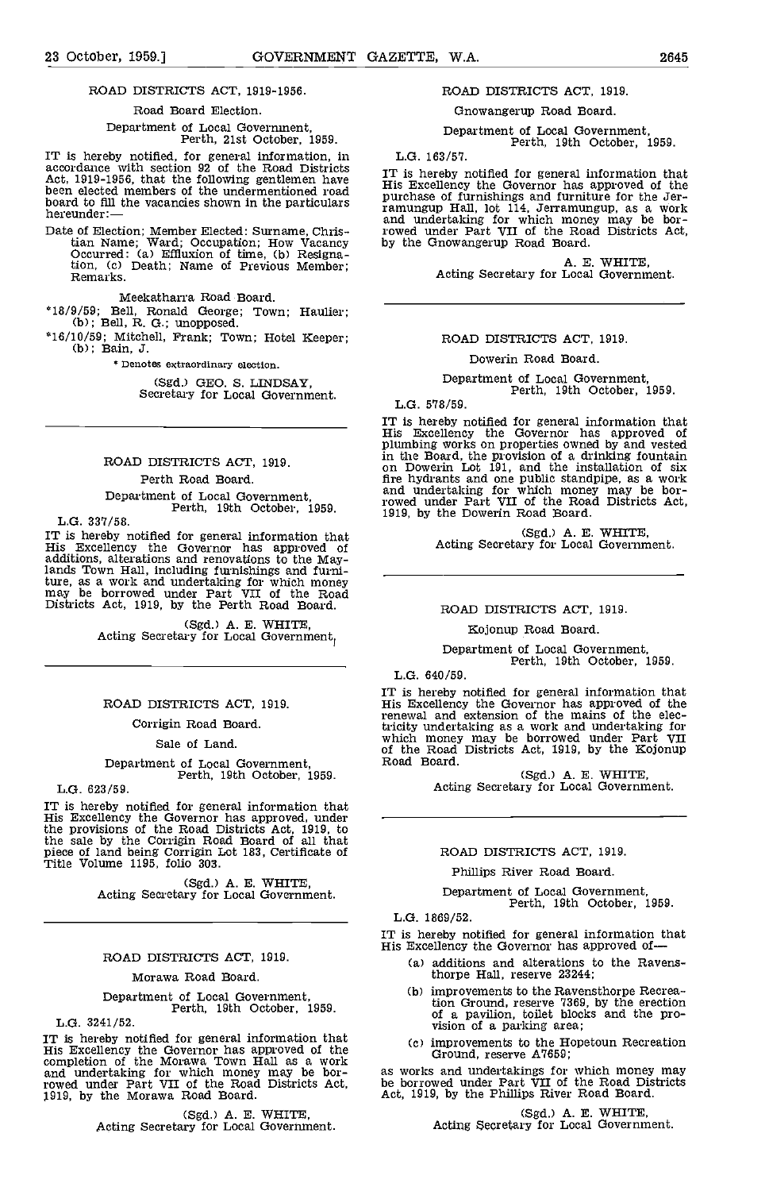ROAD DISTRICTS ACT, 1919-1956.

Road Board Election.

Department of Local Government,
Perth, 21st October, 1959.

IT is hereby notified, for general information, in accordance with section 92 of the Road Districts Act, 1919-1956, that the following gentlemen have been elected members of the undermentioned road board to fill the vacancies shown in the particulars hereunder:—

Date of Election; Member Elected: Surname, Christian Name; Ward; Occupation; How Vacancy Occurred: (a) Effluxion of time, (b) Resignation, (c) Death; Name of Previous Member; Remarks.

Meekatharra Road Board.

*18/9/59; Bell, Ronald George; Town; Haulier; (b); Bell, R. G.; unopposed.

*16/10/59; Mitchell, Frank; Town; Hotel Keeper; (b); Bain, J.

* Denotes extraordinary election.

(Sgd.) GEO. S. LINDSAY,
Secretary for Local Government.

---

ROAD DISTRICTS ACT, 1919.

Perth Road Board.

Department of Local Government,
Perth, 19th October, 1959.

L.G. 337/58.

IT is hereby notified for general information that His Excellency the Governor has approved of additions, alterations and renovations to the Maylands Town Hall, including furnishings and furniture, as a work and undertaking for which money may be borrowed under Part VII of the Road Districts Act, 1919, by the Perth Road Board.

(Sgd.) A. E. WHITE,
Acting Secretary for Local Government.

---

ROAD DISTRICTS ACT, 1919.

Corrigin Road Board.

Sale of Land.

Department of Local Government,
Perth, 19th October, 1959.

L.G. 623/59.

IT is hereby notified for general information that His Excellency the Governor has approved, under the provisions of the Road Districts Act, 1919, to the sale by the Corrigin Road Board of all that piece of land being Corrigin Lot 183, Certificate of Title Volume 1195, folio 303.

(Sgd.) A. E. WHITE,
Acting Secretary for Local Government.

---

ROAD DISTRICTS ACT, 1919.

Morawa Road Board.

Department of Local Government,
Perth, 19th October, 1959.

L.G. 3241/52.

IT is hereby notified for general information that His Excellency the Governor has approved of the completion of the Morawa Town Hall as a work and undertaking for which money may be borrowed under Part VII of the Road Districts Act, 1919, by the Morawa Road Board.

(Sgd.) A. E. WHITE,
Acting Secretary for Local Government.

---

ROAD DISTRICTS ACT, 1919.

Gnowangerup Road Board.

Department of Local Government,
Perth, 19th October, 1959.

L.G. 163/57.

IT is hereby notified for general information that His Excellency the Governor has approved of the purchase of furnishings and furniture for the Jerramungup Hall, lot 114, Jerramungup, as a work and undertaking for which money may be borrowed under Part VII of the Road Districts Act, by the Gnowangerup Road Board.

A. E. WHITE,
Acting Secretary for Local Government.

---

ROAD DISTRICTS ACT, 1919.

Dowerin Road Board.

Department of Local Government,
Perth, 19th October, 1959.

L.G. 578/59.

IT is hereby notified for general information that His Excellency the Governor has approved of plumbing works on properties owned by and vested in the Board, the provision of a drinking fountain on Dowerin Lot 191, and the installation of six fire hydrants and one public standpipe, as a work and undertaking for which money may be borrowed under Part VII of the Road Districts Act, 1919, by the Dowerin Road Board.

(Sgd.) A. E. WHITE,
Acting Secretary for Local Government.

---

ROAD DISTRICTS ACT, 1919.

Kojonup Road Board.

Department of Local Government,
Perth, 19th October, 1959.

L.G. 640/59.

IT is hereby notified for general information that His Excellency the Governor has approved of the renewal and extension of the mains of the electricity undertaking as a work and undertaking for which money may be borrowed under Part VII of the Road Districts Act, 1919, by the Kojonup Road Board.

(Sgd.) A. E. WHITE,
Acting Secretary for Local Government.

---

ROAD DISTRICTS ACT, 1919.

Phillips River Road Board.

Department of Local Government,
Perth, 19th October, 1959.

L.G. 1869/52.

IT is hereby notified for general information that His Excellency the Governor has approved of—

(a) additions and alterations to the Ravensthorpe Hall, reserve 23244;

(b) improvements to the Ravensthorpe Recreation Ground, reserve 7369, by the erection of a pavilion, toilet blocks and the provision of a parking area;

(c) improvements to the Hopetoun Recreation Ground, reserve A7659;

as works and undertakings for which money may be borrowed under Part VII of the Road Districts Act, 1919, by the Phillips River Road Board.

(Sgd.) A. E. WHITE,
Acting Secretary for Local Government.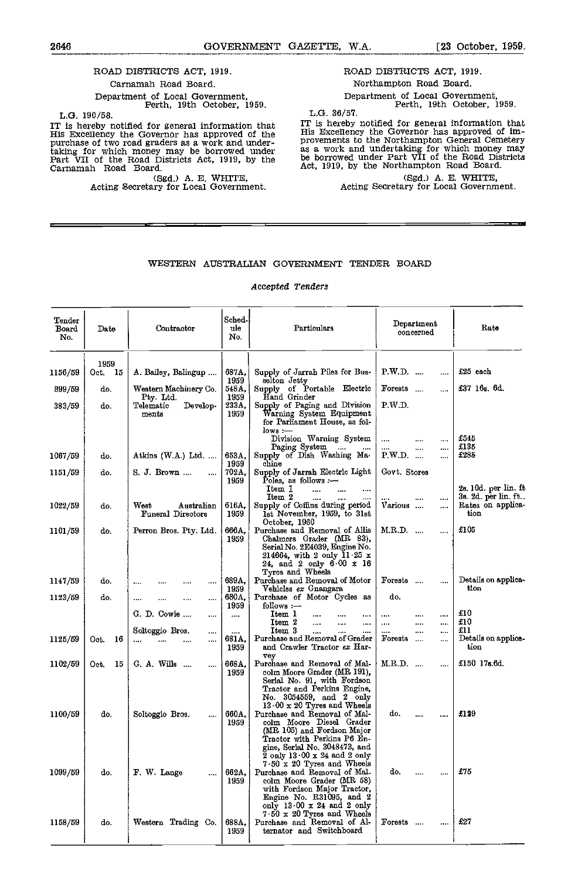ROAD DISTRICTS ACT, 1919.

Carnamah Road Board.

Department of Local Government,
Perth, 19th October, 1959.

L.G. 190/58.

IT is hereby notified for general information that His Excellency the Governor has approved of the purchase of two road graders as a work and undertaking for which money may be borrowed under Part VII of the Road Districts Act, 1919, by the Carnamah Road Board.

(Sgd.) A. E. WHITE,
Acting Secretary for Local Government.

ROAD DISTRICTS ACT, 1919.

Northampton Road Board.

Department of Local Government,
Perth, 19th October, 1959.

L.G. 36/57.

IT is hereby notified for general information that His Excellency the Governor has approved of improvements to the Northampton General Cemetery as a work and undertaking for which money may be borrowed under Part VII of the Road Districts Act, 1919, by the Northampton Road Board.

(Sgd.) A. E. WHITE,
Acting Secretary for Local Government.

---

WESTERN AUSTRALIAN GOVERNMENT TENDER BOARD

*Accepted Tenders*

| Tender Board No. | Date | Contractor | Schedule No. | Particulars | Department concerned | Rate |
|---|---|---|---|---|---|---|
| | 1959 | | | | | |
| 1156/59 | Oct. 15 | A. Bailey, Balingup .... | 687A, 1959 | Supply of Jarrah Piles for Busselton Jetty | P.W.D. .... .... | £25 each |
| 899/59 | do. | Western Machinery Co. Pty. Ltd. | 548A, 1959 | Supply of Portable Electric Hand Grinder | Forests .... .... | £37 16s. 6d. |
| 383/59 | do. | Telematic Developments | 233A, 1959 | Supply of Paging and Division Warning System Equipment for Parliament House, as follows :— | P.W.D. | |
| | | | | Division Warning System | .... .... .... | £545 |
| | | | | Paging System .... .... | .... .... .... | £135 |
| 1067/59 | do. | Atkins (W.A.) Ltd. .... | 653A, 1959 | Supply of Dish Washing Machine | P.W.D. .... .... | £285 |
| 1151/59 | do. | S. J. Brown .... .... | 702A, 1959 | Supply of Jarrah Electric Light Poles, as follows :— | Govt. Stores | |
| | | | | Item 1 .... .... .... | | 2s. 10d. per lin. ft |
| | | | | Item 2 .... .... .... | .... .... .... | 3s. 2d. per lin. ft.. |
| 1022/59 | do. | West Australian Funeral Directors | 616A, 1959 | Supply of Coffins during period 1st November, 1959, to 31st October, 1960 | Various .... .... | Rates on application |
| 1101/59 | do. | Perron Bros. Pty. Ltd. | 666A, 1959 | Purchase and Removal of Allis Chalmers Grader (MR 83), Serial No. 2E4039, Engine No. 214664, with 2 only 11·25 x 24, and 2 only 6·00 x 16 Tyres and Wheels | M.R.D. .... .... | £105 |
| 1147/59 | do. | .... .... .... .... | 689A, 1959 | Purchase and Removal of Motor Vehicles ex Gnangara | Forests .... .... | Details on application |
| 1123/59 | do. | .... .... .... .... | 680A, 1959 | Purchase of Motor Cycles as follows :— | do. | |
| | | G. D. Cowie .... .... | .... | Item 1 .... .... .... | .... .... .... | £10 |
| | | | | Item 2 .... .... .... | .... .... .... | £10 |
| | | Soltoggio Bros. .... | .... | Item 3 .... .... .... | .... .... .... | £11 |
| 1125/59 | Oct. 16 | .... .... .... .... | 681A, 1959 | Purchase and Removal of Grader and Crawler Tractor ex Harvey | Forests .... .... | Details on application |
| 1102/59 | Oct. 15 | G. A. Wills .... .... | 668A, 1959 | Purchase and Removal of Malcolm Moore Grader (MR 191), Serial No. 91, with Fordson Tractor and Perkins Engine, No. 3054559, and 2 only 13·00 x 20 Tyres and Wheels | M.R.D. .... .... | £150 17s.6d. |
| 1100/59 | do. | Soltoggio Bros. .... | 660A, 1959 | Purchase and Removal of Malcolm Moore Diesel Grader (MR 105) and Fordson Major Tractor with Perkins P6 Engine, Serial No. 3048473, and 2 only 13·00 x 24 and 2 only 7·50 x 20 Tyres and Wheels | do. .... .... | £129 |
| 1099/59 | do. | F. W. Lange .... | 662A, 1959 | Purchase and Removal of Malcolm Moore Grader (MR 58) with Fordson Major Tractor, Engine No. R31095, and 2 only 13·00 x 24 and 2 only 7·50 x 20 Tyres and Wheels | do. .... .... | £75 |
| 1158/59 | do. | Western Trading Co. | 688A, 1959 | Purchase and Removal of Alternator and Switchboard | Forests .... .... | £27 |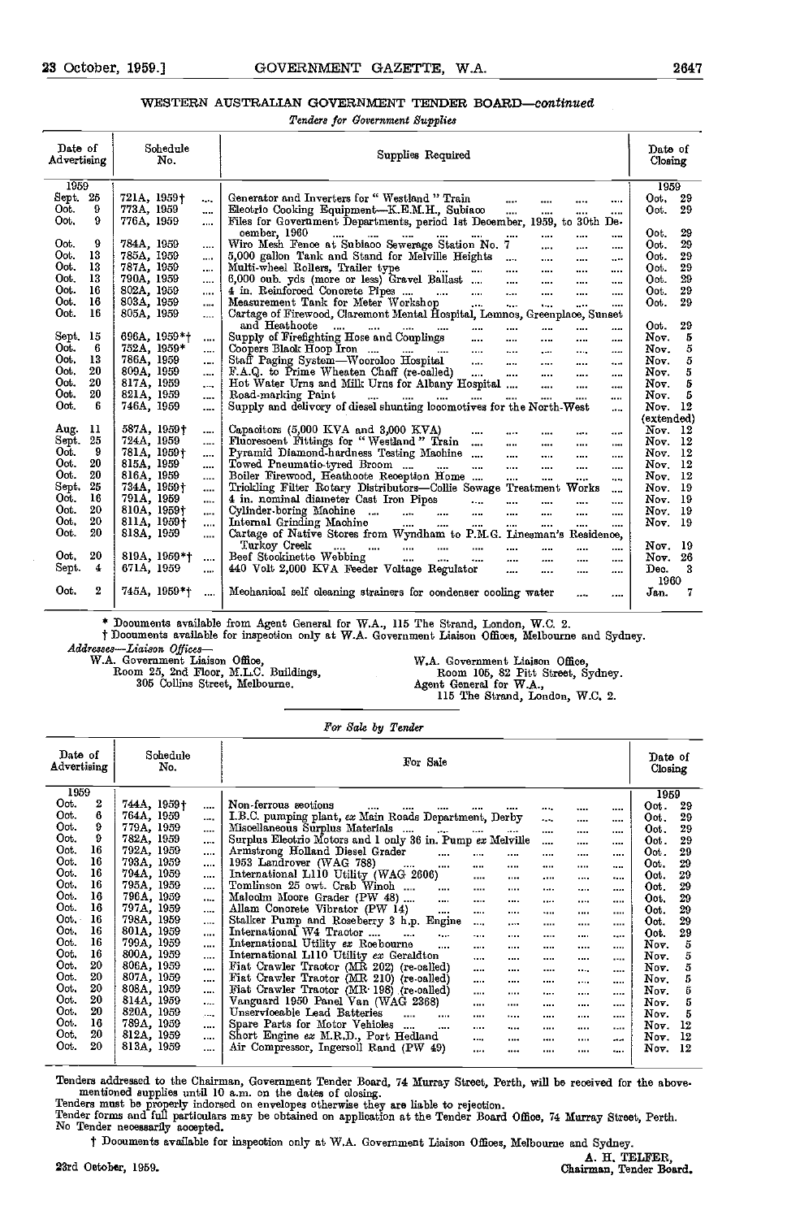## WESTERN AUSTRALIAN GOVERNMENT TENDER BOARD—*continued*

*Tenders for Government Supplies*

| Date of Advertising | Schedule No. | Supplies Required | Date of Closing |
|---|---|---|---|
| 1959 | | | 1959 |
| Sept. 25 | 721A, 1959† | Generator and Inverters for "Westland" Train | Oct. 29 |
| Oct. 9 | 773A, 1959 | Electric Cooking Equipment—K.E.M.H., Subiaco | Oct. 29 |
| Oct. 9 | 776A, 1959 | Files for Government Departments, period 1st December, 1959, to 30th December, 1960 | Oct. 29 |
| Oct. 9 | 784A, 1959 | Wire Mesh Fence at Subiaco Sewerage Station No. 7 | Oct. 29 |
| Oct. 13 | 785A, 1959 | 5,000 gallon Tank and Stand for Melville Heights | Oct. 29 |
| Oct. 13 | 787A, 1959 | Multi-wheel Rollers, Trailer type | Oct. 29 |
| Oct. 13 | 790A, 1959 | 6,000 cub. yds (more or less) Gravel Ballast | Oct. 29 |
| Oct. 16 | 802A, 1959 | 4 in. Reinforced Concrete Pipes | Oct. 29 |
| Oct. 16 | 803A, 1959 | Measurement Tank for Meter Workshop | Oct. 29 |
| Oct. 16 | 805A, 1959 | Cartage of Firewood, Claremont Mental Hospital, Lemnos, Greenplace, Sunset and Heathcote | Oct. 29 |
| Sept. 15 | 696A, 1959*† | Supply of Firefighting Hose and Couplings | Nov. 5 |
| Oct. 6 | 752A, 1959* | Coopers Black Hoop Iron | Nov. 5 |
| Oct. 13 | 786A, 1959 | Staff Paging System—Wooroloo Hospital | Nov. 5 |
| Oct. 20 | 809A, 1959 | F.A.Q. to Prime Wheaten Chaff (re-called) | Nov. 5 |
| Oct. 20 | 817A, 1959 | Hot Water Urns and Milk Urns for Albany Hospital | Nov. 5 |
| Oct. 20 | 821A, 1959 | Road-marking Paint | Nov. 5 |
| Oct. 6 | 746A, 1959 | Supply and delivery of diesel shunting locomotives for the North-West | Nov. 12 (extended) |
| Aug. 11 | 587A, 1959† | Capacitors (5,000 KVA and 3,000 KVA) | Nov. 12 |
| Sept. 25 | 724A, 1959 | Fluorescent Fittings for "Westland" Train | Nov. 12 |
| Oct. 9 | 781A, 1959† | Pyramid Diamond-hardness Testing Machine | Nov. 12 |
| Oct. 20 | 815A, 1959 | Towed Pneumatic-tyred Broom | Nov. 12 |
| Oct. 20 | 816A, 1959 | Boiler Firewood, Heathcote Reception Home | Nov. 12 |
| Sept. 25 | 734A, 1959† | Trickling Filter Rotary Distributors—Collie Sewage Treatment Works | Nov. 19 |
| Oct. 16 | 791A, 1959 | 4 in. nominal diameter Cast Iron Pipes | Nov. 19 |
| Oct. 20 | 810A, 1959† | Cylinder-boring Machine | Nov. 19 |
| Oct. 20 | 811A, 1959† | Internal Grinding Machine | Nov. 19 |
| Oct. 20 | 818A, 1959 | Cartage of Native Stores from Wyndham to P.M.G. Linesman's Residence, Turkey Creek | Nov. 19 |
| Oct. 20 | 819A, 1959*† | Beef Stockinette Webbing | Nov. 26 |
| Sept. 4 | 671A, 1959 | 440 Volt 2,000 KVA Feeder Voltage Regulator | Dec. 3 |
| | | | 1960 |
| Oct. 2 | 745A, 1959*† | Mechanical self cleaning strainers for condenser cooling water | Jan. 7 |

\* Documents available from Agent General for W.A., 115 The Strand, London, W.C. 2.

† Documents available for inspection only at W.A. Government Liaison Offices, Melbourne and Sydney.

*Addresses—Liaison Offices—*

W.A. Government Liaison Office,
Room 25, 2nd Floor, M.L.C. Buildings,
305 Collins Street, Melbourne.

W.A. Government Liaison Office,
Room 105, 82 Pitt Street, Sydney.
Agent General for W.A.,
115 The Strand, London, W.C. 2.

*For Sale by Tender*

| Date of Advertising | Schedule No. | For Sale | Date of Closing |
|---|---|---|---|
| 1959 | | | 1959 |
| Oct. 2 | 744A, 1959† | Non-ferrous sections | Oct. 29 |
| Oct. 6 | 764A, 1959 | I.B.C. pumping plant, *ex* Main Roads Department, Derby | Oct. 29 |
| Oct. 9 | 779A, 1959 | Miscellaneous Surplus Materials | Oct. 29 |
| Oct. 9 | 782A, 1959 | Surplus Electric Motors and 1 only 36 in. Pump *ex* Melville | Oct. 29 |
| Oct. 16 | 792A, 1959 | Armstrong Holland Diesel Grader | Oct. 29 |
| Oct. 16 | 793A, 1959 | 1953 Landrover (WAG 788) | Oct. 29 |
| Oct. 16 | 794A, 1959 | International L110 Utility (WAG 2606) | Oct. 29 |
| Oct. 16 | 795A, 1959 | Tomlinson 25 cwt. Crab Winch | Oct. 29 |
| Oct. 16 | 796A, 1959 | Malcolm Moore Grader (PW 48) | Oct. 29 |
| Oct. 16 | 797A, 1959 | Allam Concrete Vibrator (PW 14) | Oct. 29 |
| Oct. 16 | 798A, 1959 | Stalker Pump and Roseberry 3 h.p. Engine | Oct. 29 |
| Oct. 16 | 801A, 1959 | International W4 Tractor | Oct. 29 |
| Oct. 16 | 799A, 1959 | International Utility *ex* Roebourne | Nov. 5 |
| Oct. 16 | 800A, 1959 | International L110 Utility *ex* Geraldton | Nov. 5 |
| Oct. 20 | 806A, 1959 | Fiat Crawler Tractor (MR 202) (re-called) | Nov. 5 |
| Oct. 20 | 807A, 1959 | Fiat Crawler Tractor (MR 210) (re-called) | Nov. 5 |
| Oct. 20 | 808A, 1959 | Fiat Crawler Tractor (MR 198) (re-called) | Nov. 5 |
| Oct. 20 | 814A, 1959 | Vanguard 1950 Panel Van (WAG 2368) | Nov. 5 |
| Oct. 20 | 820A, 1959 | Unserviceable Lead Batteries | Nov. 5 |
| Oct. 16 | 789A, 1959 | Spare Parts for Motor Vehicles | Nov. 12 |
| Oct. 20 | 812A, 1959 | Short Engine *ex* M.R.D., Port Hedland | Nov. 12 |
| Oct. 20 | 813A, 1959 | Air Compressor, Ingersoll Rand (PW 49) | Nov. 12 |

Tenders addressed to the Chairman, Government Tender Board, 74 Murray Street, Perth, will be received for the above-mentioned supplies until 10 a.m. on the dates of closing.

Tenders must be properly indorsed on envelopes otherwise they are liable to rejection.

Tender forms and full particulars may be obtained on application at the Tender Board Office, 74 Murray Street, Perth.

No Tender necessarily accepted.

† Documents available for inspection only at W.A. Government Liaison Offices, Melbourne and Sydney.

23rd October, 1959.

A. H. TELFER,
Chairman, Tender Board.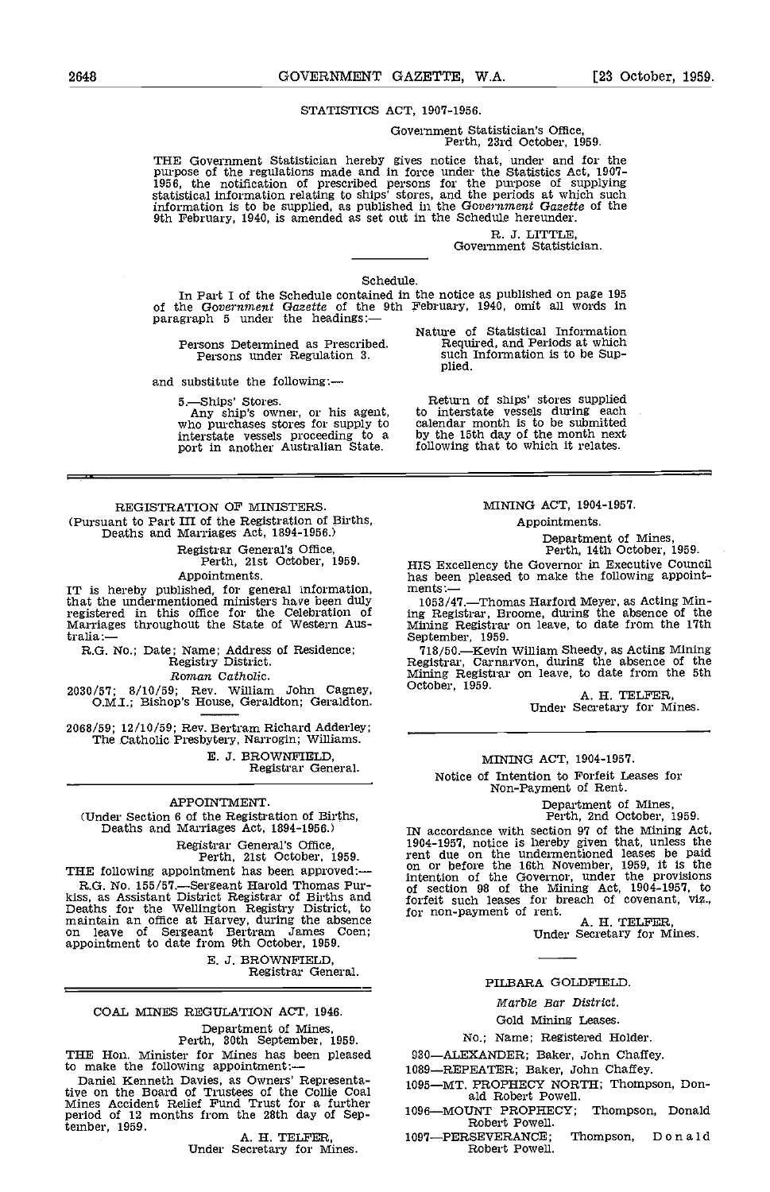STATISTICS ACT, 1907-1956.

Government Statistician's Office,
Perth, 23rd October, 1959.

THE Government Statistician hereby gives notice that, under and for the purpose of the regulations made and in force under the Statistics Act, 1907-1956, the notification of prescribed persons for the purpose of supplying statistical information relating to ships' stores, and the periods at which such information is to be supplied, as published in the *Government Gazette* of the 9th February, 1940, is amended as set out in the Schedule hereunder.

R. J. LITTLE,
Government Statistician.

Schedule.

In Part I of the Schedule contained in the notice as published on page 195 of the *Government Gazette* of the 9th February, 1940, omit all words in paragraph 5 under the headings:—

| Persons Determined as Prescribed. Persons under Regulation 3. | Nature of Statistical Information Required, and Periods at which such Information is to be Supplied. |
|---|---|

and substitute the following:—

| 5.—Ships' Stores. Any ship's owner, or his agent, who purchases stores for supply to interstate vessels proceeding to a port in another Australian State. | Return of ships' stores supplied to interstate vessels during each calendar month is to be submitted by the 15th day of the month next following that to which it relates. |
|---|---|

---

REGISTRATION OF MINISTERS.

(Pursuant to Part III of the Registration of Births, Deaths and Marriages Act, 1894-1956.)

Registrar General's Office,
Perth, 21st October, 1959.

Appointments.

IT is hereby published, for general information, that the undermentioned ministers have been duly registered in this office for the Celebration of Marriages throughout the State of Western Australia:—

R.G. No.; Date; Name; Address of Residence; Registry District.

*Roman Catholic.*

2030/57; 8/10/59; Rev. William John Cagney, O.M.I.; Bishop's House, Geraldton; Geraldton.

2068/59; 12/10/59; Rev. Bertram Richard Adderley; The Catholic Presbytery, Narrogin; Williams.

E. J. BROWNFIELD,
Registrar General.

---

APPOINTMENT.

(Under Section 6 of the Registration of Births, Deaths and Marriages Act, 1894-1956.)

Registrar General's Office,
Perth, 21st October, 1959.

THE following appointment has been approved:—

R.G. No. 155/57.—Sergeant Harold Thomas Purkiss, as Assistant District Registrar of Births and Deaths for the Wellington Registry District, to maintain an office at Harvey, during the absence on leave of Sergeant Bertram James Coen; appointment to date from 9th October, 1959.

E. J. BROWNFIELD,
Registrar General.

---

COAL MINES REGULATION ACT, 1946.

Department of Mines,
Perth, 30th September, 1959.

THE Hon. Minister for Mines has been pleased to make the following appointment:—

Daniel Kenneth Davies, as Owners' Representative on the Board of Trustees of the Collie Coal Mines Accident Relief Fund Trust for a further period of 12 months from the 28th day of September, 1959.

A. H. TELFER,
Under Secretary for Mines.

---

MINING ACT, 1904-1957.

Appointments.

Department of Mines,
Perth, 14th October, 1959.

HIS Excellency the Governor in Executive Council has been pleased to make the following appointments:—

1053/47.—Thomas Harford Meyer, as Acting Mining Registrar, Broome, during the absence of the Mining Registrar on leave, to date from the 17th September, 1959.

718/50.—Kevin William Sheedy, as Acting Mining Registrar, Carnarvon, during the absence of the Mining Registrar on leave, to date from the 5th October, 1959.

A. H. TELFER,
Under Secretary for Mines.

---

MINING ACT, 1904-1957.

Notice of Intention to Forfeit Leases for Non-Payment of Rent.

Department of Mines,
Perth, 2nd October, 1959.

IN accordance with section 97 of the Mining Act, 1904-1957, notice is hereby given that, unless the rent due on the undermentioned leases be paid on or before the 16th November, 1959, it is the intention of the Governor, under the provisions of section 98 of the Mining Act, 1904-1957, to forfeit such leases for breach of covenant, viz., for non-payment of rent.

A. H. TELFER,
Under Secretary for Mines.

PILBARA GOLDFIELD.

*Marble Bar District.*

Gold Mining Leases.

No.; Name; Registered Holder.

930—ALEXANDER; Baker, John Chaffey.

1089—REPEATER; Baker, John Chaffey.

1095—MT. PROPHECY NORTH; Thompson, Donald Robert Powell.

1096—MOUNT PROPHECY; Thompson, Donald Robert Powell.

1097—PERSEVERANCE; Thompson, Donald Robert Powell.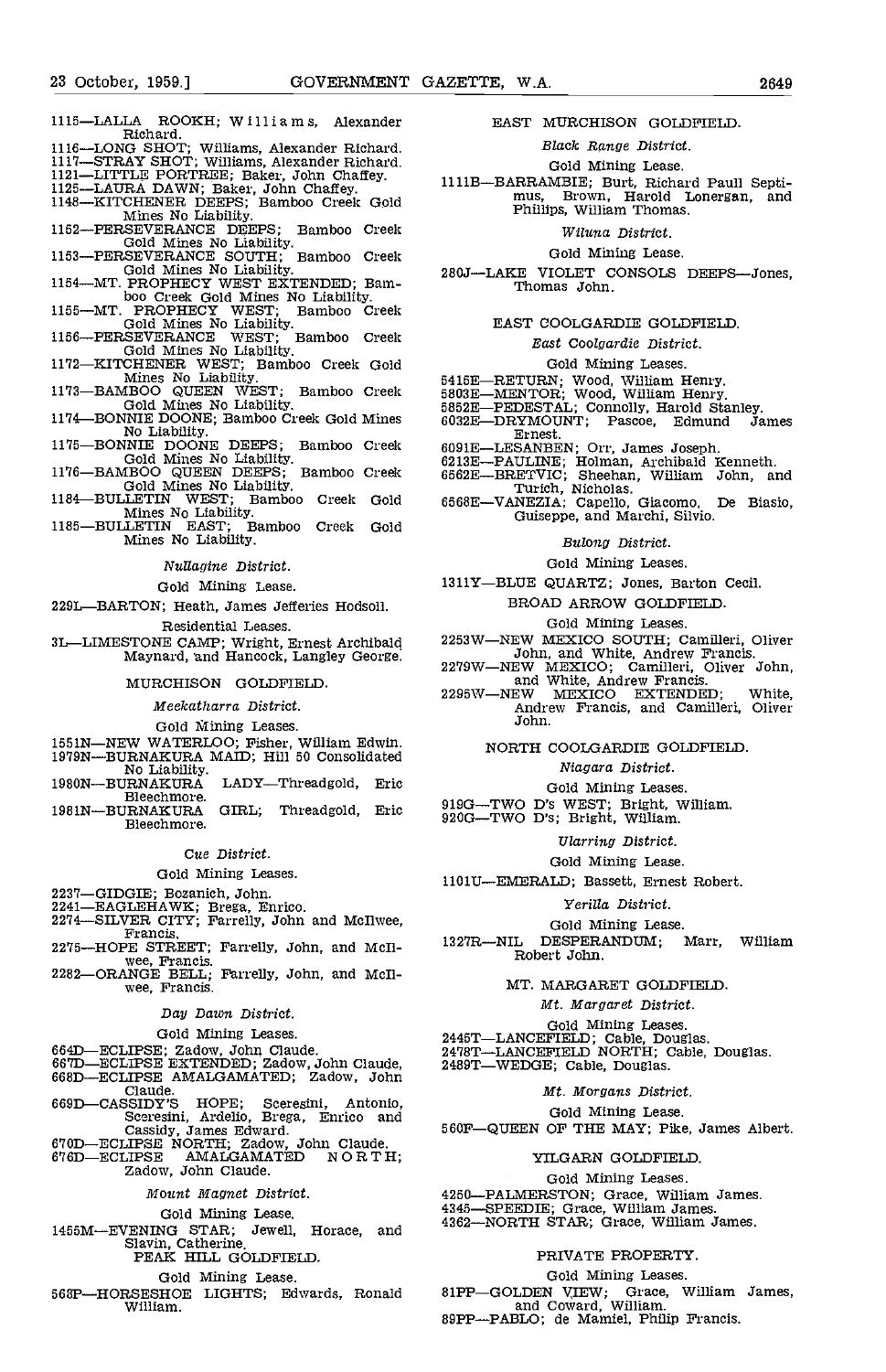1115—LALLA ROOKH; Williams, Alexander Richard.
1116—LONG SHOT; Williams, Alexander Richard.
1117—STRAY SHOT; Williams, Alexander Richard.
1121—LITTLE PORTREE; Baker, John Chaffey.
1125—LAURA DAWN; Baker, John Chaffey.
1148—KITCHENER DEEPS; Bamboo Creek Gold Mines No Liability.
1152—PERSEVERANCE DEEPS; Bamboo Creek Gold Mines No Liability.
1153—PERSEVERANCE SOUTH; Bamboo Creek Gold Mines No Liability.
1154—MT. PROPHECY WEST EXTENDED; Bamboo Creek Gold Mines No Liability.
1155—MT. PROPHECY WEST; Bamboo Creek Gold Mines No Liability.
1156—PERSEVERANCE WEST; Bamboo Creek Gold Mines No Liability.
1172—KITCHENER WEST; Bamboo Creek Gold Mines No Liability.
1173—BAMBOO QUEEN WEST; Bamboo Creek Gold Mines No Liability.
1174—BONNIE DOONE; Bamboo Creek Gold Mines No Liability.
1175—BONNIE DOONE DEEPS; Bamboo Creek Gold Mines No Liability.
1176—BAMBOO QUEEN DEEPS; Bamboo Creek Gold Mines No Liability.
1184—BULLETIN WEST; Bamboo Creek Gold Mines No Liability.
1185—BULLETIN EAST; Bamboo Creek Gold Mines No Liability.

*Nullagine District.*

Gold Mining Lease.

229L—BARTON; Heath, James Jefferies Hodsoll.

Residential Leases.

3L—LIMESTONE CAMP; Wright, Ernest Archibald Maynard, and Hancock, Langley George.

MURCHISON GOLDFIELD.

*Meekatharra District.*

Gold Mining Leases.

1551N—NEW WATERLOO; Fisher, William Edwin.
1979N—BURNAKURA MAID; Hill 50 Consolidated No Liability.
1980N—BURNAKURA LADY—Threadgold, Eric Bleechmore.
1981N—BURNAKURA GIRL; Threadgold, Eric Bleechmore.

*Cue District.*

Gold Mining Leases.

2237—GIDGIE; Bozanich, John.
2241—EAGLEHAWK; Brega, Enrico.
2274—SILVER CITY; Farrelly, John and McIlwee, Francis.
2275—HOPE STREET; Farrelly, John, and McIlwee, Francis.
2282—ORANGE BELL; Farrelly, John, and McIlwee, Francis.

*Day Dawn District.*

Gold Mining Leases.

664D—ECLIPSE; Zadow, John Claude.
667D—ECLIPSE EXTENDED; Zadow, John Claude.
668D—ECLIPSE AMALGAMATED; Zadow, John Claude.
669D—CASSIDY'S HOPE; Sceresini, Antonio, Sceresini, Ardelio, Brega, Enrico and Cassidy, James Edward.
670D—ECLIPSE NORTH; Zadow, John Claude.
676D—ECLIPSE AMALGAMATED NORTH; Zadow, John Claude.

*Mount Magnet District.*

Gold Mining Lease.

1455M—EVENING STAR; Jewell, Horace, and Slavin, Catherine.

PEAK HILL GOLDFIELD.

Gold Mining Lease.

566P—HORSESHOE LIGHTS; Edwards, Ronald William.

EAST MURCHISON GOLDFIELD.

*Black Range District.*

Gold Mining Lease.

1111B—BARRAMBIE; Burt, Richard Paull Septimus, Brown, Harold Lonergan, and Phillips, William Thomas.

*Wiluna District.*

Gold Mining Lease.

280J—LAKE VIOLET CONSOLS DEEPS—Jones, Thomas John.

EAST COOLGARDIE GOLDFIELD.

*East Coolgardie District.*

Gold Mining Leases.

5416E—RETURN; Wood, William Henry.
5803E—MENTOR; Wood, William Henry.
5852E—PEDESTAL; Connolly, Harold Stanley.
6032E—DRYMOUNT; Pascoe, Edmund James Ernest.
6091E—LESANBEN; Orr, James Joseph.
6213E—PAULINE; Holman, Archibald Kenneth.
6562E—BRETVIC; Sheehan, William John, and Turich, Nicholas.
6568E—VANEZIA; Capello, Giacomo, De Biasio, Guiseppe, and Marchi, Silvio.

*Bulong District.*

Gold Mining Leases.

1311Y—BLUE QUARTZ; Jones, Barton Cecil.

BROAD ARROW GOLDFIELD.

Gold Mining Leases.

2253W—NEW MEXICO SOUTH; Camilleri, Oliver John, and White, Andrew Francis.
2279W—NEW MEXICO; Camilleri, Oliver John, and White, Andrew Francis.
2295W—NEW MEXICO EXTENDED; White, Andrew Francis, and Camilleri, Oliver John.

NORTH COOLGARDIE GOLDFIELD.

*Niagara District.*

Gold Mining Leases.

919G—TWO D's WEST; Bright, William.
920G—TWO D's; Bright, William.

*Ularring District.*

Gold Mining Lease.

1101U—EMERALD; Bassett, Ernest Robert.

*Yerilla District.*

Gold Mining Lease.

1327R—NIL DESPERANDUM; Marr, William Robert John.

MT. MARGARET GOLDFIELD.

*Mt. Margaret District.*

Gold Mining Leases.

2445T—LANCEFIELD; Cable, Douglas.
2478T—LANCEFIELD NORTH; Cable, Douglas.
2489T—WEDGE; Cable, Douglas.

*Mt. Morgans District.*

Gold Mining Lease.

560F—QUEEN OF THE MAY; Pike, James Albert.

YILGARN GOLDFIELD.

Gold Mining Leases.

4250—PALMERSTON; Grace, William James.
4345—SPEEDIE; Grace, William James.
4362—NORTH STAR; Grace, William James.

PRIVATE PROPERTY.

Gold Mining Leases.

81PP—GOLDEN VIEW; Grace, William James, and Coward, William.
89PP—PABLO; de Mamiel, Philip Francis.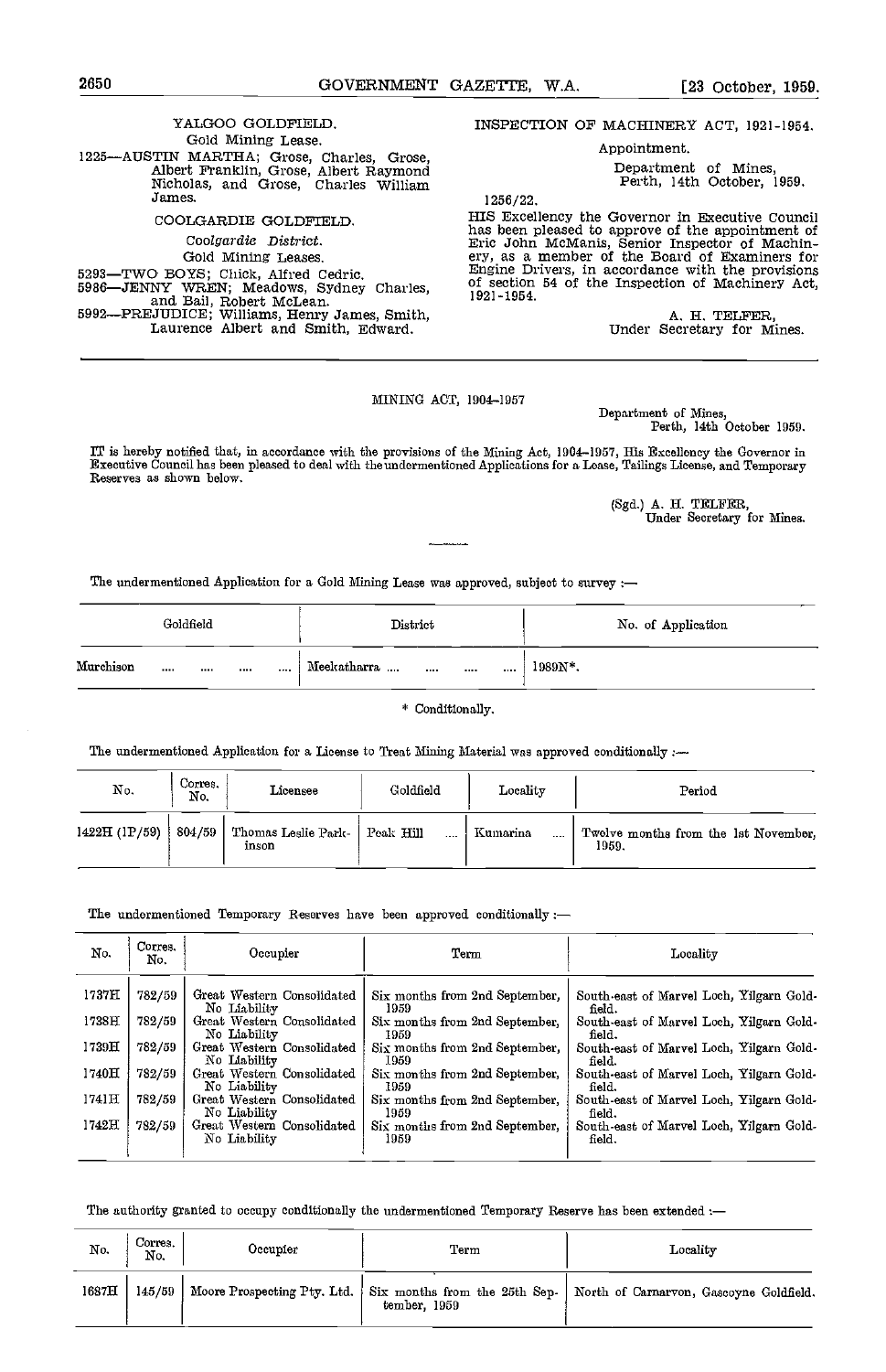YALGOO GOLDFIELD.

Gold Mining Lease.

1225—AUSTIN MARTHA; Grose, Charles, Grose, Albert Franklin, Grose, Albert Raymond Nicholas, and Grose, Charles William James.

COOLGARDIE GOLDFIELD.

*Coolgardie District.*

Gold Mining Leases.

5293—TWO BOYS; Chick, Alfred Cedric.
5986—JENNY WREN; Meadows, Sydney Charles, and Bail, Robert McLean.
5992—PREJUDICE; Williams, Henry James, Smith, Laurence Albert and Smith, Edward.

INSPECTION OF MACHINERY ACT, 1921-1954.

Appointment.

Department of Mines,
Perth, 14th October, 1959.

1256/22.

HIS Excellency the Governor in Executive Council has been pleased to approve of the appointment of Eric John McManis, Senior Inspector of Machinery, as a member of the Board of Examiners for Engine Drivers, in accordance with the provisions of section 54 of the Inspection of Machinery Act, 1921-1954.

A. H. TELFER,
Under Secretary for Mines.

---

MINING ACT, 1904-1957

Department of Mines,
Perth, 14th October 1959.

IT is hereby notified that, in accordance with the provisions of the Mining Act, 1904-1957, His Excellency the Governor in Executive Council has been pleased to deal with the undermentioned Applications for a Lease, Tailings License, and Temporary Reserves as shown below.

(Sgd.) A. H. TELFER,
Under Secretary for Mines.

The undermentioned Application for a Gold Mining Lease was approved, subject to survey :—

| Goldfield | District | No. of Application |
|---|---|---|
| Murchison .... .... .... .... | Meekatharra .... .... .... .... | 1989N*. |

\* Conditionally.

The undermentioned Application for a License to Treat Mining Material was approved conditionally :—

| No. | Corres. No. | Licensee | Goldfield | Locality | Period |
|---|---|---|---|---|---|
| 1422H (1P/59) | 804/59 | Thomas Leslie Parkinson | Peak Hill .... | Kumarina .... | Twelve months from the 1st November, 1959. |

The undermentioned Temporary Reserves have been approved conditionally :—

| No. | Corres. No. | Occupier | Term | Locality |
|---|---|---|---|---|
| 1737H | 782/59 | Great Western Consolidated No Liability | Six months from 2nd September, 1959 | South-east of Marvel Loch, Yilgarn Goldfield. |
| 1738H | 782/59 | Great Western Consolidated No Liability | Six months from 2nd September, 1959 | South-east of Marvel Loch, Yilgarn Goldfield. |
| 1739H | 782/59 | Great Western Consolidated No Liability | Six months from 2nd September, 1959 | South-east of Marvel Loch, Yilgarn Goldfield. |
| 1740H | 782/59 | Great Western Consolidated No Liability | Six months from 2nd September, 1959 | South-east of Marvel Loch, Yilgarn Goldfield. |
| 1741H | 782/59 | Great Western Consolidated No Liability | Six months from 2nd September, 1959 | South-east of Marvel Loch, Yilgarn Goldfield. |
| 1742H | 782/59 | Great Western Consolidated No Liability | Six months from 2nd September, 1959 | South-east of Marvel Loch, Yilgarn Goldfield. |

The authority granted to occupy conditionally the undermentioned Temporary Reserve has been extended :—

| No. | Corres. No. | Occupier | Term | Locality |
|---|---|---|---|---|
| 1687H | 145/59 | Moore Prospecting Pty. Ltd. | Six months from the 25th September, 1959 | North of Carnarvon, Gascoyne Goldfield. |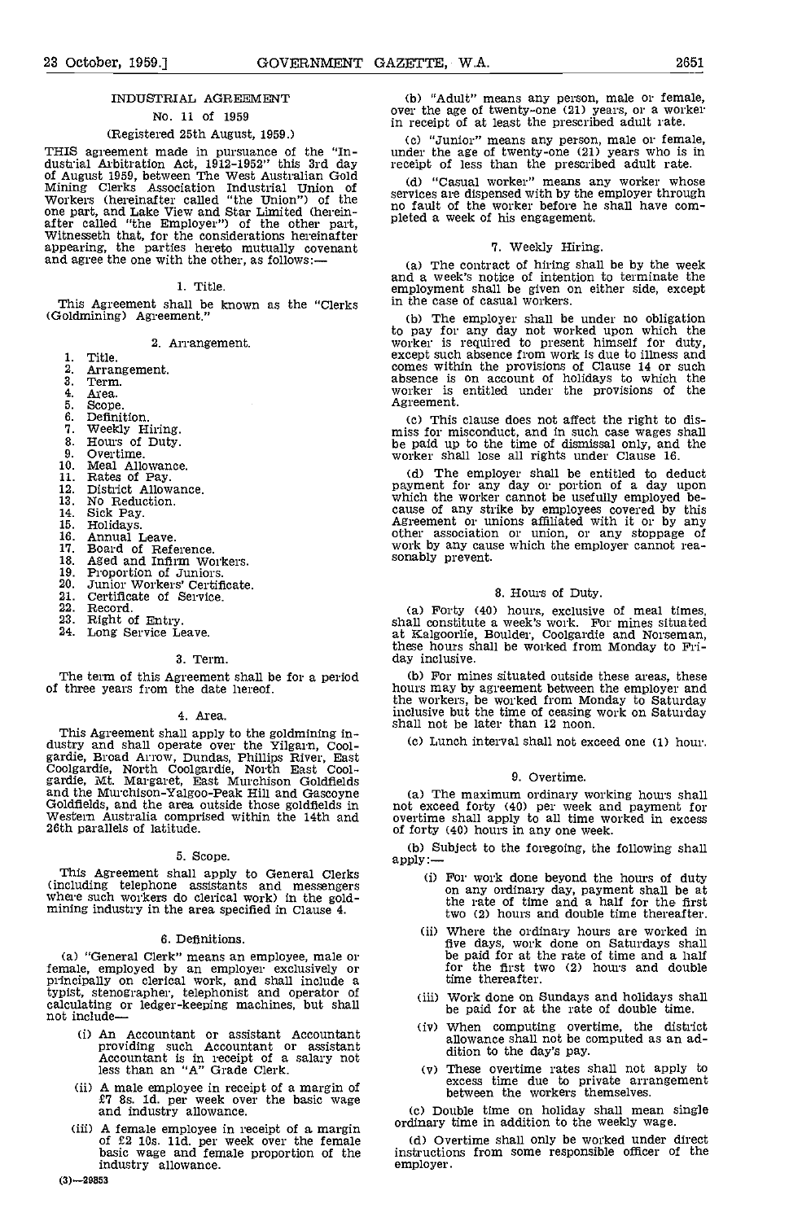## INDUSTRIAL AGREEMENT

### No. 11 of 1959

(Registered 25th August, 1959.)

THIS agreement made in pursuance of the "Industrial Arbitration Act, 1912-1952" this 3rd day of August 1959, between The West Australian Gold Mining Clerks Association Industrial Union of Workers (hereinafter called "the Union") of the one part, and Lake View and Star Limited (hereinafter called "the Employer") of the other part, Witnesseth that, for the considerations hereinafter appearing, the parties hereto mutually covenant and agree the one with the other, as follows:—

#### 1. Title.

This Agreement shall be known as the "Clerks (Goldmining) Agreement."

#### 2. Arrangement.

1. Title.
2. Arrangement.
3. Term.
4. Area.
5. Scope.
6. Definition.
7. Weekly Hiring.
8. Hours of Duty.
9. Overtime.
10. Meal Allowance.
11. Rates of Pay.
12. District Allowance.
13. No Reduction.
14. Sick Pay.
15. Holidays.
16. Annual Leave.
17. Board of Reference.
18. Aged and Infirm Workers.
19. Proportion of Juniors.
20. Junior Workers' Certificate.
21. Certificate of Service.
22. Record.
23. Right of Entry.
24. Long Service Leave.

#### 3. Term.

The term of this Agreement shall be for a period of three years from the date hereof.

#### 4. Area.

This Agreement shall apply to the goldmining industry and shall operate over the Yilgarn, Coolgardie, Broad Arrow, Dundas, Phillips River, East Coolgardie, North Coolgardie, North East Coolgardie, Mt. Margaret, East Murchison Goldfields and the Murchison-Yalgoo-Peak Hill and Gascoyne Goldfields, and the area outside those goldfields in Western Australia comprised within the 14th and 26th parallels of latitude.

#### 5. Scope.

This Agreement shall apply to General Clerks (including telephone assistants and messengers where such workers do clerical work) in the goldmining industry in the area specified in Clause 4.

#### 6. Definitions.

(a) "General Clerk" means an employee, male or female, employed by an employer exclusively or principally on clerical work, and shall include a typist, stenographer, telephonist and operator of calculating or ledger-keeping machines, but shall not include—

(i) An Accountant or assistant Accountant providing such Accountant or assistant Accountant is in receipt of a salary not less than an "A" Grade Clerk.

(ii) A male employee in receipt of a margin of £7 8s. 1d. per week over the basic wage and industry allowance.

(iii) A female employee in receipt of a margin of £2 10s. 11d. per week over the female basic wage and female proportion of the industry allowance.

(b) "Adult" means any person, male or female, over the age of twenty-one (21) years, or a worker in receipt of at least the prescribed adult rate.

(c) "Junior" means any person, male or female, under the age of twenty-one (21) years who is in receipt of less than the prescribed adult rate.

(d) "Casual worker" means any worker whose services are dispensed with by the employer through no fault of the worker before he shall have completed a week of his engagement.

#### 7. Weekly Hiring.

(a) The contract of hiring shall be by the week and a week's notice of intention to terminate the employment shall be given on either side, except in the case of casual workers.

(b) The employer shall be under no obligation to pay for any day not worked upon which the worker is required to present himself for duty, except such absence from work is due to illness and comes within the provisions of Clause 14 or such absence is on account of holidays to which the worker is entitled under the provisions of the Agreement.

(c) This clause does not affect the right to dismiss for misconduct, and in such case wages shall be paid up to the time of dismissal only, and the worker shall lose all rights under Clause 16.

(d) The employer shall be entitled to deduct payment for any day or portion of a day upon which the worker cannot be usefully employed because of any strike by employees covered by this Agreement or unions affiliated with it or by any other association or union, or any stoppage of work by any cause which the employer cannot reasonably prevent.

#### 8. Hours of Duty.

(a) Forty (40) hours, exclusive of meal times, shall constitute a week's work. For mines situated at Kalgoorlie, Boulder, Coolgardie and Norseman, these hours shall be worked from Monday to Friday inclusive.

(b) For mines situated outside these areas, these hours may by agreement between the employer and the workers, be worked from Monday to Saturday inclusive but the time of ceasing work on Saturday shall not be later than 12 noon.

(c) Lunch interval shall not exceed one (1) hour.

#### 9. Overtime.

(a) The maximum ordinary working hours shall not exceed forty (40) per week and payment for overtime shall apply to all time worked in excess of forty (40) hours in any one week.

(b) Subject to the foregoing, the following shall apply:—

(i) For work done beyond the hours of duty on any ordinary day, payment shall be at the rate of time and a half for the first two (2) hours and double time thereafter.

(ii) Where the ordinary hours are worked in five days, work done on Saturdays shall be paid for at the rate of time and a half for the first two (2) hours and double time thereafter.

(iii) Work done on Sundays and holidays shall be paid for at the rate of double time.

(iv) When computing overtime, the district allowance shall not be computed as an addition to the day's pay.

(v) These overtime rates shall not apply to excess time due to private arrangement between the workers themselves.

(c) Double time on holiday shall mean single ordinary time in addition to the weekly wage.

(d) Overtime shall only be worked under direct instructions from some responsible officer of the employer.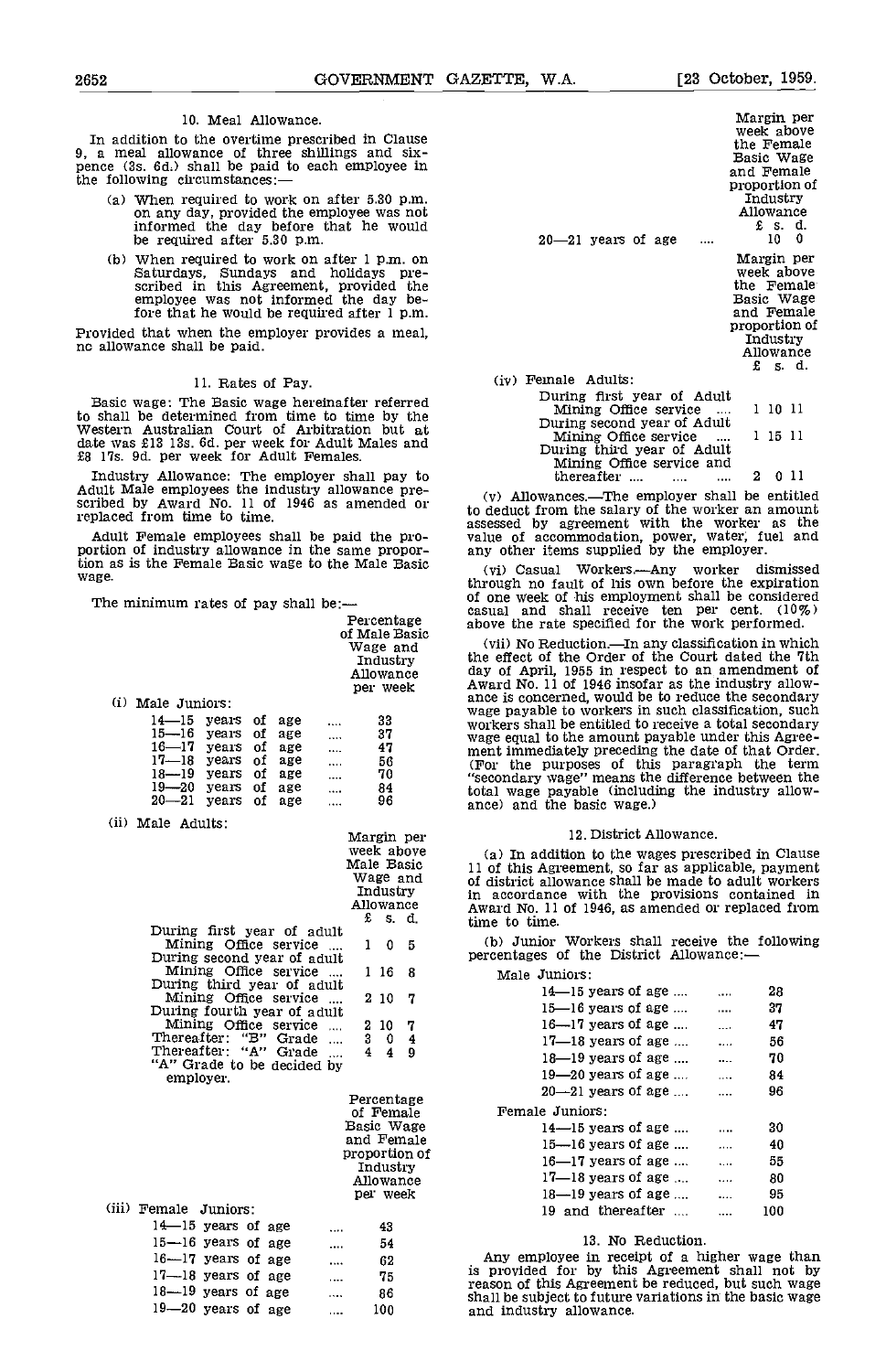10. Meal Allowance.

In addition to the overtime prescribed in Clause 9, a meal allowance of three shillings and sixpence (3s. 6d.) shall be paid to each employee in the following circumstances:—

(a) When required to work on after 5.30 p.m. on any day, provided the employee was not informed the day before that he would be required after 5.30 p.m.

(b) When required to work on after 1 p.m. on Saturdays, Sundays and holidays prescribed in this Agreement, provided the employee was not informed the day before that he would be required after 1 p.m.

Provided that when the employer provides a meal, no allowance shall be paid.

11. Rates of Pay.

Basic wage: The Basic wage hereinafter referred to shall be determined from time to time by the Western Australian Court of Arbitration but at date was £13 13s. 6d. per week for Adult Males and £8 17s. 9d. per week for Adult Females.

Industry Allowance: The employer shall pay to Adult Male employees the industry allowance prescribed by Award No. 11 of 1946 as amended or replaced from time to time.

Adult Female employees shall be paid the proportion of industry allowance in the same proportion as is the Female Basic wage to the Male Basic wage.

The minimum rates of pay shall be:—

(i) Male Juniors:

| | Percentage of Male Basic Wage and Industry Allowance per week |
|---|---|
| 14—15 years of age .... | 33 |
| 15—16 years of age .... | 37 |
| 16—17 years of age .... | 47 |
| 17—18 years of age .... | 56 |
| 18—19 years of age .... | 70 |
| 19—20 years of age .... | 84 |
| 20—21 years of age .... | 96 |

(ii) Male Adults:

| | Margin per week above Male Basic Wage and Industry Allowance £ s. d. |
|---|---|
| During first year of adult Mining Office service .... | 1 0 5 |
| During second year of adult Mining Office service .... | 1 16 8 |
| During third year of adult Mining Office service .... | 2 10 7 |
| During fourth year of adult Mining Office service .... | 2 10 7 |
| Thereafter: "B" Grade .... | 3 0 4 |
| Thereafter: "A" Grade .... | 4 4 9 |
| "A" Grade to be decided by employer. | |

(iii) Female Juniors:

| | Percentage of Female Basic Wage and Female proportion of Industry Allowance per week |
|---|---|
| 14—15 years of age .... | 43 |
| 15—16 years of age .... | 54 |
| 16—17 years of age .... | 62 |
| 17—18 years of age .... | 75 |
| 18—19 years of age .... | 86 |
| 19—20 years of age .... | 100 |

| | Margin per week above the Female Basic Wage and Female proportion of Industry Allowance £ s. d. |
|---|---|
| 20—21 years of age .... | 10 0 |

(iv) Female Adults:

| | Margin per week above the Female Basic Wage and Female proportion of Industry Allowance £ s. d. |
|---|---|
| During first year of Adult Mining Office service .... | 1 10 11 |
| During second year of Adult Mining Office service .... | 1 15 11 |
| During third year of Adult Mining Office service and thereafter .... .... .... | 2 0 11 |

(v) Allowances.—The employer shall be entitled to deduct from the salary of the worker an amount assessed by agreement with the worker as the value of accommodation, power, water, fuel and any other items supplied by the employer.

(vi) Casual Workers.—Any worker dismissed through no fault of his own before the expiration of one week of his employment shall be considered casual and shall receive ten per cent. (10%) above the rate specified for the work performed.

(vii) No Reduction.—In any classification in which the effect of the Order of the Court dated the 7th day of April, 1955 in respect to an amendment of Award No. 11 of 1946 insofar as the industry allowance is concerned, would be to reduce the secondary wage payable to workers in such classification, such workers shall be entitled to receive a total secondary wage equal to the amount payable under this Agreement immediately preceding the date of that Order. (For the purposes of this paragraph the term "secondary wage" means the difference between the total wage payable (including the industry allowance) and the basic wage.)

12. District Allowance.

(a) In addition to the wages prescribed in Clause 11 of this Agreement, so far as applicable, payment of district allowance shall be made to adult workers in accordance with the provisions contained in Award No. 11 of 1946, as amended or replaced from time to time.

(b) Junior Workers shall receive the following percentages of the District Allowance:—

Male Juniors:

| | |
|---|---|
| 14—15 years of age .... .... | 28 |
| 15—16 years of age .... .... | 37 |
| 16—17 years of age .... .... | 47 |
| 17—18 years of age .... .... | 56 |
| 18—19 years of age .... .... | 70 |
| 19—20 years of age .... .... | 84 |
| 20—21 years of age .... .... | 96 |

Female Juniors:

| | |
|---|---|
| 14—15 years of age .... .... | 30 |
| 15—16 years of age .... .... | 40 |
| 16—17 years of age .... .... | 55 |
| 17—18 years of age .... .... | 80 |
| 18—19 years of age .... .... | 95 |
| 19 and thereafter .... .... | 100 |

13. No Reduction.

Any employee in receipt of a higher wage than is provided for by this Agreement shall not by reason of this Agreement be reduced, but such wage shall be subject to future variations in the basic wage and industry allowance.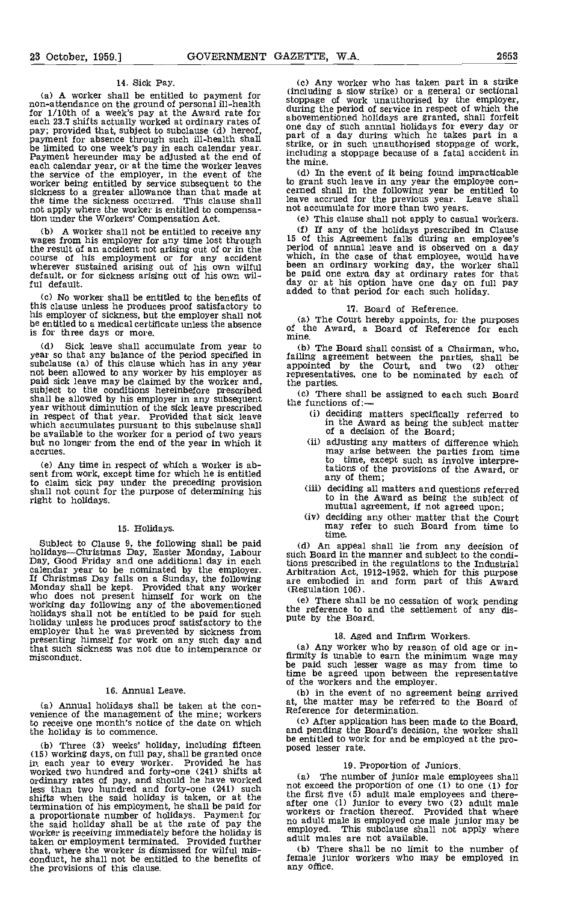### 14. Sick Pay.

(a) A worker shall be entitled to payment for non-attendance on the ground of personal ill-health for 1/10th of a week's pay at the Award rate for each 23.7 shifts actually worked at ordinary rates of pay; provided that, subject to subclause (d) hereof, payment for absence through such ill-health shall be limited to one week's pay in each calendar year. Payment hereunder may be adjusted at the end of each calendar year, or at the time the worker leaves the service of the employer, in the event of the worker being entitled by service subsequent to the sickness to a greater allowance than that made at the time the sickness occurred. This clause shall not apply where the worker is entitled to compensation under the Workers' Compensation Act.

(b) A worker shall not be entitled to receive any wages from his employer for any time lost through the result of an accident not arising out of or in the course of his employment or for any accident wherever sustained arising out of his own wilful default, or for sickness arising out of his own wilful default.

(c) No worker shall be entitled to the benefits of this clause unless he produces proof satisfactory to his employer of sickness, but the employer shall not be entitled to a medical certificate unless the absence is for three days or more.

(d) Sick leave shall accumulate from year to year so that any balance of the period specified in subclause (a) of this clause which has in any year not been allowed to any worker by his employer as paid sick leave may be claimed by the worker and, subject to the conditions hereinbefore prescribed shall be allowed by his employer in any subsequent year without diminution of the sick leave prescribed in respect of that year. Provided that sick leave which accumulates pursuant to this subclause shall be available to the worker for a period of two years but no longer from the end of the year in which it accrues.

(e) Any time in respect of which a worker is absent from work, except time for which he is entitled to claim sick pay under the preceding provision shall not count for the purpose of determining his right to holidays.

### 15. Holidays.

Subject to Clause 9, the following shall be paid holidays—Christmas Day, Easter Monday, Labour Day, Good Friday and one additional day in each calendar year to be nominated by the employer. If Christmas Day falls on a Sunday, the following Monday shall be kept. Provided that any worker who does not present himself for work on the working day following any of the abovementioned holidays shall not be entitled to be paid for such holiday unless he produces proof satisfactory to the employer that he was prevented by sickness from presenting himself for work on any such day and that such sickness was not due to intemperance or misconduct.

### 16. Annual Leave.

(a) Annual holidays shall be taken at the convenience of the management of the mine; workers to receive one month's notice of the date on which the holiday is to commence.

(b) Three (3) weeks' holiday, including fifteen (15) working days, on full pay, shall be granted once in each year to every worker. Provided he has worked two hundred and forty-one (241) shifts at ordinary rates of pay, and should he have worked less than two hundred and forty-one (241) such shifts when the said holiday is taken, or at the termination of his employment, he shall be paid for a proportionate number of holidays. Payment for the said holiday shall be at the rate of pay the worker is receiving immediately before the holiday is taken or employment terminated. Provided further that, where the worker is dismissed for wilful misconduct, he shall not be entitled to the benefits of the provisions of this clause.

(c) Any worker who has taken part in a strike (including a slow strike) or a general or sectional stoppage of work unauthorised by the employer, during the period of service in respect of which the abovementioned holidays are granted, shall forfeit one day of such annual holidays for every day or part of a day during which he takes part in a strike, or in such unauthorised stoppage of work, including a stoppage because of a fatal accident in the mine.

(d) In the event of it being found impracticable to grant such leave in any year the employee concerned shall in the following year be entitled to leave accrued for the previous year. Leave shall not accumulate for more than two years.

(e) This clause shall not apply to casual workers.

(f) If any of the holidays prescribed in Clause 15 of this Agreement falls during an employee's period of annual leave and is observed on a day which, in the case of that employee, would have been an ordinary working day, the worker shall be paid one extra day at ordinary rates for that day or at his option have one day on full pay added to that period for each such holiday.

### 17. Board of Reference.

(a) The Court hereby appoints, for the purposes of the Award, a Board of Reference for each mine.

(b) The Board shall consist of a Chairman, who, failing agreement between the parties, shall be appointed by the Court, and two (2) other representatives, one to be nominated by each of the parties.

(c) There shall be assigned to each such Board the functions of:—

(i) deciding matters specifically referred to in the Award as being the subject matter of a decision of the Board;

(ii) adjusting any matters of difference which may arise between the parties from time to time, except such as involve interpretations of the provisions of the Award, or any of them;

(iii) deciding all matters and questions referred to in the Award as being the subject of mutual agreement, if not agreed upon;

(iv) deciding any other matter that the Court may refer to such Board from time to time.

(d) An appeal shall lie from any decision of such Board in the manner and subject to the conditions prescribed in the regulations to the Industrial Arbitration Act, 1912-1952, which for this purpose are embodied in and form part of this Award (Regulation 106).

(e) There shall be no cessation of work pending the reference to and the settlement of any dispute by the Board.

### 18. Aged and Infirm Workers.

(a) Any worker who by reason of old age or infirmity is unable to earn the minimum wage may be paid such lesser wage as may from time to time be agreed upon between the representative of the workers and the employer.

(b) in the event of no agreement being arrived at, the matter may be referred to the Board of Reference for determination.

(c) After application has been made to the Board, and pending the Board's decision, the worker shall be entitled to work for and be employed at the proposed lesser rate.

### 19. Proportion of Juniors.

(a) The number of junior male employees shall not exceed the proportion of one (1) to one (1) for the first five (5) adult male employees and thereafter one (1) junior to every two (2) adult male workers or fraction thereof. Provided that where no adult male is employed one male junior may be employed. This subclause shall not apply where adult males are not available.

(b) There shall be no limit to the number of female junior workers who may be employed in any office.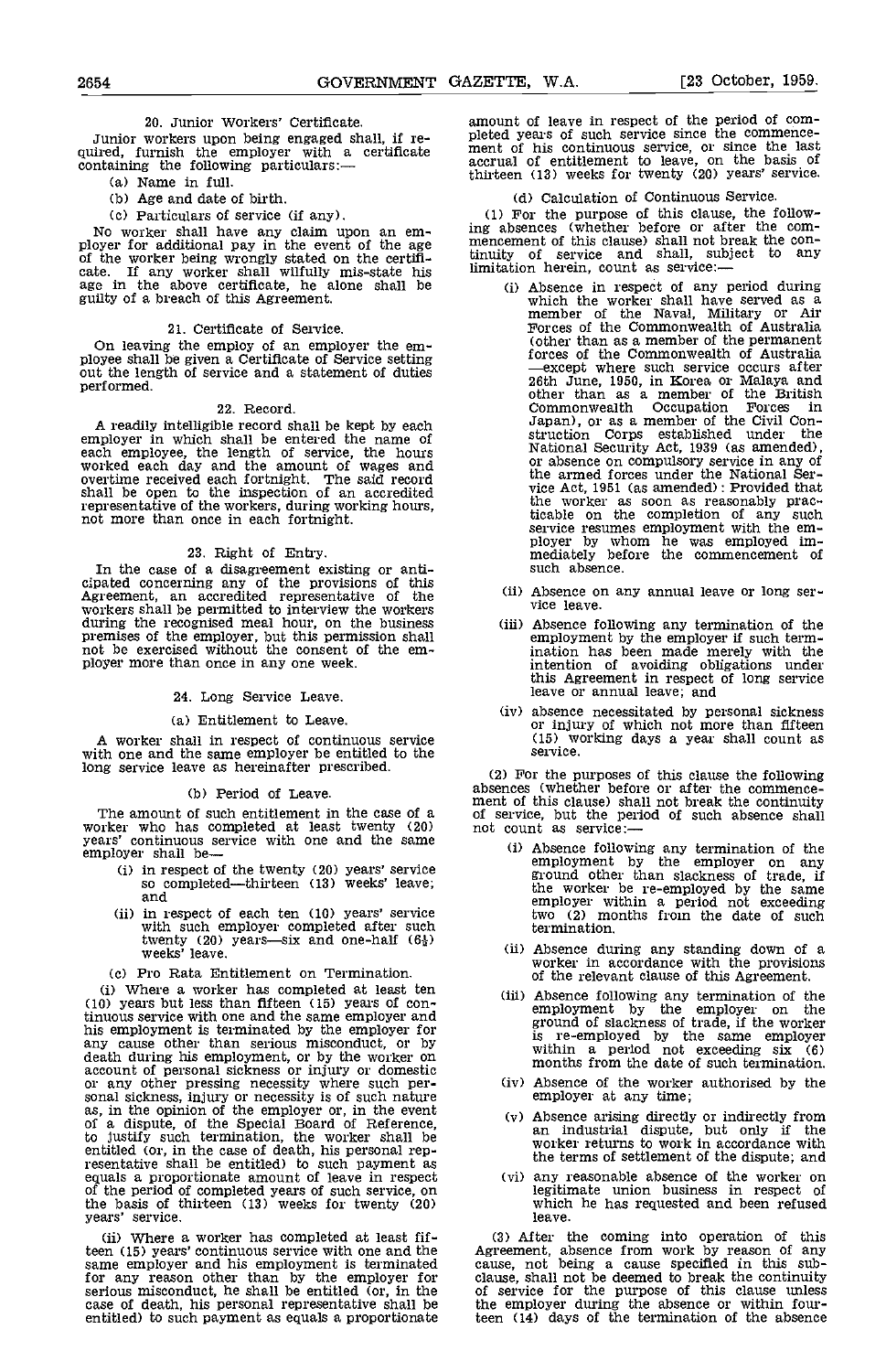20. Junior Workers' Certificate.

Junior workers upon being engaged shall, if required, furnish the employer with a certificate containing the following particulars:—

(a) Name in full.

(b) Age and date of birth.

(c) Particulars of service (if any).

No worker shall have any claim upon an employer for additional pay in the event of the age of the worker being wrongly stated on the certificate. If any worker shall wilfully mis-state his age in the above certificate, he alone shall be guilty of a breach of this Agreement.

21. Certificate of Service.

On leaving the employ of an employer the employee shall be given a Certificate of Service setting out the length of service and a statement of duties performed.

22. Record.

A readily intelligible record shall be kept by each employer in which shall be entered the name of each employee, the length of service, the hours worked each day and the amount of wages and overtime received each fortnight. The said record shall be open to the inspection of an accredited representative of the workers, during working hours, not more than once in each fortnight.

23. Right of Entry.

In the case of a disagreement existing or anticipated concerning any of the provisions of this Agreement, an accredited representative of the workers shall be permitted to interview the workers during the recognised meal hour, on the business premises of the employer, but this permission shall not be exercised without the consent of the employer more than once in any one week.

24. Long Service Leave.

(a) Entitlement to Leave.

A worker shall in respect of continuous service with one and the same employer be entitled to the long service leave as hereinafter prescribed.

(b) Period of Leave.

The amount of such entitlement in the case of a worker who has completed at least twenty (20) years' continuous service with one and the same employer shall be—

(i) in respect of the twenty (20) years' service so completed—thirteen (13) weeks' leave; and

(ii) in respect of each ten (10) years' service with such employer completed after such twenty (20) years—six and one-half ($6\frac{1}{2}$) weeks' leave.

(c) Pro Rata Entitlement on Termination.

(i) Where a worker has completed at least ten (10) years but less than fifteen (15) years of continuous service with one and the same employer and his employment is terminated by the employer for any cause other than serious misconduct, or by death during his employment, or by the worker on account of personal sickness or injury or domestic or any other pressing necessity where such personal sickness, injury or necessity is of such nature as, in the opinion of the employer or, in the event of a dispute, of the Special Board of Reference, to justify such termination, the worker shall be entitled (or, in the case of death, his personal representative shall be entitled) to such payment as equals a proportionate amount of leave in respect of the period of completed years of such service, on the basis of thirteen (13) weeks for twenty (20) years' service.

(ii) Where a worker has completed at least fifteen (15) years' continuous service with one and the same employer and his employment is terminated for any reason other than by the employer for serious misconduct, he shall be entitled (or, in the case of death, his personal representative shall be entitled) to such payment as equals a proportionate amount of leave in respect of the period of completed years of such service since the commencement of his continuous service, or since the last accrual of entitlement to leave, on the basis of thirteen (13) weeks for twenty (20) years' service.

(d) Calculation of Continuous Service.

(1) For the purpose of this clause, the following absences (whether before or after the commencement of this clause) shall not break the continuity of service and shall, subject to any limitation herein, count as service:—

(i) Absence in respect of any period during which the worker shall have served as a member of the Naval, Military or Air Forces of the Commonwealth of Australia (other than as a member of the permanent forces of the Commonwealth of Australia —except where such service occurs after 26th June, 1950, in Korea or Malaya and other than as a member of the British Commonwealth Occupation Forces in Japan), or as a member of the Civil Construction Corps established under the National Security Act, 1939 (as amended), or absence on compulsory service in any of the armed forces under the National Service Act, 1951 (as amended): Provided that the worker as soon as reasonably practicable on the completion of any such service resumes employment with the employer by whom he was employed immediately before the commencement of such absence.

(ii) Absence on any annual leave or long service leave.

(iii) Absence following any termination of the employment by the employer if such termination has been made merely with the intention of avoiding obligations under this Agreement in respect of long service leave or annual leave; and

(iv) absence necessitated by personal sickness or injury of which not more than fifteen (15) working days a year shall count as service.

(2) For the purposes of this clause the following absences (whether before or after the commencement of this clause) shall not break the continuity of service, but the period of such absence shall not count as service:—

(i) Absence following any termination of the employment by the employer on any ground other than slackness of trade, if the worker be re-employed by the same employer within a period not exceeding two (2) months from the date of such termination.

(ii) Absence during any standing down of a worker in accordance with the provisions of the relevant clause of this Agreement.

(iii) Absence following any termination of the employment by the employer on the ground of slackness of trade, if the worker is re-employed by the same employer within a period not exceeding six (6) months from the date of such termination.

(iv) Absence of the worker authorised by the employer at any time;

(v) Absence arising directly or indirectly from an industrial dispute, but only if the worker returns to work in accordance with the terms of settlement of the dispute; and

(vi) any reasonable absence of the worker on legitimate union business in respect of which he has requested and been refused leave.

(3) After the coming into operation of this Agreement, absence from work by reason of any cause, not being a cause specified in this subclause, shall not be deemed to break the continuity of service for the purpose of this clause unless the employer during the absence or within fourteen (14) days of the termination of the absence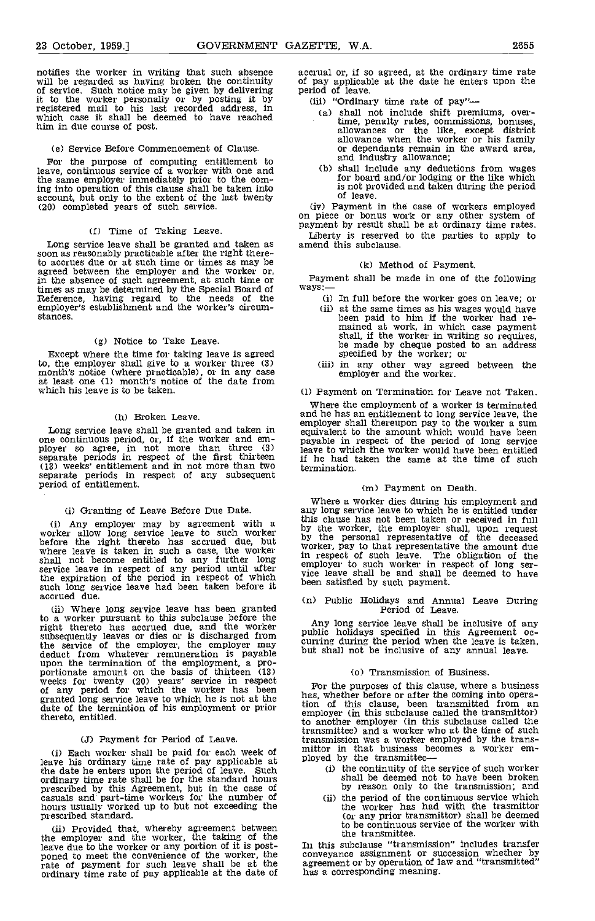notifies the worker in writing that such absence will be regarded as having broken the continuity of service. Such notice may be given by delivering it to the worker personally or by posting it by registered mail to his last recorded address, in which case it shall be deemed to have reached him in due course of post.

(e) Service Before Commencement of Clause.

For the purpose of computing entitlement to leave, continuous service of a worker with one and the same employer immediately prior to the coming into operation of this clause shall be taken into account, but only to the extent of the last twenty (20) completed years of such service.

(f) Time of Taking Leave.

Long service leave shall be granted and taken as soon as reasonably practicable after the right thereto accrues due or at such time or times as may be agreed between the employer and the worker or, in the absence of such agreement, at such time or times as may be determined by the Special Board of Reference, having regard to the needs of the employer's establishment and the worker's circumstances.

(g) Notice to Take Leave.

Except where the time for taking leave is agreed to, the employer shall give to a worker three (3) month's notice (where practicable), or in any case at least one (1) month's notice of the date from which his leave is to be taken.

(h) Broken Leave.

Long service leave shall be granted and taken in one continuous period, or, if the worker and employer so agree, in not more than three (3) separate periods in respect of the first thirteen (13) weeks' entitlement and in not more than two separate periods in respect of any subsequent period of entitlement.

(i) Granting of Leave Before Due Date.

(i) Any employer may by agreement with a worker allow long service leave to such worker before the right thereto has accrued due, but where leave is taken in such a case, the worker shall not become entitled to any further long service leave in respect of any period until after the expiration of the period in respect of which such long service leave had been taken before it accrued due.

(ii) Where long service leave has been granted to a worker pursuant to this subclause before the right thereto has accrued due, and the worker subsequently leaves or dies or is discharged from the service of the employer, the employer may deduct from whatever remuneration is payable upon the termination of the employment, a proportionate amount on the basis of thirteen (13) weeks for twenty (20) years' service in respect of any period for which the worker has been granted long service leave to which he is not at the date of the termintion of his employment or prior thereto, entitled.

(J) Payment for Period of Leave.

(i) Each worker shall be paid for each week of leave his ordinary time rate of pay applicable at the date he enters upon the period of leave. Such ordinary time rate shall be for the standard hours prescribed by this Agreement, but in the case of casuals and part-time workers for the number of hours usually worked up to but not exceeding the prescribed standard.

(ii) Provided that, whereby agreement between the employer and the worker, the taking of the leave due to the worker or any portion of it is postponed to meet the convenience of the worker, the rate of payment for such leave shall be at the ordinary time rate of pay applicable at the date of accrual or, if so agreed, at the ordinary time rate of pay applicable at the date he enters upon the period of leave.

(iii) "Ordinary time rate of pay"—

(a) shall not include shift premiums, overtime, penalty rates, commissions, bonuses, allowances or the like, except district allowance when the worker or his family or dependants remain in the award area, and industry allowance;

(b) shall include any deductions from wages for board and/or lodging or the like which is not provided and taken during the period of leave.

(iv) Payment in the case of workers employed on piece or bonus work or any other system of payment by result shall be at ordinary time rates.

Liberty is reserved to the parties to apply to amend this subclause.

(k) Method of Payment.

Payment shall be made in one of the following ways:—

(i) In full before the worker goes on leave; or

(ii) at the same times as his wages would have been paid to him if the worker had remained at work, in which case payment shall, if the worker in writing so requires, be made by cheque posted to an address specified by the worker; or

(iii) in any other way agreed between the employer and the worker.

(l) Payment on Termination for Leave not Taken.

Where the employment of a worker is terminated and he has an entitlement to long service leave, the employer shall thereupon pay to the worker a sum equivalent to the amount which would have been payable in respect of the period of long service leave to which the worker would have been entitled if he had taken the same at the time of such termination.

(m) Payment on Death.

Where a worker dies during his employment and any long service leave to which he is entitled under this clause has not been taken or received in full by the worker, the employer shall, upon request by the personal representative of the deceased worker, pay to that representative the amount due in respect of such leave. The obligation of the employer to such worker in respect of long service leave shall be and shall be deemed to have been satisfied by such payment.

(n) Public Holidays and Annual Leave During Period of Leave.

Any long service leave shall be inclusive of any public holidays specified in this Agreement occurring during the period when the leave is taken, but shall not be inclusive of any annual leave.

(o) Transmission of Business.

For the purposes of this clause, where a business has, whether before or after the coming into operation of this clause, been transmitted from an employer (in this subclause called the transmittor) to another employer (in this subclause called the transmittee) and a worker who at the time of such transmission was a worker employed by the transmittor in that business becomes a worker employed by the transmittee—

(i) the continuity of the service of such worker shall be deemed not to have been broken by reason only to the transmission; and

(ii) the period of the continuous service which the worker has had with the trasmittor (or any prior transmittor) shall be deemed to be continuous service of the worker with the transmittee.

In this subclause "transmission" includes transfer conveyance assignment or succession whether by agreement or by operation of law and "transmitted" has a corresponding meaning.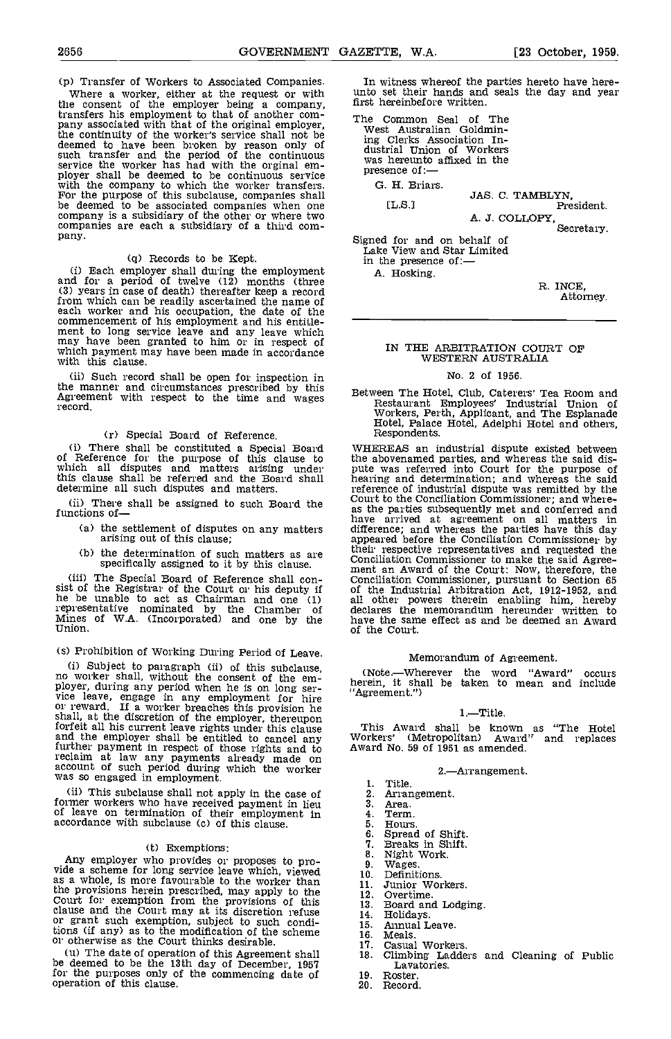(p) Transfer of Workers to Associated Companies.

Where a worker, either at the request or with the consent of the employer being a company, transfers his employment to that of another company associated with that of the original employer, the continuity of the worker's service shall not be deemed to have been broken by reason only of such transfer and the period of the continuous service the worker has had with the orginal employer shall be deemed to be continuous service with the company to which the worker transfers. For the purpose of this subclause, companies shall be deemed to be associated companies when one company is a subsidiary of the other or where two companies are each a subsidiary of a third company.

(q) Records to be Kept.

(i) Each employer shall during the employment and for a period of twelve (12) months (three (3) years in case of death) thereafter keep a record from which can be readily ascertained the name of each worker and his occupation, the date of the commencement of his employment and his entitlement to long service leave and any leave which may have been granted to him or in respect of which payment may have been made in accordance with this clause.

(ii) Such record shall be open for inspection in the manner and circumstances prescribed by this Agreement with respect to the time and wages record.

(r) Special Board of Reference.

(i) There shall be constituted a Special Board of Reference for the purpose of this clause to which all disputes and matters arising under this clause shall be referred and the Board shall determine all such disputes and matters.

(ii) There shall be assigned to such Board the functions of—

(a) the settlement of disputes on any matters arising out of this clause;

(b) the determination of such matters as are specifically assigned to it by this clause.

(iii) The Special Board of Reference shall consist of the Registrar of the Court or his deputy if he be unable to act as Chairman and one (1) representative nominated by the Chamber of Mines of W.A. (Incorporated) and one by the Union.

(s) Prohibition of Working During Period of Leave.

(i) Subject to paragraph (ii) of this subclause, no worker shall, without the consent of the employer, during any period when he is on long service leave, engage in any employment for hire or reward. If a worker breaches this provision he shall, at the discretion of the employer, thereupon forfeit all his current leave rights under this clause and the employer shall be entitled to cancel any further payment in respect of those rights and to reclaim at law any payments already made on account of such period during which the worker was so engaged in employment.

(ii) This subclause shall not apply in the case of former workers who have received payment in lieu of leave on termination of their employment in accordance with subclause (c) of this clause.

(t) Exemptions:

Any employer who provides or proposes to provide a scheme for long service leave which, viewed as a whole, is more favourable to the worker than the provisions herein prescribed, may apply to the Court for exemption from the provisions of this clause and the Court may at its discretion refuse or grant such exemption, subject to such conditions (if any) as to the modification of the scheme or otherwise as the Court thinks desirable.

(u) The date of operation of this Agreement shall be deemed to be the 13th day of December, 1957 for the purposes only of the commencing date of operation of this clause.

In witness whereof the parties hereto have hereunto set their hands and seals the day and year first hereinbefore written.

The Common Seal of The West Australian Goldmining Clerks Association Industrial Union of Workers was hereunto affixed in the presence of:—

G. H. Briars.

[L.S.]

JAS. C. TAMBLYN,
President.

A. J. COLLOPY,
Secretary.

Signed for and on behalf of Lake View and Star Limited in the presence of:—

A. Hosking.

R. INCE,
Attorney.

---

## IN THE ARBITRATION COURT OF WESTERN AUSTRALIA

No. 2 of 1956.

Between The Hotel, Club, Caterers' Tea Room and Restaurant Employees' Industrial Union of Workers, Perth, Applicant, and The Esplanade Hotel, Palace Hotel, Adelphi Hotel and others, Respondents.

WHEREAS an industrial dispute existed between the abovenamed parties, and whereas the said dispute was referred into Court for the purpose of hearing and determination; and whereas the said reference of industrial dispute was remitted by the Court to the Conciliation Commissioner; and whereas the parties subsequently met and conferred and have arrived at agreement on all matters in difference; and whereas the parties have this day appeared before the Conciliation Commissioner by their respective representatives and requested the Conciliation Commissioner to make the said Agreement an Award of the Court: Now, therefore, the Conciliation Commissioner, pursuant to Section 65 of the Industrial Arbitration Act, 1912-1952, and all other powers therein enabling him, hereby declares the memorandum hereunder written to have the same effect as and be deemed an Award of the Court.

### Memorandum of Agreement.

(Note.—Wherever the word "Award" occurs herein, it shall be taken to mean and include "Agreement.")

### 1.—Title.

This Award shall be known as "The Hotel Workers' (Metropolitan) Award" and replaces Award No. 59 of 1951 as amended.

### 2.—Arrangement.

1. Title.
2. Arrangement.
3. Area.
4. Term.
5. Hours.
6. Spread of Shift.
7. Breaks in Shift.
8. Night Work.
9. Wages.
10. Definitions.
11. Junior Workers.
12. Overtime.
13. Board and Lodging.
14. Holidays.
15. Annual Leave.
16. Meals.
17. Casual Workers.
18. Climbing Ladders and Cleaning of Public Lavatories.
19. Roster.
20. Record.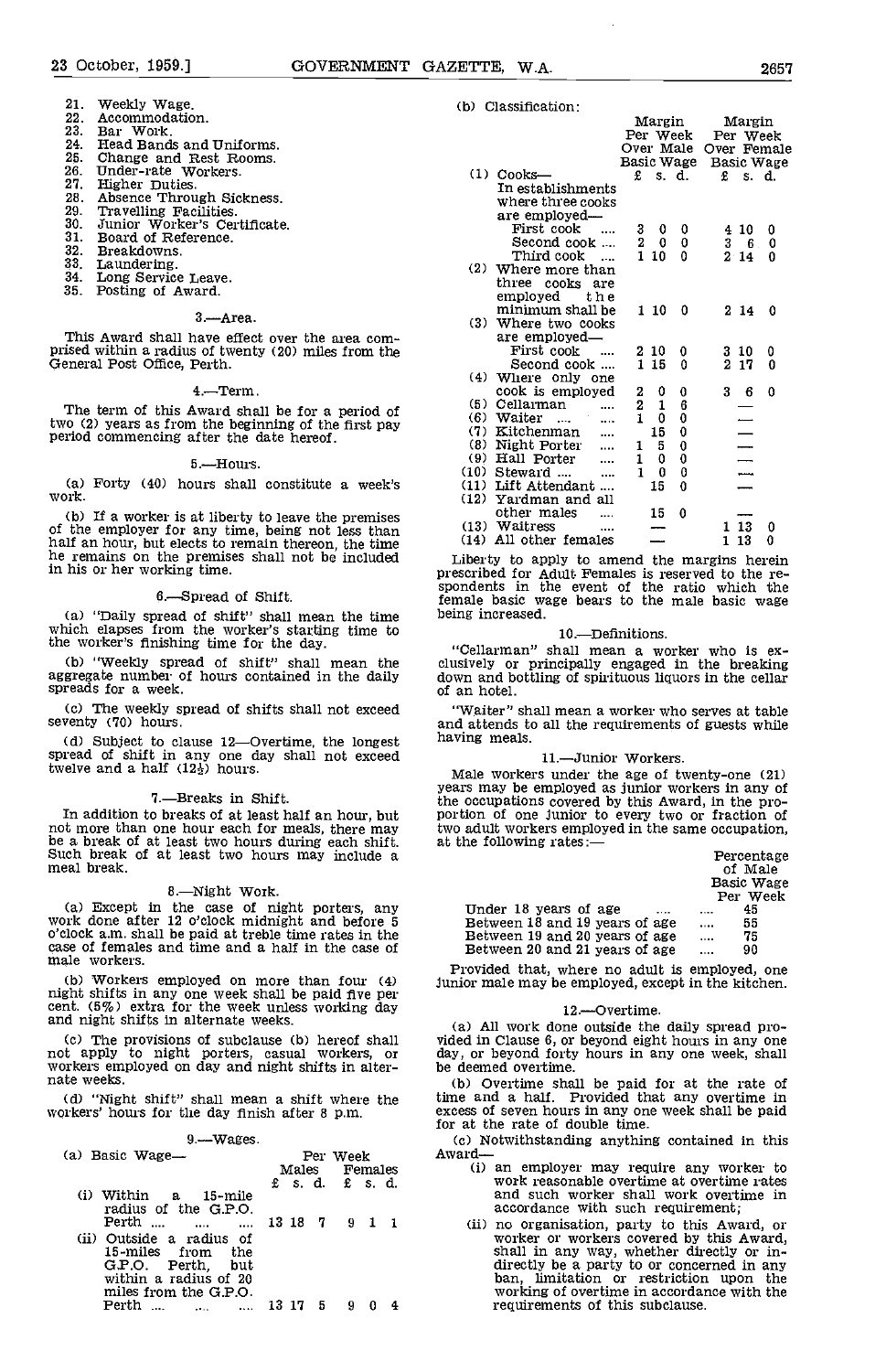21. Weekly Wage.
22. Accommodation.
23. Bar Work.
24. Head Bands and Uniforms.
25. Change and Rest Rooms.
26. Under-rate Workers.
27. Higher Duties.
28. Absence Through Sickness.
29. Travelling Facilities.
30. Junior Worker's Certificate.
31. Board of Reference.
32. Breakdowns.
33. Laundering.
34. Long Service Leave.
35. Posting of Award.

### 3.—Area.

This Award shall have effect over the area comprised within a radius of twenty (20) miles from the General Post Office, Perth.

### 4.—Term.

The term of this Award shall be for a period of two (2) years as from the beginning of the first pay period commencing after the date hereof.

### 5.—Hours.

(a) Forty (40) hours shall constitute a week's work.

(b) If a worker is at liberty to leave the premises of the employer for any time, being not less than half an hour, but elects to remain thereon, the time he remains on the premises shall not be included in his or her working time.

### 6.—Spread of Shift.

(a) "Daily spread of shift" shall mean the time which elapses from the worker's starting time to the worker's finishing time for the day.

(b) "Weekly spread of shift" shall mean the aggregate number of hours contained in the daily spreads for a week.

(c) The weekly spread of shifts shall not exceed seventy (70) hours.

(d) Subject to clause 12—Overtime, the longest spread of shift in any one day shall not exceed twelve and a half (12½) hours.

### 7.—Breaks in Shift.

In addition to breaks of at least half an hour, but not more than one hour each for meals, there may be a break of at least two hours during each shift. Such break of at least two hours may include a meal break.

### 8.—Night Work.

(a) Except in the case of night porters, any work done after 12 o'clock midnight and before 5 o'clock a.m. shall be paid at treble time rates in the case of females and time and a half in the case of male workers.

(b) Workers employed on more than four (4) night shifts in any one week shall be paid five per cent. (5%) extra for the week unless working day and night shifts in alternate weeks.

(c) The provisions of subclause (b) hereof shall not apply to night porters, casual workers, or workers employed on day and night shifts in alternate weeks.

(d) "Night shift" shall mean a shift where the workers' hours for the day finish after 8 p.m.

### 9.—Wages.

(a) Basic Wage—

| | Per Week Males £ s. d. | Per Week Females £ s. d. |
|---|---|---|
| (i) Within a 15-mile radius of the G.P.O. Perth | 13 18 7 | 9 1 1 |
| (ii) Outside a radius of 15-miles from the G.P.O. Perth, but within a radius of 20 miles from the G.P.O. Perth | 13 17 5 | 9 0 4 |

(b) Classification:

| | Margin Per Week Over Male Basic Wage £ s. d. | Margin Per Week Over Female Basic Wage £ s. d. |
|---|---|---|
| (1) Cooks— In establishments where three cooks are employed— | | |
| First cook | 3 0 0 | 4 10 0 |
| Second cook | 2 0 0 | 3 6 0 |
| Third cook | 1 10 0 | 2 14 0 |
| (2) Where more than three cooks are employed the minimum shall be | 1 10 0 | 2 14 0 |
| (3) Where two cooks are employed— | | |
| First cook | 2 10 0 | 3 10 0 |
| Second cook | 1 15 0 | 2 17 0 |
| (4) Where only one cook is employed | 2 0 0 | 3 6 0 |
| (5) Cellarman | 2 1 6 | — |
| (6) Waiter | 1 0 0 | — |
| (7) Kitchenman | 15 0 | — |
| (8) Night Porter | 1 5 0 | — |
| (9) Hall Porter | 1 0 0 | — |
| (10) Steward | 1 0 0 | — |
| (11) Lift Attendant | 15 0 | — |
| (12) Yardman and all other males | 15 0 | — |
| (13) Waitress | — | 1 13 0 |
| (14) All other females | — | 1 13 0 |

Liberty to apply to amend the margins herein prescribed for Adult Females is reserved to the respondents in the event of the ratio which the female basic wage bears to the male basic wage being increased.

### 10.—Definitions.

"Cellarman" shall mean a worker who is exclusively or principally engaged in the breaking down and bottling of spirituous liquors in the cellar of an hotel.

"Waiter" shall mean a worker who serves at table and attends to all the requirements of guests while having meals.

### 11.—Junior Workers.

Male workers under the age of twenty-one (21) years may be employed as junior workers in any of the occupations covered by this Award, in the proportion of one junior to every two or fraction of two adult workers employed in the same occupation, at the following rates:—

| | Percentage of Male Basic Wage Per Week |
|---|---|
| Under 18 years of age | 45 |
| Between 18 and 19 years of age | 55 |
| Between 19 and 20 years of age | 75 |
| Between 20 and 21 years of age | 90 |

Provided that, where no adult is employed, one junior male may be employed, except in the kitchen.

### 12.—Overtime.

(a) All work done outside the daily spread provided in Clause 6, or beyond eight hours in any one day, or beyond forty hours in any one week, shall be deemed overtime.

(b) Overtime shall be paid for at the rate of time and a half. Provided that any overtime in excess of seven hours in any one week shall be paid for at the rate of double time.

(c) Notwithstanding anything contained in this Award—

(i) an employer may require any worker to work reasonable overtime at overtime rates and such worker shall work overtime in accordance with such requirement;

(ii) no organisation, party to this Award, or worker or workers covered by this Award, shall in any way, whether directly or indirectly be a party to or concerned in any ban, limitation or restriction upon the working of overtime in accordance with the requirements of this subclause.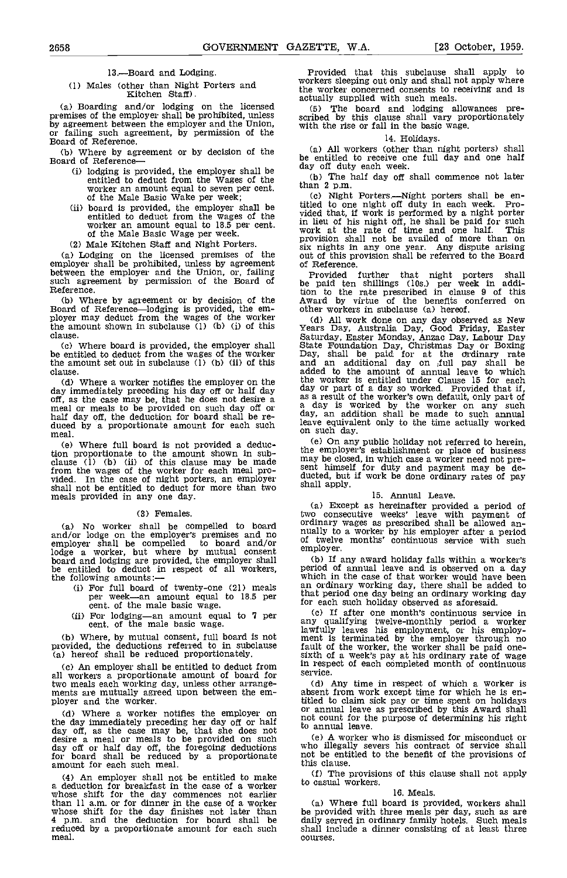### 13.—Board and Lodging.

(1) Males (other than Night Porters and Kitchen Staff).

(a) Boarding and/or lodging on the licensed premises of the employer shall be prohibited, unless by agreement between the employer and the Union, or failing such agreement, by permission of the Board of Reference.

(b) Where by agreement or by decision of the Board of Reference—

(i) lodging is provided, the employer shall be entitled to deduct from the Wages of the worker an amount equal to seven per cent. of the Male Basic Wake per week;

(ii) board is provided, the employer shall be entitled to deduct from the wages of the worker an amount equal to 18.5 per cent. of the Male Basic Wage per week.

(2) Male Kitchen Staff and Night Porters.

(a) Lodging on the licensed premises of the employer shall be prohibited, unless by agreement between the employer and the Union, or, failing such agreement by permission of the Board of Reference.

(b) Where by agreement or by decision of the Board of Reference—lodging is provided, the employer may deduct from the wages of the worker the amount shown in subclause (1) (b) (i) of this clause.

(c) Where board is provided, the employer shall be entitled to deduct from the wages of the worker the amount set out in subclause (1) (b) (ii) of this clause.

(d) Where a worker notifies the employer on the day immediately preceding his day off or half day off, as the case may be, that he does not desire a meal or meals to be provided on such day off or half day off, the deduction for board shall be reduced by a proportionate amount for each such meal.

(e) Where full board is not provided a deduction proportionate to the amount shown in subclause (1) (b) (ii) of this clause may be made from the wages of the worker for each meal provided. In the case of night porters, an employer shall not be entitled to deduct for more than two meals provided in any one day.

(3) Females.

(a) No worker shall be compelled to board and/or lodge on the employer's premises and no employer shall be compelled to board and/or lodge a worker, but where by mutual consent board and lodging are provided, the employer shall be entitled to deduct in respect of all workers, the following amounts:—

(i) For full board of twenty-one (21) meals per week—an amount equal to 18.5 per cent. of the male basic wage.

(ii) For lodging—an amount equal to 7 per cent. of the male basic wage.

(b) Where, by mutual consent, full board is not provided, the deductions referred to in subclause (a) hereof shall be reduced proportionately.

(c) An employer shall be entitled to deduct from all workers a proportionate amount of board for two meals each working day, unless other arrangements are mutually agreed upon between the employer and the worker.

(d) Where a worker notifies the employer on the day immediately preceding her day off or half day off, as the case may be, that she does not desire a meal or meals to be provided on such day off or half day off, the foregoing deductions for board shall be reduced by a proportionate amount for each such meal.

(4) An employer shall not be entitled to make a deduction for breakfast in the case of a worker whose shift for the day commences not earlier than 11 a.m. or for dinner in the case of a worker whose shift for the day finishes not later than 4 p.m. and the deduction for board shall be reduced by a proportionate amount for each such meal.

Provided that this subclause shall apply to workers sleeping out only and shall not apply where the worker concerned consents to receiving and is actually supplied with such meals.

(5) The board and lodging allowances prescribed by this clause shall vary proportionately with the rise or fall in the basic wage.

### 14. Holidays.

(a) All workers (other than night porters) shall be entitled to receive one full day and one half day off duty each week.

(b) The half day off shall commence not later than 2 p.m.

(c) Night Porters.—Night porters shall be entitled to one night off duty in each week. Provided that, if work is performed by a night porter in lieu of his night off, he shall be paid for such work at the rate of time and one half. This provision shall not be availed of more than on six nights in any one year. Any dispute arising out of this provision shall be referred to the Board of Reference.

Provided further that night porters shall be paid ten shillings (10s.) per week in addition to the rate prescribed in clause 9 of this Award by virtue of the benefits conferred on other workers in subclause (a) hereof.

(d) All work done on any day observed as New Years Day, Australia Day, Good Friday, Easter Saturday, Easter Monday, Anzac Day, Labour Day State Foundation Day, Christmas Day or Boxing Day, shall be paid for at the ordinary rate and an additional day on full pay shall be added to the amount of annual leave to which the worker is entitled under Clause 15 for each day or part of a day so worked. Provided that if, as a result of the worker's own default, only part of a day is worked by the worker on any such day, an addition shall be made to such annual leave equivalent only to the time actually worked on such day.

(e) On any public holiday not referred to herein, the employer's establishment or place of business may be closed, in which case a worker need not present himself for duty and payment may be deducted, but if work be done ordinary rates of pay shall apply.

### 15. Annual Leave.

(a) Except as hereinafter provided a period of two consecutive weeks' leave with payment of ordinary wages as prescribed shall be allowed annually to a worker by his employer after a period of twelve months' continuous service with such employer.

(b) If any award holiday falls within a worker's period of annual leave and is observed on a day which in the case of that worker would have been an ordinary working day, there shall be added to that period one day being an ordinary working day for each such holiday observed as aforesaid.

(c) If after one month's continuous service in any qualifying twelve-monthly period a worker lawfully leaves his employment, or his employment is terminated by the employer through no fault of the worker, the worker shall be paid one-sixth of a week's pay at his ordinary rate of wage in respect of each completed month of continuous service.

(d) Any time in respect of which a worker is absent from work except time for which he is entitled to claim sick pay or time spent on holidays or annual leave as prescribed by this Award shall not count for the purpose of determining his right to annual leave.

(e) A worker who is dismissed for misconduct or who illegally severs his contract of service shall not be entitled to the benefit of the provisions of this clause.

(f) The provisions of this clause shall not apply to casual workers.

### 16. Meals.

(a) Where full board is provided, workers shall be provided with three meals per day, such as are daily served in ordinary family hotels. Such meals shall include a dinner consisting of at least three courses.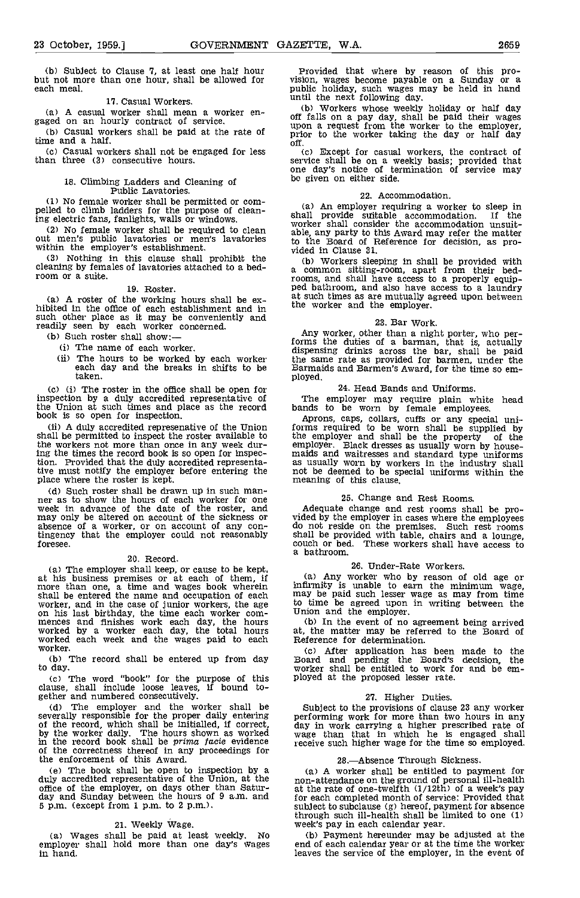(b) Subject to Clause 7, at least one half hour but not more than one hour, shall be allowed for each meal.

### 17. Casual Workers.

(a) A casual worker shall mean a worker engaged on an hourly contract of service.

(b) Casual workers shall be paid at the rate of time and a half.

(c) Casual workers shall not be engaged for less than three (3) consecutive hours.

### 18. Climbing Ladders and Cleaning of Public Lavatories.

(1) No female worker shall be permitted or compelled to climb ladders for the purpose of cleaning electric fans, fanlights, walls or windows.

(2) No female worker shall be required to clean out men's public lavatories or men's lavatories within the employer's establishment.

(3) Nothing in this clause shall prohibit the cleaning by females of lavatories attached to a bedroom or a suite.

### 19. Roster.

(a) A roster of the working hours shall be exhibited in the office of each establishment and in such other place as it may be conveniently and readily seen by each worker concerned.

(b) Such roster shall show:—

(i) The name of each worker.

(ii) The hours to be worked by each worker each day and the breaks in shifts to be taken.

(c) (i) The roster in the office shall be open for inspection by a duly accredited representative of the Union at such times and place as the record book is so open for inspection.

(ii) A duly accredited represenative of the Union shall be permitted to inspect the roster available to the workers not more than once in any week during the times the record book is so open for inspection. Provided that the duly accredited representative must notify the employer before entering the place where the roster is kept.

(d) Such roster shall be drawn up in such manner as to show the hours of each worker for one week in advance of the date of the roster, and may only be altered on account of the sickness or absence of a worker, or on account of any contingency that the employer could not reasonably foresee.

### 20. Record.

(a) The employer shall keep, or cause to be kept, at his business premises or at each of them, if more than one, a time and wages book wherein shall be entered the name and occupation of each worker, and in the case of junior workers, the age on his last birthday, the time each worker commences and finishes work each day, the hours worked by a worker each day, the total hours worked each week and the wages paid to each worker.

(b) The record shall be entered up from day to day.

(c) The word "book" for the purpose of this clause, shall include loose leaves, if bound together and numbered consecutively.

(d) The employer and the worker shall be severally responsible for the proper daily entering of the record, which shall be initialled, if correct, by the worker daily. The hours shown as worked in the record book shall be *prima facie* evidence of the correctness thereof in any proceedings for the enforcement of this Award.

(e) The book shall be open to inspection by a duly accredited representative of the Union, at the office of the employer, on days other than Saturday and Sunday between the hours of 9 a.m. and 5 p.m. (except from 1 p.m. to 2 p.m.).

### 21. Weekly Wage.

(a) Wages shall be paid at least weekly. No employer shall hold more than one day's wages in hand.

Provided that where by reason of this provision, wages become payable on a Sunday or a public holiday, such wages may be held in hand until the next following day.

(b) Workers whose weekly holiday or half day off falls on a pay day, shall be paid their wages upon a request from the worker to the employer, prior to the worker taking the day or half day off.

(c) Except for casual workers, the contract of service shall be on a weekly basis; provided that one day's notice of termination of service may be given on either side.

### 22. Accommodation.

(a) An employer requiring a worker to sleep in shall provide suitable accommodation. If the worker shall consider the accommodation unsuitable, any party to this Award may refer the matter to the Board of Reference for decision, as provided in Clause 31.

(b) Workers sleeping in shall be provided with a common sitting-room, apart from their bedrooms, and shall have access to a properly equipped bathroom, and also have access to a laundry at such times as are mutually agreed upon between the worker and the employer.

### 23. Bar Work.

Any worker, other than a night porter, who performs the duties of a barman, that is, actually dispensing drinks across the bar, shall be paid the same rate as provided for barmen, under the Barmaids and Barmen's Award, for the time so employed.

### 24. Head Bands and Uniforms.

The employer may require plain white head bands to be worn by female employees.

Aprons, caps, collars, cuffs or any special uniforms required to be worn shall be supplied by the employer and shall be the property of the employer. Black dresses as usually worn by housemaids and waitresses and standard type uniforms as usually worn by workers in the industry shall not be deemed to be special uniforms within the meaning of this clause.

### 25. Change and Rest Rooms.

Adequate change and rest rooms shall be provided by the employer in cases where the employees do not reside on the premises. Such rest rooms shall be provided with table, chairs and a lounge, couch or bed. These workers shall have access to a bathroom.

### 26. Under-Rate Workers.

(a) Any worker who by reason of old age or infirmity is unable to earn the minimum wage, may be paid such lesser wage as may from time to time be agreed upon in writing between the Union and the employer.

(b) In the event of no agreement being arrived at, the matter may be referred to the Board of Reference for determination.

(c) After application has been made to the Board and pending the Board's decision, the worker shall be entitled to work for and be employed at the proposed lesser rate.

### 27. Higher Duties.

Subject to the provisions of clause 23 any worker performing work for more than two hours in any day in work carrying a higher prescribed rate of wage than that in which he is engaged shall receive such higher wage for the time so employed.

### 28.—Absence Through Sickness.

(a) A worker shall be entitled to payment for non-attendance on the ground of personal ill-health at the rate of one-twelfth (1/12th) of a week's pay for each completed month of service: Provided that subject to subclause (g) hereof, payment for absence through such ill-health shall be limited to one (1) week's pay in each calendar year.

(b) Payment hereunder may be adjusted at the end of each calendar year or at the time the worker leaves the service of the employer, in the event of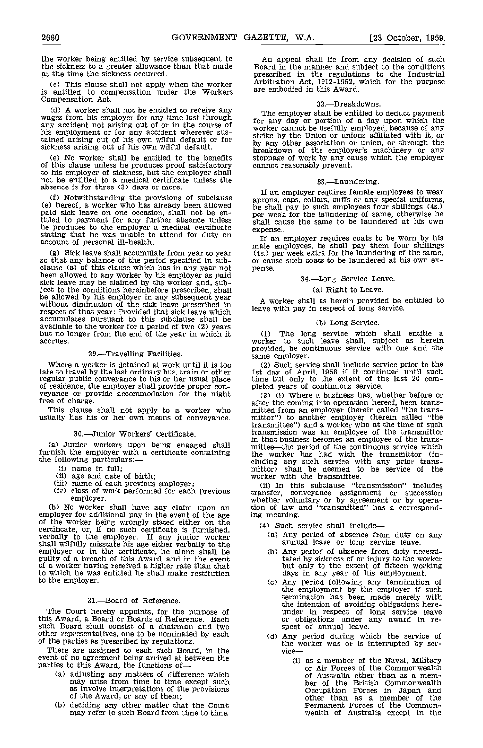the worker being entitled by service subsequent to the sickness to a greater allowance than that made at the time the sickness occurred.

(c) This clause shall not apply when the worker is entitled to compensation under the Workers Compensation Act.

(d) A worker shall not be entitled to receive any wages from his employer for any time lost through any accident not arising out of or in the course of his employment or for any accident wherever sustained arising out of his own wilful default or for sickness arising out of his own wilful default.

(e) No worker shall be entitled to the benefits of this clause unless he produces proof satisfactory to his employer of sickness, but the employer shall not be entitled to a medical certificate unless the absence is for three (3) days or more.

(f) Notwithstanding the provisions of subclause (e) hereof, a worker who has already been allowed paid sick leave on one occasion, shall not be entitled to payment for any further absence unless he produces to the employer a medical certificate stating that he was unable to attend for duty on account of personal ill-health.

(g) Sick leave shall accumulate from year to year so that any balance of the period specified in subclause (a) of this clause which has in any year not been allowed to any worker by his employer as paid sick leave may be claimed by the worker and, subject to the conditions hereinbefore prescribed, shall be allowed by his employer in any subsequent year without diminution of the sick leave prescribed in respect of that year: Provided that sick leave which accumulates pursuant to this subclause shall be available to the worker for a period of two (2) years but no longer from the end of the year in which it accrues.

## 29.—Travelling Facilities.

Where a worker is detained at work until it is too late to travel by the last ordinary bus, train or other regular public conveyance to his or her usual place of residence, the employer shall provide proper conveyance or provide accommodation for the night free of charge.

This clause shall not apply to a worker who usually has his or her own means of conveyance.

## 30.—Junior Workers' Certificate.

(a) Junior workers upon being engaged shall furnish the employer with a certificate containing the following particulars:—

(i) name in full;
(ii) age and date of birth;
(iii) name of each previous employer;
(iv) class of work performed for each previous employer.

(b) No worker shall have any claim upon an employer for additional pay in the event of the age of the worker being wrongly stated either on the certificate, or, if no such certificate is furnished, verbally to the employer. If any junior worker shall wilfully misstate his age either verbally to the employer or in the certificate, he alone shall be guilty of a breach of this Award, and in the event of a worker having received a higher rate than that to which he was entitled he shall make restitution to the employer.

## 31.—Board of Reference.

The Court hereby appoints, for the purpose of this Award, a Board or Boards of Reference. Each such Board shall consist of a chairman and two other representatives, one to be nominated by each of the parties as prescribed by regulations.

There are assigned to each such Board, in the event of no agreement being arrived at between the parties to this Award, the functions of—

(a) adjusting any matters of difference which may arise from time to time except such as involve interpretations of the provisions of the Award, or any of them;
(b) deciding any other matter that the Court may refer to such Board from time to time.

An appeal shall lie from any decision of such Board in the manner and subject to the conditions prescribed in the regulations to the Industrial Arbitration Act, 1912-1952, which for the purpose are embodied in this Award.

## 32.—Breakdowns.

The employer shall be entitled to deduct payment for any day or portion of a day upon which the worker cannot be usefully employed, because of any strike by the Union or unions affiliated with it, or by any other association or union, or through the breakdown of the employer's machinery or any stoppage of work by any cause which the employer cannot reasonably prevent.

## 33.—Laundering.

If an employer requires female employees to wear aprons, caps, collars, cuffs or any special uniforms, he shall pay to such employees four shillings (4s.) per week for the laundering of same, otherwise he shall cause the same to be laundered at his own expense.

If an employer requires coats to be worn by his male employees, he shall pay them four shillings (4s.) per week extra for the laundering of the same, or cause such coats to be laundered at his own expense.

## 34.—Long Service Leave.

### (a) Right to Leave.

A worker shall as herein provided be entitled to leave with pay in respect of long service.

### (b) Long Service.

(1) The long service which shall entitle a worker to such leave shall, subject as herein provided, be continuous service with one and the same employer.

(2) Such service shall include service prior to the 1st day of April, 1958 if it continued until such time but only to the extent of the last 20 completed years of continuous service.

(3) (i) Where a business has, whether before or after the coming into operation hereof, been transmitted from an employer (herein called "the transmittor") to another employer (herein called "the transmittee") and a worker who at the time of such transmission was an employee of the transmittor in that business becomes an employee of the transmittee—the period of the continuous service which the worker has had with the transmittor (including any such service with any prior transmittor) shall be deemed to be service of the worker with the transmittee.

(ii) In this subclause "transmission" includes transfer, conveyance assignment or succession whether voluntary or by agreement or by operation of law and "transmitted" has a corresponding meaning.

(4) Such service shall include—

(a) Any period of absence from duty on any annual leave or long service leave.
(b) Any period of absence from duty necessitated by sickness of or injury to the worker but only to the extent of fifteen working days in any year of his employment.
(c) Any period following any termination of the employment by the employer if such termination has been made merely with the intention of avoiding obligations hereunder in respect of long service leave or obligations under any award in respect of annual leave.
(d) Any period during which the service of the worker was or is interrupted by service—

(i) as a member of the Naval, Military or Air Forces of the Commonwealth of Australia other than as a member of the British Commonwealth Occupation Forces in Japan and other than as a member of the Permanent Forces of the Commonwealth of Australia except in the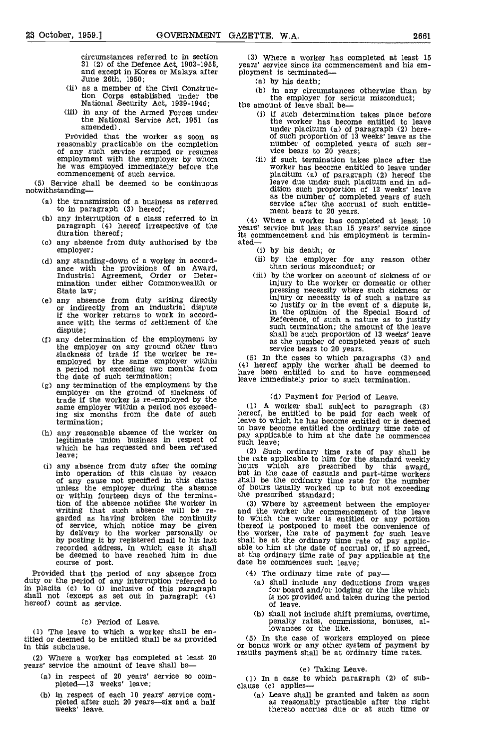circumstances referred to in section 31 (2) of the Defence Act, 1903-1956, and except in Korea or Malaya after June 26th, 1950;

(ii) as a member of the Civil Construction Corps established under the National Security Act, 1939-1946;

(iii) in any of the Armed Forces under the National Service Act, 1951 (as amended).

Provided that the worker as soon as reasonably practicable on the completion of any such service resumed or resumes employment with the employer by whom he was employed immediately before the commencement of such service.

(5) Service shall be deemed to be continuous notwithstanding—

(a) the transmission of a business as referred to in paragraph (3) hereof;

(b) any interruption of a class referred to in paragraph (4) hereof irrespective of the duration thereof;

(c) any absence from duty authorised by the employer;

(d) any standing-down of a worker in accordance with the provisions of an Award, Industrial Agreement, Order or Determination under either Commonwealth or State law;

(e) any absence from duty arising directly or indirectly from an industrial dispute if the worker returns to work in accordance with the terms of settlement of the dispute;

(f) any determination of the employment by the employer on any ground other than slackness of trade if the worker be re-employed by the same employer within a period not exceeding two months from the date of such termination;

(g) any termination of the employment by the employer on the ground of slackness of trade if the worker is re-employed by the same employer within a period not exceeding six months from the date of such termination;

(h) any reasonable absence of the worker on legitimate union business in respect of which he has requested and been refused leave;

(i) any absence from duty after the coming into operation of this clause by reason of any cause not specified in this clause unless the employer during the absence or within fourteen days of the termination of the absence notifies the worker in writing that such absence will be regarded as having broken the continuity of service, which notice may be given by delivery to the worker personally or by posting it by registered mail to his last recorded address, in which case it shall be deemed to have reached him in due course of post.

Provided that the period of any absence from duty or the period of any interruption referred to in placita (c) to (i) inclusive of this paragraph shall not (except as set out in paragraph (4) hereof) count as service.

### (c) Period of Leave.

(1) The leave to which a worker shall be entitled or deemed to be entitled shall be as provided in this subclause.

(2) Where a worker has completed at least 20 years' service the amount of leave shall be—

(a) in respect of 20 years' service so completed—13 weeks' leave;

(b) in respect of each 10 years' service completed after such 20 years—six and a half weeks' leave.

(3) Where a worker has completed at least 15 years' service since its commencement and his employment is terminated—

(a) by his death;

(b) in any circumstances otherwise than by the employer for serious misconduct;

the amount of leave shall be—

(i) if such determination takes place before the worker has become entitled to leave under placitum (a) of paragraph (2) hereof such proportion of 13 weeks' leave as the number of completed years of such service bears to 20 years;

(ii) if such termination takes place after the worker has become entitled to leave under placitum (a) of paragraph (2) hereof the leave due under such placitum and in addition such proportion of 13 weeks' leave as the number of completed years of such service after the accrual of such entitlement bears to 20 years.

(4) Where a worker has completed at least 10 years' service but less than 15 years' service since its commencement and his employment is terminated—

(i) by his death; or

(ii) by the employer for any reason other than serious misconduct; or

(iii) by the worker on account of sickness of or injury to the worker or domestic or other pressing necessity where such sickness or injury or necessity is of such a nature as to justify or in the event of a dispute is, in the opinion of the Special Board of Reference, of such a nature as to justify such termination; the amount of the leave shall be such proportion of 13 weeks' leave as the number of completed years of such service bears to 20 years.

(5) In the cases to which paragraphs (3) and (4) hereof apply the worker shall be deemed to have been entitled to and to have commenced leave immediately prior to such termination.

### (d) Payment for Period of Leave.

(1) A worker shall subject to paragraph (3) hereof, be entitled to be paid for each week of leave to which he has become entitled or is deemed to have become entitled the ordinary time rate of pay applicable to him at the date he commences such leave;

(2) Such ordinary time rate of pay shall be the rate applicable to him for the standard weekly hours which are prescribed by this award, but in the case of casuals and part-time workers shall be the ordinary time rate for the number of hours usually worked up to but not exceeding the prescribed standard;

(3) Where by agreement between the employer and the worker the commencement of the leave to which the worker is entitled or any portion thereof is postponed to meet the convenience of the worker, the rate of payment for such leave shall be at the ordinary time rate of pay applicable to him at the date of accrual or, if so agreed, at the ordinary time rate of pay applicable at the date he commences such leave;

(4) The ordinary time rate of pay—

(a) shall include any deductions from wages for board and/or lodging or the like which is not provided and taken during the period of leave.

(b) shall not include shift premiums, overtime, penalty rates, commissions, bonuses, allowances or the like.

(5) In the case of workers employed on piece or bonus work or any other system of payment by results payment shall be at ordinary time rates.

### (e) Taking Leave.

(1) In a case to which paragraph (2) of subclause (c) applies—

(a) Leave shall be granted and taken as soon as reasonably practicable after the right thereto accrues due or at such time or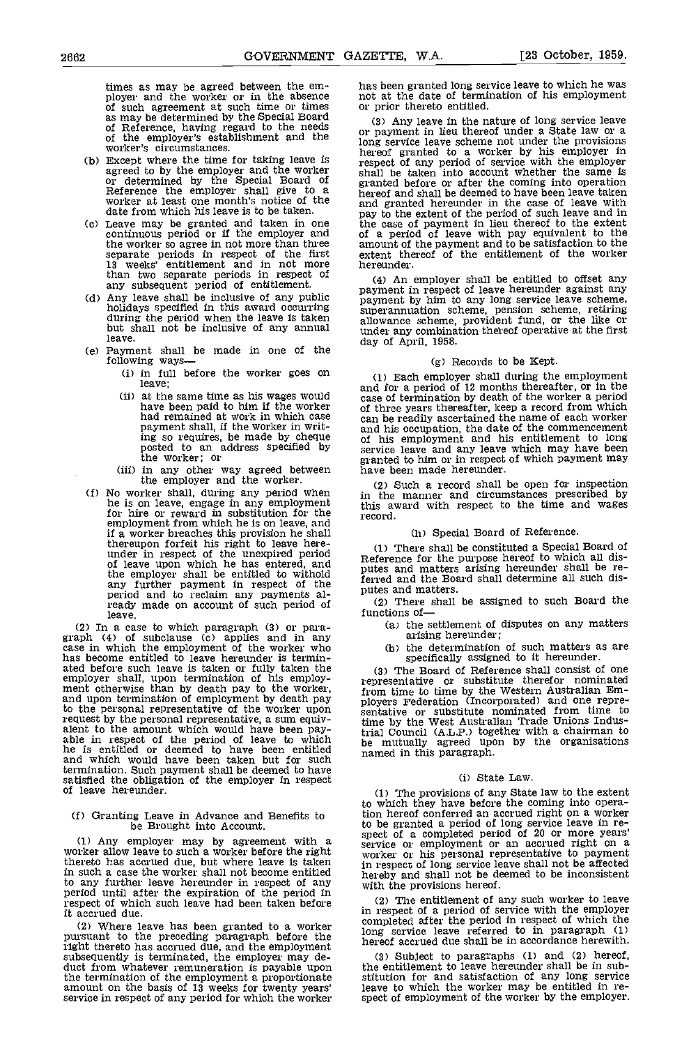times as may be agreed between the employer and the worker or in the absence of such agreement at such time or times as may be determined by the Special Board of Reference, having regard to the needs of the employer's establishment and the worker's circumstances.

(b) Except where the time for taking leave is agreed to by the employer and the worker or determined by the Special Board of Reference the employer shall give to a worker at least one month's notice of the date from which his leave is to be taken.

(c) Leave may be granted and taken in one continuous period or if the employer and the worker so agree in not more than three separate periods in respect of the first 13 weeks' entitlement and in not more than two separate periods in respect of any subsequent period of entitlement.

(d) Any leave shall be inclusive of any public holidays specified in this award occurring during the period when the leave is taken but shall not be inclusive of any annual leave.

(e) Payment shall be made in one of the following ways—

(i) in full before the worker goes on leave;

(ii) at the same time as his wages would have been paid to him if the worker had remained at work in which case payment shall, if the worker in writing so requires, be made by cheque posted to an address specified by the worker; or

(iii) in any other way agreed between the employer and the worker.

(f) No worker shall, during any period when he is on leave, engage in any employment for hire or reward in substitution for the employment from which he is on leave, and if a worker breaches this provision he shall thereupon forfeit his right to leave hereunder in respect of the unexpired period of leave upon which he has entered, and the employer shall be entitled to withold any further payment in respect of the period and to reclaim any payments already made on account of such period of leave.

(2) In a case to which paragraph (3) or paragraph (4) of subclause (c) applies and in any case in which the employment of the worker who has become entitled to leave hereunder is terminated before such leave is taken or fully taken the employer shall, upon termination of his employment otherwise than by death pay to the worker, and upon termination of employment by death pay to the personal representative of the worker upon request by the personal representative, a sum equivalent to the amount which would have been payable in respect of the period of leave to which he is entitled or deemed to have been entitled and which would have been taken but for such termination. Such payment shall be deemed to have satisfied the obligation of the employer in respect of leave hereunder.

(f) Granting Leave in Advance and Benefits to be Brought into Account.

(1) Any employer may by agreement with a worker allow leave to such a worker before the right thereto has accrued due, but where leave is taken in such a case the worker shall not become entitled to any further leave hereunder in respect of any period until after the expiration of the period in respect of which such leave had been taken before it accrued due.

(2) Where leave has been granted to a worker pursuant to the preceding paragraph before the right thereto has accrued due, and the employment subsequently is terminated, the employer may deduct from whatever remuneration is payable upon the termination of the employment a proportionate amount on the basis of 13 weeks for twenty years' service in respect of any period for which the worker has been granted long service leave to which he was not at the date of termination of his employment or prior thereto entitled.

(3) Any leave in the nature of long service leave or payment in lieu thereof under a State law or a long service leave scheme not under the provisions hereof granted to a worker by his employer in respect of any period of service with the employer shall be taken into account whether the same is granted before or after the coming into operation hereof and shall be deemed to have been leave taken and granted hereunder in the case of leave with pay to the extent of the period of such leave and in the case of payment in lieu thereof to the extent of a period of leave with pay equivalent to the amount of the payment and to be satisfaction to the extent thereof of the entitlement of the worker hereunder.

(4) An employer shall be entitled to offset any payment in respect of leave hereunder against any payment by him to any long service leave scheme, superannuation scheme, pension scheme, retiring allowance scheme, provident fund, or the like or under any combination thereof operative at the first day of April, 1958.

(g) Records to be Kept.

(1) Each employer shall during the employment and for a period of 12 months thereafter, or in the case of termination by death of the worker a period of three years thereafter, keep a record from which can be readily ascertained the name of each worker and his occupation, the date of the commencement of his employment and his entitlement to long service leave and any leave which may have been granted to him or in respect of which payment may have been made hereunder.

(2) Such a record shall be open for inspection in the manner and circumstances prescribed by this award with respect to the time and wages record.

(h) Special Board of Reference.

(1) There shall be constituted a Special Board of Reference for the purpose hereof to which all disputes and matters arising hereunder shall be referred and the Board shall determine all such disputes and matters.

(2) There shall be assigned to such Board the functions of—

(a) the settlement of disputes on any matters arising hereunder;

(b) the determination of such matters as are specifically assigned to it hereunder.

(3) The Board of Reference shall consist of one representative or substitute therefor nominated from time to time by the Western Australian Employers Federation (Incorporated) and one representative or substitute nominated from time to time by the West Australian Trade Unions Industrial Council (A.L.P.) together with a chairman to be mutually agreed upon by the organisations named in this paragraph.

(i) State Law.

(1) The provisions of any State law to the extent to which they have before the coming into operation hereof conferred an accrued right on a worker to be granted a period of long service leave in respect of a completed period of 20 or more years' service or employment or an accrued right on a worker or his personal representative to payment in respect of long service leave shall not be affected hereby and shall not be deemed to be inconsistent with the provisions hereof.

(2) The entitlement of any such worker to leave in respect of a period of service with the employer completed after the period in respect of which the long service leave referred to in paragraph (1) hereof accrued due shall be in accordance herewith.

(3) Subject to paragraphs (1) and (2) hereof, the entitlement to leave hereunder shall be in substitution for and satisfaction of any long service leave to which the worker may be entitled in respect of employment of the worker by the employer.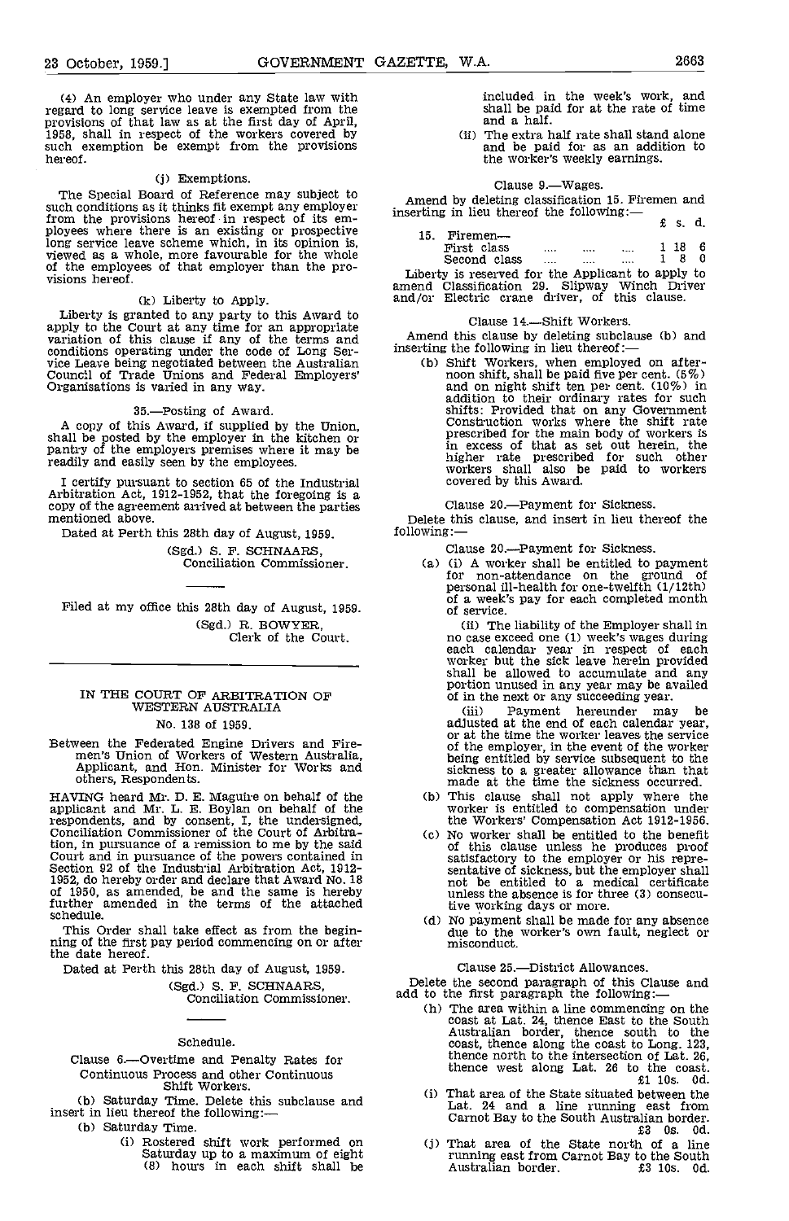(4) An employer who under any State law with regard to long service leave is exempted from the provisions of that law as at the first day of April, 1958, shall in respect of the workers covered by such exemption be exempt from the provisions hereof.

(j) Exemptions.

The Special Board of Reference may subject to such conditions as it thinks fit exempt any employer from the provisions hereof in respect of its employees where there is an existing or prospective long service leave scheme which, in its opinion is, viewed as a whole, more favourable for the whole of the employees of that employer than the provisions hereof.

(k) Liberty to Apply.

Liberty is granted to any party to this Award to apply to the Court at any time for an appropriate variation of this clause if any of the terms and conditions operating under the code of Long Service Leave being negotiated between the Australian Council of Trade Unions and Federal Employers' Organisations is varied in any way.

35.—Posting of Award.

A copy of this Award, if supplied by the Union, shall be posted by the employer in the kitchen or pantry of the employers premises where it may be readily and easily seen by the employees.

I certify pursuant to section 65 of the Industrial Arbitration Act, 1912-1952, that the foregoing is a copy of the agreement arrived at between the parties mentioned above.

Dated at Perth this 28th day of August, 1959.

(Sgd.) S. F. SCHNAARS,
Conciliation Commissioner.

---

Filed at my office this 28th day of August, 1959.

(Sgd.) R. BOWYER,
Clerk of the Court.

---

## IN THE COURT OF ARBITRATION OF WESTERN AUSTRALIA

No. 138 of 1959.

Between the Federated Engine Drivers and Firemen's Union of Workers of Western Australia, Applicant, and Hon. Minister for Works and others, Respondents.

HAVING heard Mr. D. E. Maguire on behalf of the applicant and Mr. L. E. Boylan on behalf of the respondents, and by consent, I, the undersigned, Conciliation Commissioner of the Court of Arbitration, in pursuance of a remission to me by the said Court and in pursuance of the powers contained in Section 92 of the Industrial Arbitration Act, 1912-1952, do hereby order and declare that Award No. 18 of 1950, as amended, be and the same is hereby further amended in the terms of the attached schedule.

This Order shall take effect as from the beginning of the first pay period commencing on or after the date hereof.

Dated at Perth this 28th day of August, 1959.

(Sgd.) S. F. SCHNAARS,
Conciliation Commissioner.

---

### Schedule.

Clause 6.—Overtime and Penalty Rates for Continuous Process and other Continuous Shift Workers.

(b) Saturday Time. Delete this subclause and insert in lieu thereof the following:—

(b) Saturday Time.

(i) Rostered shift work performed on Saturday up to a maximum of eight (8) hours in each shift shall be included in the week's work, and shall be paid for at the rate of time and a half.

(ii) The extra half rate shall stand alone and be paid for as an addition to the worker's weekly earnings.

Clause 9.—Wages.

Amend by deleting classification 15. Firemen and inserting in lieu thereof the following:—

| | £ | s. | d. |
|---|---|---|---|
| 15. Firemen— | | | |
| First class .... .... .... | 1 | 18 | 6 |
| Second class .... .... .... | 1 | 8 | 0 |

Liberty is reserved for the Applicant to apply to amend Classification 29. Slipway Winch Driver and/or Electric crane driver, of this clause.

Clause 14.—Shift Workers.

Amend this clause by deleting subclause (b) and inserting the following in lieu thereof:—

(b) Shift Workers, when employed on afternoon shift, shall be paid five per cent. (5%) and on night shift ten per cent. (10%) in addition to their ordinary rates for such shifts: Provided that on any Government Construction works where the shift rate prescribed for the main body of workers is in excess of that as set out herein, the higher rate prescribed for such other workers shall also be paid to workers covered by this Award.

Clause 20.—Payment for Sickness.

Delete this clause, and insert in lieu thereof the following:—

Clause 20.—Payment for Sickness.

(a) (i) A worker shall be entitled to payment for non-attendance on the ground of personal ill-health for one-twelfth (1/12th) of a week's pay for each completed month of service.

(ii) The liability of the Employer shall in no case exceed one (1) week's wages during each calendar year in respect of each worker but the sick leave herein provided shall be allowed to accumulate and any portion unused in any year may be availed of in the next or any succeeding year.

(iii) Payment hereunder may be adjusted at the end of each calendar year, or at the time the worker leaves the service of the employer, in the event of the worker being entitled by service subsequent to the sickness to a greater allowance than that made at the time the sickness occurred.

(b) This clause shall not apply where the worker is entitled to compensation under the Workers' Compensation Act 1912-1956.

(c) No worker shall be entitled to the benefit of this clause unless he produces proof satisfactory to the employer or his representative of sickness, but the employer shall not be entitled to a medical certificate unless the absence is for three (3) consecutive working days or more.

(d) No payment shall be made for any absence due to the worker's own fault, neglect or misconduct.

Clause 25.—District Allowances.

Delete the second paragraph of this Clause and add to the first paragraph the following:—

(h) The area within a line commencing on the coast at Lat. 24, thence East to the South Australian border, thence south to the South coast, thence along the coast to Long. 123, thence north to the intersection of Lat. 26, thence west along Lat. 26 to the coast. £1 10s. 0d.

(i) That area of the State situated between the Lat. 24 and a line running east from Carnot Bay to the South Australian border. £3 0s. 0d.

(j) That area of the State north of a line running east from Carnot Bay to the South Australian border. £3 10s. 0d.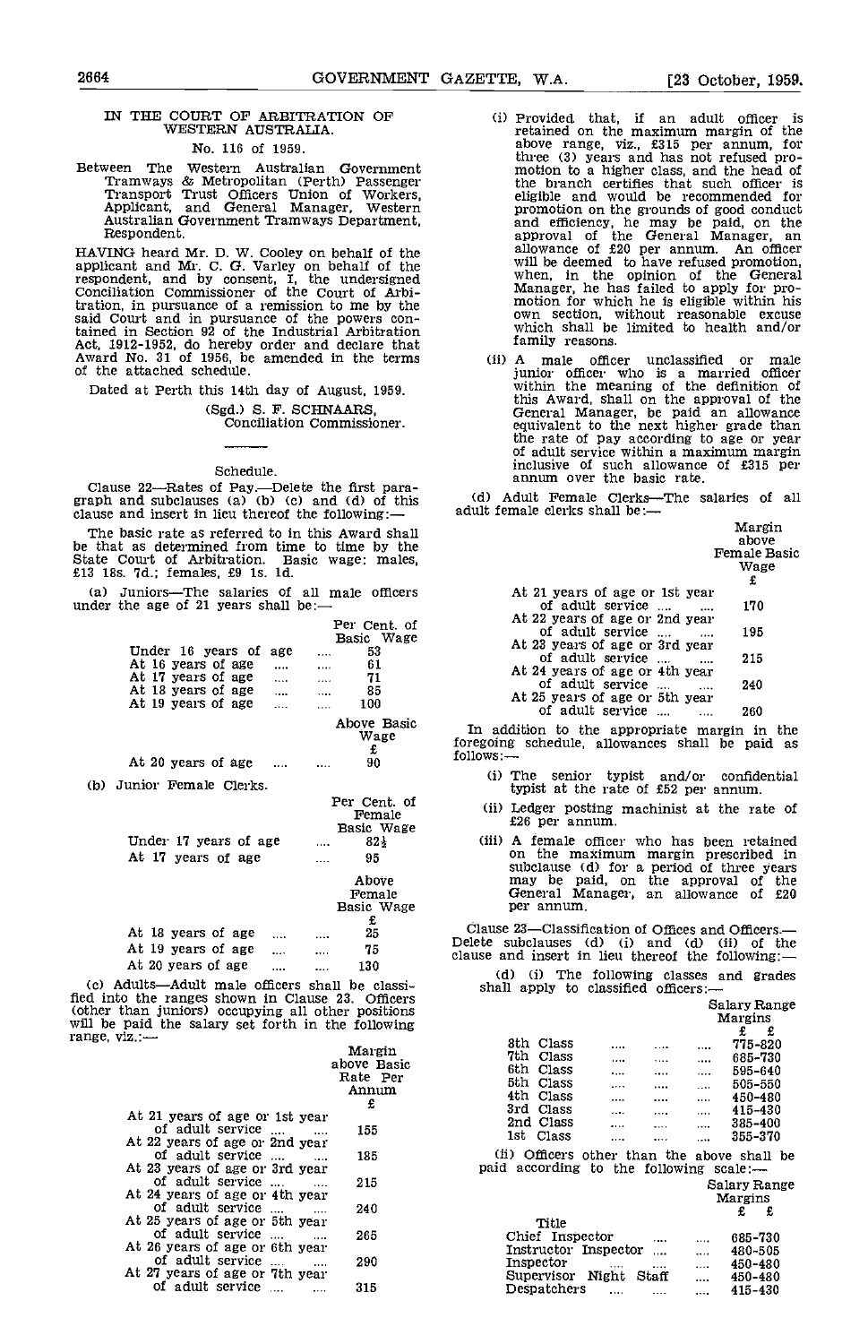IN THE COURT OF ARBITRATION OF WESTERN AUSTRALIA.

No. 116 of 1959.

Between The Western Australian Government Tramways & Metropolitan (Perth) Passenger Transport Trust Officers Union of Workers, Applicant, and General Manager, Western Australian Government Tramways Department, Respondent.

HAVING heard Mr. D. W. Cooley on behalf of the applicant and Mr. C. G. Varley on behalf of the respondent, and by consent, I, the undersigned Conciliation Commissioner of the Court of Arbitration, in pursuance of a remission to me by the said Court and in pursuance of the powers contained in Section 92 of the Industrial Arbitration Act, 1912-1952, do hereby order and declare that Award No. 31 of 1956, be amended in the terms of the attached schedule.

Dated at Perth this 14th day of August, 1959.

(Sgd.) S. F. SCHNAARS,
Conciliation Commissioner.

---

Schedule.

Clause 22—Rates of Pay.—Delete the first paragraph and subclauses (a) (b) (c) and (d) of this clause and insert in lieu thereof the following:—

The basic rate as referred to in this Award shall be that as determined from time to time by the State Court of Arbitration. Basic wage: males, £13 18s. 7d.; females, £9 1s. 1d.

(a) Juniors—The salaries of all male officers under the age of 21 years shall be:—

| | Per Cent. of Basic Wage |
|---|---|
| Under 16 years of age | 53 |
| At 16 years of age | 61 |
| At 17 years of age | 71 |
| At 18 years of age | 85 |
| At 19 years of age | 100 |
| | Above Basic Wage £ |
| At 20 years of age | 90 |

(b) Junior Female Clerks.

| | Per Cent. of Female Basic Wage |
|---|---|
| Under 17 years of age | 82½ |
| At 17 years of age | 95 |
| | Above Female Basic Wage £ |
| At 18 years of age | 25 |
| At 19 years of age | 75 |
| At 20 years of age | 130 |

(c) Adults—Adult male officers shall be classified into the ranges shown in Clause 23. Officers (other than juniors) occupying all other positions will be paid the salary set forth in the following range, viz.:—

| | Margin above Basic Rate Per Annum £ |
|---|---|
| At 21 years of age or 1st year of adult service | 155 |
| At 22 years of age or 2nd year of adult service | 185 |
| At 23 years of age or 3rd year of adult service | 215 |
| At 24 years of age or 4th year of adult service | 240 |
| At 25 years of age or 5th year of adult service | 265 |
| At 26 years of age or 6th year of adult service | 290 |
| At 27 years of age or 7th year of adult service | 315 |

(i) Provided that, if an adult officer is retained on the maximum margin of the above range, viz., £315 per annum, for three (3) years and has not refused promotion to a higher class, and the head of the branch certifies that such officer is eligible and would be recommended for promotion on the grounds of good conduct and efficiency, he may be paid, on the approval of the General Manager, an allowance of £20 per annum. An officer will be deemed to have refused promotion, when, in the opinion of the General Manager, he has failed to apply for promotion for which he is eligible within his own section, without reasonable excuse which shall be limited to health and/or family reasons.

(ii) A male officer unclassified or male junior officer who is a married officer within the meaning of the definition of this Award, shall on the approval of the General Manager, be paid an allowance equivalent to the next higher grade than the rate of pay according to age or year of adult service within a maximum margin inclusive of such allowance of £315 per annum over the basic rate.

(d) Adult Female Clerks—The salaries of all adult female clerks shall be:—

| | Margin above Female Basic Wage £ |
|---|---|
| At 21 years of age or 1st year of adult service | 170 |
| At 22 years of age or 2nd year of adult service | 195 |
| At 23 years of age or 3rd year of adult service | 215 |
| At 24 years of age or 4th year of adult service | 240 |
| At 25 years of age or 5th year of adult service | 260 |

In addition to the appropriate margin in the foregoing schedule, allowances shall be paid as follows:—

(i) The senior typist and/or confidential typist at the rate of £52 per annum.

(ii) Ledger posting machinist at the rate of £26 per annum.

(iii) A female officer who has been retained on the maximum margin prescribed in subclause (d) for a period of three years may be paid, on the approval of the General Manager, an allowance of £20 per annum.

Clause 23—Classification of Offices and Officers.—Delete subclauses (d) (i) and (d) (ii) of the clause and insert in lieu thereof the following:—

(d) (i) The following classes and grades shall apply to classified officers:—

| | Salary Range Margins £ £ |
|---|---|
| 8th Class | 775-820 |
| 7th Class | 685-730 |
| 6th Class | 595-640 |
| 5th Class | 505-550 |
| 4th Class | 450-480 |
| 3rd Class | 415-430 |
| 2nd Class | 385-400 |
| 1st Class | 355-370 |

(ii) Officers other than the above shall be paid according to the following scale:—

| Title | Salary Range Margins £ £ |
|---|---|
| Chief Inspector | 685-730 |
| Instructor Inspector | 480-505 |
| Inspector | 450-480 |
| Supervisor Night Staff | 450-480 |
| Despatchers | 415-430 |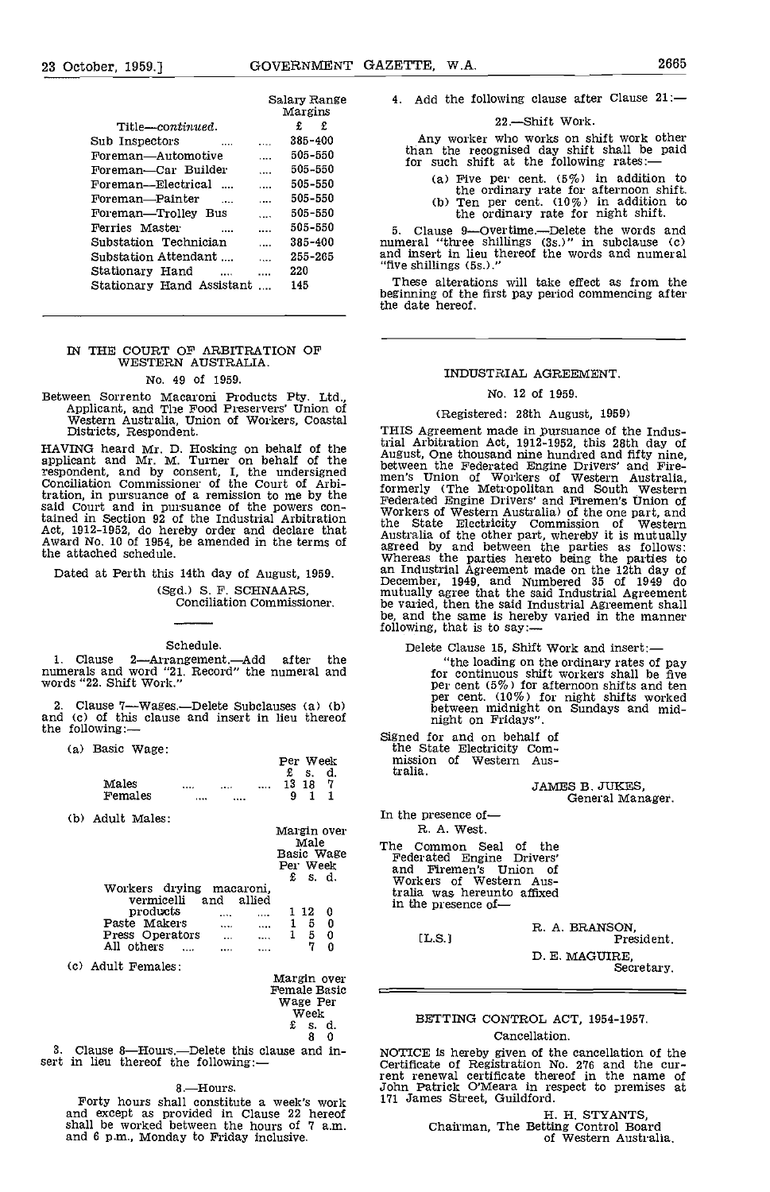| Title—*continued.* | Salary Range Margins £ £ |
|---|---|
| Sub Inspectors .... .... | 385-400 |
| Foreman—Automotive .... | 505-550 |
| Foreman—Car Builder .... | 505-550 |
| Foreman—Electrical .... .... | 505-550 |
| Foreman—Painter .... .... | 505-550 |
| Foreman—Trolley Bus .... | 505-550 |
| Ferries Master .... .... | 505-550 |
| Substation Technician .... | 385-400 |
| Substation Attendant .... .... | 255-265 |
| Stationary Hand .... .... | 220 |
| Stationary Hand Assistant .... | 145 |

## IN THE COURT OF ARBITRATION OF WESTERN AUSTRALIA.

No. 49 of 1959.

Between Sorrento Macaroni Products Pty. Ltd., Applicant, and The Food Preservers' Union of Western Australia, Union of Workers, Coastal Districts, Respondent.

HAVING heard Mr. D. Hosking on behalf of the applicant and Mr. M. Turner on behalf of the respondent, and by consent, I, the undersigned Conciliation Commissioner of the Court of Arbitration, in pursuance of a remission to me by the said Court and in pursuance of the powers contained in Section 92 of the Industrial Arbitration Act, 1912-1952, do hereby order and declare that Award No. 10 of 1954, be amended in the terms of the attached schedule.

Dated at Perth this 14th day of August, 1959.

(Sgd.) S. F. SCHNAARS,
Conciliation Commissioner.

Schedule.

1. Clause 2—Arrangement.—Add after the numerals and word "21. Record" the numeral and words "22. Shift Work."

2. Clause 7—Wages.—Delete Subclauses (a) (b) and (c) of this clause and insert in lieu thereof the following:—

(a) Basic Wage:

| | Per Week £ s. d. |
|---|---|
| Males .... .... .... | 13 18 7 |
| Females .... .... | 9 1 1 |

(b) Adult Males:

| | Margin over Male Basic Wage Per Week £ s. d. |
|---|---|
| Workers drying macaroni, vermicelli and allied products .... .... | 1 12 0 |
| Paste Makers .... .... | 1 5 0 |
| Press Operators .... .... | 1 5 0 |
| All others .... .... .... | 7 0 |

(c) Adult Females:

| Margin over Female Basic Wage Per Week £ s. d. |
|---|
| 8 0 |

3. Clause 8—Hours.—Delete this clause and insert in lieu thereof the following:—

8.—Hours.

Forty hours shall constitute a week's work and except as provided in Clause 22 hereof shall be worked between the hours of 7 a.m. and 6 p.m., Monday to Friday inclusive.

4. Add the following clause after Clause 21:—

22.—Shift Work.

Any worker who works on shift work other than the recognised day shift shall be paid for such shift at the following rates:—

(a) Five per cent. (5%) in addition to the ordinary rate for afternoon shift.
(b) Ten per cent. (10%) in addition to the ordinary rate for night shift.

5. Clause 9—Overtime.—Delete the words and numeral "three shillings (3s.)" in subclause (c) and insert in lieu thereof the words and numeral "five shillings (5s.)."

These alterations will take effect as from the beginning of the first pay period commencing after the date hereof.

## INDUSTRIAL AGREEMENT.

No. 12 of 1959.

(Registered: 28th August, 1959)

THIS Agreement made in pursuance of the Industrial Arbitration Act, 1912-1952, this 28th day of August, One thousand nine hundred and fifty nine, between the Federated Engine Drivers' and Firemen's Union of Workers of Western Australia, formerly (The Metropolitan and South Western Federated Engine Drivers' and Firemen's Union of Workers of Western Australia) of the one part, and the State Electricity Commission of Western Australia of the other part, whereby it is mutually agreed by and between the parties as follows: Whereas the parties hereto being the parties to an Industrial Agreement made on the 12th day of December, 1949, and Numbered 35 of 1949 do mutually agree that the said Industrial Agreement be varied, then the said Industrial Agreement shall be, and the same is hereby varied in the manner following, that is to say:—

Delete Clause 15, Shift Work and insert:—

"the loading on the ordinary rates of pay for continuous shift workers shall be five per cent (5%) for afternoon shifts and ten per cent. (10%) for night shifts worked between midnight on Sundays and midnight on Fridays".

Signed for and on behalf of the State Electricity Commission of Western Australia.

JAMES B. JUKES,
General Manager.

In the presence of—
R. A. West.

The Common Seal of the Federated Engine Drivers' and Firemen's Union of Workers of Western Australia was hereunto affixed in the presence of—

[L.S.]

R. A. BRANSON,
President.

D. E. MAGUIRE,
Secretary.

## BETTING CONTROL ACT, 1954-1957.

Cancellation.

NOTICE is hereby given of the cancellation of the Certificate of Registration No. 276 and the current renewal certificate thereof in the name of John Patrick O'Meara in respect to premises at 171 James Street, Guildford.

H. H. STYANTS,
Chairman, The Betting Control Board of Western Australia.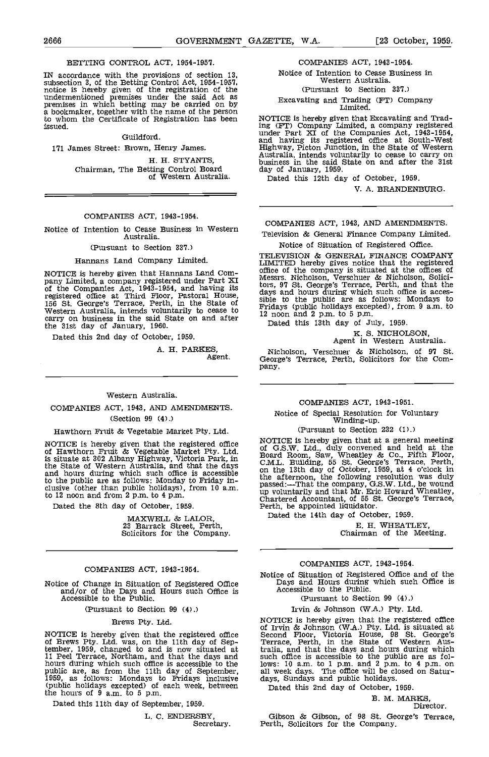## BETTING CONTROL ACT, 1954-1957.

IN accordance with the provisions of section 13, subsection 3, of the Betting Control Act, 1954-1957, notice is hereby given of the registration of the undermentioned premises under the said Act as premises in which betting may be carried on by a bookmaker, together with the name of the person to whom the Certificate of Registration has been issued.

Guildford.

171 James Street: Brown, Henry James.

H. H. STYANTS,
Chairman, The Betting Control Board of Western Australia.

---

## COMPANIES ACT, 1943-1954.

Notice of Intention to Cease Business in Western Australia.

(Pursuant to Section 337.)

Hannans Land Company Limited.

NOTICE is hereby given that Hannans Land Company Limited, a company registered under Part XI of the Companies Act, 1943-1954, and having its registered office at Third Floor, Pastoral House, 156 St. George's Terrace, Perth, in the State of Western Australia, intends voluntarily to cease to carry on business in the said State on and after the 31st day of January, 1960.

Dated this 2nd day of October, 1959.

A. H. PARKES,
Agent.

---

Western Australia.

## COMPANIES ACT, 1943, AND AMENDMENTS.

(Section 99 (4).)

Hawthorn Fruit & Vegetable Market Pty. Ltd.

NOTICE is hereby given that the registered office of Hawthorn Fruit & Vegetable Market Pty. Ltd. is situate at 302 Albany Highway, Victoria Park, in the State of Western Australia, and that the days and hours during which such office is accessible to the public are as follows: Monday to Friday inclusive (other than public holidays), from 10 a.m. to 12 noon and from 2 p.m. to 4 p.m.

Dated the 8th day of October, 1959.

MAXWELL & LALOR,
23 Barrack Street, Perth,
Solicitors for the Company.

---

## COMPANIES ACT, 1943-1954.

Notice of Change in Situation of Registered Office and/or of the Days and Hours such Office is Accessible to the Public.

(Pursuant to Section 99 (4).)

Brews Pty. Ltd.

NOTICE is hereby given that the registered office of Brews Pty. Ltd. was, on the 11th day of September, 1959, changed to and is now situated at 11 Peel Terrace, Northam, and that the days and hours during which such office is accessible to the public are, as from the 11th day of September, 1959, as follows: Mondays to Fridays inclusive (public holidays excepted) of each week, between the hours of 9 a.m. to 5 p.m.

Dated this 11th day of September, 1959.

L. C. ENDERSBY,
Secretary.

---

## COMPANIES ACT, 1943-1954.

Notice of Intention to Cease Business in Western Australia.

(Pursuant to Section 337.)

Excavating and Trading (FT) Company Limited.

NOTICE is hereby given that Excavating and Trading (FT) Company Limited, a company registered under Part XI of the Companies Act, 1943-1954, and having its registered office at South-West Highway, Picton Junction, in the State of Western Australia, intends voluntarily to cease to carry on business in the said State on and after the 31st day of January, 1959.

Dated this 12th day of October, 1959.

V. A. BRANDENBURG.

---

## COMPANIES ACT, 1943, AND AMENDMENTS.

Television & General Finance Company Limited.

Notice of Situation of Registered Office.

TELEVISION & GENERAL FINANCE COMPANY LIMITED hereby gives notice that the registered office of the company is situated at the offices of Messrs. Nicholson, Verschuer & Nicholson, Solicitors, 97 St. George's Terrace, Perth, and that the days and hours during which such office is accessible to the public are as follows: Mondays to Fridays (public holidays excepted), from 9 a.m. to 12 noon and 2 p.m. to 5 p.m.

Dated this 13th day of July, 1959.

K. S. NICHOLSON,
Agent in Western Australia.

Nicholson, Verschuer & Nicholson, of 97 St. George's Terrace, Perth, Solicitors for the Company.

---

## COMPANIES ACT, 1943-1951.

Notice of Special Resolution for Voluntary Winding-up.

(Pursuant to Section 232 (1).)

NOTICE is hereby given that at a general meeting of G.S.W. Ltd., duly convened and held at the Board Room, Saw, Wheatley & Co., Fifth Floor, C.M.L. Building, 55 St. George's Terrace, Perth, on the 13th day of October, 1959, at 4 o'clock in the afternoon, the following resolution was duly passed:—That the company, G.S.W. Ltd., be wound up voluntarily and that Mr. Eric Howard Wheatley, Chartered Accountant, of 55 St. George's Terrace, Perth, be appointed liquidator.

Dated the 14th day of October, 1959.

E. H. WHEATLEY,
Chairman of the Meeting.

---

## COMPANIES ACT, 1943-1954.

Notice of Situation of Registered Office and of the Days and Hours during which such Office is Accessible to the Public.

(Pursuant to Section 99 (4).)

Irvin & Johnson (W.A.) Pty. Ltd.

NOTICE is hereby given that the registered office of Irvin & Johnson (W.A.) Pty. Ltd. is situated at Second Floor, Victoria House, 98 St. George's Terrace, Perth, in the State of Western Australia, and that the days and hours during which such office is accessible to the public are as follows: 10 a.m. to 1 p.m. and 2 p.m. to 4 p.m. on all week days. The office will be closed on Saturdays, Sundays and public holidays.

Dated this 2nd day of October, 1959.

B. M. MARKS,
Director.

Gibson & Gibson, of 98 St. George's Terrace, Perth, Solicitors for the Company.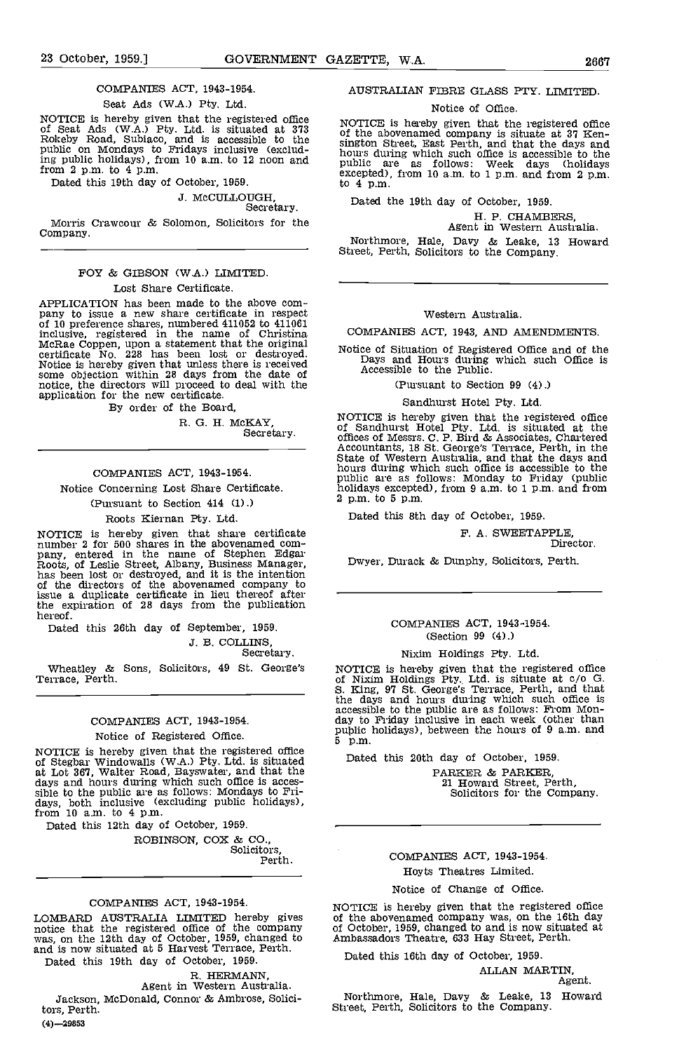COMPANIES ACT, 1943-1954.

Seat Ads (W.A.) Pty. Ltd.

NOTICE is hereby given that the registered office of Seat Ads (W.A.) Pty. Ltd. is situated at 373 Rokeby Road, Subiaco, and is accessible to the public on Mondays to Fridays inclusive (excluding public holidays), from 10 a.m. to 12 noon and from 2 p.m. to 4 p.m.

Dated this 19th day of October, 1959.

J. McCULLOUGH,
Secretary.

Morris Crawcour & Solomon, Solicitors for the Company.

---

FOY & GIBSON (W.A.) LIMITED.

Lost Share Certificate.

APPLICATION has been made to the above company to issue a new share certificate in respect of 10 preference shares, numbered 411052 to 411061 inclusive, registered in the name of Christina McRae Coppen, upon a statement that the original certificate No. 228 has been lost or destroyed. Notice is hereby given that unless there is received some objection within 28 days from the date of notice, the directors will proceed to deal with the application for the new certificate.

By order of the Board,

R. G. H. McKAY,
Secretary.

---

COMPANIES ACT, 1943-1954.

Notice Concerning Lost Share Certificate.

(Pursuant to Section 414 (1).)

Roots Kiernan Pty. Ltd.

NOTICE is hereby given that share certificate number 2 for 500 shares in the abovenamed company, entered in the name of Stephen Edgar Roots, of Leslie Street, Albany, Business Manager, has been lost or destroyed, and it is the intention of the directors of the abovenamed company to issue a duplicate certificate in lieu thereof after the expiration of 28 days from the publication hereof.

Dated this 26th day of September, 1959.

J. B. COLLINS,
Secretary.

Wheatley & Sons, Solicitors, 49 St. George's Terrace, Perth.

---

COMPANIES ACT, 1943-1954.

Notice of Registered Office.

NOTICE is hereby given that the registered office of Stegbar Windowalls (W.A.) Pty. Ltd. is situated at Lot 367, Walter Road, Bayswater, and that the days and hours during which such office is accessible to the public are as follows: Mondays to Fridays, both inclusive (excluding public holidays), from 10 a.m. to 4 p.m.

Dated this 12th day of October, 1959.

ROBINSON, COX & CO.,
Solicitors,
Perth.

---

COMPANIES ACT, 1943-1954.

LOMBARD AUSTRALIA LIMITED hereby gives notice that the registered office of the company was, on the 12th day of October, 1959, changed to and is now situated at 5 Harvest Terrace, Perth.

Dated this 19th day of October, 1959.

R. HERMANN,
Agent in Western Australia.

Jackson, McDonald, Connor & Ambrose, Solicitors, Perth.

---

AUSTRALIAN FIBRE GLASS PTY. LIMITED.

Notice of Office.

NOTICE is hereby given that the registered office of the abovenamed company is situate at 37 Kensington Street, East Perth, and that the days and hours during which such office is accessible to the public are as follows: Week days (holidays excepted), from 10 a.m. to 1 p.m. and from 2 p.m. to 4 p.m.

Dated the 19th day of October, 1959.

H. P. CHAMBERS,
Agent in Western Australia.

Northmore, Hale, Davy & Leake, 13 Howard Street, Perth, Solicitors to the Company.

---

Western Australia.

COMPANIES ACT, 1943, AND AMENDMENTS.

Notice of Situation of Registered Office and of the Days and Hours during which such Office is Accessible to the Public.

(Pursuant to Section 99 (4).)

Sandhurst Hotel Pty. Ltd.

NOTICE is hereby given that the registered office of Sandhurst Hotel Pty. Ltd. is situated at the offices of Messrs. C. P. Bird & Associates, Chartered Accountants, 18 St. George's Terrace, Perth, in the State of Western Australia, and that the days and hours during which such office is accessible to the public are as follows: Monday to Friday (public holidays excepted), from 9 a.m. to 1 p.m. and from 2 p.m. to 5 p.m.

Dated this 8th day of October, 1959.

F. A. SWEETAPPLE,
Director.

Dwyer, Durack & Dunphy, Solicitors, Perth.

---

COMPANIES ACT, 1943-1954.
(Section 99 (4).)

Nixim Holdings Pty. Ltd.

NOTICE is hereby given that the registered office of Nixim Holdings Pty. Ltd. is situate at c/o G. S. King, 97 St. George's Terrace, Perth, and that the days and hours during which such office is accessible to the public are as follows: From Monday to Friday inclusive in each week (other than public holidays), between the hours of 9 a.m. and 5 p.m.

Dated this 20th day of October, 1959.

PARKER & PARKER,
21 Howard Street, Perth,
Solicitors for the Company.

---

COMPANIES ACT, 1943-1954.

Hoyts Theatres Limited.

Notice of Change of Office.

NOTICE is hereby given that the registered office of the abovenamed company was, on the 16th day of October, 1959, changed to and is now situated at Ambassadors Theatre, 633 Hay Street, Perth.

Dated this 16th day of October, 1959.

ALLAN MARTIN,
Agent.

Northmore, Hale, Davy & Leake, 13 Howard Street, Perth, Solicitors to the Company.

(4)—29853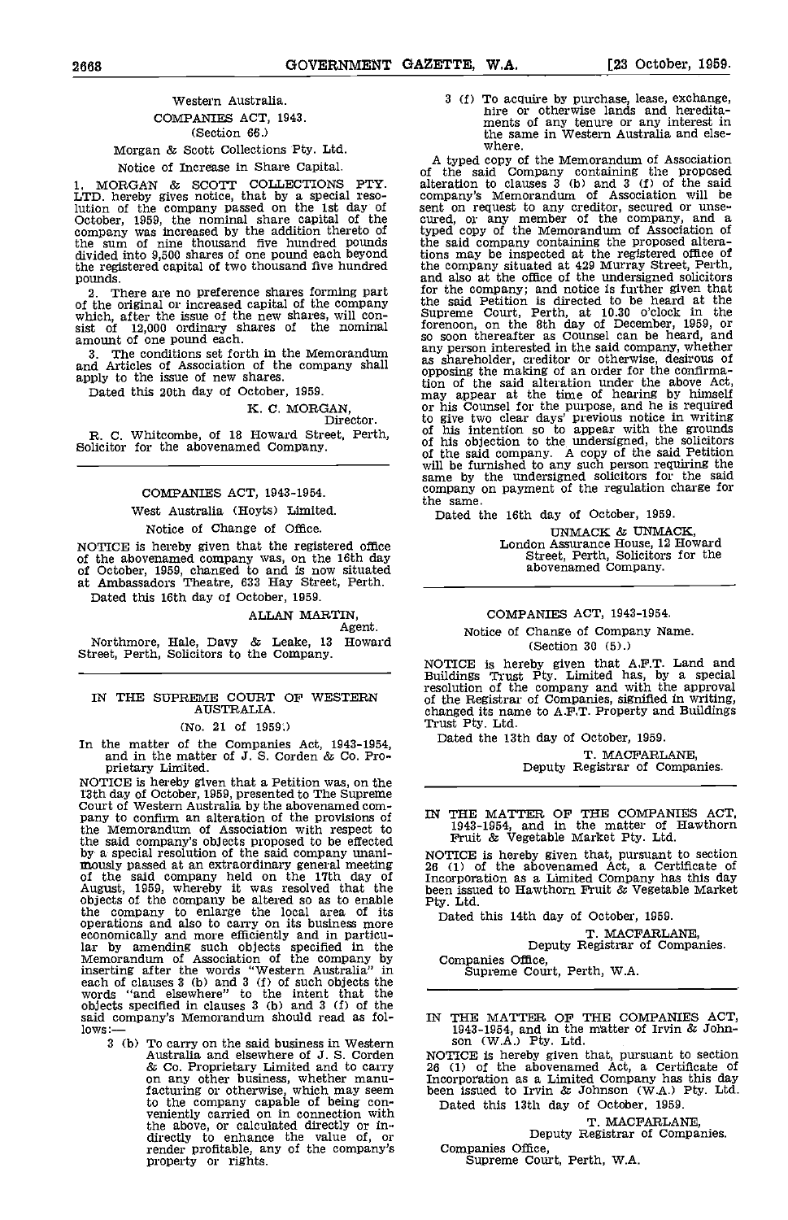Western Australia.

COMPANIES ACT, 1943.

(Section 66.)

Morgan & Scott Collections Pty. Ltd.

Notice of Increase in Share Capital.

1. MORGAN & SCOTT COLLECTIONS PTY. LTD. hereby gives notice, that by a special resolution of the company passed on the 1st day of October, 1959, the nominal share capital of the company was increased by the addition thereto of the sum of nine thousand five hundred pounds divided into 9,500 shares of one pound each beyond the registered capital of two thousand five hundred pounds.

2. There are no preference shares forming part of the original or increased capital of the company which, after the issue of the new shares, will consist of 12,000 ordinary shares of the nominal amount of one pound each.

3. The conditions set forth in the Memorandum and Articles of Association of the company shall apply to the issue of new shares.

Dated this 20th day of October, 1959.

K. C. MORGAN,
Director.

R. C. Whitcombe, of 18 Howard Street, Perth, Solicitor for the abovenamed Company.

---

COMPANIES ACT, 1943-1954.

West Australia (Hoyts) Limited.

Notice of Change of Office.

NOTICE is hereby given that the registered office of the abovenamed company was, on the 16th day of October, 1959, changed to and is now situated at Ambassadors Theatre, 633 Hay Street, Perth.

Dated this 16th day of October, 1959.

ALLAN MARTIN,
Agent.

Northmore, Hale, Davy & Leake, 13 Howard Street, Perth, Solicitors to the Company.

---

IN THE SUPREME COURT OF WESTERN AUSTRALIA.

(No. 21 of 1959.)

In the matter of the Companies Act, 1943-1954, and in the matter of J. S. Corden & Co. Proprietary Limited.

NOTICE is hereby given that a Petition was, on the 13th day of October, 1959, presented to The Supreme Court of Western Australia by the abovenamed company to confirm an alteration of the provisions of the Memorandum of Association with respect to the said company's objects proposed to be effected by a special resolution of the said company unanimously passed at an extraordinary general meeting of the said company held on the 17th day of August, 1959, whereby it was resolved that the objects of the company be altered so as to enable the company to enlarge the local area of its operations and also to carry on its business more economically and more efficiently and in particular by amending such objects specified in the Memorandum of Association of the company by inserting after the words "Western Australia" in each of clauses 3 (b) and 3 (f) of such objects the words "and elsewhere" to the intent that the objects specified in clauses 3 (b) and 3 (f) of the said company's Memorandum should read as follows:—

3 (b) To carry on the said business in Western Australia and elsewhere of J. S. Corden & Co. Proprietary Limited and to carry on any other business, whether manufacturing or otherwise, which may seem to the company capable of being conveniently carried on in connection with the above, or calculated directly or indirectly to enhance the value of, or render profitable, any of the company's property or rights.

3 (f) To acquire by purchase, lease, exchange, hire or otherwise lands and hereditaments of any tenure or any interest in the same in Western Australia and elsewhere.

A typed copy of the Memorandum of Association of the said Company containing the proposed alteration to clauses 3 (b) and 3 (f) of the said company's Memorandum of Association will be sent on request to any creditor, secured or unsecured, or any member of the company, and a typed copy of the Memorandum of Association of the said company containing the proposed alterations may be inspected at the registered office of the company situated at 429 Murray Street, Perth, and also at the office of the undersigned solicitors for the company; and notice is further given that the said Petition is directed to be heard at the Supreme Court, Perth, at 10.30 o'clock in the forenoon, on the 8th day of December, 1959, or so soon thereafter as Counsel can be heard, and any person interested in the said company, whether as shareholder, creditor or otherwise, desirous of opposing the making of an order for the confirmation of the said alteration under the above Act, may appear at the time of hearing by himself or his Counsel for the purpose, and he is required to give two clear days' previous notice in writing of his intention so to appear with the grounds of his objection to the undersigned, the solicitors of the said company. A copy of the said Petition will be furnished to any such person requiring the same by the undersigned solicitors for the said company on payment of the regulation charge for the same.

Dated the 16th day of October, 1959.

UNMACK & UNMACK,
London Assurance House, 12 Howard Street, Perth, Solicitors for the abovenamed Company.

---

COMPANIES ACT, 1943-1954.

Notice of Change of Company Name.

(Section 30 (5).)

NOTICE is hereby given that A.F.T. Land and Buildings Trust Pty. Limited has, by a special resolution of the company and with the approval of the Registrar of Companies, signified in writing, changed its name to A.F.T. Property and Buildings Trust Pty. Ltd.

Dated the 13th day of October, 1959.

T. MACFARLANE,
Deputy Registrar of Companies.

---

IN THE MATTER OF THE COMPANIES ACT, 1943-1954, and in the matter of Hawthorn Fruit & Vegetable Market Pty. Ltd.

NOTICE is hereby given that, pursuant to section 26 (1) of the abovenamed Act, a Certificate of Incorporation as a Limited Company has this day been issued to Hawthorn Fruit & Vegetable Market Pty. Ltd.

Dated this 14th day of October, 1959.

T. MACFARLANE,
Deputy Registrar of Companies.

Companies Office,
Supreme Court, Perth, W.A.

---

IN THE MATTER OF THE COMPANIES ACT, 1943-1954, and in the matter of Irvin & Johnson (W.A.) Pty. Ltd.

NOTICE is hereby given that, pursuant to section 26 (1) of the abovenamed Act, a Certificate of Incorporation as a Limited Company has this day been issued to Irvin & Johnson (W.A.) Pty. Ltd.

Dated this 13th day of October, 1959.

T. MACFARLANE,
Deputy Registrar of Companies.

Companies Office,
Supreme Court, Perth, W.A.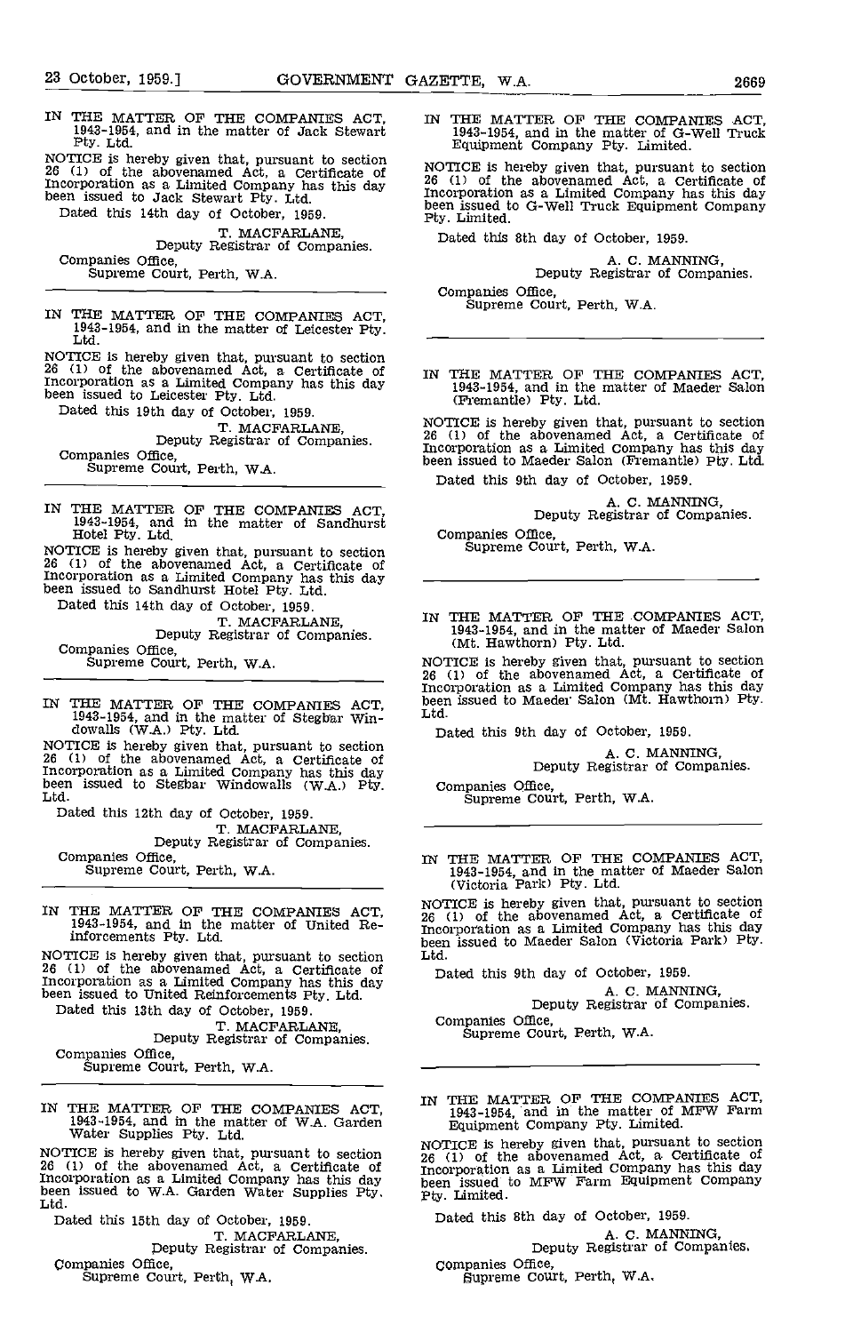IN THE MATTER OF THE COMPANIES ACT, 1943-1954, and in the matter of Jack Stewart Pty. Ltd.

NOTICE is hereby given that, pursuant to section 26 (1) of the abovenamed Act, a Certificate of Incorporation as a Limited Company has this day been issued to Jack Stewart Pty. Ltd.

Dated this 14th day of October, 1959.

T. MACFARLANE,
Deputy Registrar of Companies.

Companies Office,
Supreme Court, Perth, W.A.

---

IN THE MATTER OF THE COMPANIES ACT, 1943-1954, and in the matter of Leicester Pty. Ltd.

NOTICE is hereby given that, pursuant to section 26 (1) of the abovenamed Act, a Certificate of Incorporation as a Limited Company has this day been issued to Leicester Pty. Ltd.

Dated this 19th day of October, 1959.

T. MACFARLANE,
Deputy Registrar of Companies.

Companies Office,
Supreme Court, Perth, W.A.

---

IN THE MATTER OF THE COMPANIES ACT, 1943-1954, and in the matter of Sandhurst Hotel Pty. Ltd.

NOTICE is hereby given that, pursuant to section 26 (1) of the abovenamed Act, a Certificate of Incorporation as a Limited Company has this day been issued to Sandhurst Hotel Pty. Ltd.

Dated this 14th day of October, 1959.

T. MACFARLANE,
Deputy Registrar of Companies.

Companies Office,
Supreme Court, Perth, W.A.

---

IN THE MATTER OF THE COMPANIES ACT, 1943-1954, and in the matter of Stegbar Windowalls (W.A.) Pty. Ltd.

NOTICE is hereby given that, pursuant to section 26 (1) of the abovenamed Act, a Certificate of Incorporation as a Limited Company has this day been issued to Stegbar Windowalls (W.A.) Pty. Ltd.

Dated this 12th day of October, 1959.

T. MACFARLANE,
Deputy Registrar of Companies.

Companies Office,
Supreme Court, Perth, W.A.

---

IN THE MATTER OF THE COMPANIES ACT, 1943-1954, and in the matter of United Reinforcements Pty. Ltd.

NOTICE is hereby given that, pursuant to section 26 (1) of the abovenamed Act, a Certificate of Incorporation as a Limited Company has this day been issued to United Reinforcements Pty. Ltd.

Dated this 13th day of October, 1959.

T. MACFARLANE,
Deputy Registrar of Companies.

Companies Office,
Supreme Court, Perth, W.A.

---

IN THE MATTER OF THE COMPANIES ACT, 1943-1954, and in the matter of W.A. Garden Water Supplies Pty. Ltd.

NOTICE is hereby given that, pursuant to section 26 (1) of the abovenamed Act, a Certificate of Incorporation as a Limited Company has this day been issued to W.A. Garden Water Supplies Pty. Ltd.

Dated this 15th day of October, 1959.

T. MACFARLANE,
Deputy Registrar of Companies.

Companies Office,
Supreme Court, Perth, W.A.

---

IN THE MATTER OF THE COMPANIES ACT, 1943-1954, and in the matter of G-Well Truck Equipment Company Pty. Limited.

NOTICE is hereby given that, pursuant to section 26 (1) of the abovenamed Act, a Certificate of Incorporation as a Limited Company has this day been issued to G-Well Truck Equipment Company Pty. Limited.

Dated this 8th day of October, 1959.

A. C. MANNING,
Deputy Registrar of Companies.

Companies Office,
Supreme Court, Perth, W.A.

---

IN THE MATTER OF THE COMPANIES ACT, 1943-1954, and in the matter of Maeder Salon (Fremantle) Pty. Ltd.

NOTICE is hereby given that, pursuant to section 26 (1) of the abovenamed Act, a Certificate of Incorporation as a Limited Company has this day been issued to Maeder Salon (Fremantle) Pty. Ltd.

Dated this 9th day of October, 1959.

A. C. MANNING,
Deputy Registrar of Companies.

Companies Office,
Supreme Court, Perth, W.A.

---

IN THE MATTER OF THE COMPANIES ACT, 1943-1954, and in the matter of Maeder Salon (Mt. Hawthorn) Pty. Ltd.

NOTICE is hereby given that, pursuant to section 26 (1) of the abovenamed Act, a Certificate of Incorporation as a Limited Company has this day been issued to Maeder Salon (Mt. Hawthorn) Pty. Ltd.

Dated this 9th day of October, 1959.

A. C. MANNING,
Deputy Registrar of Companies.

Companies Office,
Supreme Court, Perth, W.A.

---

IN THE MATTER OF THE COMPANIES ACT, 1943-1954, and in the matter of Maeder Salon (Victoria Park) Pty. Ltd.

NOTICE is hereby given that, pursuant to section 26 (1) of the abovenamed Act, a Certificate of Incorporation as a Limited Company has this day been issued to Maeder Salon (Victoria Park) Pty. Ltd.

Dated this 9th day of October, 1959.

A. C. MANNING,
Deputy Registrar of Companies.

Companies Office,
Supreme Court, Perth, W.A.

---

IN THE MATTER OF THE COMPANIES ACT, 1943-1954, and in the matter of MFW Farm Equipment Company Pty. Limited.

NOTICE is hereby given that, pursuant to section 26 (1) of the abovenamed Act, a Certificate of Incorporation as a Limited Company has this day been issued to MFW Farm Equipment Company Pty. Limited.

Dated this 8th day of October, 1959.

A. C. MANNING,
Deputy Registrar of Companies.

Companies Office,
Supreme Court, Perth, W.A.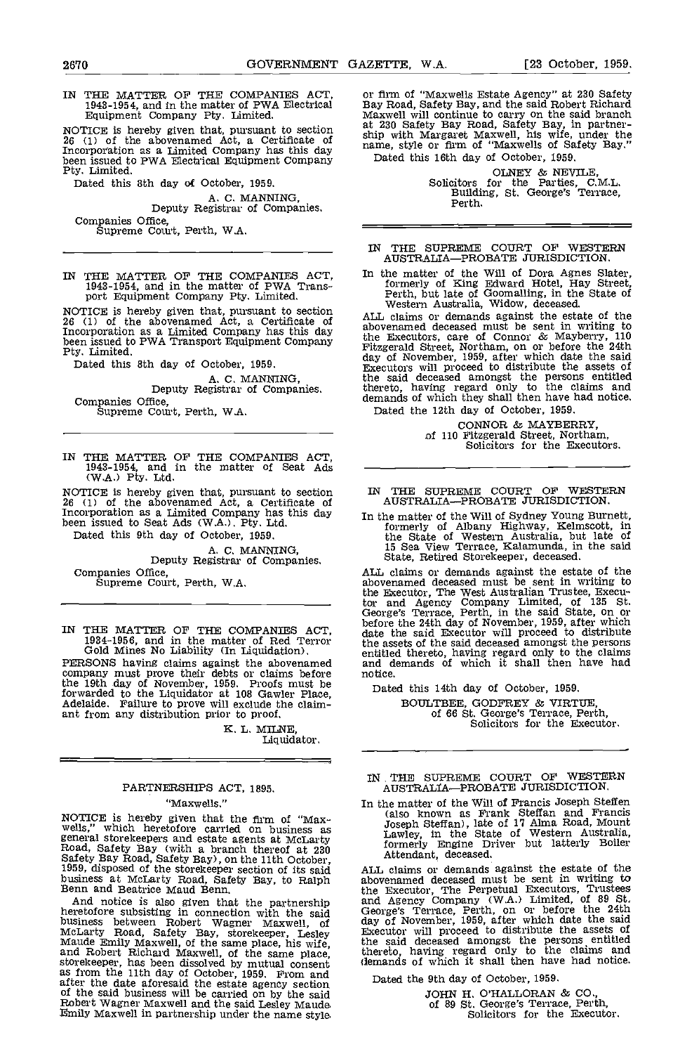IN THE MATTER OF THE COMPANIES ACT, 1943-1954, and in the matter of PWA Electrical Equipment Company Pty. Limited.

NOTICE is hereby given that, pursuant to section 26 (1) of the abovenamed Act, a Certificate of Incorporation as a Limited Company has this day been issued to PWA Electrical Equipment Company Pty. Limited.

Dated this 8th day of October, 1959.

A. C. MANNING,
Deputy Registrar of Companies.

Companies Office,
Supreme Court, Perth, W.A.

---

IN THE MATTER OF THE COMPANIES ACT, 1943-1954, and in the matter of PWA Transport Equipment Company Pty. Limited.

NOTICE is hereby given that, pursuant to section 26 (1) of the abovenamed Act, a Certificate of Incorporation as a Limited Company has this day been issued to PWA Transport Equipment Company Pty. Limited.

Dated this 8th day of October, 1959.

A. C. MANNING,
Deputy Registrar of Companies.

Companies Office,
Supreme Court, Perth, W.A.

---

IN THE MATTER OF THE COMPANIES ACT, 1943-1954, and in the matter of Seat Ads (W.A.) Pty. Ltd.

NOTICE is hereby given that, pursuant to section 26 (1) of the abovenamed Act, a Certificate of Incorporation as a Limited Company has this day been issued to Seat Ads (W.A.). Pty. Ltd.

Dated this 9th day of October, 1959.

A. C. MANNING,
Deputy Registrar of Companies.

Companies Office,
Supreme Court, Perth, W.A.

---

IN THE MATTER OF THE COMPANIES ACT, 1934-1956, and in the matter of Red Terror Gold Mines No Liability (In Liquidation).

PERSONS having claims against the abovenamed company must prove their debts or claims before the 19th day of November, 1959. Proofs must be forwarded to the Liquidator at 108 Gawler Place, Adelaide. Failure to prove will exclude the claimant from any distribution prior to proof.

K. L. MILNE,
Liquidator.

---

PARTNERSHIPS ACT, 1895.

"Maxwells."

NOTICE is hereby given that the firm of "Maxwells," which heretofore carried on business as general storekeepers and estate agents at McLarty Road, Safety Bay (with a branch thereof at 230 Safety Bay Road, Safety Bay), on the 11th October, 1959, disposed of the storekeeper section of its said business at McLarty Road, Safety Bay, to Ralph Benn and Beatrice Maud Benn.

And notice is also given that the partnership heretofore subsisting in connection with the said business between Robert Wagner Maxwell, of McLarty Road, Safety Bay, storekeeper, Lesley Maude Emily Maxwell, of the same place, his wife, and Robert Richard Maxwell, of the same place, storekeeper, has been dissolved by mutual consent as from the 11th day of October, 1959. From and after the date aforesaid the estate agency section of the said business will be carried on by the said Robert Wagner Maxwell and the said Lesley Maude Emily Maxwell in partnership under the name style or firm of "Maxwells Estate Agency" at 230 Safety Bay Road, Safety Bay, and the said Robert Richard Maxwell will continue to carry on the said branch at 230 Safety Bay Road, Safety Bay, in partnership with Margaret Maxwell, his wife, under the name, style or firm of "Maxwells of Safety Bay."

Dated this 16th day of October, 1959.

OLNEY & NEVILE,
Solicitors for the Parties, C.M.L. Building, St. George's Terrace, Perth.

---

IN THE SUPREME COURT OF WESTERN AUSTRALIA—PROBATE JURISDICTION.

In the matter of the Will of Dora Agnes Slater, formerly of King Edward Hotel, Hay Street, Perth, but late of Goomalling, in the State of Western Australia, Widow, deceased.

ALL claims or demands against the estate of the abovenamed deceased must be sent in writing to the Executors, care of Connor & Mayberry, 110 Fitzgerald Street, Northam, on or before the 24th day of November, 1959, after which date the said Executors will proceed to distribute the assets of the said deceased amongst the persons entitled thereto, having regard only to the claims and demands of which they shall then have had notice.

Dated the 12th day of October, 1959.

CONNOR & MAYBERRY,
of 110 Fitzgerald Street, Northam,
Solicitors for the Executors.

---

IN THE SUPREME COURT OF WESTERN AUSTRALIA—PROBATE JURISDICTION.

In the matter of the Will of Sydney Young Burnett, formerly of Albany Highway, Kelmscott, in the State of Western Australia, but late of 15 Sea View Terrace, Kalamunda, in the said State, Retired Storekeeper, deceased.

ALL claims or demands against the estate of the abovenamed deceased must be sent in writing to the Executor, The West Australian Trustee, Executor and Agency Company Limited, of 135 St. George's Terrace, Perth, in the said State, on or before the 24th day of November, 1959, after which date the said Executor will proceed to distribute the assets of the said deceased amongst the persons entitled thereto, having regard only to the claims and demands of which it shall then have had notice.

Dated this 14th day of October, 1959.

BOULTBEE, GODFREY & VIRTUE,
of 66 St. George's Terrace, Perth,
Solicitors for the Executor.

---

IN THE SUPREME COURT OF WESTERN AUSTRALIA—PROBATE JURISDICTION.

In the matter of the Will of Francis Joseph Steffen (also known as Frank Steffan and Francis Joseph Steffan), late of 17 Alma Road, Mount Lawley, in the State of Western Australia, formerly Engine Driver but latterly Boiler Attendant, deceased.

ALL claims or demands against the estate of the abovenamed deceased must be sent in writing to the Executor, The Perpetual Executors, Trustees and Agency Company (W.A.) Limited, of 89 St. George's Terrace, Perth, on or before the 24th day of November, 1959, after which date the said Executor will proceed to distribute the assets of the said deceased amongst the persons entitled thereto, having regard only to the claims and demands of which it shall then have had notice.

Dated the 9th day of October, 1959.

JOHN H. O'HALLORAN & CO.,
of 89 St. George's Terrace, Perth,
Solicitors for the Executor.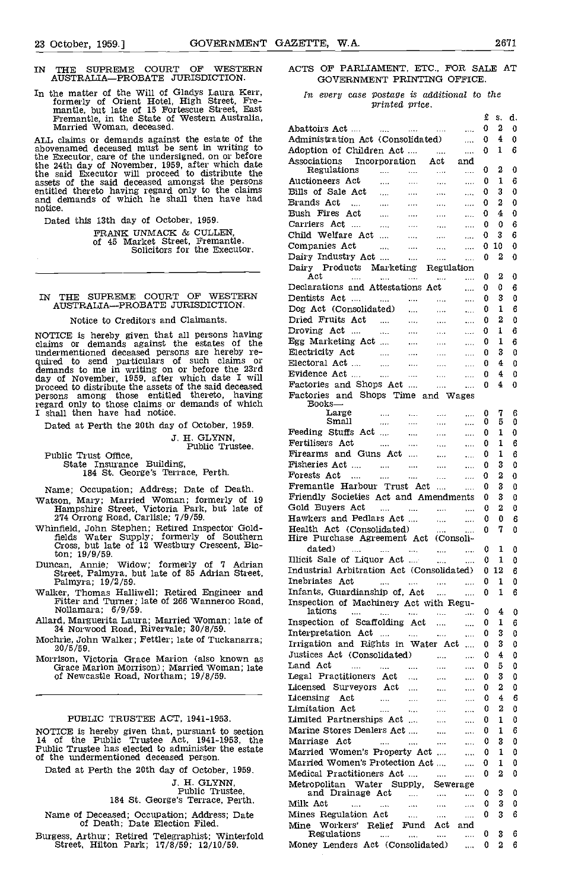IN THE SUPREME COURT OF WESTERN AUSTRALIA—PROBATE JURISDICTION.

In the matter of the Will of Gladys Laura Kerr, formerly of Orient Hotel, High Street, Fremantle, but late of 15 Fortescue Street, East Fremantle, in the State of Western Australia, Married Woman, deceased.

ALL claims or demands against the estate of the abovenamed deceased must be sent in writing to the Executor, care of the undersigned, on or before the 24th day of November, 1959, after which date the said Executor will proceed to distribute the assets of the said deceased amongst the persons entitled thereto having regard only to the claims and demands of which he shall then have had notice.

Dated this 13th day of October, 1959.

FRANK UNMACK & CULLEN,
of 45 Market Street, Fremantle.
Solicitors for the Executor.

---

IN THE SUPREME COURT OF WESTERN AUSTRALIA—PROBATE JURISDICTION.

Notice to Creditors and Claimants.

NOTICE is hereby given that all persons having claims or demands against the estates of the undermentioned deceased persons are hereby required to send particulars of such claims or demands to me in writing on or before the 23rd day of November, 1959, after which date I will proceed to distribute the assets of the said deceased persons among those entitled thereto, having regard only to those claims or demands of which I shall then have had notice.

Dated at Perth the 20th day of October, 1959.

J. H. GLYNN,
Public Trustee.

Public Trust Office,
State Insurance Building,
184 St. George's Terrace, Perth.

Name; Occupation; Address; Date of Death.

Watson, Mary; Married Woman; formerly of 19 Hampshire Street, Victoria Park, but late of 274 Orrong Road, Carlisle; 7/9/59.

Whinfield, John Stephen; Retired Inspector Goldfields Water Supply; formerly of Southern Cross, but late of 12 Westbury Crescent, Bicton; 19/9/59.

Duncan, Annie; Widow; formerly of 7 Adrian Street, Palmyra, but late of 85 Adrian Street, Palmyra; 19/2/59.

Walker, Thomas Halliwell; Retired Engineer and Fitter and Turner; late of 266 Wanneroo Road, Nollamara; 6/9/59.

Allard, Marguerita Laura; Married Woman; late of 34 Norwood Road, Rivervale; 30/8/59.

Mochrie, John Walker; Fettler; late of Tuckanarra; 20/5/59.

Morrison, Victoria Grace Marion (also known as Grace Marion Morrison); Married Woman; late of Newcastle Road, Northam; 19/8/59.

---

PUBLIC TRUSTEE ACT, 1941-1953.

NOTICE is hereby given that, pursuant to section 14 of the Public Trustee Act, 1941-1953, the Public Trustee has elected to administer the estate of the undermentioned deceased person.

Dated at Perth the 20th day of October, 1959.

J. H. GLYNN,
Public Trustee,
184 St. George's Terrace, Perth.

Name of Deceased; Occupation; Address; Date of Death; Date Election Filed.

Burgess, Arthur; Retired Telegraphist; Winterfold Street, Hilton Park; 17/8/59; 12/10/59.

---

ACTS OF PARLIAMENT, ETC., FOR SALE AT GOVERNMENT PRINTING OFFICE.

*In every case postage is additional to the printed price.*

| | £ | s. | d. |
|---|---|---|---|
| Abattoirs Act | 0 | 2 | 0 |
| Administration Act (Consolidated) | 0 | 4 | 0 |
| Adoption of Children Act | 0 | 1 | 6 |
| Associations Incorporation Act and Regulations | 0 | 2 | 0 |
| Auctioneers Act | 0 | 1 | 6 |
| Bills of Sale Act | 0 | 3 | 0 |
| Brands Act | 0 | 2 | 0 |
| Bush Fires Act | 0 | 4 | 0 |
| Carriers Act | 0 | 0 | 6 |
| Child Welfare Act | 0 | 3 | 6 |
| Companies Act | 0 | 10 | 0 |
| Dairy Industry Act | 0 | 2 | 0 |
| Dairy Products Marketing Regulation Act | 0 | 2 | 0 |
| Declarations and Attestations Act | 0 | 0 | 6 |
| Dentists Act | 0 | 3 | 0 |
| Dog Act (Consolidated) | 0 | 1 | 6 |
| Dried Fruits Act | 0 | 2 | 0 |
| Droving Act | 0 | 1 | 6 |
| Egg Marketing Act | 0 | 1 | 6 |
| Electricity Act | 0 | 3 | 0 |
| Electoral Act | 0 | 4 | 0 |
| Evidence Act | 0 | 4 | 0 |
| Factories and Shops Act | 0 | 4 | 0 |
| Factories and Shops Time and Wages Books— | | | |
| Large | 0 | 7 | 6 |
| Small | 0 | 5 | 0 |
| Feeding Stuffs Act | 0 | 1 | 0 |
| Fertilisers Act | 0 | 1 | 6 |
| Firearms and Guns Act | 0 | 1 | 6 |
| Fisheries Act | 0 | 3 | 0 |
| Forests Act | 0 | 2 | 0 |
| Fremantle Harbour Trust Act | 0 | 3 | 0 |
| Friendly Societies Act and Amendments | 0 | 3 | 0 |
| Gold Buyers Act | 0 | 2 | 0 |
| Hawkers and Pedlars Act | 0 | 0 | 6 |
| Health Act (Consolidated) | 0 | 7 | 0 |
| Hire Purchase Agreement Act (Consolidated) | 0 | 1 | 0 |
| Illicit Sale of Liquor Act | 0 | 1 | 0 |
| Industrial Arbitration Act (Consolidated) | 0 | 12 | 6 |
| Inebriates Act | 0 | 1 | 0 |
| Infants, Guardianship of, Act | 0 | 1 | 6 |
| Inspection of Machinery Act with Regulations | 0 | 4 | 0 |
| Inspection of Scaffolding Act | 0 | 1 | 6 |
| Interpretation Act | 0 | 3 | 0 |
| Irrigation and Rights in Water Act | 0 | 3 | 0 |
| Justices Act (Consolidated) | 0 | 4 | 0 |
| Land Act | 0 | 5 | 0 |
| Legal Practitioners Act | 0 | 3 | 0 |
| Licensed Surveyors Act | 0 | 2 | 0 |
| Licensing Act | 0 | 4 | 6 |
| Limitation Act | 0 | 2 | 0 |
| Limited Partnerships Act | 0 | 1 | 0 |
| Marine Stores Dealers Act | 0 | 1 | 6 |
| Marriage Act | 0 | 3 | 0 |
| Married Women's Property Act | 0 | 1 | 0 |
| Married Women's Protection Act | 0 | 1 | 0 |
| Medical Practitioners Act | 0 | 2 | 0 |
| Metropolitan Water Supply, Sewerage and Drainage Act | 0 | 3 | 0 |
| Milk Act | 0 | 3 | 0 |
| Mines Regulation Act | 0 | 3 | 6 |
| Mine Workers' Relief Fund Act and Regulations | 0 | 3 | 6 |
| Money Lenders Act (Consolidated) | 0 | 2 | 6 |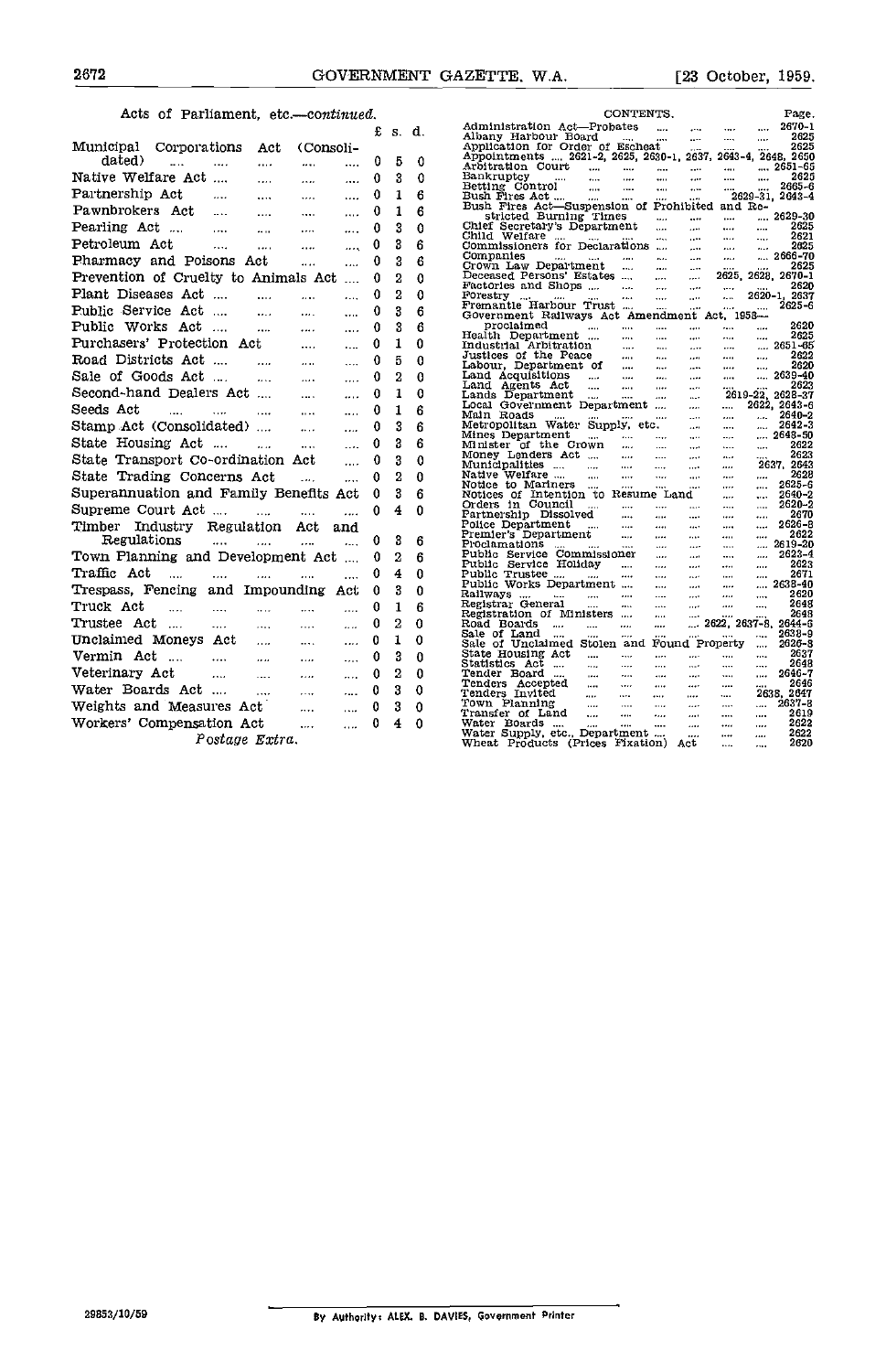Acts of Parliament, etc.—*continued.*

| | £ | s. | d. |
|---|---|---|---|
| Municipal Corporations Act (Consolidated) .... | 0 | 5 | 0 |
| Native Welfare Act .... | 0 | 3 | 0 |
| Partnership Act .... | 0 | 1 | 6 |
| Pawnbrokers Act .... | 0 | 1 | 6 |
| Pearling Act .... | 0 | 3 | 0 |
| Petroleum Act .... | 0 | 3 | 6 |
| Pharmacy and Poisons Act .... | 0 | 3 | 6 |
| Prevention of Cruelty to Animals Act .... | 0 | 2 | 0 |
| Plant Diseases Act .... | 0 | 2 | 0 |
| Public Service Act .... | 0 | 3 | 6 |
| Public Works Act .... | 0 | 3 | 6 |
| Purchasers' Protection Act .... | 0 | 1 | 0 |
| Road Districts Act .... | 0 | 5 | 0 |
| Sale of Goods Act .... | 0 | 2 | 0 |
| Second-hand Dealers Act .... | 0 | 1 | 0 |
| Seeds Act .... | 0 | 1 | 6 |
| Stamp Act (Consolidated) .... | 0 | 3 | 6 |
| State Housing Act .... | 0 | 3 | 6 |
| State Transport Co-ordination Act .... | 0 | 3 | 0 |
| State Trading Concerns Act .... | 0 | 2 | 0 |
| Superannuation and Family Benefits Act | 0 | 3 | 6 |
| Supreme Court Act .... | 0 | 4 | 0 |
| Timber Industry Regulation Act and Regulations .... | 0 | 3 | 6 |
| Town Planning and Development Act .... | 0 | 2 | 6 |
| Traffic Act .... | 0 | 4 | 0 |
| Trespass, Fencing and Impounding Act | 0 | 3 | 0 |
| Truck Act .... | 0 | 1 | 6 |
| Trustee Act .... | 0 | 2 | 0 |
| Unclaimed Moneys Act .... | 0 | 1 | 0 |
| Vermin Act .... | 0 | 3 | 0 |
| Veterinary Act .... | 0 | 2 | 0 |
| Water Boards Act .... | 0 | 3 | 0 |
| Weights and Measures Act .... | 0 | 3 | 0 |
| Workers' Compensation Act .... | 0 | 4 | 0 |

*Postage Extra.*

## CONTENTS.

| | Page. |
|---|---|
| Administration Act—Probates .... | 2670-1 |
| Albany Harbour Board .... | 2625 |
| Application for Order of Escheat .... | 2625 |
| Appointments .... 2621-2, 2625, 2630-1, 2637, 2643-4, 2648, 2650 | |
| Arbitration Court .... | 2651-65 |
| Bankruptcy .... | 2625 |
| Betting Control .... | 2665-6 |
| Bush Fires Act .... | 2629-31, 2643-4 |
| Bush Fires Act—Suspension of Prohibited and Restricted Burning Times .... | 2629-30 |
| Chief Secretary's Department .... | 2625 |
| Child Welfare .... | 2621 |
| Commissioners for Declarations .... | 2625 |
| Companies .... | 2666-70 |
| Crown Law Department .... | 2625 |
| Deceased Persons' Estates .... | 2625, 2628, 2670-1 |
| Factories and Shops .... | 2620 |
| Forestry .... | 2620-1, 2637 |
| Fremantle Harbour Trust .... | 2625-6 |
| Government Railways Act Amendment Act, 1958—proclaimed .... | 2620 |
| Health Department .... | 2625 |
| Industrial Arbitration .... | 2651-65 |
| Justices of the Peace .... | 2622 |
| Labour, Department of .... | 2620 |
| Land Acquisitions .... | 2639-40 |
| Land Agents Act .... | 2623 |
| Lands Department .... | 2619-22, 2628-37 |
| Local Government Department .... | 2622, 2643-6 |
| Main Roads .... | 2640-2 |
| Metropolitan Water Supply, etc. .... | 2642-3 |
| Mines Department .... | 2648-50 |
| Minister of the Crown .... | 2622 |
| Money Lenders Act .... | 2623 |
| Municipalities .... | 2637, 2643 |
| Native Welfare .... | 2628 |
| Notice to Mariners .... | 2625-6 |
| Notices of Intention to Resume Land .... | 2640-2 |
| Orders in Council .... | 2620-2 |
| Partnership Dissolved .... | 2670 |
| Police Department .... | 2626-8 |
| Premier's Department .... | 2622 |
| Proclamations .... | 2619-20 |
| Public Service Commissioner .... | 2623-4 |
| Public Service Holiday .... | 2623 |
| Public Trustee .... | 2671 |
| Public Works Department .... | 2638-40 |
| Railways .... | 2620 |
| Registrar General .... | 2648 |
| Registration of Ministers .... | 2648 |
| Road Boards .... | 2622, 2637-8, 2644-6 |
| Sale of Land .... | 2638-9 |
| Sale of Unclaimed Stolen and Found Property .... | 2626-8 |
| State Housing Act .... | 2637 |
| Statistics Act .... | 2648 |
| Tender Board .... | 2646-7 |
| Tenders Accepted .... | 2646 |
| Tenders Invited .... | 2638, 2647 |
| Town Planning .... | 2637-8 |
| Transfer of Land .... | 2619 |
| Water Boards .... | 2622 |
| Water Supply, etc., Department .... | 2622 |
| Wheat Products (Prices Fixation) Act .... | 2620 |

29852/10/59

By Authority: ALEX. B. DAVIES, Government Printer